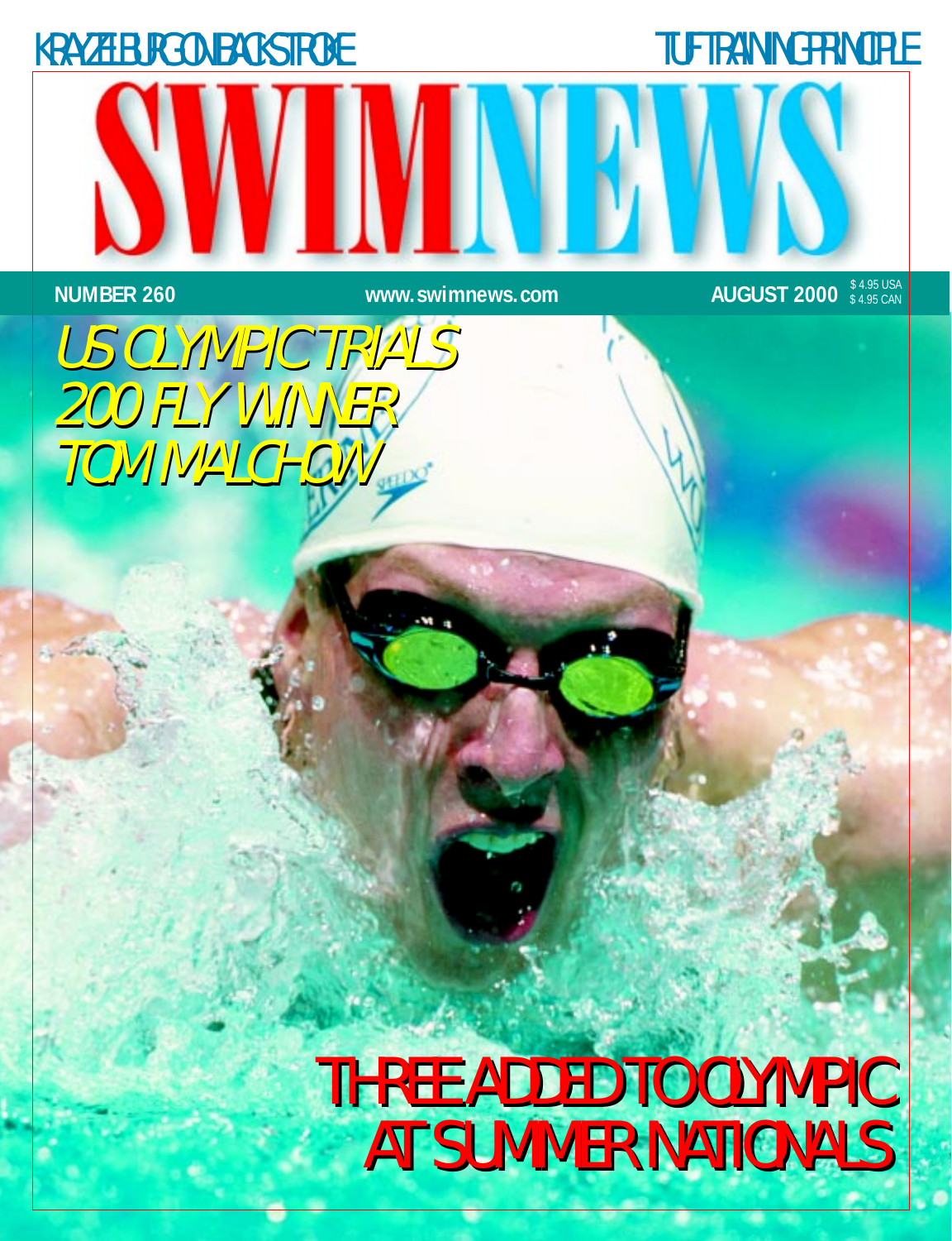KRAYZELBURG ON BACKSTROKE

TUF TRAINING PRINCIPLE

# SWIMNEWS

NUMBER 260

www.swimnews.com

AUGUST 2000

$ 4.95 USA
$ 4.95 CAN

## US OLYMPIC TRIALS 200 FLY WINNER TOM MALCHOW

## THREE ADDED TO OLYMPIC AT SUMMER NATIONALS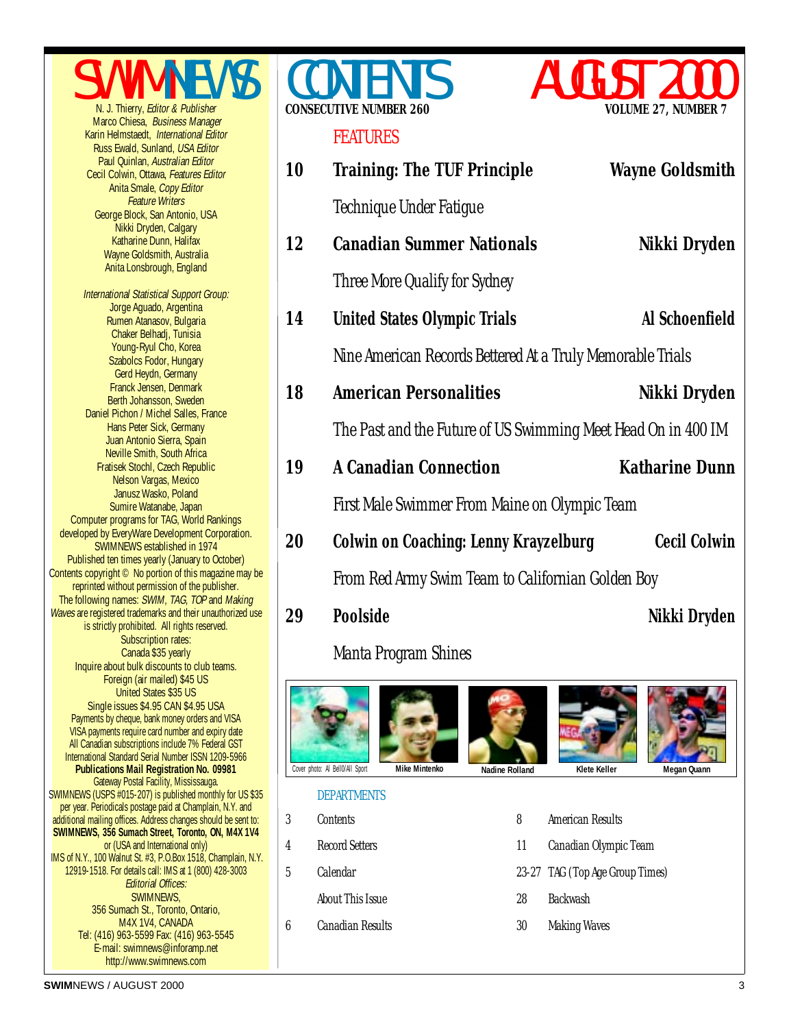# SWIMNEWS

N. J. Thierry, *Editor & Publisher*
Marco Chiesa, *Business Manager*
Karin Helmstaedt, *International Editor*
Russ Ewald, Sunland, *USA Editor*
Paul Quinlan, *Australian Editor*
Cecil Colwin, Ottawa, *Features Editor*
Anita Smale, *Copy Editor*
*Feature Writers*
George Block, San Antonio, USA
Nikki Dryden, Calgary
Katharine Dunn, Halifax
Wayne Goldsmith, Australia
Anita Lonsbrough, England

*International Statistical Support Group:*
Jorge Aguado, Argentina
Rumen Atanasov, Bulgaria
Chaker Belhadj, Tunisia
Young-Ryul Cho, Korea
Szabolcs Fodor, Hungary
Gerd Heydn, Germany
Franck Jensen, Denmark
Berth Johansson, Sweden
Daniel Pichon / Michel Salles, France
Hans Peter Sick, Germany
Juan Antonio Sierra, Spain
Neville Smith, South Africa
Fratisek Stochl, Czech Republic
Nelson Vargas, Mexico
Janusz Wasko, Poland
Sumire Watanabe, Japan
Computer programs for TAG, World Rankings developed by EveryWare Development Corporation.
SWIMNEWS established in 1974
Published ten times yearly (January to October)
Contents copyright © No portion of this magazine may be reprinted without permission of the publisher.
The following names: *SWIM, TAG, TOP* and *Making Waves* are registered trademarks and their unauthorized use is strictly prohibited. All rights reserved.
Subscription rates:
Canada $35 yearly
Inquire about bulk discounts to club teams.
Foreign (air mailed) $45 US
United States $35 US
Single issues $4.95 CAN $4.95 USA
Payments by cheque, bank money orders and VISA
VISA payments require card number and expiry date
All Canadian subscriptions include 7% Federal GST
International Standard Serial Number ISSN 1209-5966
**Publications Mail Registration No. 09981**
Gateway Postal Facility, Mississauga.
SWIMNEWS (USPS #015-207) is published monthly for US $35 per year. Periodicals postage paid at Champlain, N.Y. and additional mailing offices. Address changes should be sent to: **SWIMNEWS, 356 Sumach Street, Toronto, ON, M4X 1V4** or (USA and International only)
IMS of N.Y., 100 Walnut St. #3, P.O.Box 1518, Champlain, N.Y. 12919-1518. For details call: IMS at 1 (800) 428-3003
*Editorial Offices:*
SWIMNEWS,
356 Sumach St., Toronto, Ontario,
M4X 1V4, CANADA
Tel: (416) 963-5599 Fax: (416) 963-5545
E-mail: swimnews@inforamp.net
http://www.swimnews.com

# CONTENTS — AUGUST 2000

**CONSECUTIVE NUMBER 260** — **VOLUME 27, NUMBER 7**

## FEATURES

**10 Training: The TUF Principle** — **Wayne Goldsmith**
Technique Under Fatigue

**12 Canadian Summer Nationals** — **Nikki Dryden**
Three More Qualify for Sydney

**14 United States Olympic Trials** — **Al Schoenfield**
Nine American Records Bettered At a Truly Memorable Trials

**18 American Personalities** — **Nikki Dryden**
The Past and the Future of US Swimming Meet Head On in 400 IM

**19 A Canadian Connection** — **Katharine Dunn**
First Male Swimmer From Maine on Olympic Team

**20 Colwin on Coaching: Lenny Krayzelburg** — **Cecil Colwin**
From Red Army Swim Team to Californian Golden Boy

**29 Poolside** — **Nikki Dryden**
Manta Program Shines

Cover photo: Al Bell0/All Sport — **Mike Mintenko** — **Nadine Rolland** — **Klete Keller** — **Megan Quann**

## DEPARTMENTS

| | | | |
|---|---|---|---|
| 3 | Contents | 8 | American Results |
| 4 | Record Setters | 11 | Canadian Olympic Team |
| 5 | Calendar | 23-27 | TAG (Top Age Group Times) |
| | About This Issue | 28 | Backwash |
| 6 | Canadian Results | 30 | Making Waves |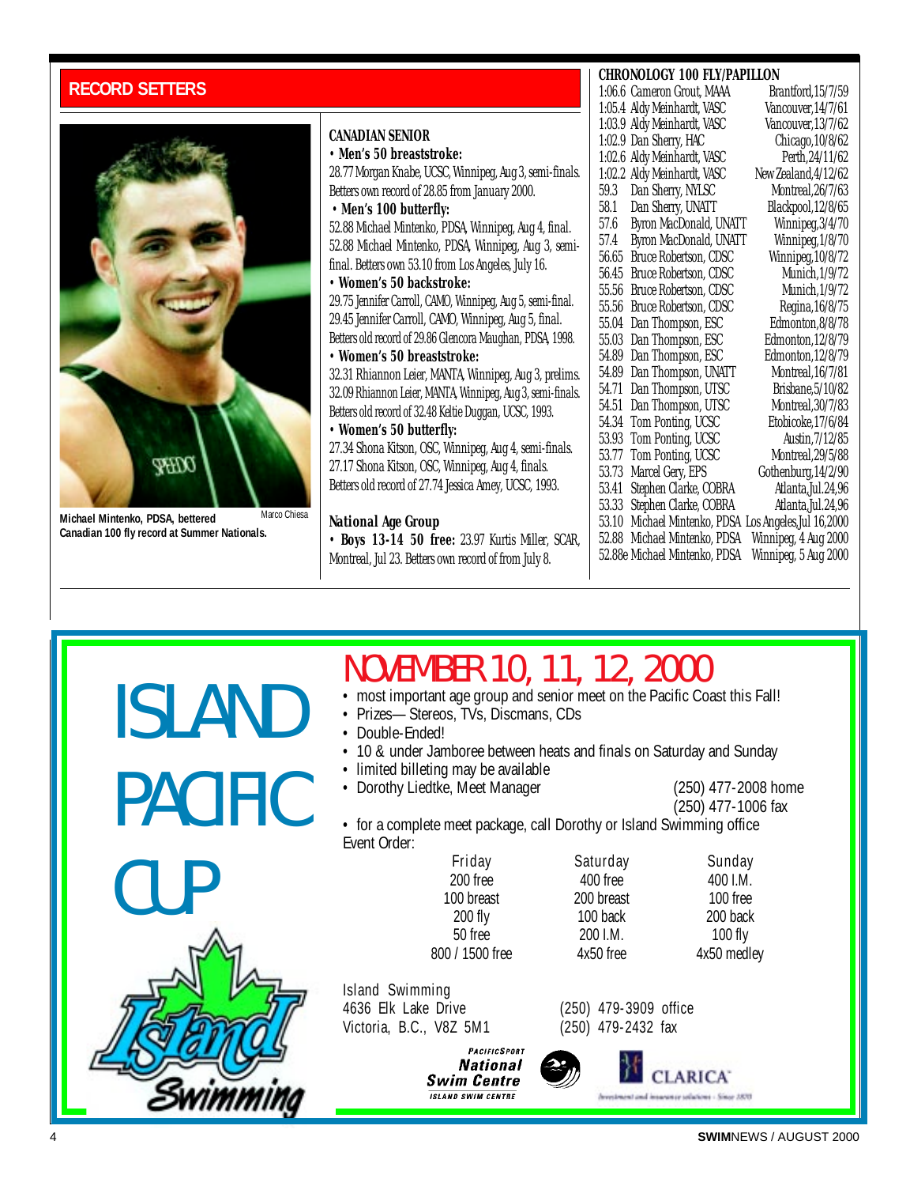## RECORD SETTERS

Michael Mintenko, PDSA, bettered Canadian 100 fly record at Summer Nationals. Marco Chiesa

### CANADIAN SENIOR

**• Men's 50 breaststroke:**

28.77 Morgan Knabe, UCSC, Winnipeg, Aug 3, semi-finals. Betters own record of 28.85 from January 2000.

**• Men's 100 butterfly:**

52.88 Michael Mintenko, PDSA, Winnipeg, Aug 4, final.
52.88 Michael Mintenko, PDSA, Winnipeg, Aug 3, semi-final. Betters own 53.10 from Los Angeles, July 16.

**• Women's 50 backstroke:**

29.75 Jennifer Carroll, CAMO, Winnipeg, Aug 5, semi-final.
29.45 Jennifer Carroll, CAMO, Winnipeg, Aug 5, final.
Betters old record of 29.86 Glencora Maughan, PDSA, 1998.

**• Women's 50 breaststroke:**

32.31 Rhiannon Leier, MANTA, Winnipeg, Aug 3, prelims.
32.09 Rhiannon Leier, MANTA, Winnipeg, Aug 3, semi-finals.
Betters old record of 32.48 Keltie Duggan, UCSC, 1993.

**• Women's 50 butterfly:**

27.34 Shona Kitson, OSC, Winnipeg, Aug 4, semi-finals.
27.17 Shona Kitson, OSC, Winnipeg, Aug 4, finals.
Betters old record of 27.74 Jessica Amey, UCSC, 1993.

### *National Age Group*

**• Boys 13-14 50 free:** 23.97 Kurtis Miller, SCAR, Montreal, Jul 23. Betters own record of from July 8.

### CHRONOLOGY 100 FLY/PAPILLON

| Time | Swimmer | Place, Date |
|---|---|---|
| 1:06.6 | Cameron Grout, MAAA | Brantford, 15/7/59 |
| 1:05.4 | Aldy Meinhardt, VASC | Vancouver, 14/7/61 |
| 1:03.9 | Aldy Meinhardt, VASC | Vancouver, 13/7/62 |
| 1:02.9 | Dan Sherry, HAC | Chicago, 10/8/62 |
| 1:02.6 | Aldy Meinhardt, VASC | Perth, 24/11/62 |
| 1:02.2 | Aldy Meinhardt, VASC | New Zealand, 4/12/62 |
| 59.3 | Dan Sherry, NYLSC | Montreal, 26/7/63 |
| 58.1 | Dan Sherry, UNATT | Blackpool, 12/8/65 |
| 57.6 | Byron MacDonald, UNATT | Winnipeg, 3/4/70 |
| 57.4 | Byron MacDonald, UNATT | Winnipeg, 1/8/70 |
| 56.65 | Bruce Robertson, CDSC | Winnipeg, 10/8/72 |
| 56.45 | Bruce Robertson, CDSC | Munich, 1/9/72 |
| 55.56 | Bruce Robertson, CDSC | Munich, 1/9/72 |
| 55.56 | Bruce Robertson, CDSC | Regina, 16/8/75 |
| 55.04 | Dan Thompson, ESC | Edmonton, 8/8/78 |
| 55.03 | Dan Thompson, ESC | Edmonton, 12/8/79 |
| 54.89 | Dan Thompson, ESC | Edmonton, 12/8/79 |
| 54.89 | Dan Thompson, UNATT | Montreal, 16/7/81 |
| 54.71 | Dan Thompson, UTSC | Brisbane, 5/10/82 |
| 54.51 | Dan Thompson, UTSC | Montreal, 30/7/83 |
| 54.34 | Tom Ponting, UCSC | Etobicoke, 17/6/84 |
| 53.93 | Tom Ponting, UCSC | Austin, 7/12/85 |
| 53.77 | Tom Ponting, UCSC | Montreal, 29/5/88 |
| 53.73 | Marcel Gery, EPS | Gothenburg, 14/2/90 |
| 53.41 | Stephen Clarke, COBRA | Atlanta, Jul.24, 96 |
| 53.33 | Stephen Clarke, COBRA | Atlanta, Jul.24, 96 |
| 53.10 | Michael Mintenko, PDSA | Los Angeles, Jul 16, 2000 |
| 52.88 | Michael Mintenko, PDSA | Winnipeg, 4 Aug 2000 |
| 52.88e | Michael Mintenko, PDSA | Winnipeg, 5 Aug 2000 |

# ISLAND PACIFIC CUP

## NOVEMBER 10, 11, 12, 2000

- most important age group and senior meet on the Pacific Coast this Fall!
- Prizes— Stereos, TVs, Discmans, CDs
- Double-Ended!
- 10 & under Jamboree between heats and finals on Saturday and Sunday
- limited billeting may be available
- Dorothy Liedtke, Meet Manager (250) 477-2008 home (250) 477-1006 fax
- for a complete meet package, call Dorothy or Island Swimming office

Event Order:

| Friday | Saturday | Sunday |
|---|---|---|
| 200 free | 400 free | 400 I.M. |
| 100 breast | 200 breast | 100 free |
| 200 fly | 100 back | 200 back |
| 50 free | 200 I.M. | 100 fly |
| 800 / 1500 free | 4x50 free | 4x50 medley |

Island Swimming
4636 Elk Lake Drive
Victoria, B.C., V8Z 5M1

(250) 479-3909 office
(250) 479-2432 fax

PacificSport National Swim Centre — Island Swim Centre

CLARICA — Investment and insurance solutions · Since 1870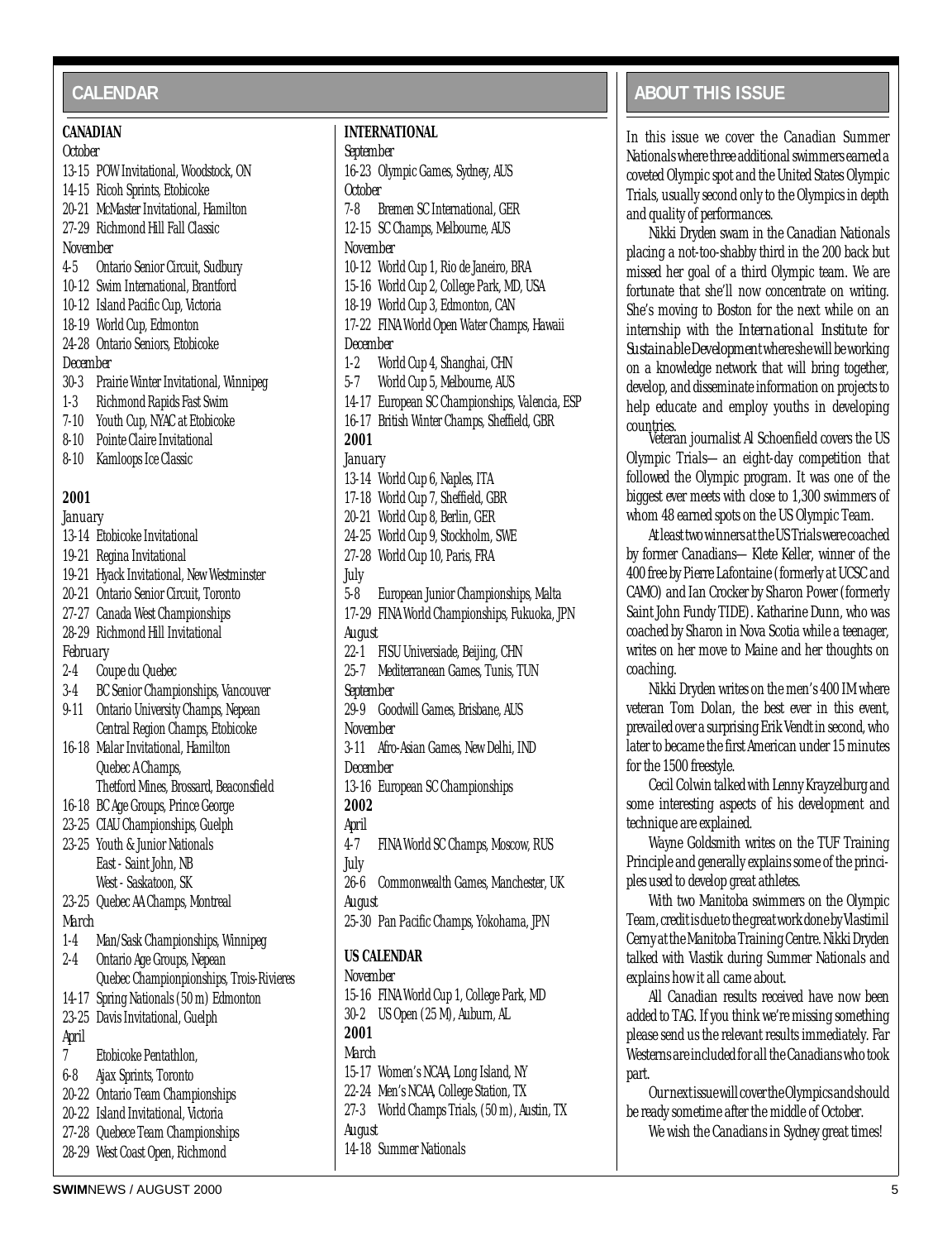## CALENDAR

### CANADIAN

*October*

13-15 POW Invitational, Woodstock, ON
14-15 Ricoh Sprints, Etobicoke
20-21 McMaster Invitational, Hamilton
27-29 Richmond Hill Fall Classic

*November*

4-5 Ontario Senior Circuit, Sudbury
10-12 Swim International, Brantford
10-12 Island Pacific Cup, Victoria
18-19 World Cup, Edmonton
24-28 Ontario Seniors, Etobicoke

*December*

30-3 Prairie Winter Invitational, Winnipeg
1-3 Richmond Rapids Fast Swim
7-10 Youth Cup, NYAC at Etobicoke
8-10 Pointe Claire Invitational
8-10 Kamloops Ice Classic

**2001**

*January*

13-14 Etobicoke Invitational
19-21 Regina Invitational
19-21 Hyack Invitational, New Westminster
20-21 Ontario Senior Circuit, Toronto
27-27 Canada West Championships
28-29 Richmond Hill Invitational

*February*

2-4 Coupe du Quebec
3-4 BC Senior Championships, Vancouver
9-11 Ontario University Champs, Nepean
Central Region Champs, Etobicoke
16-18 Malar Invitational, Hamilton
Quebec A Champs,
Thetford Mines, Brossard, Beaconsfield
16-18 BC Age Groups, Prince George
23-25 CIAU Championships, Guelph
23-25 Youth & Junior Nationals
East - Saint John, NB
West - Saskatoon, SK
23-25 Quebec AA Champs, Montreal

*March*

1-4 Man/Sask Championships, Winnipeg
2-4 Ontario Age Groups, Nepean
Quebec Championpionships, Trois-Rivieres
14-17 Spring Nationals (50 m) Edmonton
23-25 Davis Invitational, Guelph

*April*

7 Etobicoke Pentathlon,
6-8 Ajax Sprints, Toronto
20-22 Ontario Team Championships
20-22 Island Invitational, Victoria
27-28 Quebece Team Championships
28-29 West Coast Open, Richmond

### INTERNATIONAL

*September*

16-23 Olympic Games, Sydney, AUS

*October*

7-8 Bremen SC International, GER
12-15 SC Champs, Melbourne, AUS

*November*

10-12 World Cup 1, Rio de Janeiro, BRA
15-16 World Cup 2, College Park, MD, USA
18-19 World Cup 3, Edmonton, CAN
17-22 FINA World Open Water Champs, Hawaii

*December*

1-2 World Cup 4, Shanghai, CHN
5-7 World Cup 5, Melbourne, AUS
14-17 European SC Championships, Valencia, ESP
16-17 British Winter Champs, Sheffield, GBR

**2001**

*January*

13-14 World Cup 6, Naples, ITA
17-18 World Cup 7, Sheffield, GBR
20-21 World Cup 8, Berlin, GER
24-25 World Cup 9, Stockholm, SWE
27-28 World Cup 10, Paris, FRA

*July*

5-8 European Junior Championships, Malta
17-29 FINA World Championships, Fukuoka, JPN

*August*

22-1 FISU Universiade, Beijing, CHN
25-7 Mediterranean Games, Tunis, TUN

*September*

29-9 Goodwill Games, Brisbane, AUS

*November*

3-11 Afro-Asian Games, New Delhi, IND

*December*

13-16 European SC Championships

**2002**

*April*

4-7 FINA World SC Champs, Moscow, RUS

*July*

26-6 Commonwealth Games, Manchester, UK

*August*

25-30 Pan Pacific Champs, Yokohama, JPN

### US CALENDAR

*November*

15-16 FINA World Cup 1, College Park, MD
30-2 US Open (25 M), Auburn, AL

**2001**

*March*

15-17 Women's NCAA, Long Island, NY
22-24 Men's NCAA, College Station, TX
27-3 World Champs Trials, (50 m), Austin, TX

*August*

14-18 Summer Nationals

## ABOUT THIS ISSUE

In this issue we cover the Canadian Summer Nationals where three additional swimmers earned a coveted Olympic spot and the United States Olympic Trials, usually second only to the Olympics in depth and quality of performances.

Nikki Dryden swam in the Canadian Nationals placing a not-too-shabby third in the 200 back but missed her goal of a third Olympic team. We are fortunate that she'll now concentrate on writing. She's moving to Boston for the next while on an internship with the *International Institute for Sustainable Development* where she will be working on a knowledge network that will bring together, develop, and disseminate information on projects to help educate and employ youths in developing countries.

Veteran journalist Al Schoenfield covers the US Olympic Trials—an eight-day competition that followed the Olympic program. It was one of the biggest ever meets with close to 1,300 swimmers of whom 48 earned spots on the US Olympic Team.

At least two winners at the US Trials were coached by former Canadians— Klete Keller, winner of the 400 free by Pierre Lafontaine (formerly at UCSC and CAMO) and Ian Crocker by Sharon Power (formerly Saint John Fundy TIDE). Katharine Dunn, who was coached by Sharon in Nova Scotia while a teenager, writes on her move to Maine and her thoughts on coaching.

Nikki Dryden writes on the men's 400 IM where veteran Tom Dolan, the best ever in this event, prevailed over a surprising Erik Vendt in second, who later to became the first American under 15 minutes for the 1500 freestyle.

Cecil Colwin talked with Lenny Krayzelburg and some interesting aspects of his development and technique are explained.

Wayne Goldsmith writes on the TUF Training Principle and generally explains some of the principles used to develop great athletes.

With two Manitoba swimmers on the Olympic Team, credit is due to the great work done by Vlastimil Cerny at the Manitoba Training Centre. Nikki Dryden talked with Vlastik during Summer Nationals and explains how it all came about.

All Canadian results received have now been added to TAG. If you think we're missing something please send us the relevant results immediately. Far Westerns are included for all the Canadians who took part.

Our next issue will cover the Olympics and should be ready sometime after the middle of October.

We wish the Canadians in Sydney great times!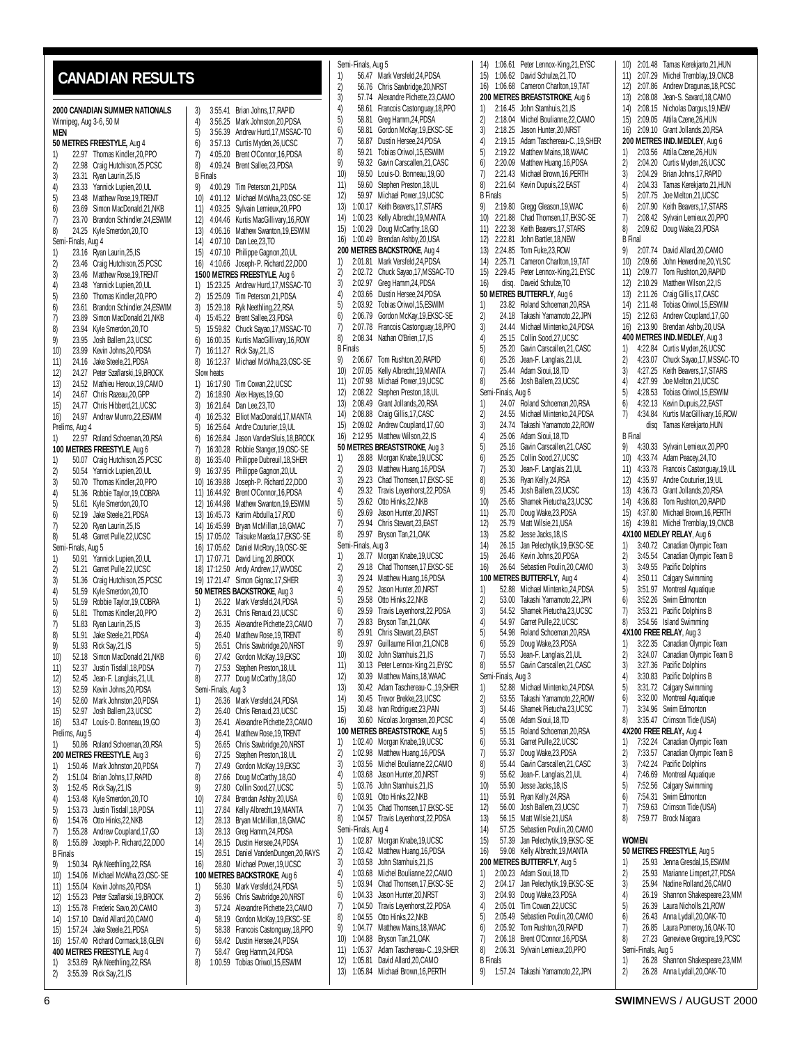# CANADIAN RESULTS

**2000 CANADIAN SUMMER NATIONALS**

Winnipeg, Aug 3-6, 50 M

**MEN**

**50 METRES FREESTYLE,** Aug 4

1) 22.97 Thomas Kindler,20,PPO
2) 22.98 Craig Hutchison,25,PCSC
3) 23.31 Ryan Laurin,25,IS
4) 23.33 Yannick Lupien,20,UL
5) 23.48 Matthew Rose,19,TRENT
6) 23.69 Simon MacDonald,21,NKB
7) 23.70 Brandon Schindler,24,ESWIM
8) 24.25 Kyle Smerdon,20,TO

Semi-Finals, Aug 4

1) 23.16 Ryan Laurin,25,IS
2) 23.46 Craig Hutchison,25,PCSC
3) 23.46 Matthew Rose,19,TRENT
4) 23.48 Yannick Lupien,20,UL
5) 23.60 Thomas Kindler,20,PPO
6) 23.61 Brandon Schindler,24,ESWIM
7) 23.89 Simon MacDonald,21,NKB
8) 23.94 Kyle Smerdon,20,TO
9) 23.95 Josh Ballem,23,UCSC
10) 23.99 Kevin Johns,20,PDSA
11) 24.16 Jake Steele,21,PDSA
12) 24.27 Peter Szaflarski,19,BROCK
13) 24.52 Mathieu Heroux,19,CAMO
14) 24.67 Chris Razeau,20,GPP
15) 24.77 Chris Hibberd,21,UCSC
16) 24.97 Andrew Munro,22,ESWIM

Prelims, Aug 4

1) 22.97 Roland Schoeman,20,RSA

**100 METRES FREESTYLE,** Aug 6

1) 50.07 Craig Hutchison,25,PCSC
2) 50.54 Yannick Lupien,20,UL
3) 50.70 Thomas Kindler,20,PPO
4) 51.36 Robbie Taylor,19,COBRA
5) 51.61 Kyle Smerdon,20,TO
6) 52.19 Jake Steele,21,PDSA
7) 52.20 Ryan Laurin,25,IS
8) 51.48 Garret Pulle,22,UCSC

Semi-Finals, Aug 5

1) 50.91 Yannick Lupien,20,UL
2) 51.21 Garret Pulle,22,UCSC
3) 51.36 Craig Hutchison,25,PCSC
4) 51.59 Kyle Smerdon,20,TO
5) 51.59 Robbie Taylor,19,COBRA
6) 51.81 Thomas Kindler,20,PPO
7) 51.83 Ryan Laurin,25,IS
8) 51.91 Jake Steele,21,PDSA
9) 51.93 Rick Say,21,IS
10) 52.18 Simon MacDonald,21,NKB
11) 52.37 Justin Tisdall,18,PDSA
12) 52.45 Jean-F. Langlais,21,UL
13) 52.59 Kevin Johns,20,PDSA
14) 52.60 Mark Johnston,20,PDSA
15) 52.97 Josh Ballem,23,UCSC
16) 53.47 Louis-D. Bonneau,19,GO

Prelims, Aug 5

1) 50.86 Roland Schoeman,20,RSA

**200 METRES FREESTYLE**, Aug 3

1) 1:50.46 Mark Johnston,20,PDSA
2) 1:51.04 Brian Johns,17,RAPID
3) 1:52.45 Rick Say,21,IS
4) 1:53.48 Kyle Smerdon,20,TO
5) 1:53.73 Justin Tisdall,18,PDSA
6) 1:54.76 Otto Hinks,22,NKB
7) 1:55.28 Andrew Coupland,17,GO
8) 1:55.89 Joseph-P. Richard,22,DDO

B Finals

9) 1:50.34 Ryk Neethling,22,RSA
10) 1:54.06 Michael McWha,23,OSC-SE
11) 1:55.04 Kevin Johns,20,PDSA
12) 1:55.23 Peter Szaflarski,19,BROCK
13) 1:55.78 Frederic Savo,20,CAMO
14) 1:57.10 David Allard,20,CAMO
15) 1:57.24 Jake Steele,21,PDSA
16) 1:57.40 Richard Cormack,18,GLEN

**400 METRES FREESTYLE**, Aug 4

1) 3:53.69 Ryk Neethling,22,RSA
2) 3:55.39 Rick Say,21,IS
3) 3:55.41 Brian Johns,17,RAPID
4) 3:56.25 Mark Johnston,20,PDSA
5) 3:56.39 Andrew Hurd,17,MSSAC-TO
6) 3:57.13 Curtis Myden,26,UCSC
7) 4:05.20 Brent O'Connor,16,PDSA
8) 4:09.24 Brent Sallee,23,PDSA

B Finals

9) 4:00.29 Tim Peterson,21,PDSA
10) 4:01.12 Michael McWha,23,OSC-SE
11) 4:03.25 Sylvain Lemieux,20,PPO
12) 4:04.46 Kurtis MacGillivary,16,ROW
13) 4:06.16 Mathew Swanton,19,ESWIM
14) 4:07.10 Dan Lee,23,TO
15) 4:07.10 Philippe Gagnon,20,UL
16) 4:10.66 Joseph-P. Richard,22,DDO

**1500 METRES FREESTYLE**, Aug 6

1) 15:23.25 Andrew Hurd,17,MSSAC-TO
2) 15:25.09 Tim Peterson,21,PDSA
3) 15:29.18 Ryk Neethling,22,RSA
4) 15:45.22 Brent Sallee,23,PDSA
5) 15:59.82 Chuck Sayao,17,MSSAC-TO
6) 16:00.35 Kurtis MacGillivary,16,ROW
7) 16:11.27 Rick Say,21,IS
8) 16:12.37 Michael McWha,23,OSC-SE

Slow heats

1) 16:17.90 Tim Cowan,22,UCSC
2) 16:18.90 Alex Hayes,19,GO
3) 16:21.64 Dan Lee,23,TO
4) 16:25.32 Elliot MacDonald,17,MANTA
5) 16:25.64 Andre Couturier,19,UL
6) 16:26.84 Jason VanderSluis,18,BROCK
7) 16:30.28 Robbie Stanger,19,OSC-SE
8) 16:35.40 Philippe Dubreuil,18,SHER
9) 16:37.95 Philippe Gagnon,20,UL
10) 16:39.88 Joseph-P. Richard,22,DDO
11) 16:44.92 Brent O'Connor,16,PDSA
12) 16:44.98 Mathew Swanton,19,ESWIM
13) 16:45.73 Karim Abdulla,17,ROD
14) 16:45.99 Bryan McMillan,18,GMAC
15) 17:05.02 Taisuke Maeda,17,EKSC-SE
16) 17:05.62 Daniel McRory,19,OSC-SE
17) 17:07.71 David Ling,20,BROCK
18) 17:12.50 Andy Andrew,17,WVOSC
19) 17:21.47 Simon Gignac,17,SHER

**50 METRES BACKSTROKE**, Aug 3

1) 26.22 Mark Versfeld,24,PDSA
2) 26.31 Chris Renaud,23,UCSC
3) 26.35 Alexandre Pichette,23,CAMO
4) 26.40 Matthew Rose,19,TRENT
5) 26.51 Chris Sawbridge,20,NRST
6) 27.42 Gordon McKay,19,EKSC
7) 27.53 Stephen Preston,18,UL
8) 27.77 Doug McCarthy,18,GO

Semi-Finals, Aug 3

1) 26.36 Mark Versfeld,24,PDSA
2) 26.40 Chris Renaud,23,UCSC
3) 26.41 Alexandre Pichette,23,CAMO
4) 26.41 Matthew Rose,19,TRENT
5) 26.65 Chris Sawbridge,20,NRST
6) 27.25 Stephen Preston,18,UL
7) 27.49 Gordon McKay,19,EKSC
8) 27.66 Doug McCarthy,18,GO
9) 27.80 Collin Sood,27,UCSC
10) 27.84 Brendan Ashby,20,USA
11) 27.84 Kelly Albrecht,19,MANTA
12) 28.13 Bryan McMillan,18,GMAC
13) 28.13 Greg Hamm,24,PDSA
14) 28.15 Dustin Hersee,24,PDSA
15) 28.51 Daniel VandenDungen,20,RAYS
16) 28.80 Michael Power,19,UCSC

**100 METRES BACKSTROKE**, Aug 6

1) 56.30 Mark Versfeld,24,PDSA
2) 56.96 Chris Sawbridge,20,NRST
3) 57.24 Alexandre Pichette,23,CAMO
4) 58.19 Gordon McKay,19,EKSC-SE
5) 58.38 Francois Castonguay,18,PPO
6) 58.42 Dustin Hersee,24,PDSA
7) 58.47 Greg Hamm,24,PDSA
8) 1:00.59 Tobias Oriwol,15,ESWIM

Semi-Finals, Aug 5

1) 56.47 Mark Versfeld,24,PDSA
2) 56.76 Chris Sawbridge,20,NRST
3) 57.74 Alexandre Pichette,23,CAMO
4) 58.61 Francois Castonguay,18,PPO
5) 58.81 Greg Hamm,24,PDSA
6) 58.81 Gordon McKay,19,EKSC-SE
7) 58.87 Dustin Hersee,24,PDSA
8) 59.21 Tobias Oriwol,15,ESWIM
9) 59.32 Gavin Carscallen,21,CASC
10) 59.50 Louis-D. Bonneau,19,GO
11) 59.60 Stephen Preston,18,UL
12) 59.97 Michael Power,19,UCSC
13) 1:00.17 Keith Beavers,17,STARS
14) 1:00.23 Kelly Albrecht,19,MANTA
15) 1:00.29 Doug McCarthy,18,GO
16) 1:00.49 Brendan Ashby,20,USA

**200 METRES BACKSTROKE**, Aug 4

1) 2:01.81 Mark Versfeld,24,PDSA
2) 2:02.72 Chuck Sayao,17,MSSAC-TO
3) 2:02.97 Greg Hamm,24,PDSA
4) 2:03.66 Dustin Hersee,24,PDSA
5) 2:03.92 Tobias Oriwol,15,ESWIM
6) 2:06.79 Gordon McKay,19,EKSC-SE
7) 2:07.78 Francois Castonguay,18,PPO
8) 2:08.34 Nathan O'Brien,17,IS

B Finals

9) 2:06.67 Tom Rushton,20,RAPID
10) 2:07.05 Kelly Albrecht,19,MANTA
11) 2:07.98 Michael Power,19,UCSC
12) 2:08.22 Stephen Preston,18,UL
13) 2:08.49 Grant Jollands,20,RSA
14) 2:08.88 Craig Gillis,17,CASC
15) 2:09.02 Andrew Coupland,17,GO
16) 2:12.95 Matthew Wilson,22,IS

**50 METRES BREASTSTROKE**, Aug 3

1) 28.88 Morgan Knabe,19,UCSC
2) 29.03 Matthew Huang,16,PDSA
3) 29.23 Chad Thomsen,17,EKSC-SE
4) 29.32 Travis Leyenhorst,22,PDSA
5) 29.62 Otto Hinks,22,NKB
6) 29.69 Jason Hunter,20,NRST
7) 29.94 Chris Stewart,23,EAST
8) 29.97 Bryson Tan,21,OAK

Semi-Finals, Aug 3

1) 28.77 Morgan Knabe,19,UCSC
2) 29.18 Chad Thomsen,17,EKSC-SE
3) 29.24 Matthew Huang,16,PDSA
4) 29.52 Jason Hunter,20,NRST
5) 29.58 Otto Hinks,22,NKB
6) 29.59 Travis Leyenhorst,22,PDSA
7) 29.83 Bryson Tan,21,OAK
8) 29.91 Chris Stewart,23,EAST
9) 29.97 Guillaume Filion,21,CNCB
10) 30.02 John Stamhuis,21,IS
11) 30.13 Peter Lennox-King,21,EYSC
12) 30.39 Matthew Mains,18,WAAC
13) 30.42 Adam Taschereau-C.,19,SHER
14) 30.45 Trevor Brekke,23,UCSC
15) 30.48 Ivan Rodriguez,23,PAN
16) 30.60 Nicolas Jorgensen,20,PCSC

**100 METRES BREASTSTROKE**, Aug 5

1) 1:02.40 Morgan Knabe,19,UCSC
2) 1:02.98 Matthew Huang,16,PDSA
3) 1:03.56 Michel Boulianne,22,CAMO
4) 1:03.68 Jason Hunter,20,NRST
5) 1:03.76 John Stamhuis,21,IS
6) 1:03.91 Otto Hinks,22,NKB
7) 1:04.35 Chad Thomsen,17,EKSC-SE
8) 1:04.57 Travis Leyenhorst,22,PDSA

Semi-Finals, Aug 4

1) 1:02.87 Morgan Knabe,19,UCSC
2) 1:03.42 Matthew Huang,16,PDSA
3) 1:03.58 John Stamhuis,21,IS
4) 1:03.68 Michel Boulianne,22,CAMO
5) 1:03.94 Chad Thomsen,17,EKSC-SE
6) 1:04.33 Jason Hunter,20,NRST
7) 1:04.50 Travis Leyenhorst,22,PDSA
8) 1:04.55 Otto Hinks,22,NKB
9) 1:04.77 Matthew Mains,18,WAAC
10) 1:04.88 Bryson Tan,21,OAK
11) 1:05.37 Adam Taschereau-C.,19,SHER
12) 1:05.81 David Allard,20,CAMO
13) 1:05.84 Michael Brown,16,PERTH
14) 1:06.61 Peter Lennox-King,21,EYSC
15) 1:06.62 David Schulze,21,TO
16) 1:06.68 Cameron Charlton,19,TAT

**200 METRES BREASTSTROKE**, Aug 6

1) 2:16.45 John Stamhuis,21,IS
2) 2:18.04 Michel Boulianne,22,CAMO
3) 2:18.25 Jason Hunter,20,NRST
4) 2:19.15 Adam Taschereau-C.,19,SHER
5) 2:19.22 Matthew Mains,18,WAAC
6) 2:20.09 Matthew Huang,16,PDSA
7) 2:21.43 Michael Brown,16,PERTH
8) 2:21.64 Kevin Dupuis,22,EAST

B Finals

9) 2:19.80 Gregg Gleason,19,WAC
10) 2:21.88 Chad Thomsen,17,EKSC-SE
11) 2:22.38 Keith Beavers,17,STARS
12) 2:22.81 John Bartlet,18,NEW
13) 2:24.85 Tom Fuke,23,ROW
14) 2:25.71 Cameron Charlton,19,TAT
15) 2:29.45 Peter Lennox-King,21,EYSC
16) disq. Daveid Schulze,TO

**50 METRES BUTTERFLY**, Aug 6

1) 23.82 Roland Schoeman,20,RSA
2) 24.18 Takashi Yamamoto,22,JPN
3) 24.44 Michael Mintenko,24,PDSA
4) 25.15 Collin Sood,27,UCSC
5) 25.20 Gavin Carscallen,21,CASC
6) 25.26 Jean-F. Langlais,21,UL
7) 25.44 Adam Sioui,18,TD
8) 25.66 Josh Ballem,23,UCSC

Semi-Finals, Aug 6

1) 24.07 Roland Schoeman,20,RSA
2) 24.55 Michael Mintenko,24,PDSA
3) 24.74 Takashi Yamamoto,22,ROW
4) 25.06 Adam Sioui,18,TD
5) 25.16 Gavin Carscallen,21,CASC
6) 25.25 Collin Sood,27,UCSC
7) 25.30 Jean-F. Langlais,21,UL
8) 25.36 Ryan Kelly,24,RSA
9) 25.45 Josh Ballem,23,UCSC
10) 25.65 Shamek Pietucha,23,UCSC
11) 25.70 Doug Wake,23,PDSA
12) 25.79 Matt Wilsie,21,USA
13) 25.82 Jesse Jacks,18,IS
14) 26.15 Jan Pelechytik,19,EKSC-SE
15) 26.46 Kevin Johns,20,PDSA
16) 26.64 Sebastien Poulin,20,CAMO

**100 METRES BUTTERFLY**, Aug 4

1) 52.88 Michael Mintenko,24,PDSA
2) 53.00 Takashi Yamamoto,22,JPN
3) 54.52 Shamek Pietucha,23,UCSC
4) 54.97 Garret Pulle,22,UCSC
5) 54.98 Roland Schoeman,20,RSA
6) 55.29 Doug Wake,23,PDSA
7) 55.53 Jean-F. Langlais,21,UL
8) 55.57 Gavin Carscallen,21,CASC

Semi-Finals, Aug 3

1) 52.88 Michael Mintenko,24,PDSA
2) 53.55 Takashi Yamamoto,22,ROW
3) 54.46 Shamek Pietucha,23,UCSC
4) 55.08 Adam Sioui,18,TD
5) 55.15 Roland Schoeman,20,RSA
6) 55.31 Garret Pulle,22,UCSC
7) 55.37 Doug Wake,23,PDSA
8) 55.44 Gavin Carscallen,21,CASC
9) 55.62 Jean-F. Langlais,21,UL
10) 55.90 Jesse Jacks,18,IS
11) 55.91 Ryan Kelly,24,RSA
12) 56.00 Josh Ballem,23,UCSC
13) 56.15 Matt Wilsie,21,USA
14) 57.25 Sebastien Poulin,20,CAMO
15) 57.39 Jan Pelechytik,19,EKSC-SE
16) 59.08 Kelly Albrecht,19,MANTA

**200 METRES BUTTERFLY**, Aug 5

1) 2:00.23 Adam Sioui,18,TD
2) 2:04.17 Jan Pelechytik,19,EKSC-SE
3) 2:04.93 Doug Wake,23,PDSA
4) 2:05.01 Tim Cowan,22,UCSC
5) 2:05.49 Sebastien Poulin,20,CAMO
6) 2:05.92 Tom Rushton,20,RAPID
7) 2:06.18 Brent O'Connor,16,PDSA
8) 2:06.31 Sylvain Lemieux,20,PPO

B Finals

9) 1:57.24 Takashi Yamamoto,22,JPN
10) 2:01.48 Tamas Kerekjarto,21,HUN
11) 2:07.29 Michel Tremblay,19,CNCB
12) 2:07.86 Andrew Dragunas,18,PCSC
13) 2:08.08 Jean-S. Savard,18,CAMO
14) 2:08.15 Nicholas Dargus,19,NEW
15) 2:09.05 Attila Czene,26,HUN
16) 2:09.10 Grant Jollands,20,RSA

**200 METRES IND. MEDLEY**, Aug 6

1) 2:03.56 Attila Czene,26,HUN
2) 2:04.20 Curtis Myden,26,UCSC
3) 2:04.29 Brian Johns,17,RAPID
4) 2:04.33 Tamas Kerekjarto,21,HUN
5) 2:07.75 Joe Melton,21,UCSC
6) 2:07.90 Keith Beavers,17,STARS
7) 2:08.42 Sylvain Lemieux,20,PPO
8) 2:09.62 Doug Wake,23,PDSA

B Final

9) 2:07.74 David Allard,20,CAMO
10) 2:09.66 John Hewerdine,20,YLSC
11) 2:09.77 Tom Rushton,20,RAPID
12) 2:10.29 Matthew Wilson,22,IS
13) 2:11.26 Craig Gillis,17,CASC
14) 2:11.48 Tobias Oriwol,15,ESWIM
15) 2:12.63 Andrew Coupland,17,GO
16) 2:13.90 Brendan Ashby,20,USA

**400 METRES IND. MEDLEY**, Aug 3

1) 4:22.84 Curtis Myden,26,UCSC
2) 4:23.07 Chuck Sayao,17,MSSAC-TO
3) 4:27.25 Keith Beavers,17,STARS
4) 4:27.99 Joe Melton,21,UCSC
5) 4:28.53 Tobias Oriwol,15,ESWIM
6) 4:32.13 Kevin Dupuis,22,EAST
7) 4:34.84 Kurtis MacGillivary,16,ROW
disq Tamas Kerekjarto,HUN

B Final

9) 4:30.33 Sylvain Lemieux,20,PPO
10) 4:33.74 Adam Peacey,24,TO
11) 4:33.78 Francois Castonguay,19,UL
12) 4:35.97 Andre Couturier,19,UL
13) 4:36.73 Grant Jollands,20,RSA
14) 4:36.83 Tom Rushton,20,RAPID
15) 4:37.80 Michael Brown,16,PERTH
16) 4:39.81 Michel Tremblay,19,CNCB

**4X100 MEDLEY RELAY**, Aug 6

1) 3:40.72 Canadian Olympic Team
2) 3:45.54 Canadian Olympic Team B
3) 3:49.55 Pacific Dolphins
4) 3:50.11 Calgary Swimming
5) 3:51.97 Montreal Aquatique
6) 3:52.26 Swim Edmonton
7) 3:53.21 Pacific Dolphins B
8) 3:54.56 Island Swimming

**4X100 FREE RELAY**, Aug 3

1) 3:22.35 Canadian Olympic Team
2) 3:24.07 Canadian Olympic Team B
3) 3:27.36 Pacific Dolphins
4) 3:30.83 Pacific Dolphins B
5) 3:31.72 Calgary Swimming
6) 3:32.00 Montreal Aquatique
7) 3:34.96 Swim Edmonton
8) 3:35.47 Crimson Tide (USA)

**4X200 FREE RELAY,** Aug 4

1) 7:32.24 Canadian Olympic Team
2) 7:33.57 Canadian Olympic Team B
3) 7:42.24 Pacific Dolphins
4) 7:46.69 Montreal Aquatique
5) 7:52.56 Calgary Swimming
6) 7:54.31 Swim Edmonton
7) 7:59.63 Crimson Tide (USA)
8) 7:59.77 Brock Niagara

**WOMEN**

**50 METRES FREESTYLE**, Aug 5

1) 25.93 Jenna Gresdal,15,ESWIM
2) 25.93 Marianne Limpert,27,PDSA
3) 25.96 Nadine Rolland,26,CAMO
4) 26.19 Shannon Shakespeare,23,MM
5) 26.39 Laura Nicholls,21,ROW
6) 26.43 Anna Lydall,20,OAK-TO
7) 26.85 Laura Pomeroy,16,OAK-TO
8) 27.23 Genevieve Gregoire,19,PCSC

Semi-Finals, Aug 5

1) 26.28 Shannon Shakespeare,23,MM
2) 26.28 Anna Lydall,20,OAK-TO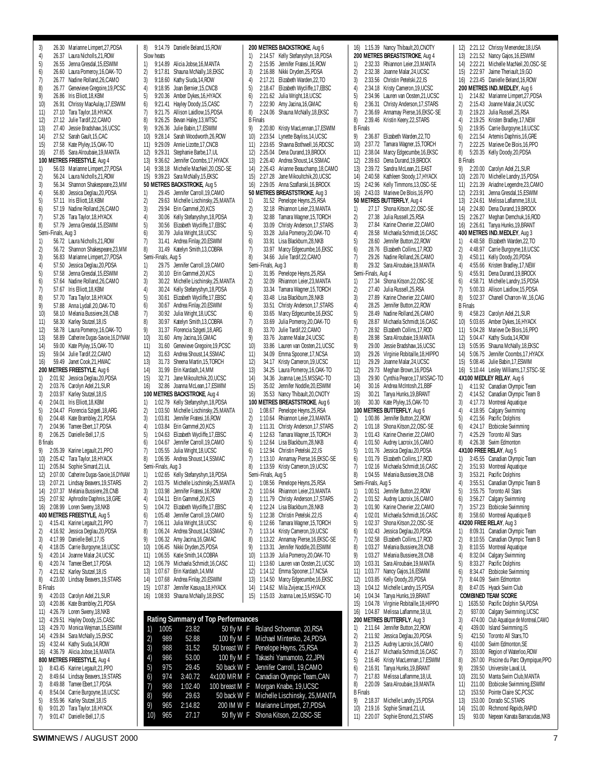3) 26.30 Marianne Limpert,27,PDSA
4) 26.37 Laura Nicholls,21,ROW
5) 26.55 Jenna Gresdal,15,ESWIM
6) 26.60 Laura Pomeroy,16,OAK-TO
7) 26.77 Nadine Rolland,26,CAMO
8) 26.77 Genevieve Gregoire,19,PCSC
9) 26.86 Iris Elliott,18,KBM
10) 26.91 Chrissy MacAulay,17,ESWIM
11) 27.10 Tara Taylor,18,HYACK
12) 27.12 Julie Tardif,22,CAMO
13) 27.40 Jessie Bradshaw,16,UCSC
14) 27.52 Sarah Gault,15,CAC
15) 27.58 Kate Plyley,15,OAK-TO
16) 27.65 Sara Alroubaie,19,MANTA

**100 METRES FREESTYLE**, Aug 4
1) 56.03 Marianne Limpert,27,PDSA
2) 56.24 Laura Nicholls,21,ROW
3) 56.34 Shannon Shakespeare,23,MM
4) 56.80 Jessica Deglau,20,PDSA
5) 57.11 Iris Elliott,18,KBM
6) 57.19 Nadine Rolland,26,CAMO
7) 57.26 Tara Taylor,18,HYACK
8) 57.79 Jenna Gresdal,15,ESWIM

Semi-Finals, Aug 3
1) 56.72 Laura Nicholls,21,ROW
2) 56.72 Shannon Shakespeare,23,MM
3) 56.83 Marianne Limpert,27,PDSA
4) 57.50 Jessica Deglau,20,PDSA
5) 57.58 Jenna Gresdal,15,ESWIM
6) 57.64 Nadine Rolland,26,CAMO
7) 57.67 Iris Elliott,18,KBM
8) 57.70 Tara Taylor,18,HYACK
9) 57.88 Anna Lydall,20,OAK-TO
10) 58.10 Melania Bussiere,28,CNB
11) 58.30 Karley Stutzel,18,IS
12) 58.78 Laura Pomeroy,16,OAK-TO
13) 58.89 Catherine Dugas-Savoie,16,DYNAM
14) 59.00 Kate Plyley,15,OAK-TO
15) 59.04 Julie Tardif,22,CAMO
16) 59.49 Janet Cook,21,HWAC

**200 METRES FREESTYLE**, Aug 6
1) 2:01.92 Jessica Deglau,20,PDSA
2) 2:03.76 Carolyn Adel,21,SUR
3) 2:03.97 Karley Stutzel,18,IS
4) 2:04.01 Iris Elliott,18,KBM
5) 2:04.47 Florencia Szigeti,18,ARG
6) 2:04.48 Kate Brambley,21,PDSA
7) 2:04.96 Tamee Ebert,17,PDSA
8) 2:06.25 Danielle Bell,17,IS

B finals
9) 2:05.39 Karine Legault,21,PPO
10) 2:05.42 Tara Taylor,18,HYACK
11) 2:05.84 Sophie Simard,21,UL
12) 2:07.00 Catherine Dugas-Savoie,16,DYNAM
13) 2:07.21 Lindsay Beavers,19,STARS
14) 2:07.37 Melania Bussiere,28,CNB
15) 2:07.92 Aphrodite Daphnis,18,GRE
16) 2:08.99 Loren Sweny,18,NKB

**400 METRES FREESTYLE**, Aug 5
1) 4:15.41 Karine Legault,21,PPO
2) 4:16.92 Jessica Deglau,20,PDSA
3) 4:17.99 Danielle Bell,17,IS
4) 4:18.05 Carrie Burgoyne,18,UCSC
5) 4:20.14 Joanne Malar,24,UCSC
6) 4:20.74 Tamee Ebert,17,PDSA
7) 4:21.62 Karley Stutzel,18,IS
8) 4:23.00 Lindsay Beavers,19,STARS

B Finals
9) 4:20.03 Carolyn Adel,21,SUR
10) 4:20.86 Kate Brambley,21,PDSA
11) 4:26.79 Loren Sweny,18,NKB
12) 4:29.51 Hayley Doody,15,CASC
13) 4:29.70 Monica Wejman,15,ESWIM
14) 4:29.84 Sara McNally,15,EKSC
15) 4:32.44 Kathy Siuda,14,ROW
16) 4:36.79 Alicia Jobse,16,MANTA

**800 METRES FREESTYLE**, Aug 4
1) 8:43.45 Karine Legault,21,PPO
2) 8:49.64 Lindsay Beavers,19,STARS
3) 8:49.88 Tamee Ebert,17,PDSA
4) 8:54.04 Carrie Burgoyne,18,UCSC
5) 8:55.96 Karley Stutzel,18,IS
6) 9:01.20 Tara Taylor,18,HYACK
7) 9:01.47 Danielle Bell,17,IS
8) 9:14.79 Danielle Beland,15,ROW

Slow heats
1) 9:14.89 Alicia Jobse,16,MANTA
2) 9:17.81 Shauna McNally,18,EKSC
3) 9:18.60 Kathy Siuda,14,ROW
4) 9:18.95 Joan Bernier,15,CNCB
5) 9:20.36 Amber Dykes,16,HYACK
6) 9:21.41 Hayley Doody,15,CASC
7) 9:21.75 Allison Laidlow,15,PDSA
8) 9:26.25 Bevan Haley,13,WTSC
9) 9:26.36 Julie Babin,17,ESWIM
10) 9:28.14 Sarah Woodworth,26,ROW
11) 9:29.09 Annie Lizotte,17,CNCB
12) 9:29.31 Stephanie Barbe,17,UL
13) 9:36.62 Jennifer Coombs,17,HYACK
14) 9:38.18 Michelle MacNeil,20,OSC-SE
15) 9:39.23 Sara McNally,15,EKSC

**50 METRES BACKSTROKE**, Aug 5
1) 29.45 Jennifer Carroll,19,CAMO
2) 29.63 Michelle Lischinsky,25,MANTA
3) 29.94 Erin Gammel,20,KCS
4) 30.06 Kelly Stefanyshyn,18,PDSA
5) 30.56 Elizabeth Wycliffe,17,EBSC
6) 30.79 Julia Wright,18,UCSC
7) 31.41 Andrea Finlay,20,ESWIM
8) 31.49 Katelyn Smith,13,COBRA

Semi-Finals, Aug 5
1) 29.75 Jennifer Carroll,19,CAMO
2) 30.10 Erin Gammel,20,KCS
3) 30.22 Michelle Lischinsky,25,MANTA
4) 30.24 Kelly Stefanyshyn,18,PDSA
5) 30.61 Elizabeth Wycliffe,17,EBSC
6) 30.67 Andrea Finlay,20,ESWIM
7) 30.92 Julia Wright,18,UCSC
8) 30.97 Katelyn Smith,13,COBRA
9) 31.37 Florencia Szigeti,18,ARG
10) 31.60 Amy Jacina,16,GMAC
11) 31.60 Genevieve Gregoire,19,PCSC
12) 31.63 Andrea Shoust,14,SSMAC
13) 31.73 Sheena Martin,15,TORCH
14) 31.99 Erin Kardash,14,MM
15) 32.71 Jane Mikoultchik,20,UCSC
16) 32.86 Joanna McLean,17,ESWIM

**100 METRES BACKSTROKE**, Aug 4
1) 1:02.79 Kelly Stefanyshyn,18,PDSA
2) 1:03.50 Michelle Lischinsky,25,MANTA
3) 1:03.81 Jennifer Fratesi,16,ROW
4) 1:03.84 Erin Gammel,20,KCS
5) 1:04.63 Elizabeth Wycliffe,17,EBSC
6) 1:04.67 Jennifer Carroll,19,CAMO
7) 1:05.55 Julia Wright,18,UCSC
8) 1:06.95 Andrea Shoust,14,SSMAC

Semi-Finals, Aug 3
1) 1:02.65 Kelly Stefanyshyn,18,PDSA
2) 1:03.75 Michelle Lischinsky,25,MANTA
3) 1:03.98 Jennifer Fratesi,16,ROW
4) 1:04.11 Erin Gammel,20,KCS
5) 1:04.72 Elizabeth Wycliffe,17,EBSC
6) 1:05.48 Jennifer Carroll,19,CAMO
7) 1:06.11 Julia Wright,18,UCSC
8) 1:06.24 Andrea Shoust,14,SSMAC
9) 1:06.32 Amy Jacina,16,GMAC
10) 1:06.45 Nikki Dryden,25,PDSA
11) 1:06.55 Katie Smith,14,COBRA
12) 1:06.79 Michaela Schmidt,16,CASC
13) 1:07.67 Erin Kardash,14,MM
14) 1:07.68 Andrea Finlay,20,ESWIM
15) 1:07.87 Jennifer Kasuya,18,HYACK
16) 1:08.93 Shauna McNally,18,EKSC

**200 METRES BACKSTROKE**, Aug 6
1) 2:14.57 Kelly Stefanyshyn,18,PDSA
2) 2:15.95 Jennifer Fratesi,16,ROW
3) 2:16.88 Nikki Dryden,25,PDSA
4) 2:17.21 Elizabeth Warden,22,TO
5) 2:18.47 Elizabeth Wycliffe,17,EBSC
6) 2:21.62 Julia Wright,18,UCSC
7) 2:22.90 Amy Jacina,16,GMAC
8) 2:24.06 Shauna McNally,18,EKSC

B Finals
9) 2:20.80 Kristy MacLennan,17,ESWIM
10) 2:23.54 Lynette Bayliss,14,UCSC
11) 2:23.65 Shawna Bothwell,16,RDCSC
12) 2:25.04 Dena Durand,19,BROCK
13) 2:26.40 Andrea Shoust,14,SSMAC
14) 2:26.43 Arianne Beauchamp,18,CAMO
15) 2:27.28 Jane Mikoultchik,20,UCSC
16) 2:29.05 Anna Szaflarski,16,BROCK

**50 METRES BREASTSTROKE**, Aug 3
1) 31.52 Penelope Heyns,25,RSA
2) 32.18 Rhiannon Leier,23,MANTA
3) 32.88 Tamara Wagner,15,TORCH
4) 33.09 Christy Anderson,17,STARS
5) 33.28 Julia Pomeroy,20,OAK-TO
6) 33.91 Lisa Blackburn,28,NKB
7) 33.97 Marcy Edgecumbe,16,EKSC
8) 34.66 Julie Tardif,22,CAMO

Semi-Finals, Aug 3
1) 31.95 Penelope Heyns,25,RSA
2) 32.09 Rhiannon Leier,23,MANTA
3) 33.34 Tamara Wagner,15,TORCH
4) 33.48 Lisa Blackburn,28,NKB
5) 33.51 Christy Anderson,17,STARS
6) 33.65 Marcy Edgecumbe,16,EKSC
7) 33.69 Julia Pomeroy,20,OAK-TO
8) 33.70 Julie Tardif,22,CAMO
9) 33.76 Joanne Malar,24,UCSC
10) 33.86 Lauren van Oosten,21,UCSC
11) 34.09 Emma Spooner,17,NCSA
12) 34.17 Kristy Cameron,19,UCSC
13) 34.25 Laura Pomeroy,16,OAK-TO
14) 34.36 Joanna Lee,15,MSSAC-TO
15) 35.02 Jennifer Noddle,20,ESWIM
16) 35.53 Nancy Thibault,20,CNOTY

**100 METRES BREASTSTROKE**, Aug 6
1) 1:08.67 Penelope Heyns,25,RSA
2) 1:10.64 Rhiannon Leier,23,MANTA
3) 1:11.31 Christy Anderson,17,STARS
4) 1:12.63 Tamara Wagner,15,TORCH
5) 1:12.64 Lisa Blackburn,28,NKB
6) 1:12.94 Christin Petelski,22,IS
7) 1:13.10 Annamay Pierse,16,EKSC-SE
8) 1:13.59 Kristy Cameron,19,UCSC

Semi-Finals, Aug 5
1) 1:08.56 Penelope Heyns,25,RSA
2) 1:10.64 Rhiannon Leier,23,MANTA
3) 1:11.79 Christy Anderson,17,STARS
4) 1:12.24 Lisa Blackburn,28,NKB
5) 1:12.38 Christin Petelski,22,IS
6) 1:12.66 Tamara Wagner,15,TORCH
7) 1:13.14 Kristy Cameron,19,UCSC
8) 1:13.22 Annamay Pierse,16,EKSC-SE
9) 1:13.31 Jennifer Noddle,20,ESWIM
10) 1:13.39 Julia Pomeroy,20,OAK-TO
11) 1:13.60 Lauren van Oosten,21,UCSC
12) 1:14.12 Emma Spooner,17,NCSA
13) 1:14.50 Marcy Edgecumbe,16,EKSC
14) 1:14.62 Mila Zvijerac,15,HYACK
15) 1:15.03 Joanna Lee,15,MSSAC-TO
16) 1:15.39 Nancy Thibault,20,CNOTY

**200 METRES BREASTSTROKE**, Aug 4
1) 2:32.33 Rhiannon Leier,23,MANTA
2) 2:32.38 Joanne Malar,24,UCSC
3) 2:33.56 Christin Petelski,22,IS
4) 2:34.18 Kristy Cameron,19,UCSC
5) 2:34.96 Lauren van Oosten,21,UCSC
6) 2:36.31 Christy Anderson,17,STARS
7) 2:36.69 Annamay Pierse,16,EKSC-SE
8) 2:39.46 Kristin Keery,22,STARS

B Finals
9) 2:36.87 Elizabeth Warden,22,TO
10) 2:37.72 Tamara Wagner,15,TORCH
11) 2:38.04 Marcy Edgecumbe,16,EKSC
12) 2:39.63 Dena Durand,19,BROCK
13) 2:39.72 Sandra McLean,21,EAST
14) 2:40.58 Kathleen Stoody,17,HYACK
15) 2:42.96 Kelly Timmons,13,OSC-SE
16) 2:43.03 Marieve De Blois,16,PPO

**50 METRES BUTTERFLY**, Aug 4
1) 27.17 Shona Kitson,22,OSC-SE
2) 27.38 Julia Russell,25,RSA
3) 27.84 Karine Chevrier,22,CAMO
4) 28.58 Michaela Schmidt,16,CASC
5) 28.60 Jennifer Button,22,ROW
6) 28.76 Elizabeth Collins,17,ROD
7) 29.26 Nadine Rolland,26,CAMO
8) 29.32 Sara Alroubaie,19,MANTA

Semi-Finals, Aug 4
1) 27.34 Shona Kitson,22,OSC-SE
2) 27.40 Julia Russell,25,RSA
3) 27.89 Karine Chevrier,22,CAMO
4) 28.25 Jennifer Button,22,ROW
5) 28.49 Nadine Rolland,26,CAMO
6) 28.87 Michaela Schmidt,16,CASC
7) 28.92 Elizabeth Collins,17,ROD
8) 28.98 Sara Alroubaie,19,MANTA
9) 29.00 Jessie Bradshaw,16,UCSC
10) 29.26 Virginie Robitaille,18,HIPPO
11) 29.29 Joanne Malar,24,UCSC
12) 29.73 Meghan Brown,16,PDSA
13) 29.90 Cynthia Pearce,17,MSSAC-TO
14) 30.16 Andrea McIntosh,21,BBF
15) 30.21 Tanya Hunks,19,BRANT
16) 30.30 Kate Plyley,15,OAK-TO

**100 METRES BUTTERFLY**, Aug 6
1) 1:00.86 Jennifer Button,22,ROW
2) 1:01.18 Shona Kitson,22,OSC-SE
3) 1:01.43 Karine Chevrier,22,CAMO
4) 1:01.50 Audrey Lacroix,16,CAMO
5) 1:01.76 Jessica Deglau,20,PDSA
6) 1:01.79 Elizabeth Collins,17,ROD
7) 1:02.16 Michaela Schmidt,16,CASC
8) 1:04.55 Melania Bussiere,28,CNB

Semi-Finals, Aug 5
1) 1:00.51 Jennifer Button,22,ROW
2) 1:01.52 Audrey Lacroix,16,CAMO
3) 1:01.90 Karine Chevrier,22,CAMO
4) 1:02.01 Michaela Schmidt,16,CASC
5) 1:02.37 Shona Kitson,22,OSC-SE
6) 1:02.43 Jessica Deglau,20,PDSA
7) 1:02.58 Elizabeth Collins,17,ROD
8) 1:03.27 Melania Bussiere,28,CNB
9) 1:03.27 Melania Bussiere,28,CNB
10) 1:03.31 Sara Alroubaie,19,MANTA
11) 1:03.77 Nancy Gajos,16,ESWIM
12) 1:03.85 Kelly Doody,20,PDSA
13) 1:04.12 Michelle Landry,15,PDSA
14) 1:04.34 Tanya Hunks,19,BRANT
15) 1:04.78 Virginie Robitaille,18,HIPPO
16) 1:04.87 Melissa Laflamme,18,UL

**200 METRES BUTTERFLY**, Aug 3
1) 2:11.64 Jennifer Button,22,ROW
2) 2:11.92 Jessica Deglau,20,PDSA
3) 2:13.25 Audrey Lacroix,16,CAMO
4) 2:16.27 Michaela Schmidt,16,CASC
5) 2:16.46 Kristy MacLennan,17,ESWIM
6) 2:16.91 Tanya Hunks,19,BRANT
7) 2:17.83 Melissa Laflamme,18,UL
8) 2:20.09 Sara Alroubaie,19,MANTA

B Finals
9) 2:18.37 Michelle Landry,15,PDSA
10) 2:19.16 Sophie Simard,21,UL
11) 2:20.07 Sophie Emond,21,STARS
12) 2:21.12 Chrissy Menendez,18,USA
13) 2:21.52 Nancy Gajos,16,ESWIM
14) 2:22.21 Michelle MacNeil,20,OSC-SE
15) 2:22.97 Jaime Theriault,19,GO
16) 2:23.45 Danielle Beland,16,ROW

**200 METRES IND.MEDLEY**, Aug 6
1) 2:14.82 Marianne Limpert,27,PDSA
2) 2:15.43 Joanne Malar,24,UCSC
3) 2:19.23 Julia Russell,25,RSA
4) 2:19.25 Kristen Bradley,17,NEW
5) 2:19.95 Carrie Burgoyne,18,UCSC
6) 2:21.54 Artemis Daphnis,16,GRE
7) 2:22.25 Marieve De Blois,16,PPO
8) 5:20.35 Kelly Doody,20,PDSA

B Finals
9) 2:20.00 Carolyn Adel,21,SUR
10) 2:20.70 Michelle Landry,15,PDSA
11) 2:21.39 Ariadne Legendre,23,CAMO
12) 2:23.91 Jenna Gresdal,15,ESWIM
13) 2:24.61 Melissa Laflamme,18,UL
14) 2:24.80 Dena Durand,19,BROCK
15) 2:26.27 Meghan Demchuk,16,ROD
16) 2:26.61 Tanya Hunks,19,BRANT

**400 METRES IND.MEDLEY**, Aug 3
1) 4:48.58 Elizabeth Warden,22,TO
2) 4:48.97 Carrie Burgoyne,18,UCSC
3) 4:50.11 Kelly Doody,20,PDSA
4) 4:55.66 Kristen Bradley,17,NEW
5) 4:55.91 Dena Durand,19,BROCK
6) 4:58.71 Michelle Landry,15,PDSA
7) 5:00.33 Allison Laidlow,15,PDSA
8) 5:02.37 Chanell Charron-W.,16,CAG

B Finals
9) 4:58.23 Carolyn Adel,21,SUR
10) 5:03.65 Amber Dykes,16,HYACK
11) 5:04.28 Marieve De Blois,16,PPO
12) 5:04.47 Kathy Siuda,14,ROW
13) 5:05.95 Shauna McNally,18,EKSC
14) 5:06.75 Jennifer Coombs,17,HYACK
15) 5:08.46 Julie Babin,17,ESWIM
16) 5:10.44 Lesley Williams,17,STSC-SE

**4X100 MEDLEY RELAY**, Aug 6
1) 4:11.92 Canadian Olympic Team
2) 4:14.52 Canadian Olympic Team B
3) 4:17.73 Montreal Aquatique
4) 4:18.95 Calgary Swimming
5) 4:21.56 Pacific Dolphins
6) 4:24.17 Etobicoke Swimming
7) 4:25.29 Toronto All Stars
8) 4:26.38 Swim Edmonton

**4X100 FREE RELAY**, Aug 5
1) 3:45.55 Canadian Olympic Team
2) 3:51.93 Montreal Aquatique
3) 3:53.21 Pacific Dolphins
4) 3:55.51 Canadian Olympic Team B
5) 3:55.75 Toronto All Stars
6) 3:56.27 Calgary Swimming
7) 3:57.23 Etobicoke Swimming
8) 3:58.60 Montreal Aquatique B

**4X200 FREE RELAY**, Aug 3
1) 8:09.31 Canadian Olympic Team
2) 8:10.55 Canadian Olympic Team B
3) 8:10.55 Montreal Aquatique
4) 8:32.04 Calgary Swimming
5) 8:33.27 Pacific Dolphins
6) 8:34.47 Etobicoke Swimming
7) 8:44.09 Swim Edmonton
8) 8:47.05 Hyack Swim Club

**COMBINED TEAM SCORE**
1) 1635.50 Pacific Dolphin SA,PDSA
2) 937.00 Calgary Swimming,UCSC
3) 474.00 Club Aquatique de Montreal,CAMO
4) 439.00 Island Swimming,IS
5) 421.50 Toronto All Stars,TO
6) 410.00 Swim Edmonton,SE
7) 333.00 Region of Waterloo,ROW
8) 267.00 Piscine du Parc Olympique,PPO
9) 239.50 Universite Laval,UL
10) 231.50 Manta Swim Club,MANTA
11) 211.00 Etobicoke Swimming,ESWIM
12) 153.50 Pointe Claire SC,PCSC
13) 153.00 Dorado SC,STARS
14) 151.00 Richmond Rapids,RAPID
15) 93.00 Nepean Kanata Barracudas,NKB

**Rating Summary of Top Performances**

| | | | | |
|---|---|---|---|---|
| 1) | 1005 | 23.82 | 50 fly M F | Roland Schoeman, 20,RSA |
| 2) | 989 | 52.88 | 100 fly M F | Michael Mintenko, 24,PDSA |
| 3) | 988 | 31.52 | 50 breast W F | Penelope Heyns, 25,RSA |
| 4) | 986 | 53.00 | 100 fly M F | Takashi Yamamoto, 22,JPN |
| 5) | 975 | 29.45 | 50 back W F | Jennifer Carroll, 19,CAMO |
| 6) | 974 | 3:40.72 | 4x100 MR M F | Canadian Olympic Team,CAN |
| 7) | 968 | 1:02.40 | 100 breast M F | Morgan Knabe, 19,UCSC |
| 8) | 966 | 29.63 | 50 back W F | Michelle Lischinsky, 25,MANTA |
| 9) | 965 | 2:14.82 | 200 IM W F | Marianne Limpert, 27,PDSA |
| 10) | 965 | 27.17 | 50 fly W F | Shona Kitson, 22,OSC-SE |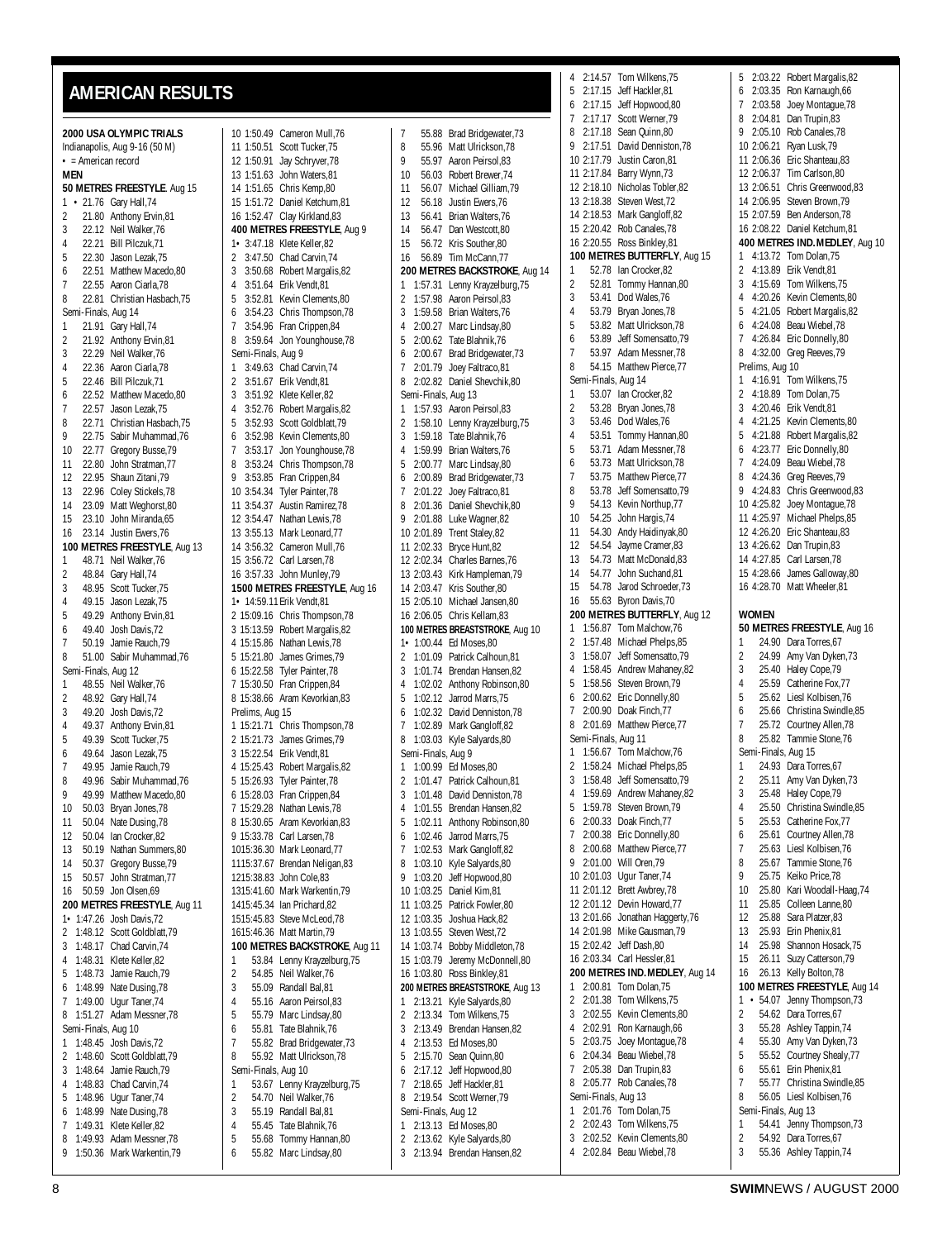## AMERICAN RESULTS

**2000 USA OLYMPIC TRIALS**
Indianapolis, Aug 9-16 (50 M)
• = American record

**MEN**

**50 METRES FREESTYLE**. Aug 15
1 • 21.76 Gary Hall,74
2 21.80 Anthony Ervin,81
3 22.12 Neil Walker,76
4 22.21 Bill Pilczuk,71
5 22.30 Jason Lezak,75
6 22.51 Matthew Macedo,80
7 22.55 Aaron Ciarla,78
8 22.81 Christian Hasbach,75
Semi-Finals, Aug 14
1 21.91 Gary Hall,74
2 21.92 Anthony Ervin,81
3 22.29 Neil Walker,76
4 22.36 Aaron Ciarla,78
5 22.46 Bill Pilczuk,71
6 22.52 Matthew Macedo,80
7 22.57 Jason Lezak,75
8 22.71 Christian Hasbach,75
9 22.75 Sabir Muhammad,76
10 22.77 Gregory Busse,79
11 22.80 John Stratman,77
12 22.95 Shaun Zitani,79
13 22.96 Coley Stickels,78
14 23.09 Matt Weghorst,80
15 23.10 John Miranda,65
16 23.14 Justin Ewers,76

**100 METRES FREESTYLE**, Aug 13
1 48.71 Neil Walker,76
2 48.84 Gary Hall,74
3 48.95 Scott Tucker,75
4 49.15 Jason Lezak,75
5 49.29 Anthony Ervin,81
6 49.40 Josh Davis,72
7 50.19 Jamie Rauch,79
8 51.00 Sabir Muhammad,76
Semi-Finals, Aug 12
1 48.55 Neil Walker,76
2 48.82 Gary Hall,74
3 49.20 Josh Davis,72
4 49.37 Anthony Ervin,81
5 49.39 Scott Tucker,75
6 49.64 Jason Lezak,75
7 49.95 Jamie Rauch,79
8 49.96 Sabir Muhammad,76
9 49.99 Matthew Macedo,80
10 50.03 Bryan Jones,78
11 50.04 Nate Dusing,78
12 50.04 Ian Crocker,82
13 50.19 Nathan Summers,80
14 50.37 Gregory Busse,79
15 50.57 John Stratman,77
16 50.59 Jon Olsen,69

**200 METRES FREESTYLE**, Aug 11
1• 1:47.26 Josh Davis,72
2 1:48.12 Scott Goldblatt,79
3 1:48.17 Chad Carvin,74
4 1:48.31 Klete Keller,82
5 1:48.73 Jamie Rauch,79
6 1:48.99 Nate Dusing,78
7 1:49.00 Ugur Taner,74
8 1:51.27 Adam Messner,78
Semi-Finals, Aug 10
1 1:48.45 Josh Davis,72
2 1:48.60 Scott Goldblatt,79
3 1:48.64 Jamie Rauch,79
4 1:48.83 Chad Carvin,74
5 1:48.96 Ugur Taner,74
6 1:48.99 Nate Dusing,78
7 1:49.31 Klete Keller,82
8 1:49.93 Adam Messner,78
9 1:50.36 Mark Warkentin,79
10 1:50.49 Cameron Mull,76
11 1:50.51 Scott Tucker,75
12 1:50.91 Jay Schryver,78
13 1:51.63 John Waters,81
14 1:51.65 Chris Kemp,80
15 1:51.72 Daniel Ketchum,81
16 1:52.47 Clay Kirkland,83

**400 METRES FREESTYLE**, Aug 9
1• 3:47.18 Klete Keller,82
2 3:47.50 Chad Carvin,74
3 3:50.68 Robert Margalis,82
4 3:51.64 Erik Vendt,81
5 3:52.81 Kevin Clements,80
6 3:54.23 Chris Thompson,78
7 3:54.96 Fran Crippen,84
8 3:59.64 Jon Younghouse,78
Semi-Finals, Aug 9
1 3:49.63 Chad Carvin,74
2 3:51.67 Erik Vendt,81
3 3:51.92 Klete Keller,82
4 3:52.76 Robert Margalis,82
5 3:52.93 Scott Goldblatt,79
6 3:52.98 Kevin Clements,80
7 3:53.17 Jon Younghouse,78
8 3:53.24 Chris Thompson,78
9 3:53.85 Fran Crippen,84
10 3:54.34 Tyler Painter,78
11 3:54.37 Austin Ramirez,78
12 3:54.47 Nathan Lewis,78
13 3:55.13 Mark Leonard,77
14 3:56.32 Cameron Mull,76
15 3:56.72 Carl Larsen,78
16 3:57.33 John Munley,79

**1500 METRES FREESTYLE**, Aug 16
1• 14:59.11 Erik Vendt,81
2 15:09.16 Chris Thompson,78
3 15:13.59 Robert Margalis,82
4 15:15.86 Nathan Lewis,78
5 15:21.80 James Grimes,79
6 15:22.58 Tyler Painter,78
7 15:30.50 Fran Crippen,84
8 15:38.66 Aram Kevorkian,83
Prelims, Aug 15
1 15:21.71 Chris Thompson,78
2 15:21.73 James Grimes,79
3 15:22.54 Erik Vendt,81
4 15:25.43 Robert Margalis,82
5 15:26.93 Tyler Painter,78
6 15:28.03 Fran Crippen,84
7 15:29.28 Nathan Lewis,78
8 15:30.65 Aram Kevorkian,83
9 15:33.78 Carl Larsen,78
10 15:36.30 Mark Leonard,77
11 15:37.67 Brendan Neligan,83
12 15:38.83 John Cole,83
13 15:41.60 Mark Warkentin,79
14 15:45.11 Ian Prichard,82
15 15:45.83 Steve McLeod,78
16 15:46.36 Matt Martin,79

**100 METRES BACKSTROKE**, Aug 11
1 53.84 Lenny Krayzelburg,75
2 54.85 Neil Walker,76
3 55.09 Randall Bal,81
4 55.16 Aaron Peirsol,83
5 55.79 Marc Lindsay,80
6 55.81 Tate Blahnik,76
7 55.82 Brad Bridgewater,73
8 55.92 Matt Ulrickson,78
Semi-Finals, Aug 10
1 53.67 Lenny Krayzelburg,75
2 54.70 Neil Walker,76
3 55.19 Randall Bal,81
4 55.45 Tate Blahnik,76
5 55.68 Tommy Hannan,80
6 55.82 Marc Lindsay,80
7 55.88 Brad Bridgewater,73
8 55.96 Matt Ulrickson,78
9 55.97 Aaron Peirsol,83
10 56.03 Robert Brewer,74
11 56.07 Michael Gilliam,79
12 56.18 Justin Ewers,76
13 56.41 Brian Walters,76
14 56.47 Dan Westcott,80
15 56.72 Kris Souther,80
16 56.89 Tim McCann,77

**200 METRES BACKSTROKE**, Aug 14
1 1:57.31 Lenny Krayzelburg,75
2 1:57.98 Aaron Peirsol,83
3 1:59.58 Brian Walters,76
4 2:00.27 Marc Lindsay,80
5 2:00.62 Tate Blahnik,76
6 2:00.67 Brad Bridgewater,73
7 2:01.79 Joey Faltraco,81
8 2:02.82 Daniel Shevchik,80
Semi-Finals, Aug 13
1 1:57.93 Aaron Peirsol,83
2 1:58.10 Lenny Krayzelburg,75
3 1:59.18 Tate Blahnik,76
4 1:59.99 Brian Walters,76
5 2:00.77 Marc Lindsay,80
6 2:00.89 Brad Bridgewater,73
7 2:01.22 Joey Faltraco,81
8 2:01.36 Daniel Shevchik,80
9 2:01.88 Luke Wagner,82
10 2:01.89 Trent Staley,82
11 2:02.33 Bryce Hunt,82
12 2:02.34 Charles Barnes,76
13 2:03.43 Kirk Hampleman,79
14 2:03.47 Kris Souther,80
15 2:05.10 Michael Jansen,80
16 2:06.05 Chris Kellam,83

**100 METRES BREASTSTROKE**, Aug 10
1• 1:00.44 Ed Moses,80
2 1:01.09 Patrick Calhoun,81
3 1:01.74 Brendan Hansen,82
4 1:02.02 Anthony Robinson,80
5 1:02.12 Jarrod Marrs,75
6 1:02.32 David Denniston,78
7 1:02.89 Mark Gangloff,82
8 1:03.03 Kyle Salyards,80
Semi-Finals, Aug 9
1 1:00.99 Ed Moses,80
2 1:01.47 Patrick Calhoun,81
3 1:01.48 David Denniston,78
4 1:01.55 Brendan Hansen,82
5 1:02.11 Anthony Robinson,80
6 1:02.46 Jarrod Marrs,75
7 1:02.53 Mark Gangloff,82
8 1:03.10 Kyle Salyards,80
9 1:03.20 Jeff Hopwood,80
10 1:03.25 Daniel Kim,81
11 1:03.25 Patrick Fowler,80
12 1:03.35 Joshua Hack,82
13 1:03.55 Steven West,72
14 1:03.74 Bobby Middleton,78
15 1:03.79 Jeremy McDonnell,80
16 1:03.80 Ross Binkley,81

**200 METRES BREASTSTROKE**, Aug 13
1 2:13.21 Kyle Salyards,80
2 2:13.34 Tom Wilkens,75
3 2:13.49 Brendan Hansen,82
4 2:13.53 Ed Moses,80
5 2:15.70 Sean Quinn,80
6 2:17.12 Jeff Hopwood,80
7 2:18.65 Jeff Hackler,81
8 2:19.54 Scott Werner,79
Semi-Finals, Aug 12
1 2:13.13 Ed Moses,80
2 2:13.62 Kyle Salyards,80
3 2:13.94 Brendan Hansen,82
4 2:14.57 Tom Wilkens,75
5 2:17.15 Jeff Hackler,81
6 2:17.15 Jeff Hopwood,80
7 2:17.17 Scott Werner,79
8 2:17.18 Sean Quinn,80
9 2:17.51 David Denniston,78
10 2:17.79 Justin Caron,81
11 2:17.84 Barry Wynn,73
12 2:18.10 Nicholas Tobler,82
13 2:18.38 Steven West,72
14 2:18.53 Mark Gangloff,82
15 2:20.42 Rob Canales,78
16 2:20.55 Ross Binkley,81

**100 METRES BUTTERFLY**, Aug 15
1 52.78 Ian Crocker,82
2 52.81 Tommy Hannan,80
3 53.41 Dod Wales,76
4 53.79 Bryan Jones,78
5 53.82 Matt Ulrickson,78
6 53.89 Jeff Somensatto,79
7 53.97 Adam Messner,78
8 54.15 Matthew Pierce,77
Semi-Finals, Aug 14
1 53.07 Ian Crocker,82
2 53.28 Bryan Jones,78
3 53.46 Dod Wales,76
4 53.51 Tommy Hannan,80
5 53.71 Adam Messner,78
6 53.73 Matt Ulrickson,78
7 53.75 Matthew Pierce,77
8 53.78 Jeff Somensatto,79
9 54.13 Kevin Northup,77
10 54.25 John Hargis,74
11 54.30 Andy Haidinyak,80
12 54.54 Jayme Cramer,83
13 54.73 Matt McDonald,83
14 54.77 John Suchand,81
15 54.78 Jarod Schroeder,73
16 55.63 Byron Davis,70

**200 METRES BUTTERFLY**, Aug 12
1 1:56.87 Tom Malchow,76
2 1:57.48 Michael Phelps,85
3 1:58.07 Jeff Somensatto,79
4 1:58.45 Andrew Mahaney,82
5 1:58.56 Steven Brown,79
6 2:00.62 Eric Donnelly,80
7 2:00.90 Doak Finch,77
8 2:01.69 Matthew Pierce,77
Semi-Finals, Aug 11
1 1:56.67 Tom Malchow,76
2 1:58.24 Michael Phelps,85
3 1:58.48 Jeff Somensatto,79
4 1:59.69 Andrew Mahaney,82
5 1:59.78 Steven Brown,79
6 2:00.33 Doak Finch,77
7 2:00.38 Eric Donnelly,80
8 2:00.68 Matthew Pierce,77
9 2:01.00 Will Oren,79
10 2:01.03 Ugur Taner,74
11 2:01.12 Brett Awbrey,78
12 2:01.12 Devin Howard,77
13 2:01.66 Jonathan Haggerty,76
14 2:01.98 Mike Gausman,79
15 2:02.42 Jeff Dash,80
16 2:03.34 Carl Hessler,81

**200 METRES IND. MEDLEY**, Aug 14
1 2:00.81 Tom Dolan,75
2 2:01.38 Tom Wilkens,75
3 2:02.55 Kevin Clements,80
4 2:02.91 Ron Karnaugh,66
5 2:03.75 Joey Montague,78
6 2:04.34 Beau Wiebel,78
7 2:05.38 Dan Trupin,83
8 2:05.77 Rob Canales,78
Semi-Finals, Aug 13
1 2:01.76 Tom Dolan,75
2 2:02.43 Tom Wilkens,75
3 2:02.52 Kevin Clements,80
4 2:02.84 Beau Wiebel,78
5 2:03.22 Robert Margalis,82
6 2:03.35 Ron Karnaugh,66
7 2:03.58 Joey Montague,78
8 2:04.81 Dan Trupin,83
9 2:05.10 Rob Canales,78
10 2:06.21 Ryan Lusk,79
11 2:06.36 Eric Shanteau,83
12 2:06.37 Tim Carlson,80
13 2:06.51 Chris Greenwood,83
14 2:06.95 Steven Brown,79
15 2:07.59 Ben Anderson,78
16 2:08.22 Daniel Ketchum,81

**400 METRES IND. MEDLEY**, Aug 10
1 4:13.72 Tom Dolan,75
2 4:13.89 Erik Vendt,81
3 4:15.69 Tom Wilkens,75
4 4:20.26 Kevin Clements,80
5 4:21.05 Robert Margalis,82
6 4:24.08 Beau Wiebel,78
7 4:26.84 Eric Donnelly,80
8 4:32.00 Greg Reeves,79
Prelims, Aug 10
1 4:16.91 Tom Wilkens,75
2 4:18.89 Tom Dolan,75
3 4:20.46 Erik Vendt,81
4 4:21.25 Kevin Clements,80
5 4:21.88 Robert Margalis,82
6 4:23.77 Eric Donnelly,80
7 4:24.09 Beau Wiebel,78
8 4:24.36 Greg Reeves,79
9 4:24.83 Chris Greenwood,83
10 4:25.82 Joey Montague,78
11 4:25.97 Michael Phelps,85
12 4:26.20 Eric Shanteau,83
13 4:26.62 Dan Trupin,83
14 4:27.85 Carl Larsen,78
15 4:28.66 James Galloway,80
16 4:28.70 Matt Wheeler,81

**WOMEN**

**50 METRES FREESTYLE**, Aug 16
1 24.90 Dara Torres,67
2 24.99 Amy Van Dyken,73
3 25.40 Haley Cope,79
4 25.59 Catherine Fox,77
5 25.62 Liesl Kolbisen,76
6 25.66 Christina Swindle,85
7 25.72 Courtney Allen,78
8 25.82 Tammie Stone,76
Semi-Finals, Aug 15
1 24.93 Dara Torres,67
2 25.11 Amy Van Dyken,73
3 25.48 Haley Cope,79
4 25.50 Christina Swindle,85
5 25.53 Catherine Fox,77
6 25.61 Courtney Allen,78
7 25.63 Liesl Kolbisen,76
8 25.67 Tammie Stone,76
9 25.75 Keiko Price,78
10 25.80 Kari Woodall-Haag,74
11 25.85 Colleen Lanne,80
12 25.88 Sara Platzer,83
13 25.93 Erin Phenix,81
14 25.98 Shannon Hosack,75
15 26.11 Suzy Catterson,79
16 26.13 Kelly Bolton,78

**100 METRES FREESTYLE**, Aug 14
1 • 54.07 Jenny Thompson,73
2 54.62 Dara Torres,67
3 55.28 Ashley Tappin,74
4 55.30 Amy Van Dyken,73
5 55.52 Courtney Shealy,77
6 55.61 Erin Phenix,81
7 55.77 Christina Swindle,85
8 56.05 Liesl Kolbisen,76
Semi-Finals, Aug 13
1 54.41 Jenny Thompson,73
2 54.92 Dara Torres,67
3 55.36 Ashley Tappin,74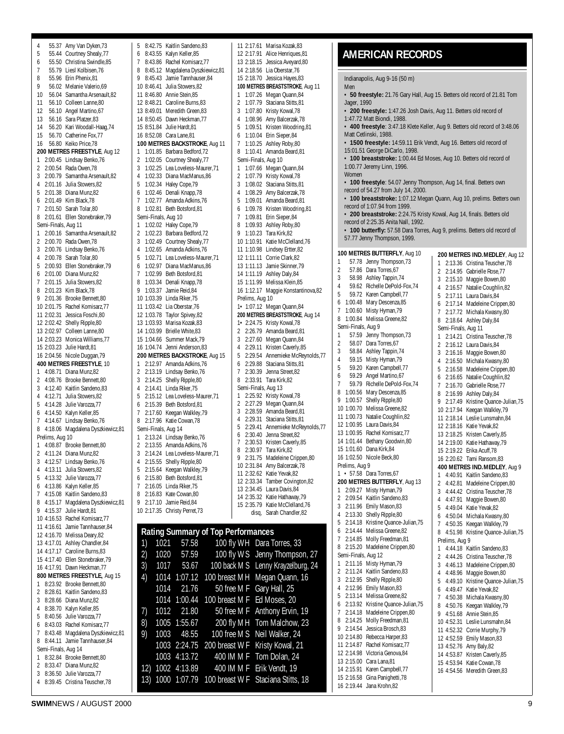4 55.37 Amy Van Dyken,73
5 55.44 Courtney Shealy,77
6 55.50 Christina Swindle,85
7 55.79 Liesl Kolbisen,76
8 55.96 Erin Phenix,81
9 56.02 Melanie Valerio,69
10 56.04 Samantha Arsenault,82
11 56.10 Colleen Lanne,80
12 56.10 Angel Martino,67
13 56.16 Sara Platzer,83
14 56.20 Kari Woodall-Haag,74
15 56.70 Catherine Fox,77
16 56.80 Keiko Price,78

**200 METRES FREESTYLE**, Aug 12
1 2:00.45 Lindsay Benko,76
2 2:00.54 Rada Owen,78
3 2:00.79 Samantha Arsenault,82
4 2:01.16 Julia Stowers,82
5 2:01.38 Diana Munz,82
6 2:01.49 Kim Black,78
7 2:01.50 Sarah Tolar,80
8 2:01.61 Ellen Stonebraker,79
Semi-Finals, Aug 11
1 2:00.16 Samantha Arsenault,82
2 2:00.70 Rada Owen,78
3 2:00.76 Lindsay Benko,76
4 2:00.78 Sarah Tolar,80
5 2:00.93 Ellen Stonebraker,79
6 2:01.00 Diana Munz,82
7 2:01.15 Julia Stowers,82
8 2:01.23 Kim Black,78
9 2:01.36 Brooke Bennett,80
10 2:01.75 Rachel Komisarz,77
11 2:02.31 Jessica Foschi,80
12 2:02.42 Shelly Ripple,80
13 2:02.97 Colleen Lanne,80
14 2:03.23 Monica Williams,77
15 2:03.23 Julie Hardt,81
16 2:04.56 Nicole Duggan,79

**400 METRES FREESTYLE**, 10
1 4:08.71 Diana Munz,82
2 4:08.76 Brooke Bennett,80
3 4:12.40 Kaitlin Sandeno,83
4 4:12.71 Julia Stowers,82
5 4:14.28 Julie Varozza,77
6 4:14.50 Kalyn Keller,85
7 4:14.67 Lindsay Benko,76
8 4:18.06 Magdalena Dyszkiewicz,81
Prelims, Aug 10
1 4:08.87 Brooke Bennett,80
2 4:11.24 Diana Munz,82
3 4:12.57 Lindsay Benko,76
4 4:13.11 Julia Stowers,82
5 4:13.32 Julie Varozza,77
6 4:13.86 Kalyn Keller,85
7 4:15.08 Kaitlin Sandeno,83
8 4:15.17 Magdalena Dyszkiewicz,81
9 4:15.37 Julie Hardt,81
10 4:16.53 Rachel Komisarz,77
11 4:16.61 Jamie Tannhauser,84
12 4:16.70 Melissa Deary,82
13 4:17.01 Ashley Chandler,84
14 4:17.17 Caroline Burns,83
15 4:17.40 Ellen Stonebraker,79
16 4:17.91 Dawn Heckman,77

**800 METRES FREESTYLE,** Aug 15
1 8:23.92 Brooke Bennett,80
2 8:28.61 Kaitlin Sandeno,83
3 8:28.66 Diana Munz,82
4 8:30.78 Kalyn Keller,85
5 8:40.56 Julie Varozza,77
6 8:43.03 Rachel Komisarz,77
7 8:43.48 Magdalena Dyszkiewicz,81
8 8:44.11 Jamie Tannhauser,84
Semi-Finals, Aug 14
1 8:32.84 Brooke Bennett,80
2 8:33.47 Diana Munz,82
3 8:36.50 Julie Varozza,77
4 8:39.45 Cristina Teuscher,78
5 8:42.75 Kaitlin Sandeno,83
6 8:43.55 Kalyn Keller,85
7 8:43.86 Rachel Komisarz,77
8 8:45.12 Magdalena Dyszkiewicz,81
9 8:45.43 Jamie Tannhauser,84
10 8:46.41 Julia Stowers,82
11 8:46.80 Annie Stein,85
12 8:48.21 Caroline Burns,83
13 8:49.01 Meredith Green,83
14 8:50.45 Dawn Heckman,77
15 8:51.84 Julie Hardt,81
16 8:52.08 Cara Lane,81

**100 METRES BACKSTROKE**, Aug 11
1 1:01.85 Barbara Bedford,72
2 1:02.05 Courtney Shealy,77
3 1:02.25 Lea Loveless-Maurer,71
4 1:02.33 Diana MacManus,86
5 1:02.34 Haley Cope,79
6 1:02.46 Denali Knapp,78
7 1:02.77 Amanda Adkins,76
8 1:02.81 Beth Botsford,81
Semi-Finals, Aug 10
1 1:02.02 Haley Cope,79
2 1:02.23 Barbara Bedford,72
3 1:02.49 Courtney Shealy,77
4 1:02.65 Amanda Adkins,76
5 1:02.71 Lea Loveless-Maurer,71
6 1:02.97 Diana MacManus,86
7 1:02.99 Beth Botsford,81
8 1:03.34 Denali Knapp,78
9 1:03.37 Jamie Reid,84
10 1:03.39 Linda Riker,75
11 1:03.42 Lia Oberstar,76
12 1:03.78 Taylor Spivey,82
13 1:03.93 Marisa Kozak,83
14 1:03.99 Brielle White,83
15 1:04.66 Summer Mack,79
16 1:04.74 Jenni Anderson,83

**200 METRES BACKSTROKE**, Aug 15
1 2:12.97 Amanda Adkins,76
2 2:13.19 Lindsay Benko,76
3 2:14.25 Shelly Ripple,80
4 2:14.41 Linda Riker,75
5 2:15.12 Lea Loveless-Maurer,71
6 2:15.39 Beth Botsford,81
7 2:17.60 Keegan Walkley,79
8 2:17.96 Katie Cowan,78
Semi-Finals, Aug 14
1 2:13.24 Lindsay Benko,76
2 2:13.55 Amanda Adkins,76
3 2:14.24 Lea Loveless-Maurer,71
4 2:15.55 Shelly Ripple,80
5 2:15.64 Keegan Walkley,79
6 2:15.80 Beth Botsford,81
7 2:16.05 Linda Riker,75
8 2:16.83 Kate Cowan,80
9 2:17.10 Jamie Reid,84
10 2:17.35 Christy Perret,73
11 2:17.61 Marisa Kozak,83
12 2:17.91 Alice Henriques,81
13 2:18.15 Jessica Aveyard,80
14 2:18.56 Lia Oberstar,76
15 2:18.70 Jessica Hayes,83

**100 METRES BREASTSTROKE**, Aug 11
1 1:07.26 Megan Quann,84
2 1:07.79 Staciana Stitts,81
3 1:07.80 Kristy Kowal,78
4 1:08.96 Amy Balcerzak,78
5 1:09.51 Kristen Woodring,81
6 1:10.04 Erin Sieper,84
7 1:10.25 Ashley Roby,80
8 1:10.41 Amanda Beard,81
Semi-Finals, Aug 10
1 1:07.66 Megan Quann,84
2 1:07.79 Kristy Kowal,78
3 1:08.02 Staciana Stitts,81
4 1:08.29 Amy Balcerzak,78
5 1:09.01 Amanda Beard,81
6 1:09.78 Kristen Woodring,81
7 1:09.81 Erin Sieper,84
8 1:09.93 Ashley Roby,80
9 1:10.23 Tara Kirk,82
10 1:10.91 Katie McClelland,76
11 1:10.98 Lindsey Ertter,82
12 1:11.11 Corrie Clark,82
13 1:11.13 Jamie Skinner,79
14 1:11.19 Ashley Daly,84
15 1:11.99 Melissa Klein,85
16 1:12.17 Maggie Konstantinova,82
Prelims, Aug 10
1• 1:07.12 Megan Quann,84

**200 METRES BREASTSTROKE**, Aug 14
1• 2:24.75 Kristy Kowal,78
2 2:26.79 Amanda Beard,81
3 2:27.60 Megan Quann,84
4 2:29.11 Kristen Caverly,85
5 2:29.54 Annemieke McReynolds,77
6 2:29.88 Staciana Stitts,81
7 2:30.39 Jenna Street,82
8 2:33.91 Tara Kirk,82
Semi-Finals, Aug 13
1 2:25.92 Kristy Kowal,78
2 2:27.29 Megan Quann,84
3 2:28.59 Amanda Beard,81
4 2:29.31 Staciana Stitts,81
5 2:29.41 Annemieke McReynolds,77
6 2:30.40 Jenna Street,82
7 2:30.53 Kristen Caverly,85
8 2:30.97 Tara Kirk,82
9 2:31.75 Madeleine Crippen,80
10 2:31.84 Amy Balcerzak,78
11 2:32.62 Katie Yevak,82
12 2:33.34 Tamber Covington,82
13 2:34.45 Laura Davis,84
14 2:35.32 Katie Hathaway,79
15 2:35.79 Katie McClelland,76
disq, Sarah Chandler,82

## Rating Summary of Top Performances

| | | | | |
|---|---|---|---|---|
| 1) | 1021 | 57.58 | 100 fly W H | Dara Torres, 33 |
| 2) | 1020 | 57.59 | 100 fly W S | Jenny Thompson, 27 |
| 3) | 1017 | 53.67 | 100 back M S | Lenny Krayzelburg, 24 |
| 4) | 1014 | 1:07.12 | 100 breast M H | Megan Quann, 16 |
| | 1014 | 21.76 | 50 free M F | Gary Hall, 25 |
| | 1014 | 1:00.44 | 100 breast M F | Ed Moses, 20 |
| 7) | 1012 | 21.80 | 50 free M F | Anthony Ervin, 19 |
| 8) | 1005 | 1:55.67 | 200 fly M H | Tom Malchow, 23 |
| 9) | 1003 | 48.55 | 100 free M S | Neil Walker, 24 |
| | 1003 | 2:24.75 | 200 breast W F | Kristy Kowal, 21 |
| | 1003 | 4:13.72 | 400 IM M F | Tom Dolan, 24 |
| 12) | 1002 | 4:13.89 | 400 IM M F | Erik Vendt, 19 |
| 13) | 1000 | 1:07.79 | 100 breast W F | Staciana Stitts, 18 |

## AMERICAN RECORDS

Indianapolis, Aug 9-16 (50 m)

Men

- **50 freestyle:** 21.76 Gary Hall, Aug 15. Betters old record of 21.81 Tom Jager, 1990
- **200 freestyle:** 1:47.26 Josh Davis, Aug 11. Betters old record of 1:47.72 Matt Biondi, 1988.
- **400 freestyle**: 3:47.18 Klete Keller, Aug 9. Betters old record of 3:48.06 Matt Cetlinski, 1988.
- **1500 freestyle:** 14:59.11 Erik Vendt, Aug 16. Betters old record of 15:01.51 George DiCarlo, 1998.
- **100 breaststroke:** 1:00.44 Ed Moses, Aug 10. Betters old record of 1:00.77 Jeremy Linn, 1996.

Women

- **100 freestyle**: 54.07 Jenny Thompson, Aug 14, final. Betters own record of 54.27 from July 14, 2000.
- **100 breaststroke:** 1:07.12 Megan Quann, Aug 10, prelims. Betters own record of 1:07.94 from 1999.
- **200 breaststroke:** 2:24.75 Kristy Kowal, Aug 14, finals. Betters old record of 2:25.35 Anita Nall, 1992.
- **100 butterfly:** 57.58 Dara Torres, Aug 9, prelims. Betters old record of 57.77 Jenny Thompson, 1999.

**100 METRES BUTTERFLY**, Aug 10
1 57.78 Jenny Thompson,73
2 57.86 Dara Torres,67
3 58.98 Ashley Tappin,74
4 59.62 Richelle DePold-Fox,74
5 59.72 Karen Campbell,77
6 1:00.48 Mary Descenza,85
7 1:00.60 Misty Hyman,79
8 1:00.84 Melissa Greene,82
Semi-Finals, Aug 9
1 57.59 Jenny Thompson,73
2 58.07 Dara Torres,67
3 58.84 Ashley Tappin,74
4 59.15 Misty Hyman,79
5 59.20 Karen Campbell,77
6 59.29 Angel Martino,67
7 59.79 Richelle DePold-Fox,74
8 1:00.56 Mary Descenza,85
9 1:00.57 Shelly Ripple,80
10 1:00.70 Melissa Greene,82
11 1:00.73 Natalie Coughlin,82
12 1:00.95 Laura Davis,84
13 1:00.95 Rachel Komisarz,77
14 1:01.44 Bethany Goodwin,80
15 1:01.60 Dana Kirk,84
16 1:02.50 Nicole Beck,80
Prelims, Aug 9
1 • 57.58 Dara Torres,67

**200 METRES BUTTERFLY**, Aug 13
1 2:09.27 Misty Hyman,79
2 2:09.54 Kaitlin Sandeno,83
3 2:11.96 Emily Mason,83
4 2:13.30 Shelly Ripple,80
5 2:14.18 Kristine Quance-Julian,75
6 2:14.44 Melissa Greene,82
7 2:14.85 Molly Freedman,81
8 2:15.20 Madeleine Crippen,80
Semi-Finals, Aug 12
1 2:11.16 Misty Hyman,79
2 2:11.24 Kaitlin Sandeno,83
3 2:12.95 Shelly Ripple,80
4 2:12.96 Emily Mason,83
5 2:13.14 Melissa Greene,82
6 2:13.92 Kristine Quance-Julian,75
7 2:14.18 Madeleine Crippen,80
8 2:14.25 Molly Freedman,81
9 2:14.54 Jessica Brosch,83
10 2:14.80 Rebecca Harper,83
11 2:14.87 Rachel Komisarz,77
12 2:14.98 Victoria Genova,84
13 2:15.00 Cara Lane,81
14 2:15.91 Karen Campbell,77
15 2:16.58 Gina Panighetti,78
16 2:19.44 Jana Krohn,82

**200 METRES IND. MEDLEY**, Aug 12
1 2:13.36 Cristina Teuscher,78
2 2:14.95 Gabrielle Rose,77
3 2:15.00 Maggie Bowen,80
4 2:16.57 Natalie Coughlin,82
5 2:17.11 Laura Davis,84
6 2:17.14 Madeleine Crippen,80
7 2:17.72 Michala Kwasny,80
8 2:18.64 Ashley Daly,84
Semi-Finals, Aug 11
1 2:14.21 Cristina Teuscher,78
2 2:16.12 Laura Davis,84
3 2:16.16 Maggie Bowen,80
4 2:16.50 Michala Kwasny,80
5 2:16.58 Madeleine Crippen,80
6 2:16.65 Natalie Coughlin,82
7 2:16.70 Gabrielle Rose,77
8 2:16.99 Ashley Daly,84
9 2:17.49 Kristine Quance-Julian,75
10 2:17.94 Keegan Walkley,79
11 2:18.14 Leslie Lunsmahn,84
12 2:18.16 Katie Yevak,82
13 2:18.25 Kristen Caverly,85
14 2:19.00 Katie Hathaway,79
15 2:19.22 Erika Acuff,78
16 2:20.62 Tami Ransom,83

**400 METRES IND. MEDLEY**, Aug 9
1 4:40.91 Kaitlin Sandeno,83
2 4:42.81 Madeleine Crippen,80
3 4:44.42 Cristina Teuscher,78
4 4:47.91 Maggie Bowen,80
5 4:49.04 Katie Yevak,82
6 4:50.04 Michala Kwasny,80
7 4:50.35 Keegan Walkley,79
8 4:51.98 Kristine Quance-Julian,75
Prelims, Aug 9
1 4:44.18 Kaitlin Sandeno,83
2 4:44.26 Cristina Teuscher,78
3 4:46.13 Madeleine Crippen,80
4 4:48.96 Maggie Bowen,80
5 4:49.10 Kristine Quance-Julian,75
6 4:49.47 Katie Yevak,82
7 4:50.38 Michala Kwasny,80
8 4:50.76 Keegan Walkley,79
9 4:51.68 Annie Stein,85
10 4:52.31 Leslie Lunsmahn,84
11 4:52.32 Corrie Murphy,79
12 4:52.59 Emily Mason,83
13 4:52.76 Amy Baly,82
14 4:53.87 Kristen Caverly,85
15 4:53.94 Katie Cowan,78
16 4:54.56 Meredith Green,83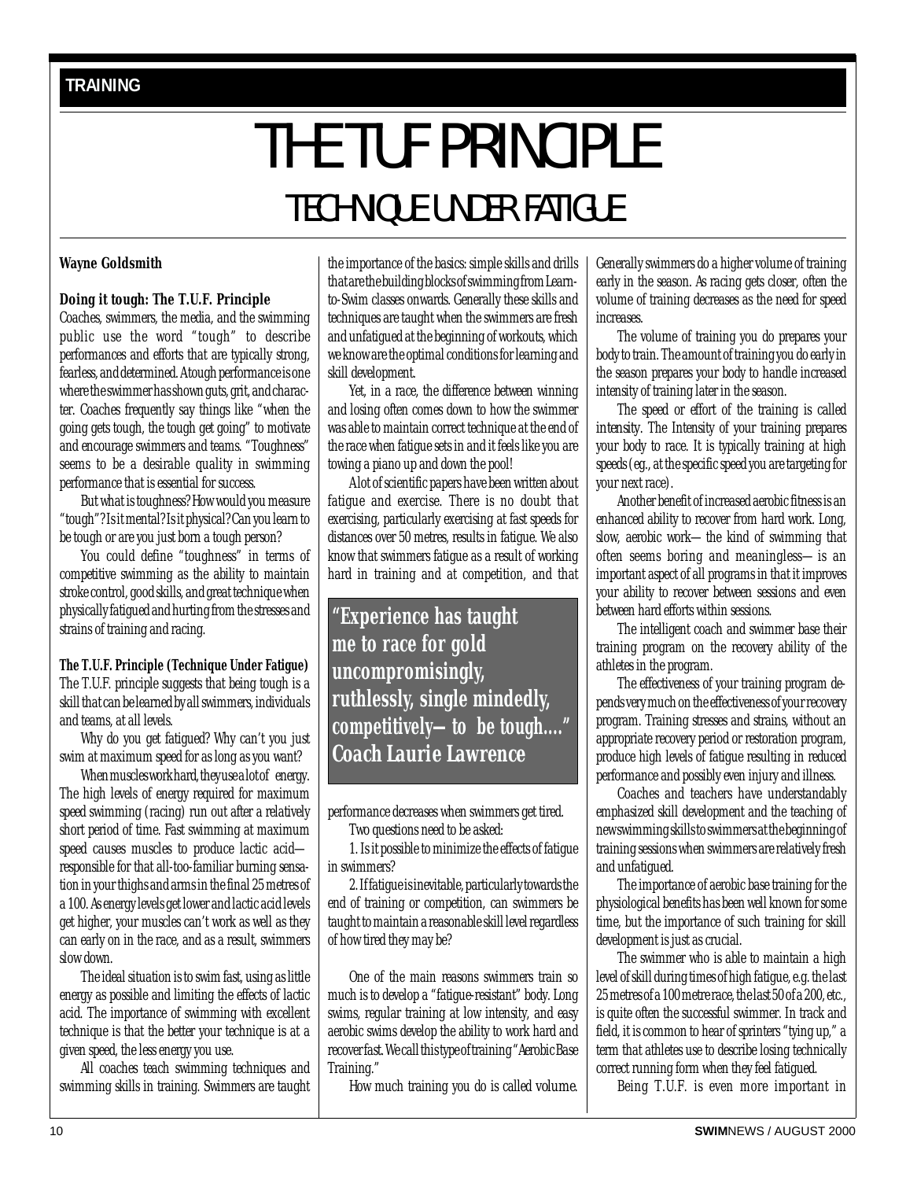# THE TUF PRINCIPLE

## TECHNIQUE UNDER FATIGUE

**Wayne Goldsmith**

**Doing it tough: The T.U.F. Principle**

Coaches, swimmers, the media, and the swimming public use the word "tough" to describe performances and efforts that are typically strong, fearless, and determined. A tough performance is one where the swimmer has shown guts, grit, and character. Coaches frequently say things like "when the going gets tough, the tough get going" to motivate and encourage swimmers and teams. "Toughness" seems to be a desirable quality in swimming performance that is essential for success.

But what is toughness? How would you measure "tough"? Is it mental? Is it physical? Can you learn to be tough or are you just born a tough person?

You could define "toughness" in terms of competitive swimming as the ability to maintain stroke control, good skills, and great technique when physically fatigued and hurting from the stresses and strains of training and racing.

**The T.U.F. Principle (Technique Under Fatigue)**

The T.U.F. principle suggests that being tough is a skill that can be learned by all swimmers, individuals and teams, at all levels.

Why do you get fatigued? Why can't you just swim at maximum speed for as long as you want?

When muscles work hard, they use a lot of energy. The high levels of energy required for maximum speed swimming (racing) run out after a relatively short period of time. Fast swimming at maximum speed causes muscles to produce lactic acid—responsible for that all-too-familiar burning sensation in your thighs and arms in the final 25 metres of a 100. As energy levels get lower and lactic acid levels get higher, your muscles can't work as well as they can early on in the race, and as a result, swimmers slow down.

The ideal situation is to swim fast, using as little energy as possible and limiting the effects of lactic acid. The importance of swimming with excellent technique is that the better your technique is at a given speed, the less energy you use.

All coaches teach swimming techniques and swimming skills in training. Swimmers are taught the importance of the basics: simple skills and drills that are the building blocks of swimming from Learn-to-Swim classes onwards. Generally these skills and techniques are taught when the swimmers are fresh and unfatigued at the beginning of workouts, which we know are the optimal conditions for learning and skill development.

Yet, in a race, the difference between winning and losing often comes down to how the swimmer was able to maintain correct technique at the end of the race when fatigue sets in and it feels like you are towing a piano up and down the pool!

A lot of scientific papers have been written about fatigue and exercise. There is no doubt that exercising, particularly exercising at fast speeds for distances over 50 metres, results in fatigue. We also know that swimmers fatigue as a result of working hard in training and at competition, and that performance decreases when swimmers get tired.

> **"Experience has taught me to race for gold uncompromisingly, ruthlessly, single mindedly, competitively—to be tough…."**
> **Coach Laurie Lawrence**

Two questions need to be asked:

1. Is it possible to minimize the effects of fatigue in swimmers?

2. If fatigue is inevitable, particularly towards the end of training or competition, can swimmers be taught to maintain a reasonable skill level regardless of how tired they may be?

One of the main reasons swimmers train so much is to develop a "fatigue-resistant" body. Long swims, regular training at low intensity, and easy aerobic swims develop the ability to work hard and recover fast. We call this type of training "Aerobic Base Training."

How much training you do is called *volume*. Generally swimmers do a higher volume of training early in the season. As racing gets closer, often the volume of training decreases as the need for speed increases.

The volume of training you do prepares your body to train. The amount of training you do early in the season prepares your body to handle increased intensity of training later in the season.

The speed or effort of the training is called *intensity*. The Intensity of your training prepares your body to race. It is typically training at high speeds (eg., at the specific speed you are targeting for your next race).

Another benefit of increased aerobic fitness is an enhanced ability to recover from hard work. Long, slow, aerobic work—the kind of swimming that often seems boring and meaningless—is an important aspect of all programs in that it improves your ability to recover between sessions and even between hard efforts within sessions.

The intelligent coach and swimmer base their training program on the recovery ability of the athletes in the program.

The effectiveness of your training program depends very much on the effectiveness of your recovery program. Training stresses and strains, without an appropriate recovery period or restoration program, produce high levels of fatigue resulting in reduced performance and possibly even injury and illness.

Coaches and teachers have understandably emphasized skill development and the teaching of new swimming skills to swimmers at the beginning of training sessions when swimmers are relatively fresh and unfatigued.

The importance of aerobic base training for the physiological benefits has been well known for some time, but the importance of such training for skill development is just as crucial.

The swimmer who is able to maintain a high level of skill during times of high fatigue, e.g. the last 25 metres of a 100 metre race, the last 50 of a 200, etc., is quite often the successful swimmer. In track and field, it is common to hear of sprinters "tying up," a term that athletes use to describe losing technically correct running form when they feel fatigued.

Being T.U.F. is even more important in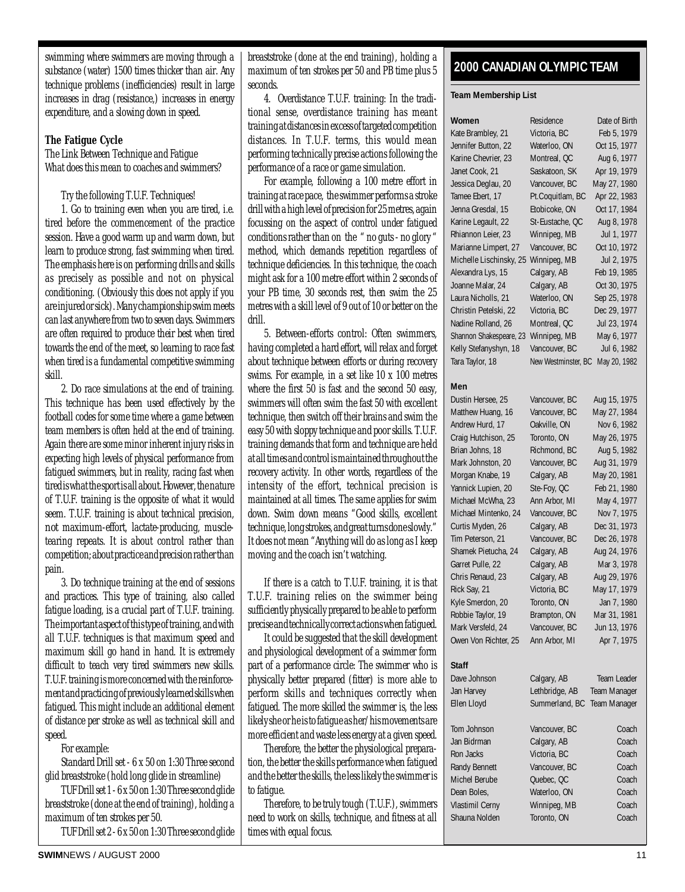swimming where swimmers are moving through a substance (water) 1500 times thicker than air. Any technique problems (inefficiencies) result in large increases in drag (resistance,) increases in energy expenditure, and a slowing down in speed.

**The Fatigue Cycle**

The Link Between Technique and Fatigue
What does this mean to coaches and swimmers?

Try the following T.U.F. Techniques!

1. Go to training even when you are tired, i.e. tired before the commencement of the practice session. Have a good warm up and warm down, but learn to produce strong, fast swimming when tired. The emphasis here is on performing drills and skills as precisely as possible and not on physical conditioning. (Obviously this does not apply if you are injured or sick). Many championship swim meets can last anywhere from two to seven days. Swimmers are often required to produce their best when tired towards the end of the meet, so learning to race fast when tired is a fundamental competitive swimming skill.

2. Do race simulations at the end of training. This technique has been used effectively by the football codes for some time where a game between team members is often held at the end of training. Again there are some minor inherent injury risks in expecting high levels of physical performance from fatigued swimmers, but in reality, racing fast when tired is what the sport is all about. However, the nature of T.U.F. training is the opposite of what it would seem. T.U.F. training is about technical precision, not maximum-effort, lactate-producing, muscle-tearing repeats. It is about control rather than competition; about practice and precision rather than pain.

3. Do technique training at the end of sessions and practices. This type of training, also called fatigue loading, is a crucial part of T.U.F. training. The important aspect of this type of training, and with all T.U.F. techniques is that maximum speed and maximum skill go hand in hand. It is extremely difficult to teach very tired swimmers new skills. T.U.F. training is more concerned with the reinforcement and practicing of previously learned skills when fatigued. This might include an additional element of distance per stroke as well as technical skill and speed.

For example:

Standard Drill set - 6 x 50 on 1:30 Three second glid breaststroke (hold long glide in streamline)

TUF Drill set 1 - 6 x 50 on 1:30 Three second glide breaststroke (done at the end of training), holding a maximum of ten strokes per 50.

TUF Drill set 2 - 6 x 50 on 1:30 Three second glide breaststroke (done at the end training), holding a maximum of ten strokes per 50 and PB time plus 5 seconds.

4. Overdistance T.U.F. training: In the traditional sense, overdistance training has meant training at distances in excess of targeted competition distances. In T.U.F. terms, this would mean performing technically precise actions following the performance of a race or game simulation.

For example, following a 100 metre effort in training at race pace, the swimmer performs a stroke drill with a high level of precision for 25 metres, again focussing on the aspect of control under fatigued conditions rather than on the " no guts - no glory " method, which demands repetition regardless of technique deficiencies. In this technique, the coach might ask for a 100 metre effort within 2 seconds of your PB time, 30 seconds rest, then swim the 25 metres with a skill level of 9 out of 10 or better on the drill.

5. Between-efforts control: Often swimmers, having completed a hard effort, will relax and forget about technique between efforts or during recovery swims. For example, in a set like 10 x 100 metres where the first 50 is fast and the second 50 easy, swimmers will often swim the fast 50 with excellent technique, then switch off their brains and swim the easy 50 with sloppy technique and poor skills. T.U.F. training demands that form and technique are held at all times and control is maintained throughout the recovery activity. In other words, regardless of the intensity of the effort, technical precision is maintained at all times. The same applies for swim down. Swim down means "Good skills, excellent technique, long strokes, and great turns done slowly." It does not mean "Anything will do as long as I keep moving and the coach isn't watching.

If there is a catch to T.U.F. training, it is that T.U.F. training relies on the swimmer being sufficiently physically prepared to be able to perform precise and technically correct actions when fatigued.

It could be suggested that the skill development and physiological development of a swimmer form part of a performance circle: The swimmer who is physically better prepared (fitter) is more able to perform skills and techniques correctly when fatigued. The more skilled the swimmer is, the less likely she or he is to fatigue as her/his movements are more efficient and waste less energy at a given speed.

Therefore, the better the physiological preparation, the better the skills performance when fatigued and the better the skills, the less likely the swimmer is to fatigue.

Therefore, to be truly tough (T.U.F.), swimmers need to work on skills, technique, and fitness at all times with equal focus.

## 2000 CANADIAN OLYMPIC TEAM

**Team Membership List**

| **Women** | Residence | Date of Birth |
|---|---|---|
| Kate Brambley, 21 | Victoria, BC | Feb 5, 1979 |
| Jennifer Button, 22 | Waterloo, ON | Oct 15, 1977 |
| Karine Chevrier, 23 | Montreal, QC | Aug 6, 1977 |
| Janet Cook, 21 | Saskatoon, SK | Apr 19, 1979 |
| Jessica Deglau, 20 | Vancouver, BC | May 27, 1980 |
| Tamee Ebert, 17 | Pt.Coquitlam, BC | Apr 22, 1983 |
| Jenna Gresdal, 15 | Etobicoke, ON | Oct 17, 1984 |
| Karine Legault, 22 | St-Eustache, QC | Aug 8, 1978 |
| Rhiannon Leier, 23 | Winnipeg, MB | Jul 1, 1977 |
| Marianne Limpert, 27 | Vancouver, BC | Oct 10, 1972 |
| Michelle Lischinsky, 25 | Winnipeg, MB | Jul 2, 1975 |
| Alexandra Lys, 15 | Calgary, AB | Feb 19, 1985 |
| Joanne Malar, 24 | Calgary, AB | Oct 30, 1975 |
| Laura Nicholls, 21 | Waterloo, ON | Sep 25, 1978 |
| Christin Petelski, 22 | Victoria, BC | Dec 29, 1977 |
| Nadine Rolland, 26 | Montreal, QC | Jul 23, 1974 |
| Shannon Shakespeare, 23 | Winnipeg, MB | May 6, 1977 |
| Kelly Stefanyshyn, 18 | Vancouver, BC | Jul 6, 1982 |
| Tara Taylor, 18 | New Westminster, BC | May 20, 1982 |
| **Men** | | |
| Dustin Hersee, 25 | Vancouver, BC | Aug 15, 1975 |
| Matthew Huang, 16 | Vancouver, BC | May 27, 1984 |
| Andrew Hurd, 17 | Oakville, ON | Nov 6, 1982 |
| Craig Hutchison, 25 | Toronto, ON | May 26, 1975 |
| Brian Johns, 18 | Richmond, BC | Aug 5, 1982 |
| Mark Johnston, 20 | Vancouver, BC | Aug 31, 1979 |
| Morgan Knabe, 19 | Calgary, AB | May 20, 1981 |
| Yannick Lupien, 20 | Ste-Foy, QC | Feb 21, 1980 |
| Michael McWha, 23 | Ann Arbor, MI | May 4, 1977 |
| Michael Mintenko, 24 | Vancouver, BC | Nov 7, 1975 |
| Curtis Myden, 26 | Calgary, AB | Dec 31, 1973 |
| Tim Peterson, 21 | Vancouver, BC | Dec 26, 1978 |
| Shamek Pietucha, 24 | Calgary, AB | Aug 24, 1976 |
| Garret Pulle, 22 | Calgary, AB | Mar 3, 1978 |
| Chris Renaud, 23 | Calgary, AB | Aug 29, 1976 |
| Rick Say, 21 | Victoria, BC | May 17, 1979 |
| Kyle Smerdon, 20 | Toronto, ON | Jan 7, 1980 |
| Robbie Taylor, 19 | Brampton, ON | Mar 31, 1981 |
| Mark Versfeld, 24 | Vancouver, BC | Jun 13, 1976 |
| Owen Von Richter, 25 | Ann Arbor, MI | Apr 7, 1975 |
| **Staff** | | |
| Dave Johnson | Calgary, AB | Team Leader |
| Jan Harvey | Lethbridge, AB | Team Manager |
| Ellen Lloyd | Summerland, BC | Team Manager |
| Tom Johnson | Vancouver, BC | Coach |
| Jan Bidrman | Calgary, AB | Coach |
| Ron Jacks | Victoria, BC | Coach |
| Randy Bennett | Vancouver, BC | Coach |
| Michel Berube | Quebec, QC | Coach |
| Dean Boles, | Waterloo, ON | Coach |
| Vlastimil Cerny | Winnipeg, MB | Coach |
| Shauna Nolden | Toronto, ON | Coach |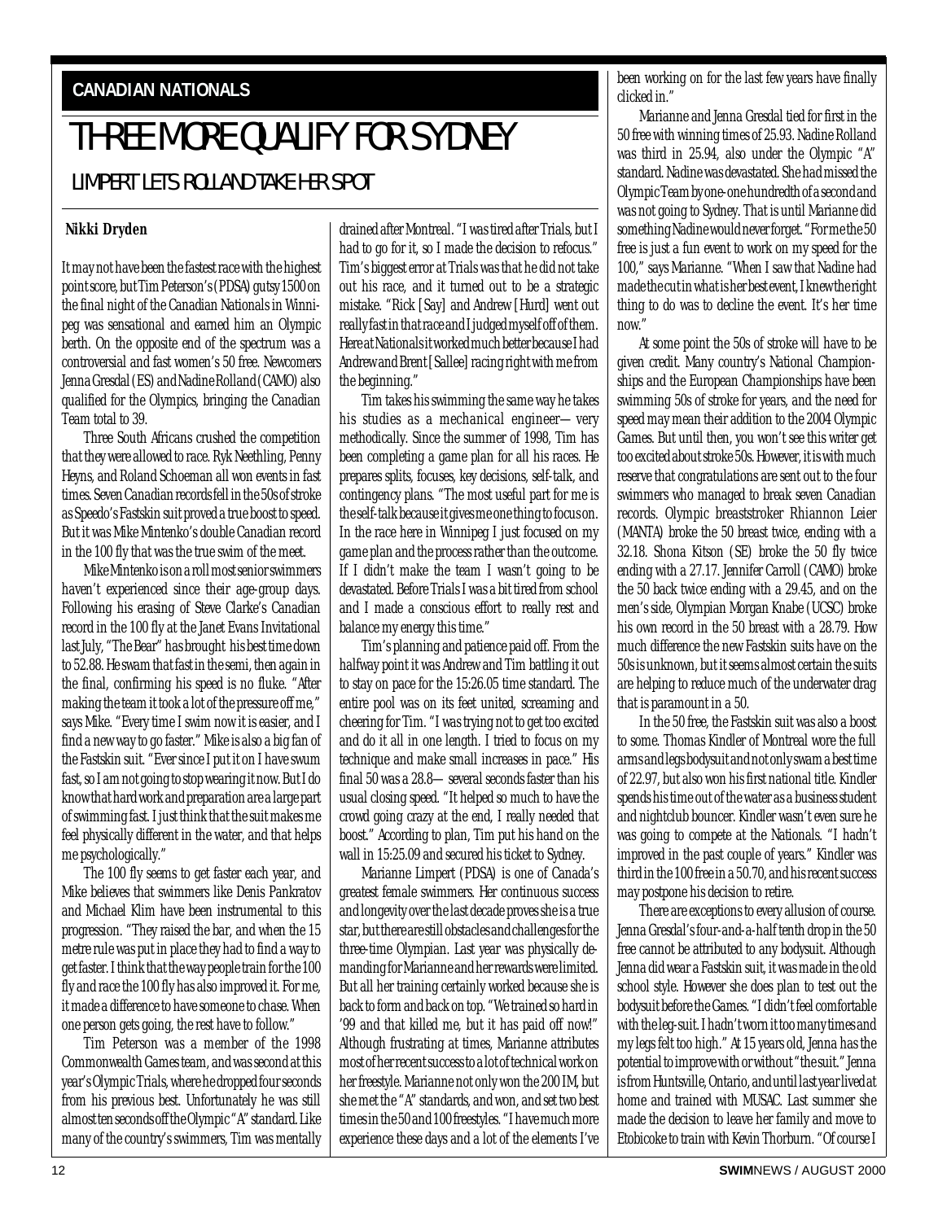**CANADIAN NATIONALS**

# THREE MORE QUALIFY FOR SYDNEY

## LIMPERT LETS ROLLAND TAKE HER SPOT

**Nikki Dryden**

It may not have been the fastest race with the highest point score, but Tim Peterson's (PDSA) gutsy 1500 on the final night of the Canadian Nationals in Winnipeg was sensational and earned him an Olympic berth. On the opposite end of the spectrum was a controversial and fast women's 50 free. Newcomers Jenna Gresdal (ES) and Nadine Rolland (CAMO) also qualified for the Olympics, bringing the Canadian Team total to 39.

Three South Africans crushed the competition that they were allowed to race. Ryk Neethling, Penny Heyns, and Roland Schoeman all won events in fast times. Seven Canadian records fell in the 50s of stroke as Speedo's Fastskin suit proved a true boost to speed. But it was Mike Mintenko's double Canadian record in the 100 fly that was the true swim of the meet.

Mike Mintenko is on a roll most senior swimmers haven't experienced since their age-group days. Following his erasing of Steve Clarke's Canadian record in the 100 fly at the Janet Evans Invitational last July, "The Bear" has brought his best time down to 52.88. He swam that fast in the semi, then again in the final, confirming his speed is no fluke. "After making the team it took a lot of the pressure off me," says Mike. "Every time I swim now it is easier, and I find a new way to go faster." Mike is also a big fan of the Fastskin suit. "Ever since I put it on I have swum fast, so I am not going to stop wearing it now. But I do know that hard work and preparation are a large part of swimming fast. I just think that the suit makes me feel physically different in the water, and that helps me psychologically."

The 100 fly seems to get faster each year, and Mike believes that swimmers like Denis Pankratov and Michael Klim have been instrumental to this progression. "They raised the bar, and when the 15 metre rule was put in place they had to find a way to get faster. I think that the way people train for the 100 fly and race the 100 fly has also improved it. For me, it made a difference to have someone to chase. When one person gets going, the rest have to follow."

Tim Peterson was a member of the 1998 Commonwealth Games team, and was second at this year's Olympic Trials, where he dropped four seconds from his previous best. Unfortunately he was still almost ten seconds off the Olympic "A" standard. Like many of the country's swimmers, Tim was mentally drained after Montreal. "I was tired after Trials, but I had to go for it, so I made the decision to refocus." Tim's biggest error at Trials was that he did not take out his race, and it turned out to be a strategic mistake. "Rick [Say] and Andrew [Hurd] went out really fast in that race and I judged myself off of them. Here at Nationals it worked much better because I had Andrew and Brent [Sallee] racing right with me from the beginning."

Tim takes his swimming the same way he takes his studies as a mechanical engineer— very methodically. Since the summer of 1998, Tim has been completing a game plan for all his races. He prepares splits, focuses, key decisions, self-talk, and contingency plans. "The most useful part for me is the self-talk because it gives me one thing to focus on. In the race here in Winnipeg I just focused on my game plan and the process rather than the outcome. If I didn't make the team I wasn't going to be devastated. Before Trials I was a bit tired from school and I made a conscious effort to really rest and balance my energy this time."

Tim's planning and patience paid off. From the halfway point it was Andrew and Tim battling it out to stay on pace for the 15:26.05 time standard. The entire pool was on its feet united, screaming and cheering for Tim. "I was trying not to get too excited and do it all in one length. I tried to focus on my technique and make small increases in pace." His final 50 was a 28.8— several seconds faster than his usual closing speed. "It helped so much to have the crowd going crazy at the end, I really needed that boost." According to plan, Tim put his hand on the wall in 15:25.09 and secured his ticket to Sydney.

Marianne Limpert (PDSA) is one of Canada's greatest female swimmers. Her continuous success and longevity over the last decade proves she is a true star, but there are still obstacles and challenges for the three-time Olympian. Last year was physically demanding for Marianne and her rewards were limited. But all her training certainly worked because she is back to form and back on top. "We trained so hard in '99 and that killed me, but it has paid off now!" Although frustrating at times, Marianne attributes most of her recent success to a lot of technical work on her freestyle. Marianne not only won the 200 IM, but she met the "A" standards, and won, and set two best times in the 50 and 100 freestyles. "I have much more experience these days and a lot of the elements I've been working on for the last few years have finally clicked in."

Marianne and Jenna Gresdal tied for first in the 50 free with winning times of 25.93. Nadine Rolland was third in 25.94, also under the Olympic "A" standard. Nadine was devastated. She had missed the Olympic Team by one-one hundredth of a second and was not going to Sydney. That is until Marianne did something Nadine would never forget. "For me the 50 free is just a fun event to work on my speed for the 100," says Marianne. "When I saw that Nadine had made the cut in what is her best event, I knew the right thing to do was to decline the event. It's her time now."

At some point the 50s of stroke will have to be given credit. Many country's National Championships and the European Championships have been swimming 50s of stroke for years, and the need for speed may mean their addition to the 2004 Olympic Games. But until then, you won't see this writer get too excited about stroke 50s. However, it is with much reserve that congratulations are sent out to the four swimmers who managed to break seven Canadian records. Olympic breaststroker Rhiannon Leier (MANTA) broke the 50 breast twice, ending with a 32.18. Shona Kitson (SE) broke the 50 fly twice ending with a 27.17. Jennifer Carroll (CAMO) broke the 50 back twice ending with a 29.45, and on the men's side, Olympian Morgan Knabe (UCSC) broke his own record in the 50 breast with a 28.79. How much difference the new Fastskin suits have on the 50s is unknown, but it seems almost certain the suits are helping to reduce much of the underwater drag that is paramount in a 50.

In the 50 free, the Fastskin suit was also a boost to some. Thomas Kindler of Montreal wore the full arms and legs bodysuit and not only swam a best time of 22.97, but also won his first national title. Kindler spends his time out of the water as a business student and nightclub bouncer. Kindler wasn't even sure he was going to compete at the Nationals. "I hadn't improved in the past couple of years." Kindler was third in the 100 free in a 50.70, and his recent success may postpone his decision to retire.

There are exceptions to every allusion of course. Jenna Gresdal's four-and-a-half tenth drop in the 50 free cannot be attributed to any bodysuit. Although Jenna did wear a Fastskin suit, it was made in the old school style. However she does plan to test out the bodysuit before the Games. "I didn't feel comfortable with the leg-suit. I hadn't worn it too many times and my legs felt too high." At 15 years old, Jenna has the potential to improve with or without "the suit." Jenna is from Huntsville, Ontario, and until last year lived at home and trained with MUSAC. Last summer she made the decision to leave her family and move to Etobicoke to train with Kevin Thorburn. "Of course I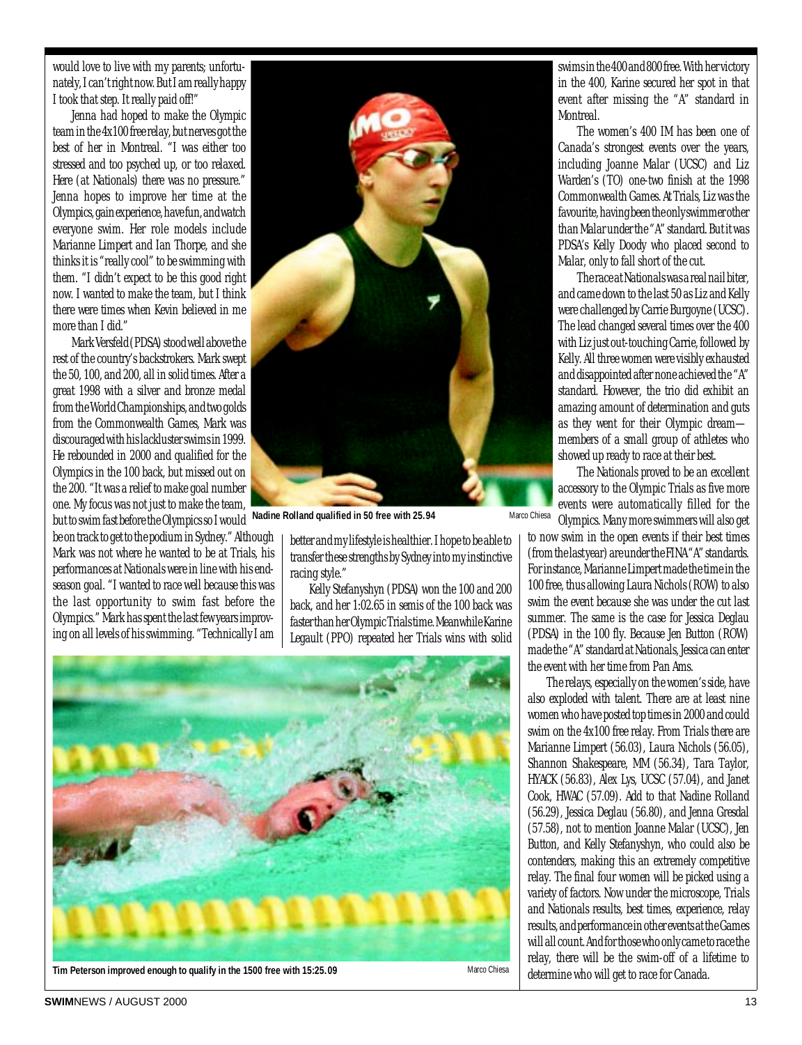would love to live with my parents; unfortunately, I can't right now. But I am really happy I took that step. It really paid off!"

Jenna had hoped to make the Olympic team in the 4x100 free relay, but nerves got the best of her in Montreal. "I was either too stressed and too psyched up, or too relaxed. Here (at Nationals) there was no pressure." Jenna hopes to improve her time at the Olympics, gain experience, have fun, and watch everyone swim. Her role models include Marianne Limpert and Ian Thorpe, and she thinks it is "really cool" to be swimming with them. "I didn't expect to be this good right now. I wanted to make the team, but I think there were times when Kevin believed in me more than I did."

Mark Versfeld (PDSA) stood well above the rest of the country's backstrokers. Mark swept the 50, 100, and 200, all in solid times. After a great 1998 with a silver and bronze medal from the World Championships, and two golds from the Commonwealth Games, Mark was discouraged with his lackluster swims in 1999. He rebounded in 2000 and qualified for the Olympics in the 100 back, but missed out on the 200. "It was a relief to make goal number one. My focus was not just to make the team, but to swim fast before the Olympics so I would be on track to get to the podium in Sydney." Although Mark was not where he wanted to be at Trials, his performances at Nationals were in line with his end-season goal. "I wanted to race well because this was the last opportunity to swim fast before the Olympics." Mark has spent the last few years improving on all levels of his swimming. "Technically I am better and my lifestyle is healthier. I hope to be able to transfer these strengths by Sydney into my instinctive racing style."

Nadine Rolland qualified in 50 free with 25.94

Kelly Stefanyshyn (PDSA) won the 100 and 200 back, and her 1:02.65 in semis of the 100 back was faster than her Olympic Trials time. Meanwhile Karine Legault (PPO) repeated her Trials wins with solid swims in the 400 and 800 free. With her victory in the 400, Karine secured her spot in that event after missing the "A" standard in Montreal.

Tim Peterson improved enough to qualify in the 1500 free with 15:25.09

The women's 400 IM has been one of Canada's strongest events over the years, including Joanne Malar (UCSC) and Liz Warden's (TO) one-two finish at the 1998 Commonwealth Games. At Trials, Liz was the favourite, having been the only swimmer other than Malar under the "A" standard. But it was PDSA's Kelly Doody who placed second to Malar, only to fall short of the cut.

The race at Nationals was a real nail biter, and came down to the last 50 as Liz and Kelly were challenged by Carrie Burgoyne (UCSC). The lead changed several times over the 400 with Liz just out-touching Carrie, followed by Kelly. All three women were visibly exhausted and disappointed after none achieved the "A" standard. However, the trio did exhibit an amazing amount of determination and guts as they went for their Olympic dream—members of a small group of athletes who showed up ready to race at their best.

The Nationals proved to be an excellent accessory to the Olympic Trials as five more events were automatically filled for the Olympics. Many more swimmers will also get to now swim in the open events if their best times (from the last year) are under the FINA "A" standards. For instance, Marianne Limpert made the time in the 100 free, thus allowing Laura Nichols (ROW) to also swim the event because she was under the cut last summer. The same is the case for Jessica Deglau (PDSA) in the 100 fly. Because Jen Button (ROW) made the "A" standard at Nationals, Jessica can enter the event with her time from Pan Ams.

The relays, especially on the women's side, have also exploded with talent. There are at least nine women who have posted top times in 2000 and could swim on the 4x100 free relay. From Trials there are Marianne Limpert (56.03), Laura Nichols (56.05), Shannon Shakespeare, MM (56.34), Tara Taylor, HYACK (56.83), Alex Lys, UCSC (57.04), and Janet Cook, HWAC (57.09). Add to that Nadine Rolland (56.29), Jessica Deglau (56.80), and Jenna Gresdal (57.58), not to mention Joanne Malar (UCSC), Jen Button, and Kelly Stefanyshyn, who could also be contenders, making this an extremely competitive relay. The final four women will be picked using a variety of factors. Now under the microscope, Trials and Nationals results, best times, experience, relay results, and performance in other events at the Games will all count. And for those who only came to race the relay, there will be the swim-off of a lifetime to determine who will get to race for Canada.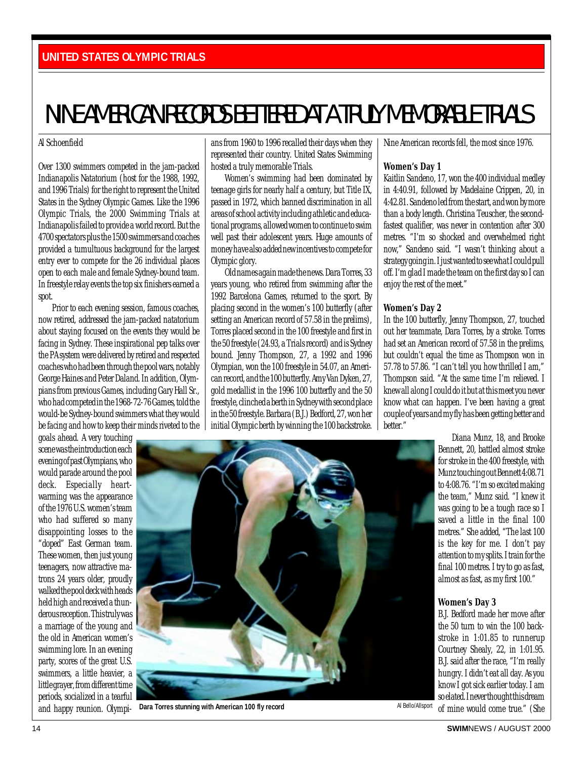UNITED STATES OLYMPIC TRIALS

# NINE AMERICAN RECORDS BETTERED AT A TRULY MEMORABLE TRIALS

Al Schoenfield

Over 1300 swimmers competed in the jam-packed Indianapolis Natatorium (host for the 1988, 1992, and 1996 Trials) for the right to represent the United States in the Sydney Olympic Games. Like the 1996 Olympic Trials, the 2000 Swimming Trials at Indianapolis failed to provide a world record. But the 4700 spectators plus the 1500 swimmers and coaches provided a tumultuous background for the largest entry ever to compete for the 26 individual places open to each male and female Sydney-bound team. In freestyle relay events the top six finishers earned a spot.

Prior to each evening session, famous coaches, now retired, addressed the jam-packed natatorium about staying focused on the events they would be facing in Sydney. These inspirational pep talks over the PA system were delivered by retired and respected coaches who had been through the pool wars, notably George Haines and Peter Daland. In addition, Olympians from previous Games, including Gary Hall Sr., who had competed in the 1968-72-76 Games, told the would-be Sydney-bound swimmers what they would be facing and how to keep their minds riveted to the goals ahead. A very touching scene was the introduction each evening of past Olympians, who would parade around the pool deck. Especially heart-warming was the appearance of the 1976 U.S. women's team who had suffered so many disappointing losses to the "doped" East German team. These women, then just young teenagers, now attractive matrons 24 years older, proudly walked the pool deck with heads held high and received a thunderous reception. This truly was a marriage of the young and the old in American women's swimming lore. In an evening party, scores of the great U.S. swimmers, a little heavier, a little grayer, from different time periods, socialized in a tearful and happy reunion. Olympians from 1960 to 1996 recalled their days when they represented their country. United States Swimming hosted a truly memorable Trials.

Women's swimming had been dominated by teenage girls for nearly half a century, but Title IX, passed in 1972, which banned discrimination in all areas of school activity including athletic and educational programs, allowed women to continue to swim well past their adolescent years. Huge amounts of money have also added new incentives to compete for Olympic glory.

Old names again made the news. Dara Torres, 33 years young, who retired from swimming after the 1992 Barcelona Games, returned to the sport. By placing second in the women's 100 butterfly (after setting an American record of 57.58 in the prelims), Torres placed second in the 100 freestyle and first in the 50 freestyle (24.93, a Trials record) and is Sydney bound. Jenny Thompson, 27, a 1992 and 1996 Olympian, won the 100 freestyle in 54.07, an American record, and the 100 butterfly. Amy Van Dyken, 27, gold medallist in the 1996 100 butterfly and the 50 freestyle, clinched a berth in Sydney with second place in the 50 freestyle. Barbara (B.J.) Bedford, 27, won her initial Olympic berth by winning the 100 backstroke. Nine American records fell, the most since 1976.

**Women's Day 1**

Kaitlin Sandeno, 17, won the 400 individual medley in 4:40.91, followed by Madelaine Crippen, 20, in 4:42.81. Sandeno led from the start, and won by more than a body length. Christina Teuscher, the second-fastest qualifier, was never in contention after 300 metres. "I'm so shocked and overwhelmed right now," Sandeno said. "I wasn't thinking about a strategy going in. I just wanted to see what I could pull off. I'm glad I made the team on the first day so I can enjoy the rest of the meet."

**Women's Day 2**

In the 100 butterfly, Jenny Thompson, 27, touched out her teammate, Dara Torres, by a stroke. Torres had set an American record of 57.58 in the prelims, but couldn't equal the time as Thompson won in 57.78 to 57.86. "I can't tell you how thrilled I am," Thompson said. "At the same time I'm relieved. I knew all along I could do it but at this meet you never know what can happen. I've been having a great couple of years and my fly has been getting better and better."

Diana Munz, 18, and Brooke Bennett, 20, battled almost stroke for stroke in the 400 freestyle, with Munz touching out Bennett 4:08.71 to 4:08.76. "I'm so excited making the team," Munz said. "I knew it was going to be a tough race so I saved a little in the final 100 metres." She added, "The last 100 is the key for me. I don't pay attention to my splits. I train for the final 100 metres. I try to go as fast, almost as fast, as my first 100."

**Women's Day 3**

B.J. Bedford made her move after the 50 turn to win the 100 backstroke in 1:01.85 to runnerup Courtney Shealy, 22, in 1:01.95. B.J. said after the race, "I'm really hungry. I didn't eat all day. As you know I got sick earlier today. I am so elated. I never thought this dream of mine would come true." (She

Dara Torres stunning with American 100 fly record

Al Bello/Allsport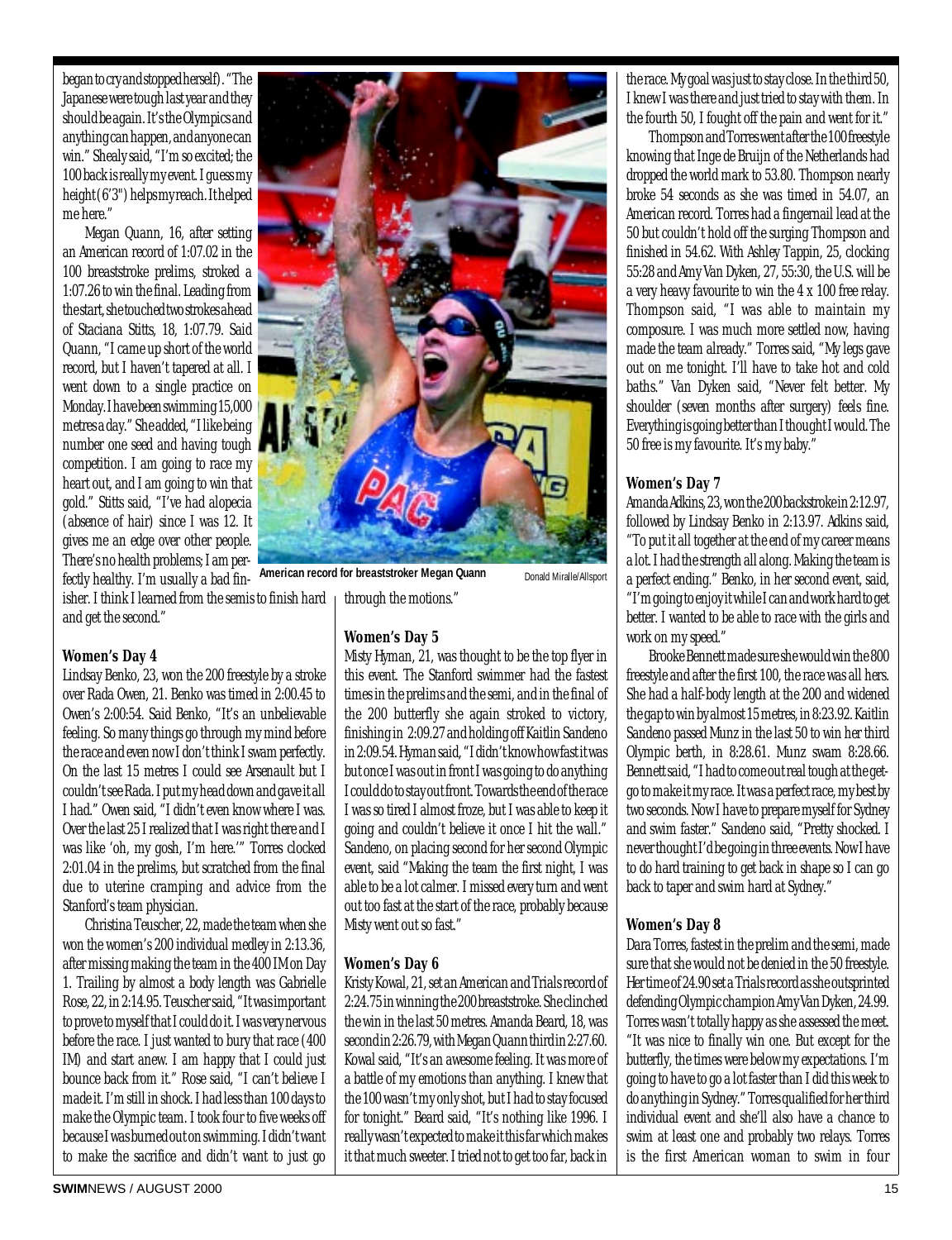began to cry and stopped herself). "The Japanese were tough last year and they should be again. It's the Olympics and anything can happen, and anyone can win." Shealy said, "I'm so excited; the 100 back is really my event. I guess my height (6'3") helps my reach. It helped me here."

Megan Quann, 16, after setting an American record of 1:07.02 in the 100 breaststroke prelims, stroked a 1:07.26 to win the final. Leading from the start, she touched two strokes ahead of Staciana Stitts, 18, 1:07.79. Said Quann, "I came up short of the world record, but I haven't tapered at all. I went down to a single practice on Monday. I have been swimming 15,000 metres a day." She added, "I like being number one seed and having tough competition. I am going to race my heart out, and I am going to win that gold." Stitts said, "I've had alopecia (absence of hair) since I was 12. It gives me an edge over other people. There's no health problems; I am perfectly healthy. I'm usually a bad finisher. I think I learned from the semis to finish hard and get the second."

American record for breaststroker Megan Quann — Donald Miralle/Allsport

### Women's Day 4

Lindsay Benko, 23, won the 200 freestyle by a stroke over Rada Owen, 21. Benko was timed in 2:00.45 to Owen's 2:00.54. Said Benko, "It's an unbelievable feeling. So many things go through my mind before the race and even now I don't think I swam perfectly. On the last 15 metres I could see Arsenault but I couldn't see Rada. I put my head down and gave it all I had." Owen said, "I didn't even know where I was. Over the last 25 I realized that I was right there and I was like 'oh, my gosh, I'm here.'" Torres clocked 2:01.04 in the prelims, but scratched from the final due to uterine cramping and advice from the Stanford's team physician.

Christina Teuscher, 22, made the team when she won the women's 200 individual medley in 2:13.36, after missing making the team in the 400 IM on Day 1. Trailing by almost a body length was Gabrielle Rose, 22, in 2:14.95. Teuscher said, "It was important to prove to myself that I could do it. I was very nervous before the race. I just wanted to bury that race (400 IM) and start anew. I am happy that I could just bounce back from it." Rose said, "I can't believe I made it. I'm still in shock. I had less than 100 days to make the Olympic team. I took four to five weeks off because I was burned out on swimming. I didn't want to make the sacrifice and didn't want to just go through the motions."

### Women's Day 5

Misty Hyman, 21, was thought to be the top flyer in this event. The Stanford swimmer had the fastest times in the prelims and the semi, and in the final of the 200 butterfly she again stroked to victory, finishing in 2:09.27 and holding off Kaitlin Sandeno in 2:09.54. Hyman said, "I didn't know how fast it was but once I was out in front I was going to do anything I could do to stay out front. Towards the end of the race I was so tired I almost froze, but I was able to keep it going and couldn't believe it once I hit the wall." Sandeno, on placing second for her second Olympic event, said "Making the team the first night, I was able to be a lot calmer. I missed every turn and went out too fast at the start of the race, probably because Misty went out so fast."

### Women's Day 6

Kristy Kowal, 21, set an American and Trials record of 2:24.75 in winning the 200 breaststroke. She clinched the win in the last 50 metres. Amanda Beard, 18, was second in 2:26.79, with Megan Quann third in 2:27.60. Kowal said, "It's an awesome feeling. It was more of a battle of my emotions than anything. I knew that the 100 wasn't my only shot, but I had to stay focused for tonight." Beard said, "It's nothing like 1996. I really wasn't expected to make it this far which makes it that much sweeter. I tried not to get too far, back in the race. My goal was just to stay close. In the third 50, I knew I was there and just tried to stay with them. In the fourth 50, I fought off the pain and went for it."

Thompson and Torres went after the 100 freestyle knowing that Inge de Bruijn of the Netherlands had dropped the world mark to 53.80. Thompson nearly broke 54 seconds as she was timed in 54.07, an American record. Torres had a fingernail lead at the 50 but couldn't hold off the surging Thompson and finished in 54.62. With Ashley Tappin, 25, clocking 55:28 and Amy Van Dyken, 27, 55:30, the U.S. will be a very heavy favourite to win the 4 x 100 free relay. Thompson said, "I was able to maintain my composure. I was much more settled now, having made the team already." Torres said, "My legs gave out on me tonight. I'll have to take hot and cold baths." Van Dyken said, "Never felt better. My shoulder (seven months after surgery) feels fine. Everything is going better than I thought I would. The 50 free is my favourite. It's my baby."

### Women's Day 7

Amanda Adkins, 23, won the 200 backstroke in 2:12.97, followed by Lindsay Benko in 2:13.97. Adkins said, "To put it all together at the end of my career means a lot. I had the strength all along. Making the team is a perfect ending." Benko, in her second event, said, "I'm going to enjoy it while I can and work hard to get better. I wanted to be able to race with the girls and work on my speed."

Brooke Bennett made sure she would win the 800 freestyle and after the first 100, the race was all hers. She had a half-body length at the 200 and widened the gap to win by almost 15 metres, in 8:23.92. Kaitlin Sandeno passed Munz in the last 50 to win her third Olympic berth, in 8:28.61. Munz swam 8:28.66. Bennett said, "I had to come out real tough at the get-go to make it my race. It was a perfect race, my best by two seconds. Now I have to prepare myself for Sydney and swim faster." Sandeno said, "Pretty shocked. I never thought I'd be going in three events. Now I have to do hard training to get back in shape so I can go back to taper and swim hard at Sydney."

### Women's Day 8

Dara Torres, fastest in the prelim and the semi, made sure that she would not be denied in the 50 freestyle. Her time of 24.90 set a Trials record as she outsprinted defending Olympic champion Amy Van Dyken, 24.99. Torres wasn't totally happy as she assessed the meet. "It was nice to finally win one. But except for the butterfly, the times were below my expectations. I'm going to have to go a lot faster than I did this week to do anything in Sydney." Torres qualified for her third individual event and she'll also have a chance to swim at least one and probably two relays. Torres is the first American woman to swim in four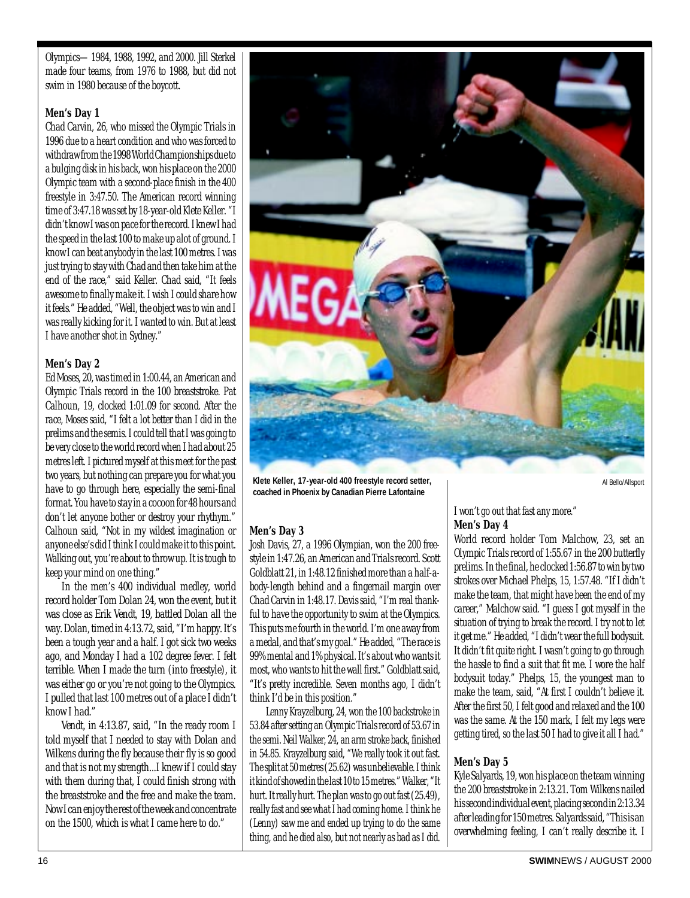Olympics— 1984, 1988, 1992, and 2000. Jill Sterkel made four teams, from 1976 to 1988, but did not swim in 1980 because of the boycott.

**Men's Day 1**

Chad Carvin, 26, who missed the Olympic Trials in 1996 due to a heart condition and who was forced to withdraw from the 1998 World Championships due to a bulging disk in his back, won his place on the 2000 Olympic team with a second-place finish in the 400 freestyle in 3:47.50. The American record winning time of 3:47.18 was set by 18-year-old Klete Keller. "I didn't know I was on pace for the record. I knew I had the speed in the last 100 to make up alot of ground. I know I can beat anybody in the last 100 metres. I was just trying to stay with Chad and then take him at the end of the race," said Keller. Chad said, "It feels awesome to finally make it. I wish I could share how it feels." He added, "Well, the object was to win and I was really kicking for it. I wanted to win. But at least I have another shot in Sydney."

**Men's Day 2**

Ed Moses, 20, was timed in 1:00.44, an American and Olympic Trials record in the 100 breaststroke. Pat Calhoun, 19, clocked 1:01.09 for second. After the race, Moses said, "I felt a lot better than I did in the prelims and the semis. I could tell that I was going to be very close to the world record when I had about 25 metres left. I pictured myself at this meet for the past two years, but nothing can prepare you for what you have to go through here, especially the semi-final format. You have to stay in a cocoon for 48 hours and don't let anyone bother or destroy your rhythym." Calhoun said, "Not in my wildest imagination or anyone else's did I think I could make it to this point. Walking out, you're about to throw up. It is tough to keep your mind on one thing."

In the men's 400 individual medley, world record holder Tom Dolan 24, won the event, but it was close as Erik Vendt, 19, battled Dolan all the way. Dolan, timed in 4:13.72, said, "I'm happy. It's been a tough year and a half. I got sick two weeks ago, and Monday I had a 102 degree fever. I felt terrible. When I made the turn (into freestyle), it was either go or you're not going to the Olympics. I pulled that last 100 metres out of a place I didn't know I had."

Vendt, in 4:13.87, said, "In the ready room I told myself that I needed to stay with Dolan and Wilkens during the fly because their fly is so good and that is not my strength...I knew if I could stay with them during that, I could finish strong with the breaststroke and the free and make the team. Now I can enjoy the rest of the week and concentrate on the 1500, which is what I came here to do."

Klete Keller, 17-year-old 400 freestyle record setter, coached in Phoenix by Canadian Pierre Lafontaine

Al Bello/Allsport

**Men's Day 3**

Josh Davis, 27, a 1996 Olympian, won the 200 freestyle in 1:47.26, an American and Trials record. Scott Goldblatt 21, in 1:48.12 finished more than a half-a-body-length behind and a fingernail margin over Chad Carvin in 1:48.17. Davis said, "I'm real thankful to have the opportunity to swim at the Olympics. This puts me fourth in the world. I'm one away from a medal, and that's my goal." He added, "The race is 99% mental and 1% physical. It's about who wants it most, who wants to hit the wall first." Goldblatt said, "It's pretty incredible. Seven months ago, I didn't think I'd be in this position."

Lenny Krayzelburg, 24, won the 100 backstroke in 53.84 after setting an Olympic Trials record of 53.67 in the semi. Neil Walker, 24, an arm stroke back, finished in 54.85. Krayzelburg said, "We really took it out fast. The split at 50 metres (25.62) was unbelievable. I think it kind of showed in the last 10 to 15 metres." Walker, "It hurt. It really hurt. The plan was to go out fast (25.49), really fast and see what I had coming home. I think he (Lenny) saw me and ended up trying to do the same thing, and he died also, but not nearly as bad as I did. I won't go out that fast any more."

**Men's Day 4**

World record holder Tom Malchow, 23, set an Olympic Trials record of 1:55.67 in the 200 butterfly prelims. In the final, he clocked 1:56.87 to win by two strokes over Michael Phelps, 15, 1:57.48. "If I didn't make the team, that might have been the end of my career," Malchow said. "I guess I got myself in the situation of trying to break the record. I try not to let it get me." He added, "I didn't wear the full bodysuit. It didn't fit quite right. I wasn't going to go through the hassle to find a suit that fit me. I wore the half bodysuit today." Phelps, 15, the youngest man to make the team, said, "At first I couldn't believe it. After the first 50, I felt good and relaxed and the 100 was the same. At the 150 mark, I felt my legs were getting tired, so the last 50 I had to give it all I had."

**Men's Day 5**

Kyle Salyards, 19, won his place on the team winning the 200 breaststroke in 2:13.21. Tom Wilkens nailed his second individual event, placing second in 2:13.34 after leading for 150 metres. Salyards said, "This is an overwhelming feeling, I can't really describe it. I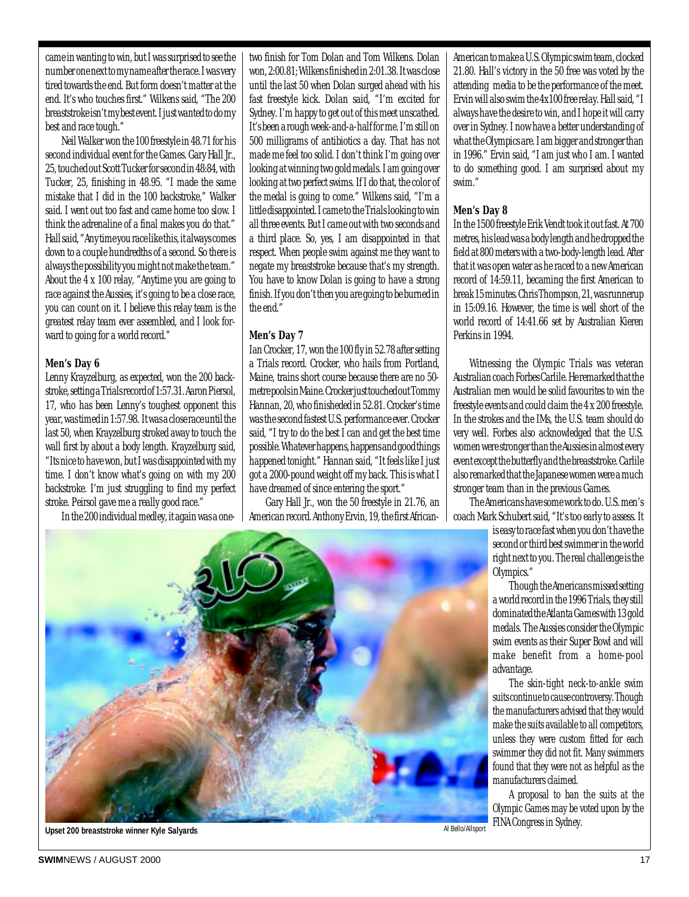came in wanting to win, but I was surprised to see the number one next to my name after the race. I was very tired towards the end. But form doesn't matter at the end. It's who touches first." Wilkens said, "The 200 breaststroke isn't my best event. I just wanted to do my best and race tough."

Neil Walker won the 100 freestyle in 48.71 for his second individual event for the Games. Gary Hall Jr., 25, touched out Scott Tucker for second in 48:84, with Tucker, 25, finishing in 48.95. "I made the same mistake that I did in the 100 backstroke," Walker said. I went out too fast and came home too slow. I think the adrenaline of a final makes you do that." Hall said, "Anytime you race like this, it always comes down to a couple hundredths of a second. So there is always the possibility you might not make the team." About the 4 x 100 relay, "Anytime you are going to race against the Aussies, it's going to be a close race, you can count on it. I believe this relay team is the greatest relay team ever assembled, and I look forward to going for a world record."

**Men's Day 6**

Lenny Krayzelburg, as expected, won the 200 backstroke, setting a Trials record of 1:57.31. Aaron Piersol, 17, who has been Lenny's toughest opponent this year, was timed in 1:57.98. It was a close race until the last 50, when Krayzelburg stroked away to touch the wall first by about a body length. Krayzelburg said, "Its nice to have won, but I was disappointed with my time. I don't know what's going on with my 200 backstroke. I'm just struggling to find my perfect stroke. Peirsol gave me a really good race."

In the 200 individual medley, it again was a one-two finish for Tom Dolan and Tom Wilkens. Dolan won, 2:00.81; Wilkens finished in 2:01.38. It was close until the last 50 when Dolan surged ahead with his fast freestyle kick. Dolan said, "I'm excited for Sydney. I'm happy to get out of this meet unscathed. It's been a rough week-and-a-half for me. I'm still on 500 milligrams of antibiotics a day. That has not made me feel too solid. I don't think I'm going over looking at winning two gold medals. I am going over looking at two perfect swims. If I do that, the color of the medal is going to come." Wilkens said, "I'm a little disappointed. I came to the Trials looking to win all three events. But I came out with two seconds and a third place. So, yes, I am disappointed in that respect. When people swim against me they want to negate my breaststroke because that's my strength. You have to know Dolan is going to have a strong finish. If you don't then you are going to be burned in the end."

**Men's Day 7**

Ian Crocker, 17, won the 100 fly in 52.78 after setting a Trials record. Crocker, who hails from Portland, Maine, trains short course because there are no 50-metre pools in Maine. Crocker just touched out Tommy Hannan, 20, who finished ed in 52.81. Crocker's time was the second fastest U.S. performance ever. Crocker said, "I try to do the best I can and get the best time possible. Whatever happens, happens and good things happened tonight." Hannan said, "It feels like I just got a 2000-pound weight off my back. This is what I have dreamed of since entering the sport."

Gary Hall Jr., won the 50 freestyle in 21.76, an American record. Anthony Ervin, 19, the first African-American to make a U.S. Olympic swim team, clocked 21.80. Hall's victory in the 50 free was voted by the attending media to be the performance of the meet. Ervin will also swim the 4x100 free relay. Hall said, "I always have the desire to win, and I hope it will carry over in Sydney. I now have a better understanding of what the Olympics are. I am bigger and stronger than in 1996." Ervin said, "I am just who I am. I wanted to do something good. I am surprised about my swim."

**Men's Day 8**

In the 1500 freestyle Erik Vendt took it out fast. At 700 metres, his lead was a body length and he dropped the field at 800 meters with a two-body-length lead. After that it was open water as he raced to a new American record of 14:59.11, becaming the first American to break 15 minutes. Chris Thompson, 21, was runnerup in 15:09.16. However, the time is well short of the world record of 14:41.66 set by Australian Kieren Perkins in 1994.

Witnessing the Olympic Trials was veteran Australian coach Forbes Carlile. He remarked that the Australian men would be solid favourites to win the freestyle events and could claim the 4 x 200 freestyle. In the strokes and the IMs, the U.S. team should do very well. Forbes also acknowledged that the U.S. women were stronger than the Aussies in almost every event except the butterfly and the breaststroke. Carlile also remarked that the Japanese women were a much stronger team than in the previous Games.

The Americans have some work to do. U.S. men's coach Mark Schubert said, "It's too early to assess. It is easy to race fast when you don't have the second or third best swimmer in the world right next to you. The real challenge is the Olympics."

Though the Americans missed setting a world record in the 1996 Trials, they still dominated the Atlanta Games with 13 gold medals. The Aussies consider the Olympic swim events as their Super Bowl and will make benefit from a home-pool advantage.

The skin-tight neck-to-ankle swim suits continue to cause controversy. Though the manufacturers advised that they would make the suits available to all competitors, unless they were custom fitted for each swimmer they did not fit. Many swimmers found that they were not as helpful as the manufacturers claimed.

A proposal to ban the suits at the Olympic Games may be voted upon by the FINA Congress in Sydney.

**Upset 200 breaststroke winner Kyle Salyards** Al Bello/Allsport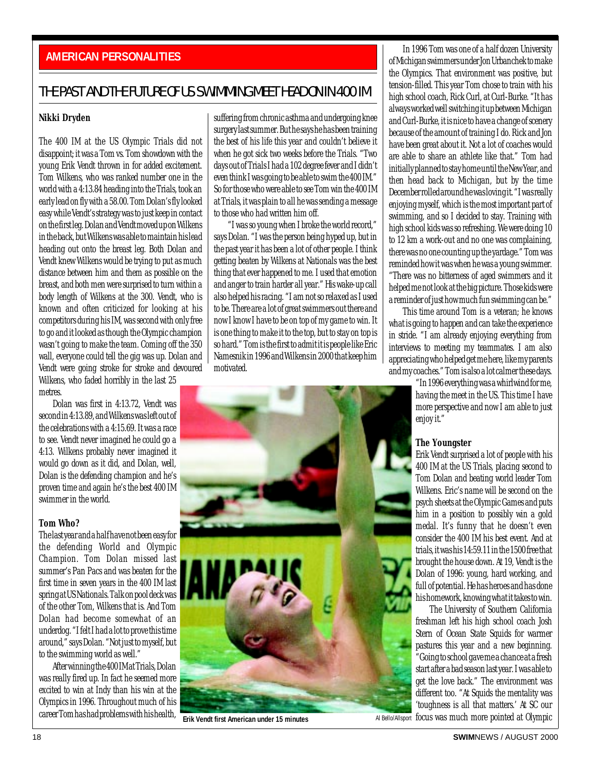AMERICAN PERSONALITIES

# THE PAST AND THE FUTURE OF US SWIMMING MEET HEAD ON IN 400 IM

**Nikki Dryden**

The 400 IM at the US Olympic Trials did not disappoint; it was a Tom vs. Tom showdown with the young Erik Vendt thrown in for added excitement. Tom Wilkens, who was ranked number one in the world with a 4:13.84 heading into the Trials, took an early lead on fly with a 58.00. Tom Dolan's fly looked easy while Vendt's strategy was to just keep in contact on the first leg. Dolan and Vendt moved up on Wilkens in the back, but Wilkens was able to maintain his lead heading out onto the breast leg. Both Dolan and Vendt knew Wilkens would be trying to put as much distance between him and them as possible on the breast, and both men were surprised to turn within a body length of Wilkens at the 300. Vendt, who is known and often criticized for looking at his competitors during his IM, was second with only free to go and it looked as though the Olympic champion wasn't going to make the team. Coming off the 350 wall, everyone could tell the gig was up. Dolan and Vendt were going stroke for stroke and devoured Wilkens, who faded horribly in the last 25 metres.

Dolan was first in 4:13.72, Vendt was second in 4:13.89, and Wilkens was left out of the celebrations with a 4:15.69. It was a race to see. Vendt never imagined he could go a 4:13. Wilkens probably never imagined it would go down as it did, and Dolan, well, Dolan is the defending champion and he's proven time and again he's the best 400 IM swimmer in the world.

**Tom Who?**

The last year and a half have not been easy for the defending World and Olympic Champion. Tom Dolan missed last summer's Pan Pacs and was beaten for the first time in seven years in the 400 IM last spring at US Nationals. Talk on pool deck was of the other Tom, Wilkens that is. And Tom Dolan had become somewhat of an underdog. "I felt I had a lot to prove this time around," says Dolan. "Not just to myself, but to the swimming world as well."

After winning the 400 IM at Trials, Dolan was really fired up. In fact he seemed more excited to win at Indy than his win at the Olympics in 1996. Throughout much of his career Tom has had problems with his health, suffering from chronic asthma and undergoing knee surgery last summer. But he says he has been training the best of his life this year and couldn't believe it when he got sick two weeks before the Trials. "Two days out of Trials I had a 102 degree fever and I didn't even think I was going to be able to swim the 400 IM." So for those who were able to see Tom win the 400 IM at Trials, it was plain to all he was sending a message to those who had written him off.

"I was so young when I broke the world record," says Dolan. "I was the person being hyped up, but in the past year it has been a lot of other people. I think getting beaten by Wilkens at Nationals was the best thing that ever happened to me. I used that emotion and anger to train harder all year." His wake-up call also helped his racing. "I am not so relaxed as I used to be. There are a lot of great swimmers out there and now I know I have to be on top of my game to win. It is one thing to make it to the top, but to stay on top is so hard." Tom is the first to admit it is people like Eric Namesnik in 1996 and Wilkens in 2000 that keep him motivated.

In 1996 Tom was one of a half dozen University of Michigan swimmers under Jon Urbanchek to make the Olympics. That environment was positive, but tension-filled. This year Tom chose to train with his high school coach, Rick Curl, at Curl-Burke. "It has always worked well switching it up between Michigan and Curl-Burke, it is nice to have a change of scenery because of the amount of training I do. Rick and Jon have been great about it. Not a lot of coaches would are able to share an athlete like that." Tom had initially planned to stay home until the New Year, and then head back to Michigan, but by the time December rolled around he was loving it. "I was really enjoying myself, which is the most important part of swimming, and so I decided to stay. Training with high school kids was so refreshing. We were doing 10 to 12 km a work-out and no one was complaining, there was no one counting up the yardage." Tom was reminded how it was when he was a young swimmer. "There was no bitterness of aged swimmers and it helped me not look at the big picture. Those kids were a reminder of just how much fun swimming can be."

This time around Tom is a veteran; he knows what is going to happen and can take the experience in stride. "I am already enjoying everything from interviews to meeting my teammates. I am also appreciating who helped get me here, like my parents and my coaches." Tom is also a lot calmer these days. "In 1996 everything was a whirlwind for me, having the meet in the US. This time I have more perspective and now I am able to just enjoy it."

**The Youngster**

Erik Vendt surprised a lot of people with his 400 IM at the US Trials, placing second to Tom Dolan and beating world leader Tom Wilkens. Eric's name will be second on the psych sheets at the Olympic Games and puts him in a position to possibly win a gold medal. It's funny that he doesn't even consider the 400 IM his best event. And at trials, it was his 14:59.11 in the 1500 free that brought the house down. At 19, Vendt is the Dolan of 1996: young, hard working, and full of potential. He has heroes and has done his homework, knowing what it takes to win.

The University of Southern California freshman left his high school coach Josh Stern of Ocean State Squids for warmer pastures this year and a new beginning. "Going to school gave me a chance at a fresh start after a bad season last year. I was able to get the love back." The environment was different too. "At Squids the mentality was 'toughness is all that matters.' At SC our focus was much more pointed at Olympic

Erik Vendt first American under 15 minutes

Al Bello/Allsport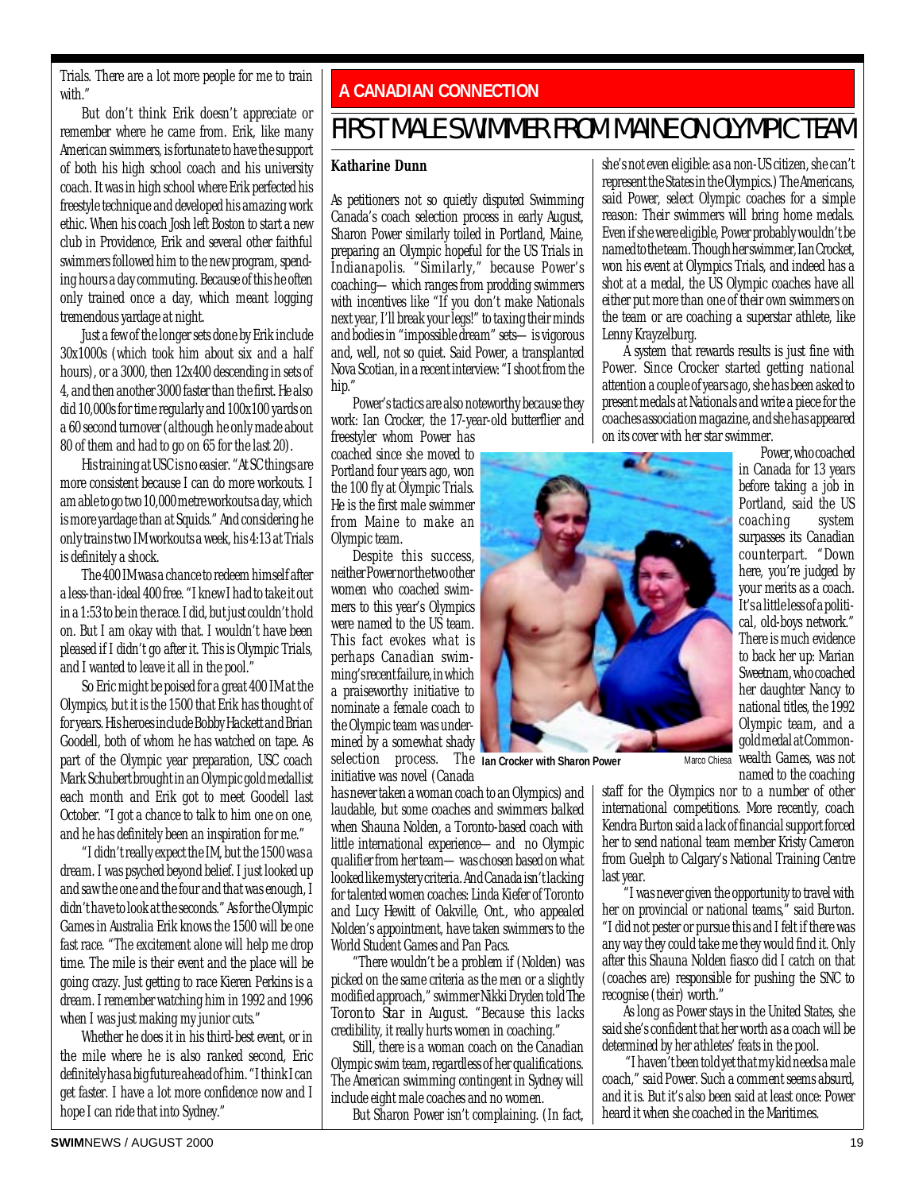Trials. There are a lot more people for me to train with."

But don't think Erik doesn't appreciate or remember where he came from. Erik, like many American swimmers, is fortunate to have the support of both his high school coach and his university coach. It was in high school where Erik perfected his freestyle technique and developed his amazing work ethic. When his coach Josh left Boston to start a new club in Providence, Erik and several other faithful swimmers followed him to the new program, spending hours a day commuting. Because of this he often only trained once a day, which meant logging tremendous yardage at night.

Just a few of the longer sets done by Erik include 30x1000s (which took him about six and a half hours), or a 3000, then 12x400 descending in sets of 4, and then another 3000 faster than the first. He also did 10,000s for time regularly and 100x100 yards on a 60 second turnover (although he only made about 80 of them and had to go on 65 for the last 20).

His training at USC is no easier. "At SC things are more consistent because I can do more workouts. I am able to go two 10,000 metre workouts a day, which is more yardage than at Squids." And considering he only trains two IM workouts a week, his 4:13 at Trials is definitely a shock.

The 400 IM was a chance to redeem himself after a less-than-ideal 400 free. "I knew I had to take it out in a 1:53 to be in the race. I did, but just couldn't hold on. But I am okay with that. I wouldn't have been pleased if I didn't go after it. This is Olympic Trials, and I wanted to leave it all in the pool."

So Eric might be poised for a great 400 IM at the Olympics, but it is the 1500 that Erik has thought of for years. His heroes include Bobby Hackett and Brian Goodell, both of whom he has watched on tape. As part of the Olympic year preparation, USC coach Mark Schubert brought in an Olympic gold medallist each month and Erik got to meet Goodell last October. "I got a chance to talk to him one on one, and he has definitely been an inspiration for me."

"I didn't really expect the IM, but the 1500 was a dream. I was psyched beyond belief. I just looked up and saw the one and the four and that was enough, I didn't have to look at the seconds." As for the Olympic Games in Australia Erik knows the 1500 will be one fast race. "The excitement alone will help me drop time. The mile is their event and the place will be going crazy. Just getting to race Kieren Perkins is a dream. I remember watching him in 1992 and 1996 when I was just making my junior cuts."

Whether he does it in his third-best event, or in the mile where he is also ranked second, Eric definitely has a big future ahead of him. "I think I can get faster. I have a lot more confidence now and I hope I can ride that into Sydney."

## A CANADIAN CONNECTION

# FIRST MALE SWIMMER FROM MAINE ON OLYMPIC TEAM

**Katharine Dunn**

As petitioners not so quietly disputed Swimming Canada's coach selection process in early August, Sharon Power similarly toiled in Portland, Maine, preparing an Olympic hopeful for the US Trials in Indianapolis. "Similarly," because Power's coaching— which ranges from prodding swimmers with incentives like "If you don't make Nationals next year, I'll break your legs!" to taxing their minds and bodies in "impossible dream" sets— is vigorous and, well, not so quiet. Said Power, a transplanted Nova Scotian, in a recent interview: "I shoot from the hip."

Power's tactics are also noteworthy because they work: Ian Crocker, the 17-year-old butterflier and freestyler whom Power has coached since she moved to Portland four years ago, won the 100 fly at Olympic Trials. He is the first male swimmer from Maine to make an Olympic team.

Despite this success, neither Power nor the two other women who coached swimmers to this year's Olympics were named to the US team. This fact evokes what is perhaps Canadian swimming's recent failure, in which a praiseworthy initiative to nominate a female coach to the Olympic team was undermined by a somewhat shady selection process. The initiative was novel (Canada has never taken a woman coach to an Olympics) and laudable, but some coaches and swimmers balked when Shauna Nolden, a Toronto-based coach with little international experience— and no Olympic qualifier from her team— was chosen based on what looked like mystery criteria. And Canada isn't lacking for talented women coaches: Linda Kiefer of Toronto and Lucy Hewitt of Oakville, Ont., who appealed Nolden's appointment, have taken swimmers to the World Student Games and Pan Pacs.

"There wouldn't be a problem if (Nolden) was picked on the same criteria as the men or a slightly modified approach," swimmer Nikki Dryden told *The Toronto Star* in August. "Because this lacks credibility, it really hurts women in coaching."

Still, there is a woman coach on the Canadian Olympic swim team, regardless of her qualifications. The American swimming contingent in Sydney will include eight male coaches and no women.

But Sharon Power isn't complaining. (In fact, she's not even eligible: as a non-US citizen, she can't represent the States in the Olympics.) The Americans, said Power, select Olympic coaches for a simple reason: Their swimmers will bring home medals. Even if she were eligible, Power probably wouldn't be named to the team. Though her swimmer, Ian Crocket, won his event at Olympics Trials, and indeed has a shot at a medal, the US Olympic coaches have all either put more than one of their own swimmers on the team or are coaching a superstar athlete, like Lenny Krayzelburg.

A system that rewards results is just fine with Power. Since Crocker started getting national attention a couple of years ago, she has been asked to present medals at Nationals and write a piece for the coaches association magazine, and she has appeared on its cover with her star swimmer.

Ian Crocker with Sharon Power — Marco Chiesa

Power, who coached in Canada for 13 years before taking a job in Portland, said the US coaching system surpasses its Canadian counterpart. "Down here, you're judged by your merits as a coach. It's a little less of a political, old-boys network." There is much evidence to back her up: Marian Sweetnam, who coached her daughter Nancy to national titles, the 1992 Olympic team, and a gold medal at Commonwealth Games, was not named to the coaching staff for the Olympics nor to a number of other international competitions. More recently, coach Kendra Burton said a lack of financial support forced her to send national team member Kristy Cameron from Guelph to Calgary's National Training Centre last year.

"I was never given the opportunity to travel with her on provincial or national teams," said Burton. "I did not pester or pursue this and I felt if there was any way they could take me they would find it. Only after this Shauna Nolden fiasco did I catch on that (coaches are) responsible for pushing the SNC to recognise (their) worth."

As long as Power stays in the United States, she said she's confident that her worth as a coach will be determined by her athletes' feats in the pool.

"I haven't been told yet that my kid needs a male coach," said Power. Such a comment seems absurd, and it is. But it's also been said at least once: Power heard it when she coached in the Maritimes.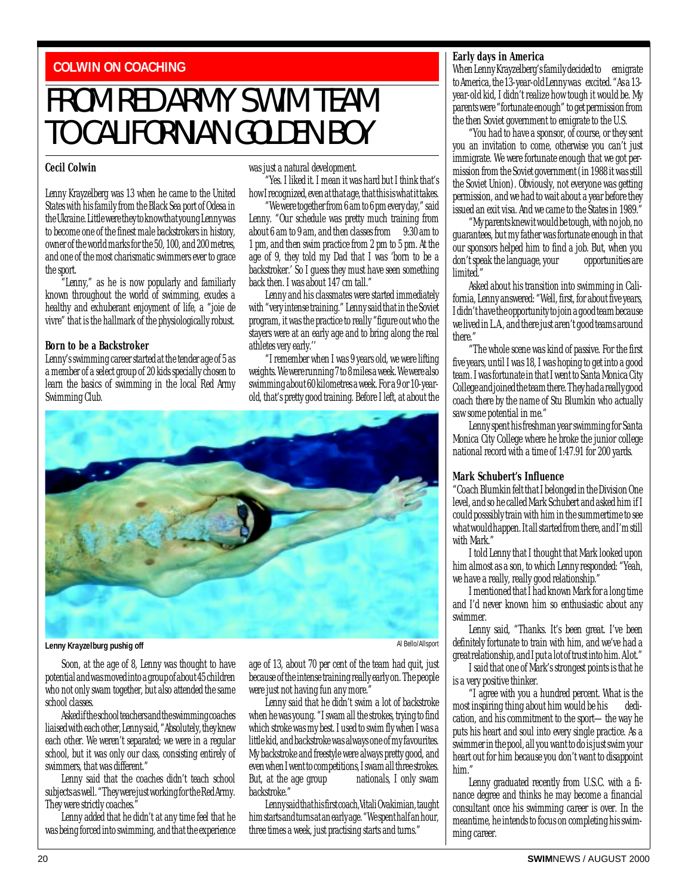COLWIN ON COACHING

# FROM RED ARMY SWIM TEAM TO CALIFORNIAN GOLDEN BOY

**Cecil Colwin**

Lenny Krayzelberg was 13 when he came to the United States with his family from the Black Sea port of Odesa in the Ukraine. Little were they to know that young Lenny was to become one of the finest male backstrokers in history, owner of the world marks for the 50, 100, and 200 metres, and one of the most charismatic swimmers ever to grace the sport.

"Lenny," as he is now popularly and familiarly known throughout the world of swimming, exudes a healthy and exhuberant enjoyment of life, a "joie de vivre" that is the hallmark of the physiologically robust.

### Born to be a Backstroker

Lenny's swimming career started at the tender age of 5 as a member of a select group of 20 kids specially chosen to learn the basics of swimming in the local Red Army Swimming Club.

Soon, at the age of 8, Lenny was thought to have potential and was moved into a group of about 45 children who not only swam together, but also attended the same school classes.

Asked if the school teachers and the swimming coaches liaised with each other, Lenny said, "Absolutely, they knew each other. We weren't separated; we were in a regular school, but it was only our class, consisting entirely of swimmers, that was different."

Lenny said that the coaches didn't teach school subjects as well. "They were just working for the Red Army. They were strictly coaches."

Lenny added that he didn't at any time feel that he was being forced into swimming, and that the experience was just a natural development.

"Yes. I liked it. I mean it was hard but I think that's how I recognized, even at that age, that this is what it takes.

"We were together from 6 am to 6 pm every day," said Lenny. "Our schedule was pretty much training from about 6 am to 9 am, and then classes from 9:30 am to 1 pm, and then swim practice from 2 pm to 5 pm. At the age of 9, they told my Dad that I was 'born to be a backstroker.' So I guess they must have seen something back then. I was about 147 cm tall."

Lenny and his classmates were started immediately with "very intense training." Lenny said that in the Soviet program, it was the practice to really "figure out who the stayers were at an early age and to bring along the real athletes very early."

"I remember when I was 9 years old, we were lifting weights. We were running 7 to 8 miles a week. We were also swimming about 60 kilometres a week. For a 9 or 10-year-old, that's pretty good training. Before I left, at about the age of 13, about 70 per cent of the team had quit, just because of the intense training really early on. The people were just not having fun any more."

Lenny Krayzelburg pushig off

Al Bello/Allsport

Lenny said that he didn't swim a lot of backstroke when he was young. "I swam all the strokes, trying to find which stroke was my best. I used to swim fly when I was a little kid, and backstroke was always one of my favourites. My backstroke and freestyle were always pretty good, and even when I went to competitions, I swam all three strokes. But, at the age group nationals, I only swam backstroke."

Lenny said that his first coach, Vitali Ovakimian, taught him starts and turns at an early age. "We spent half an hour, three times a week, just practising starts and turns."

### Early days in America

When Lenny Krayzelberg's family decided to emigrate to America, the 13-year-old Lenny was excited. "As a 13-year-old kid, I didn't realize how tough it would be. My parents were "fortunate enough" to get permission from the then Soviet government to emigrate to the U.S.

"You had to have a sponsor, of course, or they sent you an invitation to come, otherwise you can't just immigrate. We were fortunate enough that we got permission from the Soviet government (in 1988 it was still the Soviet Union). Obviously, not everyone was getting permission, and we had to wait about a year before they issued an exit visa. And we came to the States in 1989."

"My parents knew it would be tough, with no job, no guarantees, but my father was fortunate enough in that our sponsors helped him to find a job. But, when you don't speak the language, your opportunities are limited."

Asked about his transition into swimming in California, Lenny answered: "Well, first, for about five years, I didn't have the opportunity to join a good team because we lived in L.A., and there just aren't good teams around there."

"The whole scene was kind of passive. For the first five years, until I was 18, I was hoping to get into a good team. I was fortunate in that I went to Santa Monica City College and joined the team there. They had a really good coach there by the name of Stu Blumkin who actually saw some potential in me."

Lenny spent his freshman year swimming for Santa Monica City College where he broke the junior college national record with a time of 1:47.91 for 200 yards.

### Mark Schubert's Influence

"Coach Blumkin felt that I belonged in the Division One level, and so he called Mark Schubert and asked him if I could posssibly train with him in the summertime to see what would happen. It all started from there, and I'm still with Mark."

I told Lenny that I thought that Mark looked upon him almost as a son, to which Lenny responded: "Yeah, we have a really, really good relationship."

I mentioned that I had known Mark for a long time and I'd never known him so enthusiastic about any swimmer.

Lenny said, "Thanks. It's been great. I've been definitely fortunate to train with him, and we've had a great relationship, and I put a lot of trust into him. A lot."

I said that one of Mark's strongest points is that he is a very positive thinker.

"I agree with you a hundred percent. What is the most inspiring thing about him would be his dedication, and his commitment to the sport— the way he puts his heart and soul into every single practice. As a swimmer in the pool, all you want to do is just swim your heart out for him because you don't want to disappoint him."

Lenny graduated recently from U.S.C. with a finance degree and thinks he may become a financial consultant once his swimming career is over. In the meantime, he intends to focus on completing his swimming career.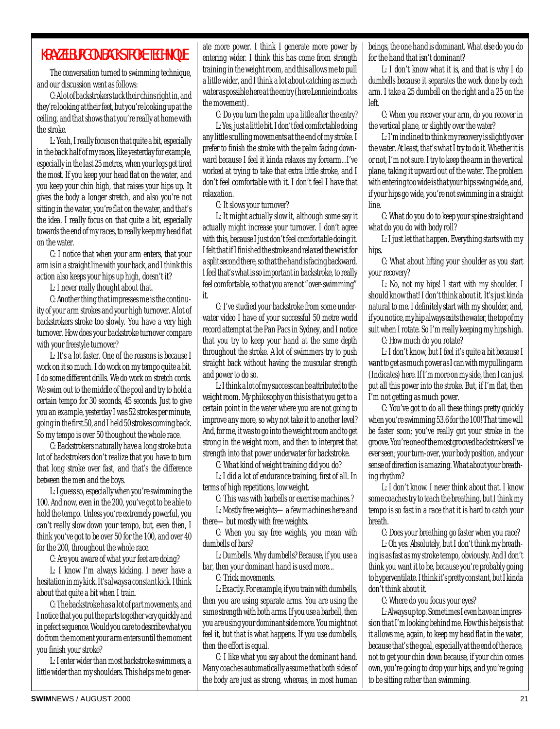## KRAYZELBURG ON BACKSTROKE TECHNIQUE

The conversation turned to swimming technique, and our discussion went as follows:

C: A lot of backstrokers tuck their chins right in, and they're looking at their feet, but you're looking up at the ceiling, and that shows that you're really at home with the stroke.

L: Yeah, I really focus on that quite a bit, especially in the back half of my races, like yesterday for example, especially in the last 25 metres, when your legs get tired the most. If you keep your head flat on the water, and you keep your chin high, that raises your hips up. It gives the body a longer stretch, and also you're not sitting in the water, you're flat on the water, and that's the idea. I really focus on that quite a bit, especially towards the end of my races, to really keep my head flat on the water.

C: I notice that when your arm enters, that your arm is in a straight line with your back, and I think this action also keeps your hips up high, doesn't it?

L: I never really thought about that.

C: Another thing that impresses me is the continuity of your arm strokes and your high turnover. A lot of backstrokers stroke too slowly. You have a very high turnover. How does your backstroke turnover compare with your freestyle turnover?

L: It's a lot faster. One of the reasons is because I work on it so much. I do work on my tempo quite a bit. I do some different drills. We do work on stretch cords. We swim out to the middle of the pool and try to hold a certain tempo for 30 seconds, 45 seconds. Just to give you an example, yesterday I was 52 strokes per minute, going in the first 50, and I held 50 strokes coming back. So my tempo is over 50 thoughout the whole race.

C: Backstrokers naturally have a long stroke but a lot of backstrokers don't realize that you have to turn that long stroke over fast, and that's the difference between the men and the boys.

L: I guess so, especially when you're swimming the 100. And now, even in the 200, you've got to be able to hold the tempo. Unless you're extremely powerful, you can't really slow down your tempo, but, even then, I think you've got to be over 50 for the 100, and over 40 for the 200, throughout the whole race.

C: Are you aware of what your feet are doing?

L: I know I'm always kicking. I never have a hesitation in my kick. It's always a constant kick. I think about that quite a bit when I train.

C: The backstroke has a lot of part movements, and I notice that you put the parts together very quickly and in pefect sequence. Would you care to describe what you do from the moment your arm enters until the moment you finish your stroke?

L: I enter wider than most backstroke swimmers, a little wider than my shoulders. This helps me to generate more power. I think I generate more power by entering wider. I think this has come from strength training in the weight room, and this allows me to pull a little wider, and I think a lot about catching as much water as possible here at the entry (here Lennie indicates the movement).

C: Do you turn the palm up a little after the entry?

L: Yes, just a little bit. I don't feel comfortable doing any little sculling movements at the end of my stroke. I prefer to finish the stroke with the palm facing downward because I feel it kinda relaxes my forearm...I've worked at trying to take that extra little stroke, and I don't feel comfortable with it. I don't feel I have that relaxation.

C: It slows your turnover?

L: It might actually slow it, although some say it actually might increase your turnover. I don't agree with this, because I just don't feel comfortable doing it. I felt that if I finished the stroke and relaxed the wrist for a split second there, so that the hand is facing backward. I feel that's what is so important in backstroke, to really feel comfortable, so that you are not "over-swimming" it.

C: I've studied your backstroke from some underwater video I have of your successful 50 metre world record attempt at the Pan Pacs in Sydney, and I notice that you try to keep your hand at the same depth throughout the stroke. A lot of swimmers try to push straight back without having the muscular strength and power to do so.

L: I think a lot of my success can be attributed to the weight room. My philosophy on this is that you get to a certain point in the water where you are not going to improve any more, so why not take it to another level? And, for me, it was to go into the weight room and to get strong in the weight room, and then to interpret that strength into that power underwater for backstroke.

C: What kind of weight training did you do?

L: I did a lot of endurance training, first of all. In terms of high repetitions, low weight.

C: This was with barbells or exercise machines.?

L: Mostly free weights—a few machines here and there—but mostly with free weights.

C: When you say free weights, you mean with dumbells of bars?

L: Dumbells. Why dumbells? Because, if you use a bar, then your dominant hand is used more...

C: Trick movements.

L: Exactly. For example, if you train with dumbells, then you are using separate arms. You are using the same strength with both arms. If you use a barbell, then you are using your dominant side more. You might not feel it, but that is what happens. If you use dumbells, then the effort is equal.

C: I like what you say about the dominant hand. Many coaches automatically assume that both sides of the body are just as strong, whereas, in most human beings, the one hand is dominant. What else do you do for the hand that isn't dominant?

L: I don't know what it is, and that is why I do dumbells because it separates the work done by each arm. I take a 25 dumbell on the right and a 25 on the left.

C: When you recover your arm, do you recover in the vertical plane, or slightly over the water?

L: I'm inclined to think my recovery is slightly over the water. At least, that's what I try to do it. Whether it is or not, I'm not sure. I try to keep the arm in the vertical plane, taking it upward out of the water. The problem with entering too wide is that your hips swing wide, and, if your hips go wide, you're not swimming in a straight line.

C: What do you do to keep your spine straight and what do you do with body roll?

L: I just let that happen. Everything starts with my hips.

C: What about lifting your shoulder as you start your recovery?

L: No, not my hips! I start with my shoulder. I should know that! I don't think about it. It's just kinda natural to me. I definitely start with my shoulder, and, if you notice, my hip always exits the water, the top of my suit when I rotate. So I'm really keeping my hips high.

C: How much do you rotate?

L: I don't know, but I feel it's quite a bit because I want to get as much power as I can with my pulling arm (Indicates) here. If I'm more on my side, then I can just put all this power into the stroke. But, if I'm flat, then I'm not getting as much power.

C: You've got to do all these things pretty quickly when you're swimming 53.6 for the 100! That time will be faster soon; you've really got your stroke in the groove. You're one of the most grooved backstrokers I've ever seen; your turn-over, your body position, and your sense of direction is amazing. What about your breathing rhythm?

L: I don't know. I never think about that. I know some coaches try to teach the breathing, but I think my tempo is so fast in a race that it is hard to catch your breath.

C: Does your breathing go faster when you race?

L: Oh yes. Absolutely, but I don't think my breathing is as fast as my stroke tempo, obviously. And I don't think you want it to be, because you're probably going to hyperventilate. I think it's pretty constant, but I kinda don't think about it.

C: Where do you focus your eyes?

L: Always up top. Sometimes I even have an impression that I'm looking behind me. How this helps is that it allows me, again, to keep my head flat in the water, because that's the goal, especially at the end of the race, not to get your chin down because, if your chin comes own, you're going to drop your hips, and you're going to be sitting rather than swimming.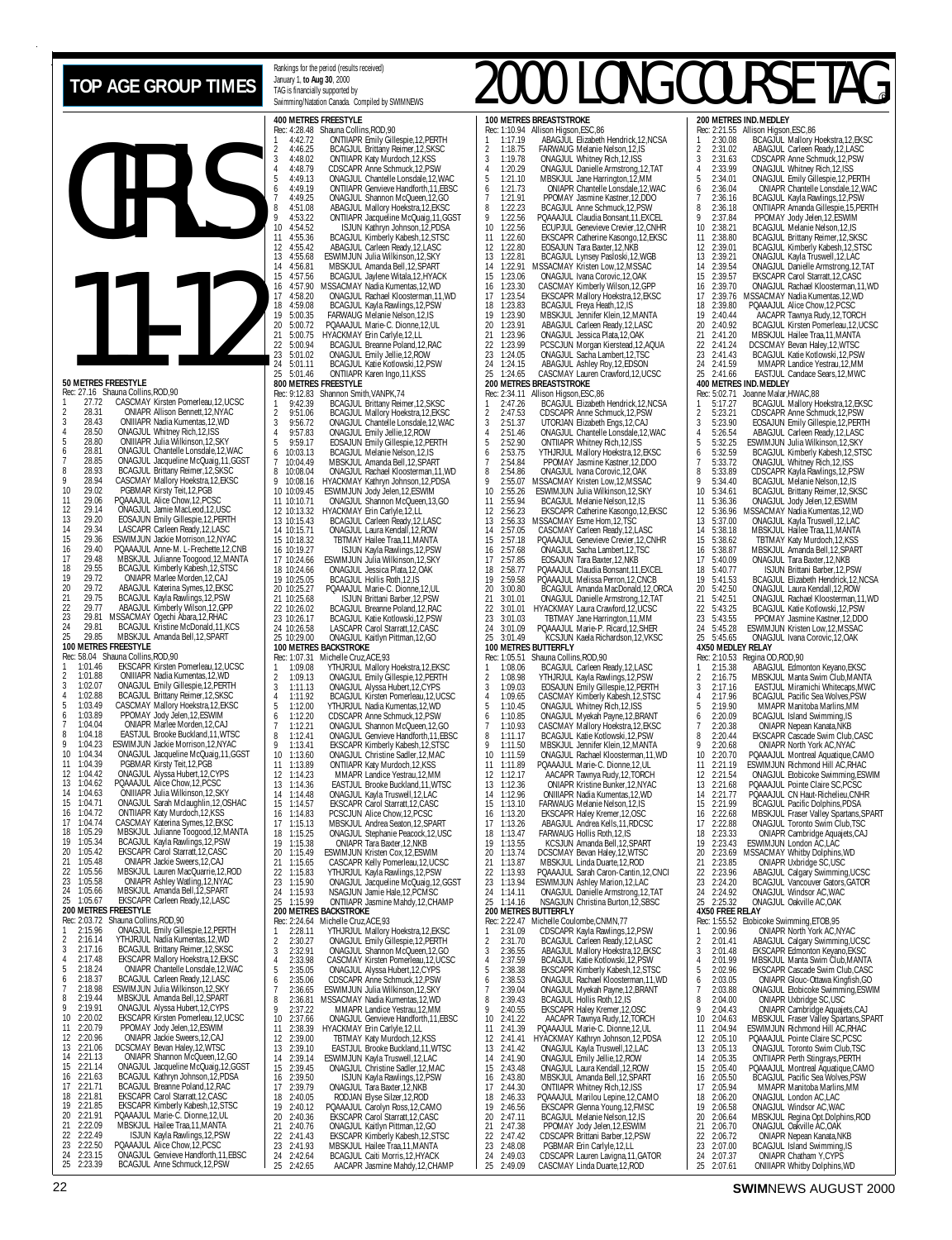# TOP AGE GROUP TIMES

Rankings for the period (results received) January 1, to Aug 30, 2000
TAG is financially supported by Swimming/Natation Canada. Compiled by SWIMNEWS

# 2000 LONG COURSE TAG

# GIRLS 11-12

### 50 METRES FREESTYLE
Rec: 27.16 Shauna Collins,ROD,90
1 27.72 CASCMAY Kirsten Pomerleau,12,UCSC
2 28.31 ONIAPR Allison Bennett,12,NYAC
3 28.43 ONIIIAPR Nadia Kumentas,12,WD
4 28.50 ONAGJUL Whitney Rich,12,ISS
5 28.80 ONIIIAPR Julia Wilkinson,12,SKY
6 28.81 ONAGJUL Chantelle Lonsdale,12,WAC
7 28.85 ONAGJUL Jacqueline McQuaig,11,GGST
8 28.93 BCAGJUL Brittany Reimer,12,SKSC
9 28.94 CASCMAY Mallory Hoekstra,12,EKSC
10 29.02 PGBMAR Kirsty Teit,12,PGB
11 29.06 PQAAAJUL Alice Chow,12,PCSC
12 29.14 ONAGJUL Jamie MacLeod,12,USC
13 29.20 EOSAJUN Emily Gillespie,12,PERTH
14 29.34 LASCAPR Carleen Ready,12,LASC
15 29.36 ESWIMJUN Jackie Morrison,12,NYAC
16 29.40 PQAAAJUL Anne-M. L-Frechette,12,CNB
17 29.48 MBSKJUL Julianne Toogood,12,MANTA
18 29.55 BCAGJUL Kimberly Kabesh,12,STSC
19 29.72 ONIAPR Marlee Morden,12,CAJ
20 29.72 ABAGJUL Katerina Symes,12,EKSC
21 29.75 BCAGJUL Kayla Rawlings,12,PSW
22 29.77 ABAGJUL Kimberly Wilson,12,GPP
23 29.81 MSSACMAY Ogechi Abara,12,RHAC
24 29.81 BCAGJUL Kristine McDonald,11,KCS
25 29.85 MBSKJUL Amanda Bell,12,SPART

### 100 METRES FREESTYLE
Rec: 58.04 Shauna Collins,ROD,90
1 1:01.46 EKSCAPR Kirsten Pomerleau,12,UCSC
2 1:01.88 ONIIIAPR Nadia Kumentas,12,WD
3 1:02.07 ONAGJUL Emily Gillespie,12,PERTH
4 1:02.88 BCAGJUL Brittany Reimer,12,SKSC
5 1:03.49 CASCMAY Mallory Hoekstra,12,EKSC
6 1:03.89 PPOMAY Jody Jelen,12,ESWIM
7 1:04.04 ONIAPR Marlee Morden,12,CAJ
8 1:04.18 EASTJUL Brooke Buckland,11,WTSC
9 1:04.23 ESWIMJUN Jackie Morrison,12,NYAC
10 1:04.34 ONAGJUL Jacqueline McQuaig,11,GGST
11 1:04.39 PGBMAR Kirsty Teit,12,PGB
12 1:04.42 ONAGJUL Alyssa Hubert,12,CYPS
13 1:04.62 PQAAAJUL Alice Chow,12,PCSC
14 1:04.63 ONIIIAPR Julia Wilkinson,12,SKY
15 1:04.71 ONAGJUL Sarah Mclaughlin,12,OSHAC
16 1:04.72 ONTIIAPR Katy Murdoch,12,KSS
17 1:04.74 CASCMAY Katerina Symes,12,EKSC
18 1:05.29 MBSKJUL Julianne Toogood,12,MANTA
19 1:05.34 BCAGJUL Kayla Rawlings,12,PSW
20 1:05.42 EKSCAPR Carol Starratt,12,CASC
21 1:05.48 ONIAPR Jackie Sweers,12,CAJ
22 1:05.56 MBSKJUL Lauren MacQuarrie,12,ROD
23 1:05.58 ONIAPR Ashley Watling,12,NYAC
24 1:05.66 MBSKJUL Amanda Bell,12,SPART
25 1:05.67 EKSCAPR Carleen Ready,12,LASC

### 200 METRES FREESTYLE
Rec: 2:03.72 Shauna Collins,ROD,90
1 2:15.96 ONAGJUL Emily Gillespie,12,PERTH
2 2:16.14 YTHJRJUL Nadia Kumentas,12,WD
3 2:17.16 BCAGJUL Brittany Reimer,12,SKSC
4 2:17.48 EKSCAPR Mallory Hoekstra,12,EKSC
5 2:18.24 ONIAPR Chantelle Lonsdale,12,WAC
6 2:18.37 BCAGJUL Carleen Ready,12,LASC
7 2:18.98 ESWIMJUN Julia Wilkinson,12,SKY
8 2:19.44 MBSKJUL Amanda Bell,12,SPART
9 2:19.91 ONAGJUL Alyssa Hubert,12,CYPS
10 2:20.02 EKSCAPR Kirsten Pomerleau,12,UCSC
11 2:20.79 PPOMAY Jody Jelen,12,ESWIM
12 2:20.96 ONIAPR Jackie Sweers,12,CAJ
13 2:21.06 DCSCMAY Bevan Haley,12,WTSC
14 2:21.13 ONIAPR Shannon McQueen,12,GO
15 2:21.14 ONAGJUL Jacqueline McQuaig,12,GGST
16 2:21.63 BCAGJUL Kathryn Johnson,12,PDSA
17 2:21.71 BCAGJUL Breanne Poland,12,RAC
18 2:21.81 EKSCAPR Carol Starratt,12,CASC
19 2:21.85 EKSCAPR Kimberly Kabesh,12,STSC
20 2:21.91 PQAAAJUL Marie-C. Dionne,12,UL
21 2:22.09 MBSKJUL Hailee Traa,11,MANTA
22 2:22.49 ISJUN Kayla Rawlings,12,PSW
23 2:22.50 PQAAAJUL Alice Chow,12,PCSC
24 2:23.15 ONAGJUL Genviève Handforth,11,EBSC
25 2:23.39 BCAGJUL Anne Schmuck,12,PSW

### 400 METRES FREESTYLE
Rec: 4:28.48 Shauna Collins,ROD,90
1 4:42.72 ONTIIAPR Emily Gillespie,12,PERTH
2 4:46.25 BCAGJUL Brittany Reimer,12,SKSC
3 4:48.02 ONTIIAPR Katy Murdoch,12,KSS
4 4:48.79 CDSCAPR Anne Schmuck,12,PSW
5 4:49.13 ONAGJUL Chantelle Lonsdale,12,WAC
6 4:49.19 ONTIIAPR Genviève Handforth,11,EBSC
7 4:49.25 ONAGJUL Shannon McQueen,12,GO
8 4:51.08 ABAGJUL Mallory Hoekstra,12,EKSC
9 4:53.22 ONTIIAPR Jacqueline McQuaig,11,GGST
10 4:54.52 ISJUN Kathryn Johnson,12,PDSA
11 4:55.36 BCAGJUL Kimberly Kabesh,12,STSC
12 4:55.42 ABAGJUL Carleen Ready,12,LASC
13 4:55.68 ESWIMJUN Julia Wilkinson,12,SKY
14 4:56.81 MBSKJUL Amanda Bell,12,SPART
15 4:57.56 BCAGJUL Jaylene Witala,12,HYACK
16 4:57.90 MSSACMAY Nadia Kumentas,12,WD
17 4:58.20 ONAGJUL Rachael Kloosterman,11,WD
18 4:59.08 BCAGJUL Kayla Rawlings,12,PSW
19 5:00.35 FARWAUG Melanie Nelson,12,IS
20 5:00.72 PQAAAJUL Marie-C. Dionne,12,UL
21 5:00.75 HYACKMAY Erin Carlyle,12,LL
22 5:00.94 BCAGJUL Breanne Poland,12,RAC
23 5:01.02 ONAGJUL Emily Jellie,12,ROW
24 5:01.11 BCAGJUL Katie Kotlowski,12,PSW
25 5:01.46 ONTIIAPR Karen Ingo,11,KSS

### 800 METRES FREESTYLE
Rec: 9:12.83 Shannon Smith,VANPK,74
1 9:42.39 BCAGJUL Brittany Reimer,12,SKSC
2 9:51.06 BCAGJUL Mallory Hoekstra,12,EKSC
3 9:56.72 ONAGJUL Chantelle Lonsdale,12,WAC
4 9:57.83 ONAGJUL Emily Jellie,12,ROW
5 9:59.17 EOSAJUN Emily Gillespie,12,PERTH
6 10:03.13 BCAGJUL Melanie Nelson,12,IS
7 10:04.49 MBSKJUL Amanda Bell,12,SPART
8 10:08.04 ONAGJUL Rachael Kloosterman,11,WD
9 10:08.16 HYACKMAY Kathryn Johnson,12,PDSA
10 10:09.45 ESWIMJUN Jody Jelen,12,ESWIM
11 10:10.71 ONAGJUL Shannon McQueen,13,GO
12 10:13.32 HYACKMAY Erin Carlyle,12,LL
13 10:15.43 BCAGJUL Carleen Ready,12,LASC
14 10:15.71 ONAGJUL Laura Kendall,12,ROW
15 10:18.32 TBTMAY Hailee Traa,11,MANTA
16 10:19.27 ISJUN Kayla Rawlings,12,PSW
17 10:24.66 ESWIMJUN Julia Wilkinson,12,SKY
18 10:24.66 ONAGJUL Jessica Plata,12,OAK
19 10:25.05 BCAGJUL Hollis Roth,12,IS
20 10:25.27 PQAAAJUL Marie-C. Dionne,12,UL
21 10:25.68 ISJUN Brittani Barber,12,PSW
22 10:26.02 BCAGJUL Breanne Poland,12,RAC
23 10:26.17 BCAGJUL Katie Kotlowski,12,PSW
24 10:26.58 LASCAPR Carol Starratt,12,CASC
25 10:29.00 ONAGJUL Kaitlyn Pittman,12,GO

### 100 METRES BACKSTROKE
Rec: 1:07.31 Michelle Cruz,ACE,93
1 1:09.08 YTHJRJUL Mallory Hoekstra,12,EKSC
2 1:09.13 ONAGJUL Emily Gillespie,12,PERTH
3 1:11.13 ONAGJUL Alyssa Hubert,12,CYPS
4 1:11.92 BCAGJUL Kirsten Pomerleau,12,UCSC
5 1:12.00 YTHJRJUL Nadia Kumentas,12,WD
6 1:12.20 CDSCAPR Anne Schmuck,12,PSW
7 1:12.21 ONAGJUL Shannon McQueen,12,GO
8 1:12.41 ONAGJUL Genviève Handforth,11,EBSC
9 1:13.41 EKSCAPR Kimberly Kabesh,12,STSC
10 1:13.60 ONAGJUL Christine Sadler,12,MAC
11 1:13.89 ONTIIAPR Katy Murdoch,12,KSS
12 1:14.23 MMAPR Landice Yestrau,12,MM
13 1:14.36 EASTJUL Brooke Buckland,11,WTSC
14 1:14.48 ONAGJUL Kayla Truswell,12,LAC
15 1:14.57 EKSCAPR Carol Starratt,12,CASC
16 1:14.83 PCSCJUN Alice Chow,12,PCSC
17 1:15.13 MBSKJUL Andrea Seaton,12,SPART
18 1:15.25 ONAGJUL Stephanie Peacock,12,USC
19 1:15.38 ONIAPR Tara Baxter,12,NKB
20 1:15.49 ESWIMJUN Kristen Cox,12,ESWIM
21 1:15.65 CASCAPR Kelly Pomerleau,12,UCSC
22 1:15.83 YTHJRJUL Kayla Rawlings,12,PSW
23 1:15.90 ONAGJUL Jacqueline McQuaig,12,GGST
24 1:15.93 NSAGJUN Jamie Hale,12,PCMSC
25 1:15.99 ONTIIAPR Jasmine Mahdy,12,CHAMP

### 200 METRES BACKSTROKE
Rec: 2:24.64 Michelle Cruz,ACE,93
1 2:28.11 YTHJRJUL Mallory Hoekstra,12,EKSC
2 2:30.27 ONAGJUL Emily Gillespie,12,PERTH
3 2:32.91 ONAGJUL Shannon McQueen,12,GO
4 2:33.98 CASCMAY Kirsten Pomerleau,12,UCSC
5 2:35.05 ONAGJUL Alyssa Hubert,12,CYPS
6 2:35.06 CDSCAPR Anne Schmuck,12,PSW
7 2:36.65 ESWIMJUN Julia Wilkinson,12,SKY
8 2:36.81 MSSACMAY Nadia Kumentas,12,WD
9 2:37.22 MMAPR Landice Yestrau,12,MM
10 2:37.66 ONAGJUL Genviève Handforth,11,EBSC
11 2:38.39 HYACKMAY Erin Carlyle,12,LL
12 2:39.00 TBTMAY Katy Murdoch,12,KSS
13 2:39.10 EASTJUL Brooke Buckland,11,WTSC
14 2:39.14 ESWIMJUN Kayla Truswell,12,LAC
15 2:39.45 ONAGJUL Christine Sadler,12,MAC
16 2:39.50 ISJUN Kayla Rawlings,12,PSW
17 2:39.79 ONAGJUL Tara Baxter,12,NKB
18 2:40.05 RODJAN Elyse Silzer,12,ROD
19 2:40.12 PQAAAJUL Carolyn Ross,12,CAMO
20 2:40.36 EKSCAPR Carol Starratt,12,CASC
21 2:40.76 ONAGJUL Kaitlyn Pittman,12,GO
22 2:41.43 EKSCAPR Kimberly Kabesh,12,STSC
23 2:41.93 MBSKJUL Hailee Traa,11,MANTA
24 2:42.64 BCAGJUL Caili Morris,12,HYACK
25 2:42.65 AACAPR Jasmine Mahdy,12,CHAMP

### 100 METRES BREASTSTROKE
Rec: 1:10.94 Allison Higson,ESC,86
1 1:17.19 ABAGJUL Elizabeth Hendrick,12,NCSA
2 1:18.75 FARWAUG Melanie Nelson,12,IS
3 1:19.78 ONAGJUL Whitney Rich,12,ISS
4 1:20.29 ONAGJUL Danielle Armstrong,12,TAT
5 1:21.10 MBSKJUL Jane Harrington,12,MM
6 1:21.73 ONIAPR Chantelle Lonsdale,12,WAC
7 1:21.91 PPOMAY Jasmine Kastner,12,DDO
8 1:22.23 BCAGJUL Anne Schmuck,12,PSW
9 1:22.56 PQAAAJUL Claudia Bonsant,11,EXCEL
10 1:22.56 ECUPJUL Genevieve Crevier,12,CNHR
11 1:22.60 EKSCAPR Catherine Kasongo,12,EKSC
12 1:22.80 EOSAJUN Tara Baxter,12,NKB
13 1:22.81 BCAGJUL Lynsey Paslosk,12,WGB
14 1:22.91 MSSACMAY Kristen Low,12,MSSAC
15 1:23.06 ONAGJUL Ivana Corovic,12,OAK
16 1:23.30 CASCMAY Kimberly Wilson,12,GPP
17 1:23.54 EKSCAPR Mallory Hoekstra,12,EKSC
18 1:23.83 BCAGJUL Freya Heath,12,IS
19 1:23.90 MBSKJUL Jennifer Klein,12,MANTA
20 1:23.91 ABAGJUL Carleen Ready,12,LASC
21 1:23.96 ONAGJUL Jessica Plata,12,OAK
22 1:23.99 PCSCJUN Morgan Kierstead,12,AQUA
23 1:24.05 ONAGJUL Sacha Lambert,12,TSC
24 1:24.15 ABAGJUL Ashley Roy,12,EDSON
25 1:24.65 CASCMAY Lauren Crawford,12,UCSC

### 200 METRES BREASTSTROKE
Rec: 2:34.11 Allison Higson,ESC,86
1 2:47.26 BCAGJUL Elizabeth Hendrick,12,NCSA
2 2:47.53 CDSCAPR Anne Schmuck,12,PSW
3 2:51.37 UTORJAN Elizabeth Engs,12,CAJ
4 2:51.46 ONAGJUL Chantelle Lonsdale,12,WAC
5 2:52.90 ONTIIAPR Whitney Rich,12,ISS
6 2:53.75 YTHJRJUL Mallory Hoekstra,12,EKSC
7 2:54.84 PPOMAY Jasmine Kastner,12,DDO
8 2:54.86 ONAGJUL Ivana Corovic,12,OAK
9 2:55.07 MSSACMAY Kristen Low,12,MSSAC
10 2:55.26 ESWIMJUN Julia Wilkinson,12,SKY
11 2:55.94 BCAGJUL Melanie Nelson,12,IS
12 2:56.23 EKSCAPR Catherine Kasongo,12,EKSC
13 2:56.33 MSSACMAY Esme Hom,12,TSC
14 2:57.05 CASCMAY Carleen Ready,12,LASC
15 2:57.18 PQAAAJUL Genevieve Crevier,12,CNHR
16 2:57.68 ONAGJUL Sacha Lambert,12,TSC
17 2:57.85 EOSAJUN Tara Baxter,12,NKB
18 2:58.77 PQAAAJUL Claudia Bonsant,11,EXCEL
19 2:59.58 PQAAAJUL Melissa Perron,12,CNCB
20 3:00.80 BCAGJUL Amanda MacDonald,12,ORCA
21 3:01.01 ONAGJUL Danielle Armstrong,12,TAT
22 3:01.01 HYACKMAY Laura Crawford,12,UCSC
23 3:01.03 TBTMAY Jane Harrington,11,MM
24 3:01.09 PQAAAJUL Marie-P. Ricard,12,SHER
25 3:01.49 KCSJUN Kaela Richardson,12,VKSC

### 100 METRES BUTTERFLY
Rec: 1:05.51 Shauna Collins,ROD,90
1 1:08.06 BCAGJUL Carleen Ready,12,LASC
2 1:08.98 YTHJRJUL Kayla Rawlings,12,PSW
3 1:09.03 EOSAJUN Emily Gillespie,12,PERTH
4 1:09.65 CASCMAY Kimberly Kabesh,12,STSC
5 1:10.45 ONAGJUL Whitney Rich,12,ISS
6 1:10.85 ONAGJUL Myekah Payne,12,BRANT
7 1:10.93 CASCMAY Mallory Hoekstra,12,EKSC
8 1:11.17 BCAGJUL Katie Kotlowski,12,PSW
9 1:11.50 MBSKJUL Jennifer Klein,12,MANTA
10 1:11.59 ONAGJUL Rachael Kloosterman,11,WD
11 1:11.89 PQAAAJUL Marie-C. Dionne,12,UL
12 1:12.17 AACAPR Tawnya Rudy,12,TORCH
13 1:12.36 ONIAPR Kristine Bunker,12,NYAC
14 1:12.96 ONIIIAPR Nadia Kumentas,12,WD
15 1:13.10 FARWAUG Melanie Nelson,12,IS
16 1:13.20 EKSCAPR Haley Kremer,12,OSC
17 1:13.26 ABAGJUL Andrea Kells,11,RDCSC
18 1:13.47 FARWAUG Hollis Roth,12,IS
19 1:13.55 KCSJUN Amanda Bell,12,SPART
20 1:13.74 DCSCMAY Bevan Haley,12,WTSC
21 1:13.87 MBSKJUL Linda Duarte,12,ROD
22 1:13.93 PQAAAJUL Sarah Caron-Cantin,12,CNCI
23 1:13.94 ESWIMJUN Ashley Marion,12,LAC
24 1:14.11 ONAGJUL Danielle Armstrong,12,TAT
25 1:14.16 NSAGJUN Christina Burton,12,SBSC

### 200 METRES BUTTERFLY
Rec: 2:22.47 Michelle Coulombe,CNMN,77
1 2:31.09 CDSCAPR Kayla Rawlings,12,PSW
2 2:31.70 BCAGJUL Carleen Ready,12,LASC
3 2:36.55 ABAGJUL Mallory Hoekstra,12,EKSC
4 2:37.59 BCAGJUL Katie Kotlowski,12,PSW
5 2:38.38 EKSCAPR Kimberly Kabesh,12,STSC
6 2:38.53 ONAGJUL Rachael Kloosterman,11,WD
7 2:39.04 ONAGJUL Myekah Payne,12,BRANT
8 2:39.43 BCAGJUL Hollis Roth,12,IS
9 2:40.55 EKSCAPR Haley Kremer,12,OSC
10 2:41.22 AACAPR Tawnya Rudy,12,TORCH
11 2:41.39 PQAAAJUL Marie-C. Dionne,12,UL
12 2:41.41 HYACKMAY Kathryn Johnson,12,PDSA
13 2:41.42 ONAGJUL Kayla Truswell,12,LAC
14 2:41.90 ONAGJUL Emily Jellie,12,ROW
15 2:43.48 ONAGJUL Laura Kendall,12,ROW
16 2:43.80 MBSKJUL Amanda Bell,12,SPART
17 2:44.30 ONTIIAPR Whitney Rich,12,ISS
18 2:46.33 PQAAAJUL Marilou Lepine,12,CAMO
19 2:46.56 EKSCAPR Glenna Young,12,FMSC
20 2:47.11 BCAGJUL Melanie Nelson,12,IS
21 2:47.38 PPOMAY Jody Jelen,12,ESWIM
22 2:47.42 CDSCAPR Brittani Barber,12,PSW
23 2:48.08 PGBMAR Erin Carlyle,12,LL
24 2:49.03 CDSCAPR Lauren Lavigna,11,GATOR
25 2:49.09 CASCMAY Linda Duarte,12,ROD

### 200 METRES IND.MEDLEY
Rec: 2:21.55 Allison Higson,ESC,86
1 2:30.08 BCAGJUL Mallory Hoekstra,12,EKSC
2 2:31.02 ABAGJUL Carleen Ready,12,LASC
3 2:31.63 CDSCAPR Anne Schmuck,12,PSW
4 2:33.99 ONAGJUL Whitney Rich,12,ISS
5 2:34.01 ONAGJUL Emily Gillespie,12,PERTH
6 2:36.04 ONIAPR Chantelle Lonsdale,12,WAC
7 2:36.16 BCAGJUL Kayla Rawlings,12,PSW
8 2:36.18 ONTIIAPR Amanda Gillespie,15,PERTH
9 2:37.84 PPOMAY Jody Jelen,12,ESWIM
10 2:38.21 BCAGJUL Melanie Nelson,12,IS
11 2:38.80 BCAGJUL Brittany Reimer,12,SKSC
12 2:39.01 BCAGJUL Kimberly Kabesh,12,STSC
13 2:39.21 ONAGJUL Kayla Truswell,12,LAC
14 2:39.54 ONAGJUL Danielle Armstrong,12,TAT
15 2:39.57 EKSCAPR Carol Starratt,12,CASC
16 2:39.70 ONAGJUL Rachael Kloosterman,11,WD
17 2:39.76 MSSACMAY Nadia Kumentas,12,WD
18 2:39.80 PQAAAJUL Alice Chow,12,PCSC
19 2:40.44 AACAPR Tawnya Rudy,12,TORCH
20 2:40.92 BCAGJUL Kirsten Pomerleau,12,UCSC
21 2:41.20 MBSKJUL Hailee Traa,11,MANTA
22 2:41.24 DCSCMAY Bevan Haley,12,WTSC
23 2:41.43 BCAGJUL Katie Kotlowski,12,PSW
24 2:41.59 MMAPR Landice Yestrau,12,MM
25 2:41.66 EASTJUL Candace Sears,12,MWC

### 400 METRES IND.MEDLEY
Rec: 5:02.71 Joanne Malar,HWAC,88
1 5:17.27 BCAGJUL Mallory Hoekstra,12,EKSC
2 5:23.21 CDSCAPR Anne Schmuck,12,PSW
3 5:23.90 EOSAJUN Emily Gillespie,12,PERTH
4 5:26.54 ABAGJUL Carleen Ready,12,LASC
5 5:32.25 ESWIMJUN Julia Wilkinson,12,SKY
6 5:32.59 BCAGJUL Kimberly Kabesh,12,STSC
7 5:33.72 ONAGJUL Whitney Rich,12,ISS
8 5:33.89 CDSCAPR Kayla Rawlings,12,PSW
9 5:34.40 BCAGJUL Melanie Nelson,12,IS
10 5:34.61 BCAGJUL Brittany Reimer,12,SKSC
11 5:36.36 ONAGJUL Jody Jelen,12,ESWIM
12 5:36.96 MSSACMAY Nadia Kumentas,12,WD
13 5:37.00 ONAGJUL Kayla Truswell,12,LAC
14 5:38.18 MBSKJUL Hailee Traa,11,MANTA
15 5:38.62 TBTMAY Katy Murdoch,12,KSS
16 5:38.87 MBSKJUL Amanda Bell,12,SPART
17 5:40.09 ONAGJUL Tara Baxter,12,NKB
18 5:40.77 ISJUN Brittani Barber,12,PSW
19 5:41.53 BCAGJUL Elizabeth Hendrick,12,NCSA
20 5:42.50 ONAGJUL Laura Kendall,12,ROW
21 5:42.51 ONAGJUL Rachael Kloosterman,11,WD
22 5:43.25 BCAGJUL Katie Kotlowski,12,PSW
23 5:43.55 PPOMAY Jasmine Kastner,12,DDO
24 5:45.28 ESWIMJUN Kristen Low,12,MSSAC
25 5:45.65 ONAGJUL Ivana Corovic,12,OAK

### 4X50 MEDLEY RELAY
Rec: 2:10.53 Regina OD,ROD,90
1 2:15.38 ABAGJUL Edmonton Keyano,EKSC
2 2:16.75 MBSKJUL Manta Swim Club,MANTA
3 2:17.16 EASTJUL Miramichi Whitecaps,MWC
4 2:17.96 BCAGJUL Pacific Sea Wolves,PSW
5 2:19.90 MMAPR Manitoba Marlins,MM
6 2:20.09 BCAGJUL Island Swimming,IS
7 2:20.38 ONIAPR Nepean Kanata,NKB
8 2:20.44 EKSCAPR Cascade Swim Club,CASC
9 2:20.68 ONIAPR North York AC,NYAC
10 2:20.70 PQAAAJUL Montreal Aquatique,CAMO
11 2:21.19 ESWIMJUN Richmond Hill AC,RHAC
12 2:21.54 ONAGJUL Etobicoke Swimming,ESWIM
13 2:21.68 PQAAAJUL Pointe Claire SC,PCSC
14 2:21.77 PQAAAJUL CN Haut-Richelieu,CNHR
15 2:21.99 BCAGJUL Pacific Dolphins,PDSA
16 2:22.68 MBSKJUL Fraser Valley Spartans,SPART
17 2:22.88 ONAGJUL Toronto Swim Club,TSC
18 2:23.33 ONIAPR Cambridge Aquajets,CAJ
19 2:23.43 ESWIMJUN London AC,LAC
20 2:23.69 MSSACMAY Whitby Dolphins,WD
21 2:23.85 ONIAPR Uxbridge SC,USC
22 2:23.96 ABAGJUL Calgary Swimming,UCSC
23 2:24.20 BCAGJUL Vancouver Gators,GATOR
24 2:24.92 ONAGJUL Windsor AC,WAC
25 2:25.32 ONAGJUL Oakville AC,OAK

### 4X50 FREE RELAY
Rec: 1:55.52 Etobicoke Swimming,ETOB,95
1 2:00.96 ONIAPR North York AC,NYAC
2 2:01.41 ABAGJUL Calgary Swimming,UCSC
3 2:01.48 EKSCAPR Edmonton Keyano,EKSC
4 2:01.99 MBSKJUL Manta Swim Club,MANTA
5 2:02.96 EKSCAPR Cascade Swim Club,CASC
6 2:03.05 ONIAPR Glouc-Ottawa Kingfish,GO
7 2:03.88 ONAGJUL Etobicoke Swimming,ESWIM
8 2:04.00 ONIAPR Uxbridge SC,USC
9 2:04.43 ONIAPR Cambridge Aquajets,CAJ
10 2:04.63 MBSKJUL Fraser Valley Spartans,SPART
11 2:04.94 ESWIMJUN Richmond Hill AC,RHAC
12 2:05.10 PQAAAJUL Pointe Claire SC,PCSC
13 2:05.13 ONAGJUL Toronto Swim Club,TSC
14 2:05.35 ONTIIAPR Perth Stingrays,PERTH
15 2:05.40 PQAAAJUL Montreal Aquatique,CAMO
16 2:05.50 BCAGJUL Pacific Sea Wolves,PSW
17 2:05.94 MMAPR Manitoba Marlins,MM
18 2:06.20 ONAGJUL London AC,LAC
19 2:06.58 ONAGJUL Windsor AC,WAC
20 2:06.64 MBSKJUL Regina Opt.Dolphins,ROD
21 2:06.70 ONAGJUL Oakville AC,OAK
22 2:06.72 ONIAPR Nepean Kanata,NKB
23 2:07.00 BCAGJUL Island Swimming,IS
24 2:07.37 ONIAPR Chatham Y,CYPS
25 2:07.61 ONIIIAPR Whitby Dolphins,WD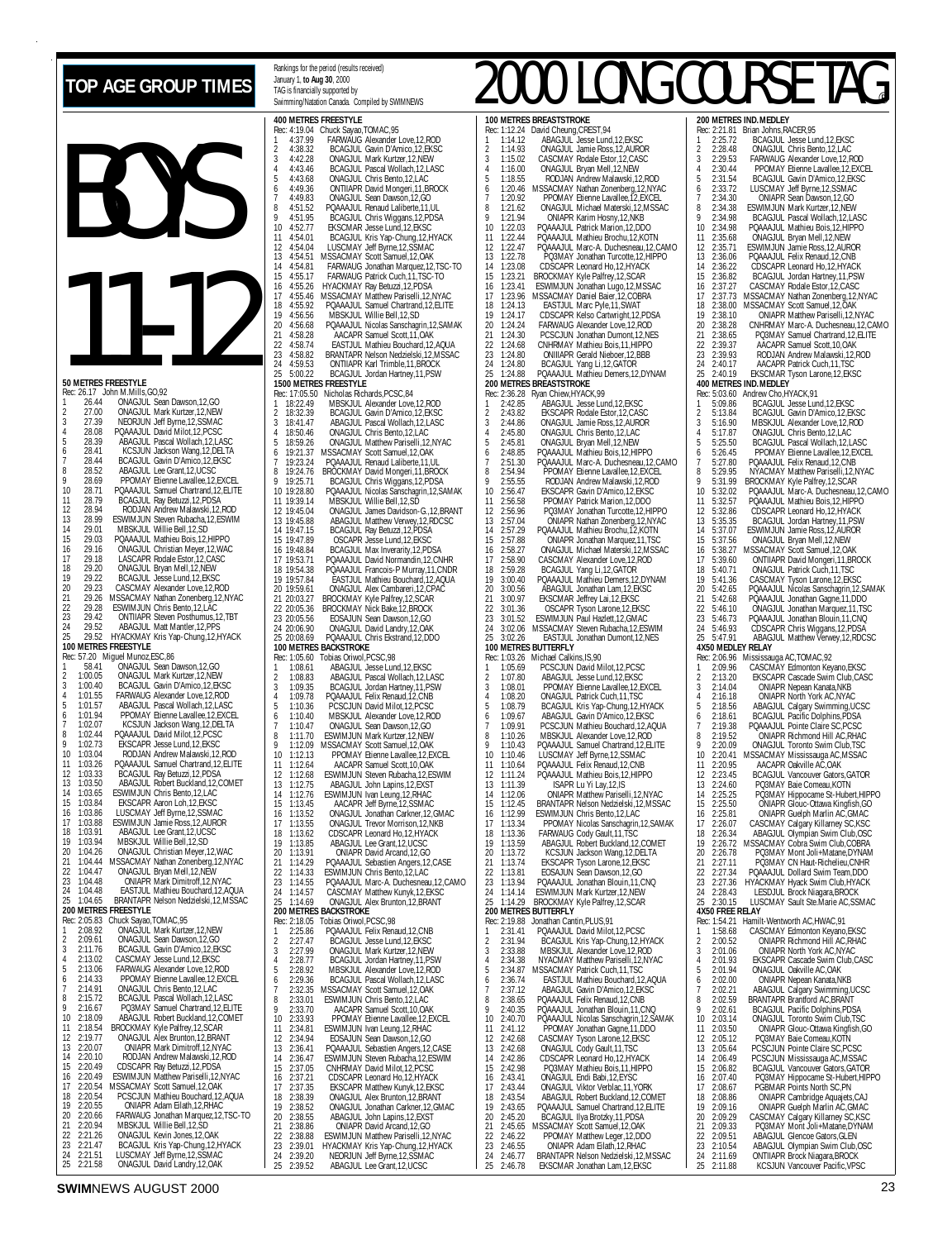# TOP AGE GROUP TIMES

Rankings for the period (results received) January 1, to Aug 30, 2000
TAG is financially supported by Swimming/Natation Canada. Compiled by SWIMNEWS

# 2000 LONG COURSE TAG

## BOYS 11-12

### 50 METRES FREESTYLE
Rec: 26.17 John M.Mills,GO,92
1 26.44 ONAGJUL Sean Dawson,12,GO
2 27.00 ONAGJUL Mark Kurtzer,12,NEW
3 27.39 NEORJUN Jeff Byrne,12,SSMAC
4 28.08 PQAAAJUL David Milot,12,PCSC
5 28.39 ABAGJUL Pascal Wollach,12,LASC
6 28.41 KCSJUN Jackson Wang,12,DELTA
7 28.44 BCAGJUL Gavin D'Amico,12,EKSC
8 28.52 ABAGJUL Lee Grant,12,UCSC
9 28.69 PPOMAY Etienne Lavallee,12,EXCEL
10 28.71 PQAAAJUL Samuel Chartrand,12,ELITE
11 28.79 BCAGJUL Ray Betuzzi,12,PDSA
12 28.94 RODJAN Andrew Malawski,12,ROD
13 28.99 ESWIMJUN Steven Rubacha,12,ESWIM
14 29.01 MBSKJUL Willie Bell,12,SD
15 29.03 PQAAAJUL Mathieu Bois,12,HIPPO
16 29.16 ONAGJUL Christian Meyer,12,WAC
17 29.18 LASCAPR Rodale Estor,12,CASC
18 29.20 ONAGJUL Bryan Mell,12,NEW
19 29.22 BCAGJUL Jesse Lund,12,EKSC
20 29.23 CASCMAY Alexander Love,12,ROD
21 29.26 MSSACMAY Nathan Zonenberg,12,NYAC
22 29.28 ESWIMJUN Chris Bento,12,LAC
23 29.42 ONTIIAPR Steven Posthumus,12,TBT
24 29.52 ABAGJUL Matt Mantler,12,PPS
25 29.52 HYACKMAY Kris Yap-Chung,12,HYACK

### 100 METRES FREESTYLE
Rec: 57.20 Miguel Munoz,ESC,86
1 58.41 ONAGJUL Sean Dawson,12,GO
2 1:00.05 ONAGJUL Mark Kurtzer,12,NEW
3 1:00.40 BCAGJUL Gavin D'Amico,12,EKSC
4 1:01.55 FARWAUG Alexander Love,12,ROD
5 1:01.57 ABAGJUL Pascal Wollach,12,LASC
6 1:01.94 PPOMAY Etienne Lavallee,12,EXCEL
7 1:02.07 KCSJUN Jackson Wang,12,DELTA
8 1:02.44 PQAAAJUL David Milot,12,PCSC
9 1:02.73 EKSCAPR Jesse Lund,12,EKSC
10 1:03.04 RODJAN Andrew Malawski,12,ROD
11 1:03.26 PQAAAJUL Samuel Chartrand,12,ELITE
12 1:03.33 BCAGJUL Ray Betuzzi,12,PDSA
13 1:03.50 ABAGJUL Robert Buckland,12,COMET
14 1:03.65 ESWIMJUN Chris Bento,12,LAC
15 1:03.84 EKSCAPR Aaron Loh,12,EKSC
16 1:03.86 LUSCMAY Jeff Byrne,12,SSMAC
17 1:03.88 ESWIMJUN Jamie Ross,12,AUROR
18 1:03.91 ABAGJUL Lee Grant,12,UCSC
19 1:03.94 MBSKJUL Willie Bell,12,SD
20 1:04.26 ONAGJUL Christian Meyer,12,WAC
21 1:04.44 MSSACMAY Nathan Zonenberg,12,NYAC
22 1:04.47 ONAGJUL Bryan Mell,12,NEW
23 1:04.48 ONIAPR Mark Dimitroff,12,NYAC
24 1:04.48 EASTJUL Mathieu Bouchard,12,AQUA
25 1:04.65 BRANTAPR Nelson Nedzielski,12,MSSAC

### 200 METRES FREESTYLE
Rec: 2:05.83 Chuck Sayao,TOMAC,95
1 2:08.92 ONAGJUL Mark Kurtzer,12,NEW
2 2:09.61 ONAGJUL Sean Dawson,12,GO
3 2:11.76 BCAGJUL Gavin D'Amico,12,EKSC
4 2:13.02 CASCMAY Jesse Lund,12,EKSC
5 2:13.06 FARWAUG Alexander Love,12,ROD
6 2:14.33 PPOMAY Etienne Lavallee,12,EXCEL
7 2:14.91 ONAGJUL Chris Bento,12,LAC
8 2:15.72 BCAGJUL Pascal Wollach,12,LASC
9 2:16.67 PQ3MAY Samuel Chartrand,12,ELITE
10 2:18.09 ABAGJUL Robert Buckland,12,COMET
11 2:18.54 BROCKMAY Kyle Palfrey,12,SCAR
12 2:19.77 ONAGJUL Alex Brunton,12,BRANT
13 2:20.07 ONIAPR Mark Dimitroff,12,NYAC
14 2:20.10 RODJAN Andrew Malawski,12,ROD
15 2:20.49 CDSCAPR Ray Betuzzi,12,PDSA
16 2:20.49 ESWIMJUN Matthew Pariselli,12,NYAC
17 2:20.54 MSSACMAY Scott Samuel,12,OAK
18 2:20.54 PCSCJUN Mathieu Bouchard,12,AQUA
19 2:20.55 ONIAPR Adam Eilath,12,RHAC
20 2:20.66 FARWAUG Jonathan Marquez,12,TSC-TO
21 2:20.94 MBSKJUL Willie Bell,12,SD
22 2:21.26 ONAGJUL Kevin Jones,12,OAK
23 2:21.47 BCAGJUL Kris Yap-Chung,12,HYACK
24 2:21.51 LUSCMAY Jeff Byrne,12,SSMAC
25 2:21.58 ONAGJUL David Landry,12,OAK

### 400 METRES FREESTYLE
Rec: 4:19.04 Chuck Sayao,TOMAC,95
1 4:37.99 FARWAUG Alexander Love,12,ROD
2 4:38.32 BCAGJUL Gavin D'Amico,12,EKSC
3 4:42.28 ONAGJUL Mark Kurtzer,12,NEW
4 4:43.46 BCAGJUL Pascal Wollach,12,LASC
5 4:43.68 ONAGJUL Chris Bento,12,LAC
6 4:49.36 ONTIIAPR David Mongeri,11,BROCK
7 4:49.83 ONAGJUL Sean Dawson,12,GO
8 4:51.52 PQAAAJUL Renaud Laliberte,11,UL
9 4:51.95 BCAGJUL Chris Wiggans,12,PDSA
10 4:52.77 EKSCMAR Jesse Lund,12,EKSC
11 4:54.01 BCAGJUL Kris Yap-Chung,12,HYACK
12 4:54.04 LUSCMAY Jeff Byrne,12,SSMAC
13 4:54.51 MSSACMAY Scott Samuel,12,OAK
14 4:54.81 FARWAUG Jonathan Marquez,12,TSC-TO
15 4:55.17 FARWAUG Patrick Cuch,11,TSC-TO
16 4:55.26 HYACKMAY Ray Betuzzi,12,PDSA
17 4:55.46 MSSACMAY Matthew Pariselli,12,NYAC
18 4:55.92 PQAAAJUL Samuel Chartrand,12,ELITE
19 4:56.56 MBSKJUL Willie Bell,12,SD
20 4:56.68 PQAAAJUL Nicolas Sanschagrin,12,SAMAK
21 4:58.28 AACAPR Samuel Scott,11,OAK
22 4:58.74 EASTJUL Mathieu Bouchard,12,AQUA
23 4:58.82 BRANTAPR Nelson Nedzielski,12,MSSAC
24 4:59.53 ONTIIAPR Karl Trimble,11,BROCK
25 5:00.22 BCAGJUL Jordan Hartney,11,PSW

### 1500 METRES FREESTYLE
Rec: 17:05.50 Nicholas Richards,PCSC,84
1 18:22.49 MBSKJUL Alexander Love,12,ROD
2 18:32.39 BCAGJUL Gavin D'Amico,12,EKSC
3 18:41.47 ABAGJUL Pascal Wollach,12,LASC
4 18:50.46 ONAGJUL Chris Bento,12,LAC
5 18:59.26 ONAGJUL Matthew Pariselli,12,NYAC
6 19:21.37 MSSACMAY Scott Samuel,12,OAK
7 19:23.24 PQAAAJUL Renaud Laliberte,11,UL
8 19:24.76 BROCKMAY David Mongeri,11,BROCK
9 19:25.71 BCAGJUL Chris Wiggans,12,PDSA
10 19:28.80 PQAAAJUL Nicolas Sanschagrin,12,SAMAK
11 19:39.14 MBSKJUL Willie Bell,12,SD
12 19:45.04 ONAGJUL James Davidson-G.,12,BRANT
13 19:45.88 ABAGJUL Matthew Verwey,12,RDCSC
14 19:47.15 BCAGJUL Ray Betuzzi,12,PDSA
15 19:47.89 OSCAPR Jesse Lund,12,EKSC
16 19:48.84 BCAGJUL Max Inverarity,12,PDSA
17 19:53.71 PQAAAJUL David Normandin,12,CNHR
18 19:54.38 PQAAAJUL Francois-P Murray,11,CNDR
19 19:57.84 EASTJUL Mathieu Bouchard,12,AQUA
20 19:59.61 ONAGJUL Alex Cambareri,12,CPAC
21 20:03.27 BROCKMAY Kyle Palfrey,12,SCAR
22 20:05.36 BROCKMAY Nick Bake,12,BROCK
23 20:05.56 EOSAJUN Sean Dawson,12,GO
24 20:06.90 ONAGJUL David Landry,12,OAK
25 20:08.69 PQAAAJUL Chris Ekstrand,12,DDO

### 100 METRES BACKSTROKE
Rec: 1:05.60 Tobias Oriwol,PCSC,98
1 1:08.61 ABAGJUL Jesse Lund,12,EKSC
2 1:08.83 ABAGJUL Pascal Wollach,12,LASC
3 1:09.35 BCAGJUL Jordan Hartney,11,PSW
4 1:09.78 PQAAAJUL Felix Renaud,12,CNB
5 1:10.36 PCSCJUN David Milot,12,PCSC
6 1:10.40 MBSKJUL Alexander Love,12,ROD
7 1:10.47 ONAGJUL Sean Dawson,12,GO
8 1:11.70 ESWIMJUN Mark Kurtzer,12,NEW
9 1:12.09 MSSACMAY Scott Samuel,12,OAK
10 1:12.13 PPOMAY Etienne Lavallee,12,EXCEL
11 1:12.64 AACAPR Samuel Scott,10,OAK
12 1:12.68 ESWIMJUN Steven Rubacha,12,ESWIM
13 1:12.75 ABAGJUL John Lapins,12,EXST
14 1:12.76 ESWIMJUN Ivan Leung,12,RHAC
15 1:13.45 AACAPR Jeff Byrne,12,SSMAC
16 1:13.52 ONAGJUL Jonathan Carkner,12,GMAC
17 1:13.55 ONAGJUL Trevor Morrison,12,NKB
18 1:13.62 CDSCAPR Leonard Ho,12,HYACK
19 1:13.85 ABAGJUL Lee Grant,12,UCSC
20 1:13.91 ONIAPR David Arcand,12,GO
21 1:14.29 PQAAAJUL Sebastien Angers,12,CASE
22 1:14.33 ESWIMJUN Chris Bento,12,LAC
23 1:14.55 PQAAAJUL Marc-A. Duchesneau,12,CAMO
24 1:14.57 CASCMAY Matthew Kunyk,12,EKSC
25 1:14.69 ONAGJUL Alex Brunton,12,BRANT

### 200 METRES BACKSTROKE
Rec: 2:18.05 Tobias Oriwol,PCSC,98
1 2:25.86 PQAAAJUL Felix Renaud,12,CNB
2 2:27.47 BCAGJUL Jesse Lund,12,EKSC
3 2:27.99 ONAGJUL Mark Kurtzer,12,NEW
4 2:28.77 BCAGJUL Jordan Hartney,11,PSW
5 2:28.92 MBSKJUL Alexander Love,12,ROD
6 2:29.36 BCAGJUL Pascal Wollach,12,LASC
7 2:32.35 MSSACMAY Scott Samuel,12,OAK
8 2:33.01 ESWIMJUN Chris Bento,12,LAC
9 2:33.70 AACAPR Samuel Scott,10,OAK
10 2:33.93 PPOMAY Etienne Lavallee,12,EXCEL
11 2:34.81 ESWIMJUN Ivan Leung,12,RHAC
12 2:34.94 EOSAJUN Sean Dawson,12,GO
13 2:36.41 PQAAAJUL Sebastien Angers,12,CASE
14 2:36.47 ESWIMJUN Steven Rubacha,12,ESWIM
15 2:37.05 CNHRMAY David Milot,12,PCSC
16 2:37.21 CDSCAPR Leonard Ho,12,HYACK
17 2:37.35 EKSCAPR Matthew Kunyk,12,EKSC
18 2:38.39 ONAGJUL Alex Brunton,12,BRANT
19 2:38.52 ONAGJUL Jonathan Carkner,12,GMAC
20 2:38.55 ABAGJUL John Lapins,12,EXST
21 2:38.86 ONIAPR David Arcand,12,GO
22 2:38.88 ESWIMJUN Matthew Pariselli,12,NYAC
23 2:39.01 HYACKMAY Kris Yap-Chung,12,HYACK
24 2:39.20 NEORJUN Jeff Byrne,12,SSMAC
25 2:39.52 ABAGJUL Lee Grant,12,UCSC

### 100 METRES BREASTSTROKE
Rec: 1:12.24 David Cheung,CREST,94
1 1:14.12 ABAGJUL Jesse Lund,12,EKSC
2 1:14.93 ONAGJUL Jamie Ross,12,AUROR
3 1:15.02 CASCMAY Rodale Estor,12,CASC
4 1:16.00 ONAGJUL Bryan Mell,12,NEW
5 1:18.55 RODJAN Andrew Malawski,12,ROD
6 1:20.46 MSSACMAY Nathan Zonenberg,12,NYAC
7 1:20.92 PPOMAY Etienne Lavallee,12,EXCEL
8 1:21.62 ONAGJUL Michael Materski,12,MSSAC
9 1:21.94 ONIAPR Karim Hosny,12,NKB
10 1:22.03 PQAAAJUL Patrick Marion,12,DDO
11 1:22.44 PQAAAJUL Mathieu Brochu,12,KOTN
12 1:22.47 PQAAAJUL Marc-A. Duchesneau,12,CAMO
13 1:22.78 PQ3MAY Jonathan Turcotte,12,HIPPO
14 1:23.08 CDSCAPR Leonard Ho,12,HYACK
15 1:23.21 BROCKMAY Kyle Palfrey,12,SCAR
16 1:23.41 ESWIMJUN Jonathan Lugo,12,MSSAC
17 1:23.96 MSSACMAY Daniel Baier,12,COBRA
18 1:24.13 EASTJUL Marc Pyle,11,SWAT
19 1:24.17 CDSCAPR Kelso Cartwright,12,PDSA
20 1:24.24 FARWAUG Alexander Love,12,ROD
21 1:24.30 PCSCJUN Jonathan Dumont,12,NES
22 1:24.68 CNHRMAY Mathieu Bois,11,HIPPO
23 1:24.80 ONIIIAPR Gerald Nieboer,12,BBB
24 1:24.80 BCAGJUL Yang Li,12,GATOR
25 1:24.88 PQAAAJUL Mathieu Demers,12,DYNAM

### 200 METRES BREASTSTROKE
Rec: 2:36.28 Ryan Chiew,HYACK,99
1 2:42.85 ABAGJUL Jesse Lund,12,EKSC
2 2:43.82 EKSCAPR Rodale Estor,12,CASC
3 2:44.86 ONAGJUL Jamie Ross,12,AUROR
4 2:45.80 ONAGJUL Chris Bento,12,LAC
5 2:45.81 ONAGJUL Bryan Mell,12,NEW
6 2:48.85 PQAAAJUL Mathieu Bois,12,HIPPO
7 2:51.30 PQAAAJUL Marc-A. Duchesneau,12,CAMO
8 2:54.94 PPOMAY Etienne Lavallee,12,EXCEL
9 2:55.55 RODJAN Andrew Malawski,12,ROD
10 2:56.47 EKSCAPR Gavin D'Amico,12,EKSC
11 2:56.58 PPOMAY Patrick Marion,12,DDO
12 2:56.96 PQ3MAY Jonathan Turcotte,12,HIPPO
13 2:57.04 ONIAPR Nathan Zonenberg,12,NYAC
14 2:57.29 PQAAAJUL Mathieu Brochu,12,KOTN
15 2:57.88 ONIAPR Jonathan Marquez,11,TSC
16 2:58.27 ONAGJUL Michael Materski,12,MSSAC
17 2:58.90 CASCMAY Alexander Love,12,ROD
18 2:59.28 BCAGJUL Yang Li,12,GATOR
19 3:00.40 PQAAAJUL Mathieu Demers,12,DYNAM
20 3:00.56 ABAGJUL Jonathan Lam,12,EKSC
21 3:00.97 EKSCMAR Jeffrey Lai,12,EKSC
22 3:01.36 OSCAPR Tyson Larone,12,EKSC
23 3:01.52 ESWIMJUN Paul Hazlett,12,GMAC
24 3:02.06 MSSACMAY Steven Rubacha,12,ESWIM
25 3:02.26 EASTJUL Jonathan Dumont,12,NES

### 100 METRES BUTTERFLY
Rec: 1:03.26 Michael Calkins,IS,90
1 1:05.69 PCSCJUN David Milot,12,PCSC
2 1:07.80 ABAGJUL Jesse Lund,12,EKSC
3 1:08.01 PPOMAY Etienne Lavallee,12,EXCEL
4 1:08.20 ONAGJUL Patrick Cuch,11,TSC
5 1:08.79 BCAGJUL Kris Yap-Chung,12,HYACK
6 1:09.67 ABAGJUL Gavin D'Amico,12,EKSC
7 1:09.91 PCSCJUN Mathieu Bouchard,12,AQUA
8 1:10.26 MBSKJUL Alexander Love,12,ROD
9 1:10.43 PQAAAJUL Samuel Chartrand,12,ELITE
10 1:10.46 LUSCMAY Jeff Byrne,12,SSMAC
11 1:10.64 PQAAAJUL Felix Renaud,12,CNB
12 1:11.24 PQAAAJUL Mathieu Bois,12,HIPPO
13 1:11.39 ISAPR Lu Yi Lay,12,IS
14 1:12.06 ONIAPR Matthew Pariselli,12,NYAC
15 1:12.45 BRANTAPR Nelson Nedzielski,12,MSSAC
16 1:12.99 ESWIMJUN Chris Bento,12,LAC
17 1:13.34 PPOMAY Nicolas Sanschagrin,12,SAMAK
18 1:13.36 FARWAUG Cody Gault,11,TSC
19 1:13.59 ABAGJUL Robert Buckland,12,COMET
20 1:13.72 KCSJUN Jackson Wang,12,DELTA
21 1:13.74 EKSCAPR Tyson Larone,12,EKSC
22 1:13.81 EOSAJUN Sean Dawson,12,GO
23 1:13.94 PQAAAJUL Jonathan Blouin,11,CNQ
24 1:14.14 ESWIMJUN Mark Kurtzer,12,NEW
25 1:14.29 BROCKMAY Kyle Palfrey,12,SCAR

### 200 METRES BUTTERFLY
Rec: 2:19.88 Jonathan Cantin,PLUS,91
1 2:31.41 PQAAAJUL David Milot,12,PCSC
2 2:31.94 BCAGJUL Kris Yap-Chung,12,HYACK
3 2:33.88 MBSKJUL Alexander Love,12,ROD
4 2:34.38 NYACMAY Matthew Pariselli,12,NYAC
5 2:34.87 MSSACMAY Patrick Cuch,11,TSC
6 2:36.74 EASTJUL Mathieu Bouchard,12,AQUA
7 2:37.12 ABAGJUL Gavin D'Amico,12,EKSC
8 2:38.65 PQAAAJUL Felix Renaud,12,CNB
9 2:40.35 PQAAAJUL Jonathan Blouin,11,CNQ
10 2:40.70 PQAAAJUL Nicolas Sanschagrin,12,SAMAK
11 2:41.12 PPOMAY Jonathan Gagne,11,DDO
12 2:42.68 CASCMAY Tyson Larone,12,EKSC
13 2:42.68 ONAGJUL Cody Gault,11,TSC
14 2:42.86 CDSCAPR Leonard Ho,12,HYACK
15 2:42.98 PQ3MAY Mathieu Bois,11,HIPPO
16 2:43.41 ONAGJUL Endi Babi,12,EYSC
17 2:43.44 ONAGJUL Viktor Verblac,11,YORK
18 2:43.54 ABAGJUL Robert Buckland,12,COMET
19 2:43.65 PQAAAJUL Samuel Chartrand,12,ELITE
20 2:45.20 BCAGJUL Ilya Brotzky,11,PDSA
21 2:45.65 MSSACMAY Scott Samuel,12,OAK
22 2:46.22 PPOMAY Matthew Leger,12,DDO
23 2:46.36 ONIAPR Adam Eilath,12,RHAC
24 2:46.77 BRANTAPR Nelson Nedzielski,12,MSSAC
25 2:46.78 EKSCMAR Jonathan Lam,12,EKSC

### 200 METRES IND.MEDLEY
Rec: 2:21.81 Brian Johns,RACER,95
1 2:25.72 BCAGJUL Jesse Lund,12,EKSC
2 2:28.48 ONAGJUL Chris Bento,12,LAC
3 2:29.53 FARWAUG Alexander Love,12,ROD
4 2:30.44 PPOMAY Etienne Lavallee,12,EXCEL
5 2:31.54 BCAGJUL Gavin D'Amico,12,EKSC
6 2:33.72 LUSCMAY Jeff Byrne,12,SSMAC
7 2:34.30 ONIAPR Sean Dawson,12,GO
8 2:34.38 ESWIMJUN Mark Kurtzer,12,NEW
9 2:34.98 BCAGJUL Pascal Wollach,12,LASC
10 2:34.98 PQAAAJUL Mathieu Bois,12,HIPPO
11 2:35.68 ONAGJUL Bryan Mell,12,NEW
12 2:35.71 ESWIMJUN Jamie Ross,12,AUROR
13 2:36.06 PQAAAJUL Felix Renaud,12,CNB
14 2:36.22 CDSCAPR Leonard Ho,12,HYACK
15 2:36.82 BCAGJUL Jordan Hartney,11,PSW
16 2:37.27 CASCMAY Rodale Estor,12,CASC
17 2:37.73 MSSACMAY Nathan Zonenberg,12,NYAC
18 2:38.00 MSSACMAY Scott Samuel,12,OAK
19 2:38.10 ONIAPR Matthew Pariselli,12,NYAC
20 2:38.28 CNHRMAY Marc-A. Duchesneau,12,CAMO
21 2:38.65 PQ3MAY Samuel Chartrand,12,ELITE
22 2:39.37 AACAPR Samuel Scott,10,OAK
23 2:39.93 RODJAN Andrew Malawski,12,ROD
24 2:40.17 AACAPR Patrick Cuch,11,TSC
25 2:40.19 EKSCMAR Tyson Larone,12,EKSC

### 400 METRES IND.MEDLEY
Rec: 5:03.60 Andrew Cho,HYACK,91
1 5:09.86 BCAGJUL Jesse Lund,12,EKSC
2 5:13.84 BCAGJUL Gavin D'Amico,12,EKSC
3 5:16.90 MBSKJUL Alexander Love,12,ROD
4 5:17.87 ONAGJUL Chris Bento,12,LAC
5 5:25.50 BCAGJUL Pascal Wollach,12,LASC
6 5:26.45 PPOMAY Etienne Lavallee,12,EXCEL
7 5:27.80 PQAAAJUL Felix Renaud,12,CNB
8 5:29.95 NYACMAY Matthew Pariselli,12,NYAC
9 5:31.99 BROCKMAY Kyle Palfrey,12,SCAR
10 5:32.02 PQAAAJUL Marc-A. Duchesneau,12,CAMO
11 5:32.57 PQAAAJUL Mathieu Bois,12,HIPPO
12 5:32.86 CDSCAPR Leonard Ho,12,HYACK
13 5:35.35 BCAGJUL Jordan Hartney,11,PSW
14 5:37.07 ESWIMJUN Jamie Ross,12,AUROR
15 5:37.56 ONAGJUL Bryan Mell,12,NEW
16 5:38.27 MSSACMAY Scott Samuel,12,OAK
17 5:39.60 ONTIIAPR David Mongeri,11,BROCK
18 5:40.71 ONAGJUL Patrick Cuch,11,TSC
19 5:41.36 CASCMAY Tyson Larone,12,EKSC
20 5:42.65 PQAAAJUL Nicolas Sanschagrin,12,SAMAK
21 5:42.68 PQAAAJUL Jonathan Gagne,11,DDO
22 5:46.10 ONAGJUL Jonathan Marquez,11,TSC
23 5:46.73 PQAAAJUL Jonathan Blouin,11,CNQ
24 5:46.93 CDSCAPR Chris Wiggans,12,PDSA
25 5:47.91 ABAGJUL Matthew Verwey,12,RDCSC

### 4X50 MEDLEY RELAY
Rec: 2:06.96 Mississauga AC,TOMAC,92
1 2:09.96 CASCMAY Edmonton Keyano,EKSC
2 2:13.20 EKSCAPR Cascade Swim Club,CASC
3 2:14.04 ONIAPR Nepean Kanata,NKB
4 2:16.18 ONIAPR North York AC,NYAC
5 2:18.56 ABAGJUL Calgary Swimming,UCSC
6 2:18.61 BCAGJUL Pacific Dolphins,PDSA
7 2:19.38 PQAAAJUL Pointe Claire SC,PCSC
8 2:19.52 ONIAPR Richmond Hill AC,RHAC
9 2:20.09 ONAGJUL Toronto Swim Club,TSC
10 2:20.41 MSSACMAY Mississauga AC,MSSAC
11 2:20.95 AACAPR Oakville AC,OAK
12 2:23.45 BCAGJUL Vancouver Gators,GATOR
13 2:24.60 PQ3MAY Baie Comeau,KOTN
14 2:25.25 PQ3MAY Hippocame St-Hubert,HIPPO
15 2:25.50 ONIAPR Glouc-Ottawa Kingfish,GO
16 2:25.81 ONIAPR Guelph Marlin AC,GMAC
17 2:26.07 CASCMAY Calgary Killarney SC,KSC
18 2:26.34 ABAGJUL Olympian Swim Club,OSC
19 2:26.72 MSSACMAY Cobra Swim Club,COBRA
20 2:26.78 PQ3MAY Mont Joli+Matane,DYNAM
21 2:27.11 PQ3MAY CN Haut-Richelieu,CNHR
22 2:27.34 PQAAAJUL Dollard Swim Team,DDO
23 2:27.36 HYACKMAY Hyack Swim Club,HYACK
24 2:28.43 LESDJUL Brock Niagara,BROCK
25 2:30.15 LUSCMAY Sault Ste.Marie AC,SSMAC

### 4X50 FREE RELAY
Rec: 1:54.21 Hamilt-Wentworth AC,HWAC,91
1 1:58.68 CASCMAY Edmonton Keyano,EKSC
2 2:00.52 ONIAPR Richmond Hill AC,RHAC
3 2:01.06 ONIAPR North York AC,NYAC
4 2:01.93 EKSCAPR Cascade Swim Club,CASC
5 2:01.94 ONAGJUL Oakville AC,OAK
6 2:02.00 ONIAPR Nepean Kanata,NKB
7 2:02.21 ABAGJUL Calgary Swimming,UCSC
8 2:02.59 BRANTAPR Brantford AC,BRANT
9 2:02.61 BCAGJUL Pacific Dolphins,PDSA
10 2:03.14 ONAGJUL Toronto Swim Club,TSC
11 2:03.50 ONIAPR Glouc-Ottawa Kingfish,GO
12 2:05.12 PQ3MAY Baie Comeau,KOTN
13 2:05.64 PCSCJUN Pointe Claire SC,PCSC
14 2:06.49 PCSCJUN Mississauga AC,MSSAC
15 2:06.82 BCAGJUL Vancouver Gators,GATOR
16 2:07.40 PQ3MAY Hippocame St-Hubert,HIPPO
17 2:08.67 PGBMAR Points North SC,PN
18 2:08.86 ONIAPR Cambridge Aquajets,CAJ
19 2:09.16 ONIAPR Guelph Marlin AC,GMAC
20 2:09.29 CASCMAY Calgary Killarney SC,KSC
21 2:09.33 PQ3MAY Mont Joli+Matane,DYNAM
22 2:09.51 ABAGJUL Glencoe Gators,GLEN
23 2:10.54 ABAGJUL Olympian Swim Club,OSC
24 2:11.69 ONTIIAPR Brock Niagara,BROCK
25 2:11.88 KCSJUN Vancouver Pacific,VPSC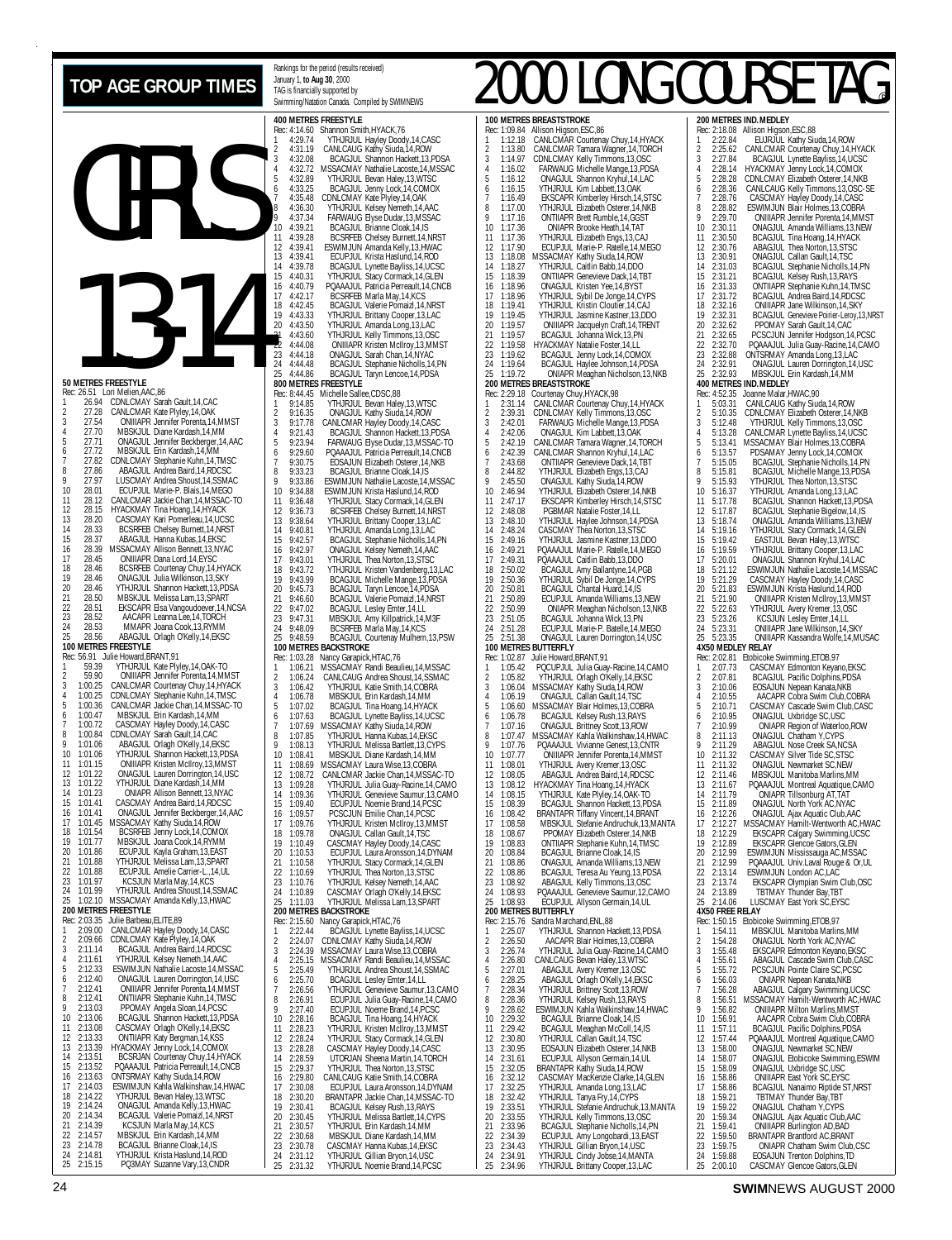# TOP AGE GROUP TIMES

Rankings for the period (results received) January 1, to Aug 30, 2000
TAG is financially supported by Swimming/Natation Canada. Compiled by SWIMNEWS

# 2000 LONG COURSE TAG

# GIRLS 13-14

### 50 METRES FREESTYLE
Rec: 26.51 Lori Melien,AAC,86
1 26.94 CDNLCMAY Sarah Gault,14,CAC
2 27.28 CANLCMAR Kate Plyley,14,OAK
3 27.54 ONIIIAPR Jennifer Porenta,14,MMST
4 27.70 MBSKJUL Diane Kardash,14,MM
5 27.71 ONAGJUL Jennifer Beckberger,14,AAC
6 27.72 MBSKJUL Erin Kardash,14,MM
7 27.82 CDNLCMAY Stephanie Kuhn,14,TMSC
8 27.86 ABAGJUL Andrea Baird,14,RDCSC
9 27.97 LUSCMAY Andrea Shoust,14,SSMAC
10 28.01 ECUPJUL Marie-P. Blais,14,MEGO
11 28.12 CANLCMAR Jackie Chan,14,MSSAC-TO
12 28.15 HYACKMAY Tina Hoang,14,HYACK
13 28.20 CASCMAY Kari Pomerleau,14,UCSC
14 28.33 BCSRFEB Chelsey Burnett,14,NRST
15 28.37 ABAGJUL Hanna Kubas,14,EKSC
16 28.39 MSSACMAY Allison Bennett,13,NYAC
17 28.45 ONIIIAPR Dana Lord,14,EYSC
18 28.46 BCSRFEB Courtenay Chuy,14,HYACK
19 28.46 ONAGJUL Julia Wilkinson,13,SKY
20 28.46 YTHJRJUL Shannon Hackett,13,PDSA
21 28.50 MBSKJUL Melissa Lam,13,SPART
22 28.51 EKSCAPR Elsa Vangoudoever,14,NCSA
23 28.52 AACAPR Leanna Lee,14,TORCH
24 28.53 MMAPR Joana Cook,13,RYMM
25 28.56 ABAGJUL Orlagh O'Kelly,14,EKSC

### 100 METRES FREESTYLE
Rec: 56.91 Julie Howard,BRANT,91
1 59.39 YTHJRJUL Kate Plyley,14,OAK-TO
2 59.90 ONIIIAPR Jennifer Porenta,14,MMST
3 1:00.25 CANLCMAR Courtenay Chuy,14,HYACK
4 1:00.25 CDNLCMAY Stephanie Kuhn,14,TMSC
5 1:00.36 CANLCMAR Jackie Chan,14,MSSAC-TO
6 1:00.47 MBSKJUL Erin Kardash,14,MM
7 1:00.72 CASCMAY Hayley Doody,14,CASC
8 1:00.84 CDNLCMAY Sarah Gault,14,CAC
9 1:01.06 ABAGJUL Orlagh O'Kelly,14,EKSC
10 1:01.06 YTHJRJUL Shannon Hackett,13,PDSA
11 1:01.15 ONIIIAPR Kristen McIlroy,13,MMST
12 1:01.22 ONAGJUL Lauren Dorrington,14,USC
13 1:01.22 YTHJRJUL Diane Kardash,14,MM
14 1:01.23 ONIAPR Allison Bennett,13,NYAC
15 1:01.41 CASCMAY Andrea Baird,14,RDCSC
16 1:01.41 ONAGJUL Jennifer Beckberger,14,AAC
17 1:01.45 MSSACMAY Kathy Siuda,14,ROW
18 1:01.54 BCSRFEB Jenny Lock,14,COMOX
19 1:01.77 MBSKJUL Joana Cook,14,RYMM
20 1:01.86 ECUPJUL Kayla Graham,13,EAST
21 1:01.88 YTHJRJUL Melissa Lam,13,SPART
22 1:01.88 ECUPJUL Amelie Carrier-L.,14,UL
23 1:01.97 KCSJUN Marla May,14,KCS
24 1:01.99 YTHJRJUL Andrea Shoust,14,SSMAC
25 1:02.10 MSSACMAY Amanda Kelly,13,HWAC

### 200 METRES FREESTYLE
Rec: 2:03.35 Julie Barbeau,ELITE,89
1 2:09.00 CANLCMAR Hayley Doody,14,CASC
2 2:09.66 CDNLCMAY Kate Plyley,14,OAK
3 2:11.14 BCAGJUL Andrea Baird,14,RDCSC
4 2:11.61 YTHJRJUL Kelsey Nemeth,14,AAC
5 2:12.33 ESWIMJUN Nathalie Lacoste,14,MSSAC
6 2:12.40 ONAGJUL Lauren Dorrington,14,USC
7 2:12.41 ONIIIAPR Jennifer Porenta,14,MMST
8 2:12.41 ONTIIIAPR Stephanie Kuhn,14,TMSC
9 2:13.03 PPOMAY Angela Sloan,14,PCSC
10 2:13.06 BCAGJUL Shannon Hackett,13,PDSA
11 2:13.08 CASCMAY Orlagh O'Kelly,14,EKSC
12 2:13.33 ONTIIAPR Katy Bergman,14,KSS
13 2:13.39 HYACKMAY Jenny Lock,14,COMOX
14 2:13.51 BCSRJAN Courtenay Chuy,14,HYACK
15 2:13.52 PQAAAJUL Patricia Perreault,14,CNCB
16 2:13.63 ONTSRMAY Kathy Siuda,14,ROW
17 2:14.03 ESWIMJUN Kahla Walkinshaw,14,HWAC
18 2:14.22 YTHJRJUL Bevan Haley,13,WTSC
19 2:14.24 ONAGJUL Amanda Kelly,13,HWAC
20 2:14.34 BCAGJUL Valerie Pomaizl,14,NRST
21 2:14.39 KCSJUN Marla May,14,KCS
22 2:14.57 MBSKJUL Erin Kardash,14,MM
23 2:14.78 BCAGJUL Brianne Cloak,14,IS
24 2:14.81 YTHJRJUL Krista Haslund,14,ROD
25 2:15.15 PQ3MAY Suzanne Vary,13,CNDR

### 400 METRES FREESTYLE
Rec: 4:14.60 Shannon Smith,HYACK,76
1 4:29.74 YTHJRJUL Hayley Doody,14,CASC
2 4:31.19 CANLCAUG Kathy Siuda,14,ROW
3 4:32.08 BCAGJUL Shannon Hackett,13,PDSA
4 4:32.72 MSSACMAY Nathalie Lacoste,14,MSSAC
5 4:32.89 YTHJRJUL Bevan Haley,13,WTSC
6 4:33.25 BCAGJUL Jenny Lock,14,COMOX
7 4:35.48 CDNLCMAY Kate Plyley,14,OAK
8 4:36.30 YTHJRJUL Kelsey Nemeth,14,AAC
9 4:37.34 FARWAUG Elyse Dudar,13,MSSAC
10 4:39.21 BCAGJUL Brianne Cloak,14,IS
11 4:39.28 BCSRFEB Chelsey Burnett,14,NRST
12 4:39.41 ESWIMJUN Amanda Kelly,13,HWAC
13 4:39.41 ECUPJUL Krista Haslund,14,ROD
14 4:39.78 BCAGJUL Lynette Bayliss,14,UCSC
15 4:40.31 YTHJRJUL Stacy Cormack,14,GLEN
16 4:40.79 PQAAAJUL Patricia Perreault,14,CNCB
17 4:42.17 BCSRFEB Marla May,14,KCS
18 4:42.45 BCAGJUL Valerie Pomaizl,14,NRST
19 4:43.33 YTHJRJUL Brittany Cooper,13,LAC
20 4:43.50 YTHJRJUL Amanda Long,13,LAC
21 4:43.60 YTHJRJUL Kelly Timmons,13,OSC
22 4:44.08 ONIIIAPR Kristen McIlroy,13,MMST
23 4:44.18 ONAGJUL Sarah Chan,14,NYAC
24 4:44.48 BCAGJUL Stephanie Nicholls,14,PN
25 4:44.86 BCAGJUL Taryn Lencoe,14,PDSA

### 800 METRES FREESTYLE
Rec: 8:44.45 Michelle Sallee,CDSC,88
1 9:14.85 YTHJRJUL Bevan Haley,13,WTSC
2 9:16.35 ONAGJUL Kathy Siuda,14,ROW
3 9:17.78 CANLCMAR Hayley Doody,14,CASC
4 9:21.43 BCAGJUL Shannon Hackett,13,PDSA
5 9:23.94 FARWAUG Elyse Dudar,13,MSSAC-TO
6 9:29.60 PQAAAJUL Patricia Perreault,14,CNCB
7 9:30.75 EOSAJUN Elizabeth Osterer,14,NKB
8 9:33.23 BCAGJUL Brianne Cloak,14,IS
9 9:33.86 ESWIMJUN Nathalie Lacoste,14,MSSAC
10 9:34.88 ESWIMJUN Krista Haslund,14,ROD
11 9:36.48 YTHJRJUL Stacy Cormack,14,GLEN
12 9:36.73 BCSRFEB Chelsey Burnett,14,NRST
13 9:38.64 YTHJRJUL Brittany Cooper,13,LAC
14 9:40.81 YTHJRJUL Amanda Long,13,LAC
15 9:42.57 BCAGJUL Stephanie Nicholls,14,PN
16 9:42.97 ONAGJUL Kelsey Nemeth,14,AAC
17 9:43.01 YTHJRJUL Thea Norton,13,STSC
18 9:43.72 YTHJRJUL Kristen Vandenberg,13,LAC
19 9:43.99 BCAGJUL Michelle Mange,13,PDSA
20 9:45.73 BCAGJUL Taryn Lencoe,14,PDSA
21 9:46.60 BCAGJUL Valerie Pomaizl,14,NRST
22 9:47.02 BCAGJUL Lesley Emter,14,LL
23 9:47.31 MBSKJUL Amy Killpatrick,14,M3F
24 9:48.09 BCSRFEB Marla May,14,KCS
25 9:48.59 BCAGJUL Courtenay Mulhern,13,PSW

### 100 METRES BACKSTROKE
Rec: 1:03.28 Nancy Garapick,HTAC,76
1 1:06.21 MSSACMAY Randi Beaulieu,14,MSSAC
2 1:06.24 CANLCAUG Andrea Shoust,14,SSMAC
3 1:06.42 YTHJRJUL Katie Smith,14,COBRA
4 1:06.78 MBSKJUL Erin Kardash,14,MM
5 1:07.02 BCAGJUL Tina Hoang,14,HYACK
6 1:07.63 BCAGJUL Lynette Bayliss,14,UCSC
7 1:07.69 MSSACMAY Kathy Siuda,14,ROW
8 1:07.85 YTHJRJUL Hanna Kubas,14,EKSC
9 1:08.13 YTHJRJUL Melissa Bartlett,13,CYPS
10 1:08.41 MBSKJUL Diane Kardash,14,MM
11 1:08.69 MSSACMAY Laura Wise,13,COBRA
12 1:08.72 CANLCMAR Jackie Chan,14,MSSAC-TO
13 1:09.28 YTHJRJUL Julia Guay-Racine,14,CAMO
14 1:09.36 YTHJRJUL Genevieve Saumur,13,CAMO
15 1:09.40 ECUPJUL Noemie Brand,14,PCSC
16 1:09.57 PCSCJUN Emilie Chan,14,PCSC
17 1:09.76 YTHJRJUL Kristen McIlroy,13,MMST
18 1:09.78 ONAGJUL Callan Gault,14,TSC
19 1:10.49 CASCMAY Hayley Doody,14,CASC
20 1:10.53 ECUPJUL Laura Aronsson,14,DYNAM
21 1:10.58 YTHJRJUL Stacy Cormack,14,GLEN
22 1:10.69 YTHJRJUL Thea Norton,13,STSC
23 1:10.76 YTHJRJUL Kelsey Nemeth,14,AAC
24 1:10.89 CASCMAY Orlagh O'Kelly,14,EKSC
25 1:11.03 YTHJRJUL Melissa Lam,13,SPART

### 200 METRES BACKSTROKE
Rec: 2:15.60 Nancy Garapick,HTAC,76
1 2:22.44 BCAGJUL Lynette Bayliss,14,UCSC
2 2:24.07 CDNLCMAY Kathy Siuda,14,ROW
3 2:24.39 MSSACMAY Laura Wise,13,COBRA
4 2:25.15 MSSACMAY Randi Beaulieu,14,MSSAC
5 2:25.49 YTHJRJUL Andrea Shoust,14,SSMAC
6 2:25.70 BCAGJUL Lesley Emter,14,LL
7 2:26.56 YTHJRJUL Genevieve Saumur,13,CAMO
8 2:26.91 ECUPJUL Julia Guay-Racine,14,CAMO
9 2:27.40 ECUPJUL Noemie Brand,14,PCSC
10 2:28.16 BCAGJUL Tina Hoang,14,HYACK
11 2:28.23 YTHJRJUL Kristen McIlroy,13,MMST
12 2:28.24 YTHJRJUL Stacy Cormack,14,GLEN
13 2:28.28 CASCMAY Hayley Doody,14,CASC
14 2:28.59 UTORJAN Sheena Martin,14,TORCH
15 2:29.37 YTHJRJUL Thea Norton,13,STSC
16 2:29.80 CANLCAUG Katie Smith,14,COBRA
17 2:30.08 ECUPJUL Laura Aronsson,14,DYNAM
18 2:30.20 BRANTAPR Jackie Chan,14,MSSAC-TO
19 2:30.41 BCAGJUL Kelsey Rush,13,RAYS
20 2:30.45 YTHJRJUL Melissa Bartlett,14,CYPS
21 2:30.57 YTHJRJUL Erin Kardash,14,MM
22 2:30.68 MBSKJUL Diane Kardash,14,MM
23 2:30.78 CASCMAY Hanna Kubas,14,EKSC
24 2:31.12 YTHJRJUL Gillian Bryon,14,USC
25 2:31.32 YTHJRJUL Noemie Brand,14,PCSC

### 100 METRES BREASTSTROKE
Rec: 1:09.84 Allison Higson,ESC,86
1 1:12.18 CANLCMAR Courtenay Chuy,14,HYACK
2 1:13.80 CANLCMAR Tamara Wagner,14,TORCH
3 1:14.97 CDNLCMAY Kelly Timmons,13,OSC
4 1:16.02 FARWAUG Michelle Mange,13,PDSA
5 1:16.12 ONAGJUL Shannon Kryhul,14,LAC
6 1:16.15 YTHJRJUL Kim Labbett,13,OAK
7 1:16.49 EKSCAPR Kimberley Hirsch,14,STSC
8 1:17.00 YTHJRJUL Elizabeth Osterer,14,NKB
9 1:17.16 ONTIIAPR Brett Rumble,14,GGST
10 1:17.36 ONIAPR Brooke Heath,14,TAT
11 1:17.36 YTHJRJUL Elizabeth Engs,13,CAJ
12 1:17.90 ECUPJUL Marie-P. Ratelle,14,MEGO
13 1:18.08 MSSACMAY Kathy Siuda,14,ROW
14 1:18.27 YTHJRJUL Caitlin Babb,14,DDO
15 1:18.39 ONTIIAPR Genevieve Dack,14,TBT
16 1:18.96 ONAGJUL Kristen Yee,14,BYST
17 1:18.96 YTHJRJUL Sybil De Jonge,14,CYPS
18 1:19.41 YTHJRJUL Kristin Cloutier,14,CAJ
19 1:19.45 YTHJRJUL Jasmine Kastner,13,DDO
20 1:19.57 ONIIIAPR Jacquelyn Craft,14,TRENT
21 1:19.57 BCAGJUL Amanda Wick,13,PN
22 1:19.58 HYACKMAY Natalie Foster,14,LL
23 1:19.62 BCAGJUL Jenny Lock,14,COMOX
24 1:19.64 BCAGJUL Haylee Johnson,14,PDSA
25 1:19.72 ONIAPR Meaghan Nicholson,13,NKB

### 200 METRES BREASTSTROKE
Rec: 2:29.18 Courtenay Chuy,HYACK,98
1 2:31.14 CANLCMAR Courtenay Chuy,14,HYACK
2 2:39.31 CDNLCMAY Kelly Timmons,13,OSC
3 2:42.01 FARWAUG Michelle Mange,13,PDSA
4 2:42.06 ONAGJUL Kim Labbett,13,OAK
5 2:42.19 CANLCMAR Tamara Wagner,14,TORCH
6 2:42.39 CANLCMAR Shannon Kryhul,14,LAC
7 2:43.68 ONTIIAPR Genevieve Dack,14,TBT
8 2:44.82 YTHJRJUL Elizabeth Engs,13,CAJ
9 2:45.50 ONAGJUL Kathy Siuda,14,ROW
10 2:46.94 YTHJRJUL Elizabeth Osterer,14,NKB
11 2:47.17 EKSCAPR Kimberley Hirsch,14,STSC
12 2:48.08 PGBMAR Natalie Foster,14,LL
13 2:48.10 YTHJRJUL Haylee Johnson,14,PDSA
14 2:48.24 CASCMAY Thea Norton,13,STSC
15 2:49.16 YTHJRJUL Jasmine Kastner,13,DDO
16 2:49.21 PQAAAJUL Marie-P. Ratelle,14,MEGO
17 2:49.31 PQAAAJUL Caitlin Babb,13,DDO
18 2:50.02 BCAGJUL Amy Ballantyne,14,PGB
19 2:50.36 YTHJRJUL Sybil De Jonge,14,CYPS
20 2:50.81 BCAGJUL Chantal Huard,14,IS
21 2:50.89 ECUPJUL Amanda Williams,13,NEW
22 2:50.99 ONIAPR Meaghan Nicholson,13,NKB
23 2:51.05 BCAGJUL Johanna Wick,13,PN
24 2:51.28 ECUPJUL Marie-P. Ratelle,14,MEGO
25 2:51.38 ONAGJUL Lauren Dorrington,14,USC

### 100 METRES BUTTERFLY
Rec: 1:02.87 Julie Howard,BRANT,91
1 1:05.42 PQCUPJUL Julia Guay-Racine,14,CAMO
2 1:05.82 YTHJRJUL Orlagh O'Kelly,14,EKSC
3 1:06.04 MSSACMAY Kathy Siuda,14,ROW
4 1:06.19 ONAGJUL Callan Gault,14,TSC
5 1:06.60 MSSACMAY Blair Holmes,13,COBRA
6 1:06.78 BCAGJUL Kelsey Rush,13,RAYS
7 1:07.16 ONAGJUL Brittney Scott,13,ROW
8 1:07.47 MSSACMAY Kahla Walkinshaw,14,HWAC
9 1:07.76 PQAAAJUL Vivianne Genest,13,CNTR
10 1:07.77 ONIIIAPR Jennifer Porenta,14,MMST
11 1:08.01 YTHJRJUL Avery Kremer,13,OSC
12 1:08.05 ABAGJUL Andrea Baird,14,RDCSC
13 1:08.12 HYACKMAY Tina Hoang,14,HYACK
14 1:08.15 YTHJRJUL Kate Plyley,14,OAK-TO
15 1:08.39 BCAGJUL Shannon Hackett,13,PDSA
16 1:08.42 BRANTAPR Tiffany Vincent,14,BRANT
17 1:08.58 MBSKJUL Stefanie Andruchuk,13,MANTA
18 1:08.67 PPOMAY Elizabeth Osterer,14,NKB
19 1:08.83 ONTIIAPR Stephanie Kuhn,14,TMSC
20 1:08.84 BCAGJUL Brianne Cloak,14,IS
21 1:08.86 ONAGJUL Amanda Williams,13,NEW
22 1:08.86 BCAGJUL Teresa Au Yeung,13,PDSA
23 1:08.92 ABAGJUL Kelly Timmons,13,OSC
24 1:08.93 PQAAAJUL Genevieve Saumur,12,CAMO
25 1:08.93 ECUPJUL Allyson Germain,14,UL

### 200 METRES BUTTERFLY
Rec: 2:15.76 Sandra Marchand,ENL,88
1 2:25.07 YTHJRJUL Shannon Hackett,13,PDSA
2 2:26.50 AACAPR Blair Holmes,13,COBRA
3 2:26.74 YTHJRJUL Julia Guay-Racine,14,CAMO
4 2:26.80 CANLCAUG Bevan Haley,13,WTSC
5 2:27.01 ABAGJUL Avery Kremer,13,OSC
6 2:28.25 ABAGJUL Orlagh O'Kelly,14,EKSC
7 2:28.34 YTHJRJUL Brittney Scott,13,ROW
8 2:28.36 YTHJRJUL Kelsey Rush,13,RAYS
9 2:28.62 ESWIMJUN Kahla Walkinshaw,14,HWAC
10 2:29.32 BCAGJUL Brianne Cloak,14,IS
11 2:29.42 BCAGJUL Meaghan McColl,14,IS
12 2:30.80 YTHJRJUL Callan Gault,14,TSC
13 2:30.95 EOSAJUN Elizabeth Osterer,14,NKB
14 2:31.61 ECUPJUL Allyson Germain,14,UL
15 2:32.05 BRANTAPR Kathy Siuda,14,ROW
16 2:32.12 CASCMAY MacKenzie Clarke,14,GLEN
17 2:32.25 YTHJRJUL Amanda Long,13,LAC
18 2:32.42 YTHJRJUL Tanya Fry,14,CYPS
19 2:33.51 YTHJRJUL Stefanie Andruchuk,13,MANTA
20 2:33.55 YTHJRJUL Kelly Timmons,13,OSC
21 2:33.96 BCAGJUL Stephanie Nicholls,14,PN
22 2:34.39 ECUPJUL Amy Longobardi,13,EAST
23 2:34.43 YTHJRJUL Gillian Bryon,14,USC
24 2:34.91 YTHJRJUL Cindy Jobse,14,MANTA
25 2:34.96 YTHJRJUL Brittany Cooper,13,LAC

### 200 METRES IND.MEDLEY
Rec: 2:18.08 Allison Higson,ESC,88
1 2:22.84 EUJRJUL Kathy Siuda,14,ROW
2 2:25.62 CANLCMAR Courtenay Chuy,14,HYACK
3 2:27.84 BCAGJUL Lynette Bayliss,14,UCSC
4 2:28.14 HYACKMAY Jenny Lock,14,COMOX
5 2:28.28 CDNLCMAY Elizabeth Osterer,14,NKB
6 2:28.36 CANLCAUG Kelly Timmons,13,OSC-SE
7 2:28.76 CASCMAY Hayley Doody,14,CASC
8 2:28.82 ESWIMJUN Blair Holmes,13,COBRA
9 2:29.70 ONIIIAPR Jennifer Porenta,14,MMST
10 2:30.11 ONAGJUL Amanda Williams,13,NEW
11 2:30.50 BCAGJUL Tina Hoang,14,HYACK
12 2:30.76 ABAGJUL Thea Norton,13,STSC
13 2:30.91 ONAGJUL Callan Gault,14,TSC
14 2:31.03 BCAGJUL Stephanie Nicholls,14,PN
15 2:31.21 BCAGJUL Kelsey Rush,13,RAYS
16 2:31.33 ONTIIAPR Stephanie Kuhn,14,TMSC
17 2:31.72 BCAGJUL Andrea Baird,14,RDCSC
18 2:32.16 ONIIIAPR Jane Wilkinson,14,SKY
19 2:32.31 BCAGJUL Genevieve Poirier-Leroy,13,NRST
20 2:32.62 PPOMAY Sarah Gault,14,CAC
21 2:32.65 PCSCJUN Jennifer Hodgson,14,PCSC
22 2:32.70 PQAAAJUL Julia Guay-Racine,14,CAMO
23 2:32.88 ONTSRMAY Amanda Long,13,LAC
24 2:32.91 ONAGJUL Lauren Dorrington,14,USC
25 2:32.93 MBSKJUL Erin Kardash,14,MM

### 400 METRES IND.MEDLEY
Rec: 4:52.35 Joanne Malar,HWAC,90
1 5:03.31 CANLCAUG Kathy Siuda,14,ROW
2 5:10.35 CDNLCMAY Elizabeth Osterer,14,NKB
3 5:12.48 YTHJRJUL Kelly Timmons,13,OSC
4 5:13.28 CANLCMAR Lynette Bayliss,14,UCSC
5 5:13.41 MSSACMAY Blair Holmes,13,COBRA
6 5:13.57 PDSAMAY Jenny Lock,14,COMOX
7 5:15.05 BCAGJUL Stephanie Nicholls,14,PN
8 5:15.81 BCAGJUL Michelle Mange,13,PDSA
9 5:15.93 YTHJRJUL Thea Norton,13,STSC
10 5:16.37 YTHJRJUL Amanda Long,13,LAC
11 5:17.78 BCAGJUL Shannon Hackett,13,PDSA
12 5:17.87 BCAGJUL Stephanie Bigelow,14,IS
13 5:18.74 ONAGJUL Amanda Williams,13,NEW
14 5:19.16 YTHJRJUL Stacy Cormack,14,GLEN
15 5:19.42 EASTJUL Bevan Haley,13,WTSC
16 5:19.59 YTHJRJUL Brittany Cooper,13,LAC
17 5:20.01 ONAGJUL Shannon Kryhul,14,LAC
18 5:21.12 ESWIMJUN Nathalie Lacoste,14,MSSAC
19 5:21.29 CASCMAY Hayley Doody,14,CASC
20 5:21.83 ESWIMJUN Krista Haslund,14,ROD
21 5:21.90 ONIIIAPR Kristen McIlroy,13,MMST
22 5:22.63 YTHJRJUL Avery Kremer,13,OSC
23 5:23.26 KCSJUN Lesley Emter,14,LL
24 5:23.31 ONIIIAPR Jane Wilkinson,14,SKY
25 5:23.35 ONIIIAPR Kassandra Wolfe,14,MUSAC

### 4X50 MEDLEY RELAY
Rec: 2:02.81 Etobicoke Swimming,ETOB,97
1 2:07.73 CASCMAY Edmonton Keyano,EKSC
2 2:07.81 BCAGJUL Pacific Dolphins,PDSA
3 2:10.06 EOSAJUN Nepean Kanata,NKB
4 2:10.55 AACAPR Cobra Swim Club,COBRA
5 2:10.71 CASCMAY Cascade Swim Club,CASC
6 2:10.95 ONAGJUL Uxbridge SC,USC
7 2:10.99 ONIAPR Region of Waterloo,ROW
8 2:11.13 ONAGJUL Chatham Y,CYPS
9 2:11.29 ABAGJUL Nose Creek SA,NCSA
10 2:11.32 CASCMAY Silver Tide SC,STSC
11 2:11.32 ONAGJUL Newmarket SC,NEW
12 2:11.46 MBSKJUL Manitoba Marlins,MM
13 2:11.67 PQAAAJUL Montreal Aquatique,CAMO
14 2:11.79 ONIAPR Tillsonburg AT,TAT
15 2:11.89 ONAGJUL North York AC,NYAC
16 2:12.26 ONAGJUL Ajax Aquatic Club,AAC
17 2:12.27 MSSACMAY Hamilt-Wentworth AC,HWAC
18 2:12.29 EKSCAPR Calgary Swimming,UCSC
19 2:12.89 EKSCAPR Glencoe Gators,GLEN
20 2:12.99 ESWIMJUN Mississauga AC,MSSAC
21 2:12.99 PQAAAJUL Univ.Laval Rouge & Or,UL
22 2:13.14 ESWIMJUN London AC,LAC
23 2:13.74 EKSCAPR Olympian Swim Club,OSC
24 2:13.89 TBTMAY Thunder Bay,TBT
25 2:14.06 LUSCMAY East York SC,EYSC

### 4X50 FREE RELAY
Rec: 1:50.15 Etobicoke Swimming,ETOB,97
1 1:54.11 MBSKJUL Manitoba Marlins,MM
2 1:54.28 ONAGJUL North York AC,NYAC
3 1:55.48 EKSCAPR Edmonton Keyano,EKSC
4 1:55.61 ABAGJUL Cascade Swim Club,CASC
5 1:55.72 PCSCJUN Pointe Claire SC,PCSC
6 1:56.03 ONIAPR Nepean Kanata,NKB
7 1:56.28 ABAGJUL Calgary Swimming,UCSC
8 1:56.51 MSSACMAY Hamilt-Wentworth AC,HWAC
9 1:56.82 ONIIIAPR Milton Marlins,MMST
10 1:56.91 AACAPR Cobra Swim Club,COBRA
11 1:57.11 BCAGJUL Pacific Dolphins,PDSA
12 1:57.44 PQAAAJUL Montreal Aquatique,CAMO
13 1:58.00 ONAGJUL Newmarket SC,NEW
14 1:58.07 ONAGJUL Etobicoke Swimming,ESWIM
15 1:58.09 ONAGJUL Uxbridge SC,USC
16 1:58.86 ONIIIAPR East York SC,EYSC
17 1:58.86 BCAGJUL Nanaimo Riptide ST,NRST
18 1:59.21 TBTMAY Thunder Bay,TBT
19 1:59.22 ONAGJUL Chatham Y,CYPS
20 1:59.34 ONAGJUL Ajax Aquatic Club,AAC
21 1:59.41 ONIIIAPR Burlington AD,BAD
22 1:59.50 BRANTAPR Brantford AC,BRANT
23 1:59.75 ONIAPR Chatham Swim Club,CSC
24 1:59.88 EOSAJUN Trenton Dolphins,TD
25 2:00.10 CASCMAY Glencoe Gators,GLEN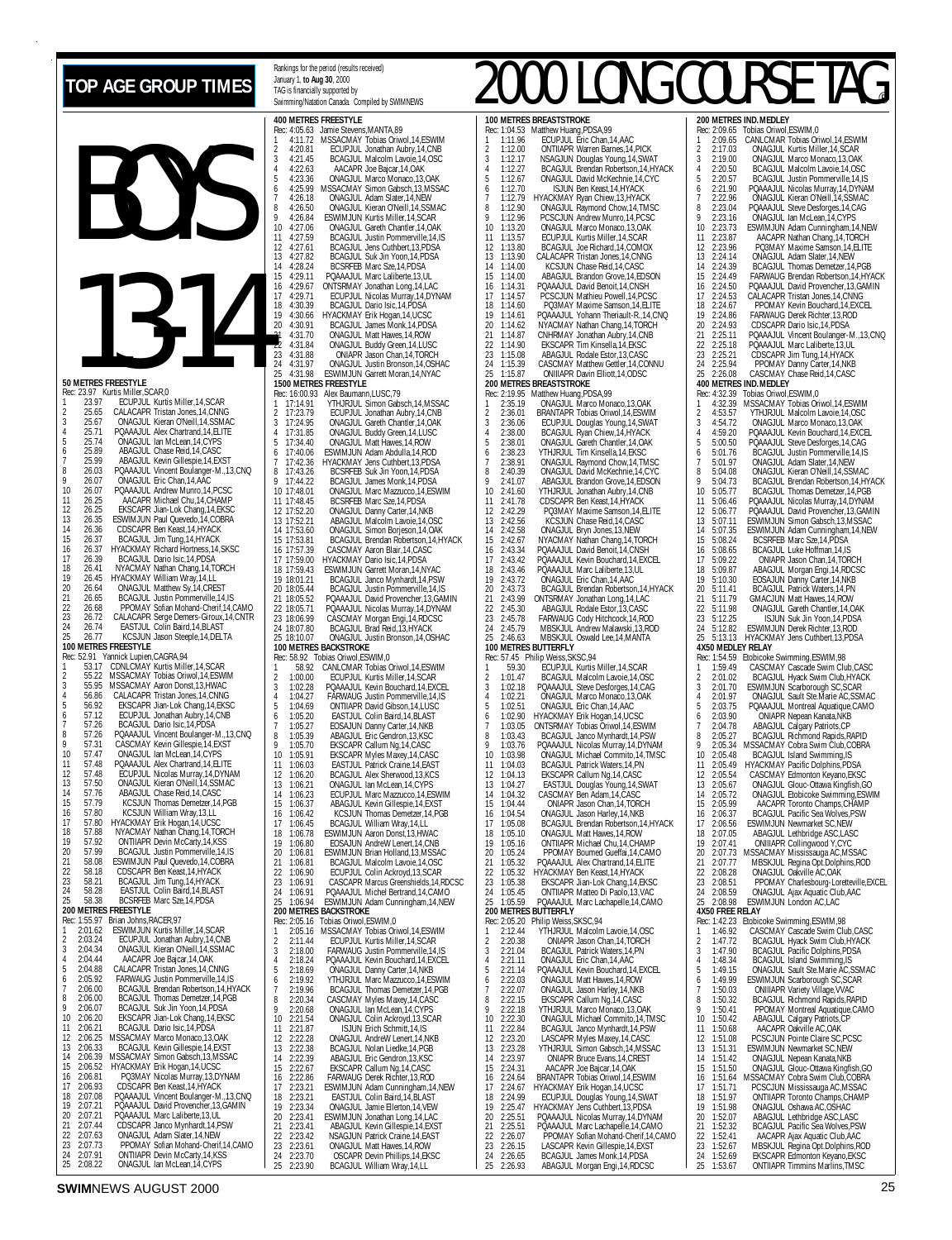# TOP AGE GROUP TIMES

Rankings for the period (results received) January 1, to Aug 30, 2000
TAG is financially supported by Swimming/Natation Canada. Compiled by SWIMNEWS

# 2000 LONG COURSE TAG

# BOYS 13-14

### 50 METRES FREESTYLE
Rec: 23.97 Kurtis Miller,SCAR,0

1 23.97 ECUPJUL Kurtis Miller,14,SCAR
2 25.65 CALACAPR Tristan Jones,14,CNNG
3 25.67 ONAGJUL Kieran O'Neill,14,SSMAC
4 25.71 PQAAAJUL Alex Chartrand,14,ELITE
5 25.74 ONAGJUL Ian McLean,14,CYPS
6 25.89 ABAGJUL Chase Reid,14,CASC
7 25.99 ABAGJUL Kevin Gillespie,14,EXST
8 26.03 PQAAAJUL Vincent Boulanger-M.,13,CNQ
9 26.07 ONAGJUL Eric Chan,14,AAC
10 26.07 PQAAAJUL Andrew Munro,14,PCSC
11 26.25 AACAPR Michael Chu,14,CHAMP
12 26.25 EKSCAPR Jian-Lok Chang,14,EKSC
13 26.35 ESWIMJUN Paul Quevedo,14,COBRA
14 26.36 CDSCAPR Ben Keast,14,HYACK
15 26.37 BCAGJUL Jim Tung,14,HYACK
16 26.37 HYACKMAY Richard Hortness,14,SKSC
17 26.39 BCAGJUL Dario Isic,14,PDSA
18 26.41 NYACMAY Nathan Chang,14,TORCH
19 26.45 HYACKMAY William Wray,14,LL
20 26.64 ONAGJUL Matthew Sy,14,CREST
21 26.65 BCAGJUL Justin Pommerville,14,IS
22 26.68 PPOMAY Sofian Mohand-Cherif,14,CAMO
23 26.72 CALACAPR Serge Demers-Giroux,14,CNTR
24 26.74 EASTJUL Colin Baird,14,BLAST
25 26.77 KCSJUN Jason Steeple,14,DELTA

### 100 METRES FREESTYLE
Rec: 52.91 Yannick Lupien,CAGRA,94

1 53.17 CDNLCMAY Kurtis Miller,14,SCAR
2 55.22 MSSACMAY Tobias Oriwol,14,ESWIM
3 55.95 MSSACMAY Aaron Donst,13,HWAC
4 56.86 CALACAPR Tristan Jones,14,CNNG
5 56.92 EKSCAPR Jian-Lok Chang,14,EKSC
6 57.12 ECUPJUL Jonathan Aubry,14,CNB
7 57.26 BCAGJUL Dario Isic,14,PDSA
8 57.26 PQAAAJUL Vincent Boulanger-M.,13,CNQ
9 57.31 CASCMAY Kevin Gillespie,14,EXST
10 57.47 ONAGJUL Ian McLean,14,CYPS
11 57.48 PQAAAJUL Alex Chartrand,14,ELITE
12 57.48 ECUPJUL Nicolas Murray,14,DYNAM
13 57.50 ONAGJUL Kieran O'Neill,14,SSMAC
14 57.76 ABAGJUL Chase Reid,14,CASC
15 57.79 KCSJUN Thomas Demetzer,14,PGB
16 57.80 KCSJUN William Wray,13,LL
17 57.80 HYACKMAY Erik Hogan,14,UCSC
18 57.88 NYACMAY Nathan Chang,14,TORCH
19 57.92 ONTIIAPR Devin McCarty,14,KSS
20 57.99 BCAGJUL Justin Pommerville,14,IS
21 58.08 ESWIMJUN Paul Quevedo,14,COBRA
22 58.18 CDSCAPR Ben Keast,14,HYACK
23 58.21 BCAGJUL Jim Tung,14,HYACK
24 58.28 EASTJUL Colin Baird,14,BLAST
25 58.38 BCSRFEB Marc Sze,14,PDSA

### 200 METRES FREESTYLE
Rec: 1:55.97 Brian Johns,RACER,97

1 2:01.62 ESWIMJUN Kurtis Miller,14,SCAR
2 2:03.24 ECUPJUL Jonathan Aubry,14,CNB
3 2:04.34 ONAGJUL Kieran O'Neill,14,SSMAC
4 2:04.44 AACAPR Joe Bajcar,14,OAK
5 2:04.88 CALACAPR Tristan Jones,14,CNNG
6 2:05.92 FARWAUG Justin Pommerville,14,IS
7 2:06.00 BCAGJUL Brendan Robertson,14,HYACK
8 2:06.00 BCAGJUL Thomas Demetzer,14,PGB
9 2:06.07 BCAGJUL Suk Jin Yoon,14,PDSA
10 2:06.20 EKSCAPR Jian-Lok Chang,14,EKSC
11 2:06.21 BCAGJUL Dario Isic,14,PDSA
12 2:06.25 MSSACMAY Marco Monaco,13,OAK
13 2:06.33 BCAGJUL Kevin Gillespie,14,EXST
14 2:06.39 MSSACMAY Simon Gabsch,13,MSSAC
15 2:06.52 HYACKMAY Erik Hogan,14,UCSC
16 2:06.81 PQ3MAY Nicolas Murray,13,DYNAM
17 2:06.93 CDSCAPR Ben Keast,14,HYACK
18 2:07.08 PQAAAJUL Vincent Boulanger-M.,13,CNQ
19 2:07.21 PQAAAJUL David Provencher,13,GAMIN
20 2:07.21 PQAAAJUL Marc Laliberte,13,UL
21 2:07.44 CDSCAPR Janco Mynhardt,14,PSW
22 2:07.63 ONAGJUL Adam Slater,14,NEW
23 2:07.73 PPOMAY Sofian Mohand-Cherif,14,CAMO
24 2:07.91 ONTIIAPR Devin McCarty,14,KSS
25 2:08.22 ONAGJUL Ian McLean,14,CYPS

### 400 METRES FREESTYLE
Rec: 4:05.63 Jamie Stevens,MANTA,89

1 4:11.72 MSSACMAY Tobias Oriwol,14,ESWIM
2 4:20.81 ECUPJUL Jonathan Aubry,14,CNB
3 4:21.45 BCAGJUL Malcolm Lavoie,14,OSC
4 4:22.63 AACAPR Joe Bajcar,14,OAK
5 4:23.36 ONAGJUL Marco Monaco,13,OAK
6 4:25.99 MSSACMAY Simon Gabsch,13,MSSAC
7 4:26.18 ONAGJUL Adam Slater,14,NEW
8 4:26.50 ONAGJUL Kieran O'Neill,14,SSMAC
9 4:26.84 ESWIMJUN Kurtis Miller,14,SCAR
10 4:27.06 ONAGJUL Gareth Chantler,14,OAK
11 4:27.59 BCAGJUL Justin Pommerville,14,IS
12 4:27.61 BCAGJUL Jens Cuthbert,13,PDSA
13 4:27.82 BCAGJUL Suk Jin Yoon,14,PDSA
14 4:28.24 BCSRFEB Marc Sze,14,PDSA
15 4:29.11 PQAAAJUL Marc Laliberte,13,UL
16 4:29.67 ONTSRMAY Jonathan Long,14,LAC
17 4:29.71 ECUPJUL Nicolas Murray,14,DYNAM
18 4:30.39 BCAGJUL Dario Isic,14,PDSA
19 4:30.66 HYACKMAY Erik Hogan,14,UCSC
20 4:30.91 BCAGJUL James Monk,14,PDSA
21 4:31.70 ONAGJUL Matt Hawes,14,ROW
22 4:31.84 ONAGJUL Buddy Green,14,LUSC
23 4:31.88 ONIIAPR Jason Chan,14,TORCH
24 4:31.97 ONAGJUL Justin Bronson,14,OSHAC
25 4:31.98 ESWIMJUN Garrett Moran,14,NYAC

### 1500 METRES FREESTYLE
Rec: 16:00.93 Alex Baumann,LUSC,79

1 17:14.91 YTHJRJUL Simon Gabsch,14,MSSAC
2 17:23.79 ECUPJUL Jonathan Aubry,14,CNB
3 17:24.95 ONAGJUL Gareth Chantler,14,OAK
4 17:31.85 ONAGJUL Buddy Green,14,LUSC
5 17:34.40 ONAGJUL Matt Hawes,14,ROW
6 17:40.06 ESWIMJUN Adam Abdulla,14,ROD
7 17:42.36 HYACKMAY Jens Cuthbert,13,PDSA
8 17:43.26 BCSRFEB Suk Jin Yoon,14,PDSA
9 17:44.22 BCAGJUL James Monk,14,PDSA
10 17:48.01 ONAGJUL Marc Mazzucco,14,ESWIM
11 17:48.45 BCSRFEB Marc Sze,14,PDSA
12 17:52.20 ONAGJUL Danny Carter,14,NKB
13 17:52.21 ABAGJUL Malcolm Lavoie,14,OSC
14 17:53.60 ONAGJUL Simon Borjeson,14,OAK
15 17:53.81 BCAGJUL Brendan Robertson,14,HYACK
16 17:57.39 CASCMAY Aaron Blair,14,CASC
17 17:59.00 HYACKMAY Dario Isic,14,PDSA
18 17:59.43 ESWIMJUN Garrett Moran,14,NYAC
19 18:01.21 BCAGJUL Janco Mynhardt,14,PSW
20 18:05.44 BCAGJUL Justin Pommerville,14,IS
21 18:05.52 PQAAAJUL David Provencher,13,GAMIN
22 18:05.71 PQAAAJUL Nicolas Murray,14,DYNAM
23 18:06.99 CASCMAY Morgan Engi,14,RDCSC
24 18:07.80 BCAGJUL Brad Reid,13,HYACK
25 18:10.07 ONAGJUL Justin Bronson,14,OSHAC

### 100 METRES BACKSTROKE
Rec: 58.92 Tobias Oriwol,ESWIM,0

1 58.92 CANLCMAR Tobias Oriwol,14,ESWIM
2 1:00.00 ECUPJUL Kurtis Miller,14,SCAR
3 1:02.28 PQAAAJUL Kevin Bouchard,14,EXCEL
4 1:04.27 FARWAUG Justin Pommerville,14,IS
5 1:04.69 ONTIIAPR David Gibson,14,LUSC
6 1:05.20 EASTJUL Colin Baird,14,BLAST
7 1:05.27 EOSAJUN Danny Carter,14,NKB
8 1:05.39 ABAGJUL Eric Gendron,13,KSC
9 1:05.70 EKSCAPR Callum Ng,14,CASC
10 1:05.91 EKSCAPR Myles Maxey,14,CASC
11 1:06.03 EASTJUL Patrick Craine,14,EAST
12 1:06.20 BCAGJUL Alex Sherwood,13,KCS
13 1:06.21 ONAGJUL Ian McLean,14,CYPS
14 1:06.23 ECUPJUL Marc Mazzucco,14,ESWIM
15 1:06.37 ABAGJUL Kevin Gillespie,14,EXST
16 1:06.42 KCSJUN Thomas Demetzer,14,PGB
17 1:06.45 BCAGJUL William Wray,14,LL
18 1:06.78 ESWIMJUN Aaron Donst,13,HWAC
19 1:06.80 EOSAJUN AndreW Lenert,14,CNB
20 1:06.81 ESWIMJUN Brian Holland,13,MSSAC
21 1:06.81 BCAGJUL Malcolm Lavoie,14,OSC
22 1:06.90 ECUPJUL Colin Ackroyd,13,SCAR
23 1:06.91 CASCAPR Marcus Greenshields,14,RDCSC
24 1:06.91 PQAAAJUL Michel Bertrand,14,CAMO
25 1:06.94 ESWIMJUN Adam Cunningham,14,NEW

### 200 METRES BACKSTROKE
Rec: 2:05.16 Tobias Oriwol,ESWIM,0

1 2:05.16 MSSACMAY Tobias Oriwol,14,ESWIM
2 2:11.44 ECUPJUL Kurtis Miller,14,SCAR
3 2:18.00 FARWAUG Justin Pommerville,14,IS
4 2:18.24 PQAAAJUL Kevin Bouchard,14,EXCEL
5 2:18.69 ONAGJUL Danny Carter,14,NKB
6 2:19.92 YTHJRJUL Marc Mazzucco,14,ESWIM
7 2:19.96 BCAGJUL Thomas Demetzer,14,PGB
8 2:20.34 CASCMAY Myles Maxey,14,CASC
9 2:20.68 ONAGJUL Ian McLean,14,CYPS
10 2:21.54 ONAGJUL Colin Ackroyd,13,SCAR
11 2:21.87 ISJUN Erich Schmitt,14,IS
12 2:22.28 ONAGJUL AndreW Lenert,14,NKB
13 2:22.38 BCAGJUL Nolan Liedke,14,PGB
14 2:22.39 ABAGJUL Eric Gendron,13,KSC
15 2:22.67 EKSCAPR Callum Ng,14,CASC
16 2:22.86 FARWAUG Derek Richter,13,ROD
17 2:23.21 ESWIMJUN Adam Cunningham,14,NEW
18 2:23.21 EASTJUL Colin Baird,14,BLAST
19 2:23.34 ONAGJUL Jamie Ellerton,14,VEW
20 2:23.41 ESWIMJUN Jonathan Long,14,LAC
21 2:23.41 ABAGJUL Kevin Gillespie,14,EXST
22 2:23.42 NSAGJUN Patrick Craine,14,EAST
23 2:23.61 ONAGJUL Matt Hawes,14,ROW
24 2:23.70 OSCAPR Devin Phillips,14,EKSC
25 2:23.90 BCAGJUL William Wray,14,LL

### 100 METRES BREASTSTROKE
Rec: 1:04.53 Matthew Huang,PDSA,99

1 1:11.96 ECUPJUL Eric Chan,14,AAC
2 1:12.00 ONTIIAPR Warren Barnes,14,PICK
3 1:12.17 NSAGJUN Douglas Young,14,SWAT
4 1:12.27 BCAGJUL Brendan Robertson,14,HYACK
5 1:12.67 ONAGJUL David McKechnie,14,CYC
6 1:12.70 ISJUN Ben Keast,14,HYACK
7 1:12.79 HYACKMAY Ryan Chiew,13,HYACK
8 1:12.90 ONAGJUL Raymond Chow,14,TMSC
9 1:12.96 PCSCJUN Andrew Munro,14,PCSC
10 1:13.20 ONAGJUL Marco Monaco,13,OAK
11 1:13.57 ECUPJUL Kurtis Miller,14,SCAR
12 1:13.80 BCAGJUL Joe Richard,14,COMOX
13 1:13.90 CALACAPR Tristan Jones,14,CNNG
14 1:14.00 KCSJUN Chase Reid,14,CASC
15 1:14.00 ABAGJUL Brandon Grove,14,EDSON
16 1:14.31 PQAAAJUL David Benoit,14,CNSH
17 1:14.57 PCSCJUN Mathieu Powell,14,PCSC
18 1:14.60 PQ3MAY Maxime Samson,14,ELITE
19 1:14.61 PQAAAJUL Yohann Theriault-R.,14,CNQ
20 1:14.62 NYACMAY Nathan Chang,14,TORCH
21 1:14.87 CNHRMAY Jonathan Aubry,14,CNB
22 1:14.90 EKSCAPR Tim Kinsella,14,EKSC
23 1:15.08 ABAGJUL Rodale Estor,13,CASC
24 1:15.39 CASCMAY Matthew Gettler,14,CONNU
25 1:15.87 ONIIIAPR Davin Elliott,14,ODSC

### 200 METRES BREASTSTROKE
Rec: 2:19.95 Matthew Huang,PDSA,99

1 2:35.19 ONAGJUL Marco Monaco,13,OAK
2 2:36.01 BRANTAPR Tobias Oriwol,14,ESWIM
3 2:36.06 ECUPJUL Douglas Young,14,SWAT
4 2:38.00 BCAGJUL Ryan Chiew,14,HYACK
5 2:38.01 ONAGJUL Gareth Chantler,14,OAK
6 2:38.23 YTHJRJUL Tim Kinsella,14,EKSC
7 2:38.91 ONAGJUL Raymond Chow,14,TMSC
8 2:40.39 ONAGJUL David McKechnie,14,CYC
9 2:41.07 ABAGJUL Brandon Grove,14,EDSON
10 2:41.60 YTHJRJUL Jonathan Aubry,14,CNB
11 2:41.78 CDSCAPR Ben Keast,14,HYACK
12 2:42.29 PQ3MAY Maxime Samson,14,ELITE
13 2:42.56 KCSJUN Chase Reid,14,CASC
14 2:42.58 ONAGJUL Bryn Jones,13,NEW
15 2:42.67 NYACMAY Nathan Chang,14,TORCH
16 2:43.34 PQAAAJUL David Benoit,14,CNSH
17 2:43.42 PQAAAJUL Kevin Bouchard,14,EXCEL
18 2:43.46 PQAAAJUL Marc Laliberte,13,UL
19 2:43.72 ONAGJUL Eric Chan,14,AAC
20 2:43.73 BCAGJUL Brendan Robertson,14,HYACK
21 2:43.99 ONTSRMAY Jonathan Long,14,LAC
22 2:45.30 ABAGJUL Rodale Estor,13,CASC
23 2:45.78 FARWAUG Cody Hitchcock,14,ROD
24 2:45.79 MBSKJUL Andrew Malawski,13,ROD
25 2:46.63 MBSKJUL Oswald Lee,14,MANTA

### 100 METRES BUTTERFLY
Rec: 57.45 Philip Weiss,SKSC,94

1 59.30 ECUPJUL Kurtis Miller,14,SCAR
2 1:01.47 BCAGJUL Malcolm Lavoie,14,OSC
3 1:02.18 PQAAAJUL Steve Desforges,14,CAG
4 1:02.21 ONAGJUL Marco Monaco,13,OAK
5 1:02.51 ONAGJUL Eric Chan,14,AAC
6 1:02.60 HYACKMAY Erik Hogan,14,UCSC
7 1:03.05 ONTSRMAY Tobias Oriwol,14,ESWIM
8 1:03.43 BCAGJUL Janco Mynhardt,14,PSW
9 1:03.76 PQAAAJUL Nicolas Murray,14,DYNAM
10 1:03.98 ONAGJUL Michael Commito,14,TMSC
11 1:04.03 BCAGJUL Patrick Waters,14,PN
12 1:04.13 EKSCAPR Callum Ng,14,CASC
13 1:04.27 EASTJUL Douglas Young,14,SWAT
14 1:04.32 CASCMAY Ben Adam,14,CASC
15 1:04.44 ONIAPR Jason Chan,14,TORCH
16 1:04.54 ONAGJUL Jason Harley,14,NKB
17 1:05.08 BCAGJUL Brendan Robertson,14,HYACK
18 1:05.10 ONAGJUL Matt Hawes,14,ROW
19 1:05.16 ONTIIAPR Michael Chu,14,CHAMP
20 1:05.24 PPOMAY Boumed Gueffai,14,CAMO
21 1:05.32 PQAAAJUL Alex Chartrand,14,ELITE
22 1:05.32 HYACKMAY Ben Keast,14,HYACK
23 1:05.38 EKSCAPR Jian-Lok Chang,14,EKSC
24 1:05.45 ONTIAPR Matteo Di Paolo,13,VAC
25 1:05.59 PQAAAJUL Marc Lachapelle,14,CAMO

### 200 METRES BUTTERFLY
Rec: 2:05.20 Philip Weiss,SKSC,94

1 2:12.44 YTHJRJUL Malcolm Lavoie,14,OSC
2 2:20.38 ONIAPR Jason Chan,14,TORCH
3 2:21.04 BCAGJUL Patrick Waters,14,PN
4 2:21.11 ONAGJUL Eric Chan,14,AAC
5 2:21.14 PQAAAJUL Kevin Bouchard,14,EXCEL
6 2:22.03 ONAGJUL Matt Hawes,14,ROW
7 2:22.07 ONAGJUL Jason Harley,14,NKB
8 2:22.15 EKSCAPR Callum Ng,14,CASC
9 2:22.18 YTHJRJUL Marco Monaco,13,OAK
10 2:22.30 ONAGJUL Michael Commito,14,TMSC
11 2:22.84 BCAGJUL Janco Mynhardt,14,PSW
12 2:23.20 LASCAPR Myles Maxey,14,CASC
13 2:23.28 YTHJRJUL Simon Gabsch,14,MSSAC
14 2:23.97 ONIAPR Bruce Evans,14,CREST
15 2:24.31 AACAPR Joe Bajcar,14,OAK
16 2:24.64 BRANTAPR Tobias Oriwol,14,ESWIM
17 2:24.67 HYACKMAY Erik Hogan,14,UCSC
18 2:24.99 ECUPJUL Douglas Young,14,SWAT
19 2:25.47 HYACKMAY Jens Cuthbert,13,PDSA
20 2:25.51 PQAAAJUL Nicolas Murray,14,DYNAM
21 2:25.51 PQAAAJUL Marc Lachapelle,14,CAMO
22 2:26.07 PPOMAY Sofian Mohand-Cherif,14,CAMO
23 2:26.15 LASCAPR Kevin Gillespie,14,EXST
24 2:26.65 BCAGJUL James Monk,14,PDSA
25 2:26.93 ABAGJUL Morgan Engi,14,RDCSC

### 200 METRES IND.MEDLEY
Rec: 2:09.65 Tobias Oriwol,ESWIM,0

1 2:09.65 CANLCMAR Tobias Oriwol,14,ESWIM
2 2:17.03 ONAGJUL Kurtis Miller,14,SCAR
3 2:19.00 ONAGJUL Marco Monaco,13,OAK
4 2:20.50 BCAGJUL Malcolm Lavoie,14,OSC
5 2:20.57 BCAGJUL Justin Pommerville,14,IS
6 2:21.90 PQAAAJUL Nicolas Murray,14,DYNAM
7 2:22.96 ONAGJUL Kieran O'Neill,14,SSMAC
8 2:23.04 PQAAAJUL Steve Desforges,14,CAG
9 2:23.16 ONAGJUL Ian McLean,14,CYPS
10 2:23.73 ESWIMJUN Adam Cunningham,14,NEW
11 2:23.87 AACAPR Nathan Chang,14,TORCH
12 2:23.96 PQ3MAY Maxime Samson,14,ELITE
13 2:24.14 ONAGJUL Adam Slater,14,NEW
14 2:24.39 BCAGJUL Thomas Demetzer,14,PGB
15 2:24.49 FARWAUG Brendan Robertson,14,HYACK
16 2:24.50 PQAAAJUL David Provencher,13,GAMIN
17 2:24.53 CALACAPR Tristan Jones,14,CNNG
18 2:24.67 PPOMAY Kevin Bouchard,14,EXCEL
19 2:24.86 FARWAUG Derek Richter,13,ROD
20 2:24.93 CDSCAPR Dario Isic,14,PDSA
21 2:25.11 PQAAAJUL Vincent Boulanger-M.,13,CNQ
22 2:25.18 PQAAAJUL Marc Laliberte,13,UL
23 2:25.21 CDSCAPR Jim Tung,14,HYACK
24 2:25.94 PPOMAY Danny Carter,14,NKB
25 2:26.08 CASCMAY Chase Reid,14,CASC

### 400 METRES IND.MEDLEY
Rec: 4:32.39 Tobias Oriwol,ESWIM,0

1 4:32.39 MSSACMAY Tobias Oriwol,14,ESWIM
2 4:53.57 YTHJRJUL Malcolm Lavoie,14,OSC
3 4:54.72 ONAGJUL Marco Monaco,13,OAK
4 4:59.20 PQAAAJUL Kevin Bouchard,14,EXCEL
5 5:00.50 PQAAAJUL Steve Desforges,14,CAG
6 5:01.76 BCAGJUL Justin Pommerville,14,IS
7 5:01.97 ONAGJUL Adam Slater,14,NEW
8 5:04.08 ONAGJUL Kieran O'Neill,14,SSMAC
9 5:04.73 BCAGJUL Brendan Robertson,14,HYACK
10 5:05.77 BCAGJUL Thomas Demetzer,14,PGB
11 5:06.46 PQAAAJUL Nicolas Murray,14,DYNAM
12 5:06.77 PQAAAJUL David Provencher,13,GAMIN
13 5:07.11 ESWIMJUN Simon Gabsch,13,MSSAC
14 5:07.35 ESWIMJUN Adam Cunningham,14,NEW
15 5:08.24 BCSRFEB Marc Sze,14,PDSA
16 5:08.65 BCAGJUL Luke Hoffman,14,IS
17 5:09.22 ONIAPR Jason Chan,14,TORCH
18 5:09.87 ABAGJUL Morgan Engi,14,RDCSC
19 5:10.30 EOSAJUN Danny Carter,14,NKB
20 5:11.41 BCAGJUL Patrick Waters,14,PN
21 5:11.79 GMACJUN Matt Hawes,14,ROW
22 5:11.98 ONAGJUL Gareth Chantler,14,OAK
23 5:12.25 ISJUN Suk Jin Yoon,14,PDSA
24 5:12.82 ESWIMJUN Derek Richter,13,ROD
25 5:13.13 HYACKMAY Jens Cuthbert,13,PDSA

### 4X50 MEDLEY RELAY
Rec: 1:54.59 Etobicoke Swimming,ESWIM,98

1 1:59.49 CASCMAY Cascade Swim Club,CASC
2 2:01.02 BCAGJUL Hyack Swim Club,HYACK
3 2:01.70 ESWIMJUN Scarborough SC,SCAR
4 2:01.97 ONAGJUL Sault Ste.Marie AC,SSMAC
5 2:03.75 PQAAAJUL Montreal Aquatique,CAMO
6 2:03.90 ONAGJUL Nepean Kanata,NKB
7 2:04.78 ABAGJUL Calgary Patriots,CP
8 2:05.27 BCAGJUL Richmond Rapids,RAPID
9 2:05.34 MSSACMAY Cobra Swim Club,COBRA
10 2:05.48 BCAGJUL Island Swimming,IS
11 2:05.49 HYACKMAY Pacific Dolphins,PDSA
12 2:05.54 CASCMAY Edmonton Keyano,EKSC
13 2:05.67 ONAGJUL Glouc-Ottawa Kingfish,GO
14 2:05.72 ONAGJUL Etobicoke Swimming,ESWIM
15 2:05.99 AACAPR Toronto Champs,CHAMP
16 2:06.37 BCAGJUL Pacific Sea Wolves,PSW
17 2:06.56 ESWIMJUN Newmarket SC,NEW
18 2:07.05 ABAGJUL Lethbridge ASC,LASC
19 2:07.41 ONIIIAPR Collingwood Y,CYC
20 2:07.73 MSSACMAY Mississauga AC,MSSAC
21 2:07.77 MBSKJUL Regina Opt.Dolphins,ROD
22 2:08.28 ONAGJUL Oakville AC,OAK
23 2:08.51 PPOMAY Charlesbourg-Loretteville,EXCEL
24 2:08.59 ONAGJUL Ajax Aquatic Club,AAC
25 2:08.98 ESWIMJUN London AC,LAC

### 4X50 FREE RELAY
Rec: 1:42.23 Etobicoke Swimming,ESWIM,98

1 1:46.92 CASCMAY Cascade Swim Club,CASC
2 1:47.72 BCAGJUL Hyack Swim Club,HYACK
3 1:47.90 BCAGJUL Pacific Dolphins,PDSA
4 1:48.34 BCAGJUL Island Swimming,IS
5 1:49.15 ONAGJUL Sault Ste.Marie AC,SSMAC
6 1:49.99 ESWIMJUN Scarborough SC,SCAR
7 1:50.03 ONIIIAPR Variety Village,VVAC
8 1:50.32 BCAGJUL Richmond Rapids,RAPID
9 1:50.41 PPOMAY Montreal Aquatique,CAMO
10 1:50.42 ABAGJUL Calgary Patriots,CP
11 1:50.68 AACAPR Oakville AC,OAK
12 1:51.08 PCSCJUN Pointe Claire SC,PCSC
13 1:51.31 ESWIMJUN Newmarket SC,NEW
14 1:51.42 ONAGJUL Nepean Kanata,NKB
15 1:51.50 ONAGJUL Glouc-Ottawa Kingfish,GO
16 1:51.64 MSSACMAY Cobra Swim Club,COBRA
17 1:51.71 PCSCJUN Mississauga AC,MSSAC
18 1:51.97 ONTIIAPR Toronto Champs,CHAMP
19 1:51.98 ONAGJUL Oshawa AC,OSHAC
20 1:52.07 ABAGJUL Lethbridge ASC,LASC
21 1:52.32 BCAGJUL Pacific Sea Wolves,PSW
22 1:52.41 AACAPR Ajax Aquatic Club,AAC
23 1:52.67 MBSKJUL Regina Opt.Dolphins,ROD
24 1:52.69 EKSCAPR Edmonton Keyano,EKSC
25 1:53.67 ONTIIAPR Timmins Marlins,TMSC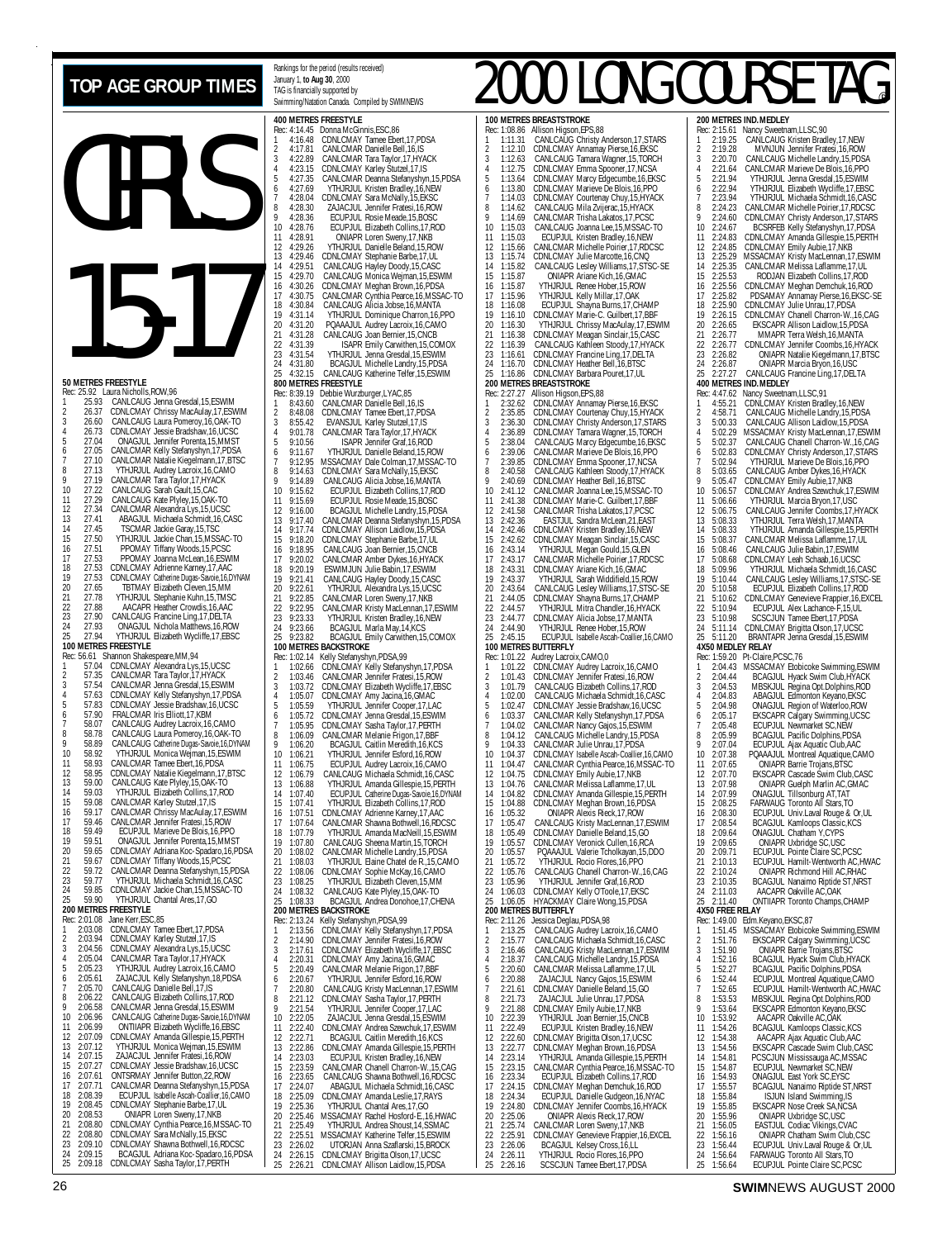# TOP AGE GROUP TIMES

Rankings for the period (results received) January 1, **to Aug 30**, 2000
TAG is financially supported by Swimming/Natation Canada. Compiled by SWIMNEWS

# 2000 LONG COURSE TAG

# GIRLS 15-17

**50 METRES FREESTYLE**
Rec: 25.92 Laura Nicholls,ROW,96
1 25.93 CDNLCMAY Jenna Gresdal,15,ESWIM
2 26.37 CDNLCMAY Chrissy MacAulay,17,ESWIM
3 26.60 CANLCAUG Laura Pomeroy,16,OAK-TO
4 26.73 CDNLCMAY Jessie Bradshaw,16,UCSC
5 27.04 ONAGJUL Jennifer Porenta,15,MMST
6 27.05 CANLCMAR Kelly Stefanyshyn,17,PDSA
7 27.10 CANLCMAR Natalie Kiegelmann,17,BTSC
8 27.13 YTHJRJUL Audrey Lacroix,16,CAMO
9 27.19 CANLCMAR Tara Taylor,17,HYACK
10 27.22 CANLCAUG Sarah Gault,15,CAC
11 27.29 CANLCAUG Kate Plyley,15,OAK-TO
12 27.34 CANLCMAR Alexandra Lys,15,UCSC
13 27.41 ABAGJUL Michaela Schmidt,16,CASC
14 27.45 TSCMAR Jackie Garay,15,TSC
15 27.50 YTHJRJUL Jackie Chan,15,MSSAC-TO
16 27.51 PPOMAY Tiffany Woods,15,PCSC
17 27.53 PPOMAY Joanna McLean,16,ESWIM
18 27.53 CDNLCMAY Adrienne Karney,17,AAC
19 27.53 CDNLCMAY Catherine Dugas-Savoie,16,DYNAM
20 27.65 TBTMAY Elizabeth Cleven,15,MM
21 27.78 YTHJRJUL Stephanie Kuhn,15,TMSC
22 27.88 AACAPR Heather Crowdis,16,AAC
23 27.90 CANLCAUG Francine Ling,17,DELTA
24 27.93 ONAGJUL Nichola Matthews,16,ROW
25 27.94 YTHJRJUL Elizabeth Wycliffe,17,EBSC

**100 METRES FREESTYLE**
Rec: 56.61 Shannon Shakespeare,MM,94
1 57.04 CDNLCMAY Alexandra Lys,15,UCSC
2 57.35 CANLCMAR Tara Taylor,17,HYACK
3 57.54 CANLCMAR Jenna Gresdal,15,ESWIM
4 57.63 CDNLCMAY Kelly Stefanyshyn,17,PDSA
5 57.83 CDNLCMAY Jessie Bradshaw,16,UCSC
6 57.90 FRALCMAR Iris Elliott,17,KBM
7 58.07 CANLCAUG Audrey Lacroix,16,CAMO
8 58.78 CANLCAUG Laura Pomeroy,16,OAK-TO
9 58.89 CANLCAUG Catherine Dugas-Savoie,16,DYNAM
10 58.92 YTHJRJUL Monica Wejman,15,ESWIM
11 58.93 CANLCMAR Tamee Ebert,16,PDSA
12 58.95 CDNLCMAY Natalie Kiegelmann,17,BTSC
13 59.00 CANLCAUG Kate Plyley,15,OAK-TO
14 59.03 YTHJRJUL Elizabeth Collins,17,ROD
15 59.08 CANLCMAR Karley Stutzel,17,IS
16 59.17 CANLCMAR Chrissy MacAulay,17,ESWIM
17 59.46 CANLCMAR Jennifer Fratesi,15,ROW
18 59.49 ECUPJUL Marieve De Blois,16,PPO
19 59.51 ONAGJUL Jennifer Porenta,15,MMST
20 59.65 CDNLCMAY Adriana Koc-Spadaro,16,PDSA
21 59.67 CDNLCMAY Tiffany Woods,15,PCSC
22 59.72 CANLCMAR Deanna Stefanyshyn,15,PDSA
23 59.77 YTHJRJUL Michaela Schmidt,16,CASC
24 59.85 CDNLCMAY Jackie Chan,15,MSSAC-TO
25 59.90 YTHJRJUL Chantal Ares,17,GO

**200 METRES FREESTYLE**
Rec: 2:01.08 Jane Kerr,ESC,85
1 2:03.08 CDNLCMAY Tamee Ebert,17,PDSA
2 2:03.94 CDNLCMAY Karley Stutzel,17,IS
3 2:04.56 CDNLCMAY Alexandra Lys,15,UCSC
4 2:05.04 CANLCMAR Tara Taylor,17,HYACK
5 2:05.23 YTHJRJUL Audrey Lacroix,16,CAMO
6 2:05.61 ZAJACJUL Kelly Stefanyshyn,18,PDSA
7 2:05.70 CANLCAUG Danielle Bell,17,IS
8 2:06.22 CANLCAUG Elizabeth Collins,17,ROD
9 2:06.58 CANLCMAR Jenna Gresdal,15,ESWIM
10 2:06.96 CANLCAUG Catherine Dugas-Savoie,16,DYNAM
11 2:06.99 ONTIIAPR Elizabeth Wycliffe,16,EBSC
12 2:07.09 CDNLCMAY Amanda Gillespie,15,PERTH
13 2:07.12 YTHJRJUL Monica Wejman,15,ESWIM
14 2:07.15 ZAJACJUL Jennifer Fratesi,16,ROW
15 2:07.27 CDNLCMAY Jessie Bradshaw,16,UCSC
16 2:07.61 ONTSRMAY Jennifer Button,22,ROW
17 2:07.71 CANLCMAR Deanna Stefanyshyn,15,PDSA
18 2:08.39 ECUPJUL Isabelle Ascah-Coallier,16,CAMO
19 2:08.45 CDNLCMAY Stephanie Barbe,17,UL
20 2:08.53 ONIAPR Loren Sweny,17,NKB
21 2:08.80 CDNLCMAY Cynthia Pearce,16,MSSAC-TO
22 2:08.80 CDNLCMAY Sara McNally,15,EKSC
23 2:09.10 CDNLCMAY Shawna Bothwell,16,RDCSC
24 2:09.15 BCAGJUL Adriana Koc-Spadaro,16,PDSA
25 2:09.18 CDNLCMAY Sasha Taylor,17,PERTH

**400 METRES FREESTYLE**
Rec: 4:14.45 Donna McGinnis,ESC,86
1 4:16.48 CDNLCMAY Tamee Ebert,17,PDSA
2 4:17.81 CANLCMAR Danielle Bell,16,IS
3 4:22.89 CANLCMAR Tara Taylor,17,HYACK
4 4:23.15 CDNLCMAY Karley Stutzel,17,IS
5 4:27.35 CANLCMAR Deanna Stefanyshyn,15,PDSA
6 4:27.69 YTHJRJUL Kristen Bradley,16,NEW
7 4:28.04 CDNLCMAY Sara McNally,15,EKSC
8 4:28.30 ZAJACJUL Jennifer Fratesi,16,ROW
9 4:28.36 ECUPJUL Rosie Meade,15,BOSC
10 4:28.76 ECUPJUL Elizabeth Collins,17,ROD
11 4:28.91 ONIAPR Loren Sweny,17,NKB
12 4:29.26 YTHJRJUL Danielle Beland,15,ROW
13 4:29.46 CDNLCMAY Stephanie Barbe,17,UL
14 4:29.51 CANLCAUG Hayley Doody,15,CASC
15 4:29.70 CANLCAUG Monica Wejman,15,ESWIM
16 4:30.26 CDNLCMAY Meghan Brown,16,PDSA
17 4:30.75 CANLCMAR Cynthia Pearce,16,MSSAC-TO
18 4:30.84 CANLCAUG Alicia Jobse,16,MANTA
19 4:31.14 YTHJRJUL Dominique Charron,16,PPO
20 4:31.20 PQAAAJUL Audrey Lacroix,16,CAMO
21 4:31.28 CANLCAUG Joan Bernier,15,CNCB
22 4:31.39 ISAPR Emily Carwithen,15,COMOX
23 4:31.54 YTHJRJUL Jenna Gresdal,15,ESWIM
24 4:31.80 BCAGJUL Michelle Landry,15,PDSA
25 4:32.15 CANLCAUG Katherine Telfer,15,ESWIM

**800 METRES FREESTYLE**
Rec: 8:39.19 Debbie Wurzburger,LYAC,85
1 8:43.60 CANLCMAR Danielle Bell,16,IS
2 8:48.08 CDNLCMAY Tamee Ebert,17,PDSA
3 8:55.42 EVANSJUL Karley Stutzel,17,IS
4 9:01.78 CANLCMAR Tara Taylor,17,HYACK
5 9:10.56 ISAPR Jennifer Graf,16,ROD
6 9:11.67 YTHJRJUL Danielle Beland,15,ROW
7 9:12.95 MSSACMAY Dale Colman,17,MSSAC-TO
8 9:14.63 CDNLCMAY Sara McNally,15,EKSC
9 9:14.89 CANLCAUG Alicia Jobse,16,MANTA
10 9:15.62 ECUPJUL Elizabeth Collins,17,ROD
11 9:15.69 ECUPJUL Rosie Meade,15,BOSC
12 9:16.00 BCAGJUL Michelle Landry,15,PDSA
13 9:17.40 CANLCMAR Deanna Stefanyshyn,15,PDSA
14 9:17.74 CDNLCMAY Allison Laidlow,15,PDSA
15 9:18.20 CDNLCMAY Stephanie Barbe,17,UL
16 9:18.95 CANLCAUG Joan Bernier,15,CNCB
17 9:20.02 CANLCMAR Amber Dykes,16,HYACK
18 9:20.19 ESWIMJUN Julie Babin,17,ESWIM
19 9:21.41 CANLCAUG Hayley Doody,15,CASC
20 9:22.61 YTHJRJUL Alexandra Lys,15,UCSC
21 9:22.85 CANLCMAR Loren Sweny,17,NKB
22 9:22.95 CANLCMAR Kristy MacLennan,17,ESWIM
23 9:23.33 YTHJRJUL Kristen Bradley,16,NEW
24 9:23.66 BCAGJUL Marla May,14,KCS
25 9:23.82 BCAGJUL Emily Carwithen,15,COMOX

**100 METRES BACKSTROKE**
Rec: 1:02.14 Kelly Stefanyshyn,PDSA,99
1 1:02.66 CDNLCMAY Kelly Stefanyshyn,17,PDSA
2 1:03.46 CANLCMAR Jennifer Fratesi,15,ROW
3 1:03.72 CDNLCMAY Elizabeth Wycliffe,17,EBSC
4 1:05.07 CDNLCMAY Amy Jacina,16,GMAC
5 1:05.59 YTHJRJUL Jennifer Cooper,17,LAC
6 1:05.72 CDNLCMAY Jenna Gresdal,15,ESWIM
7 1:05.95 CDNLCMAY Sasha Taylor,17,PERTH
8 1:06.09 CANLCMAR Melanie Frigon,17,BBF
9 1:06.20 BCAGJUL Caitlin Meredith,16,KCS
10 1:06.21 YTHJRJUL Jennifer Esford,16,ROW
11 1:06.75 ECUPJUL Audrey Lacroix,16,CAMO
12 1:06.79 CANLCAUG Michaela Schmidt,16,CASC
13 1:06.88 YTHJRJUL Amanda Gillespie,15,PERTH
14 1:07.40 ECUPJUL Catherine Dugas-Savoie,16,DYNAM
15 1:07.41 YTHJRJUL Elizabeth Collins,17,ROD
16 1:07.51 CDNLCMAY Adrienne Karney,17,AAC
17 1:07.64 CANLCMAR Shawna Bothwell,16,RDCSC
18 1:07.79 YTHJRJUL Amanda MacNeill,15,ESWIM
19 1:07.80 CANLCAUG Sheena Martin,15,TORCH
20 1:08.02 CANLCMAR Michelle Landry,15,PDSA
21 1:08.03 YTHJRJUL Elaine Chatel de R.,15,CAMO
22 1:08.06 CDNLCMAY Sophie McKay,16,CAMO
23 1:08.25 YTHJRJUL Elizabeth Cleven,15,MM
24 1:08.32 CANLCAUG Kate Plyley,15,OAK-TO
25 1:08.33 BCAGJUL Andrea Donohoe,17,CHENA

**200 METRES BACKSTROKE**
Rec: 2:13.24 Kelly Stefanyshyn,PDSA,99
1 2:13.56 CDNLCMAY Kelly Stefanyshyn,17,PDSA
2 2:14.90 CDNLCMAY Jennifer Fratesi,16,ROW
3 2:17.61 CDNLCMAY Elizabeth Wycliffe,17,EBSC
4 2:20.31 CDNLCMAY Amy Jacina,16,GMAC
5 2:20.49 CANLCMAR Melanie Frigon,17,BBF
6 2:20.67 YTHJRJUL Jennifer Esford,16,ROW
7 2:20.80 CANLCAUG Kristy MacLennan,17,ESWIM
8 2:21.12 CDNLCMAY Sasha Taylor,17,PERTH
9 2:21.54 YTHJRJUL Jennifer Cooper,17,LAC
10 2:22.05 ZAJACJUL Jenna Gresdal,15,ESWIM
11 2:22.40 CDNLCMAY Andrea Szewchuk,17,ESWIM
12 2:22.71 BCAGJUL Caitlin Meredith,16,KCS
13 2:22.86 CDNLCMAY Amanda Gillespie,15,PERTH
14 2:23.03 ECUPJUL Kristen Bradley,16,NEW
15 2:23.59 CANLCMAR Chanell Charron-W.,15,CAG
16 2:23.65 CANLCAUG Shawna Bothwell,16,RDCSC
17 2:24.07 ABAGJUL Michaela Schmidt,16,CASC
18 2:25.09 CDNLCMAY Amanda Leslie,17,RAYS
19 2:25.36 YTHJRJUL Chantal Ares,17,GO
20 2:25.46 MSSACMAY Rachel Hosford-E.,16,HWAC
21 2:25.49 YTHJRJUL Andrea Shoust,14,SSMAC
22 2:25.51 MSSACMAY Katherine Telfer,15,ESWIM
23 2:26.02 UTORJAN Anna Szafarski,15,BROCK
24 2:26.15 CDNLCMAY Brigitta Olson,17,UCSC
25 2:26.21 CDNLCMAY Allison Laidlow,15,PDSA

**100 METRES BREASTSTROKE**
Rec: 1:08.86 Allison Higson,EPS,88
1 1:11.31 CANLCAUG Christy Anderson,17,STARS
2 1:12.10 CDNLCMAY Annamay Pierse,16,EKSC
3 1:12.63 CANLCAUG Tamara Wagner,15,TORCH
4 1:12.75 CDNLCMAY Emma Spooner,17,NCSA
5 1:13.64 CDNLCMAY Marcy Edgecumbe,16,EKSC
6 1:13.80 CDNLCMAY Marieve De Blois,16,PPO
7 1:14.03 CDNLCMAY Courtenay Chuy,15,HYACK
8 1:14.62 CANLCAUG Mila Zvijerac,15,HYACK
9 1:14.69 CANLCMAR Trisha Lakatos,17,PCSC
10 1:15.03 CANLCAUG Joanna Lee,15,MSSAC-TO
11 1:15.03 ECUPJUL Kristen Bradley,16,NEW
12 1:15.66 CANLCMAR Michelle Poirier,17,RDCSC
13 1:15.74 CDNLCMAY Julie Marcotte,16,CNQ
14 1:15.82 CANLCAUG Lesley Williams,17,STSC-SE
15 1:15.87 ONIAPR Ariane Kich,16,GMAC
16 1:15.87 YTHJRJUL Renee Hober,15,ROW
17 1:15.96 YTHJRJUL Kelly Millar,17,OAK
18 1:16.08 ECUPJUL Shayna Burns,17,CHAMP
19 1:16.10 CDNLCMAY Marie-C. Guilbert,17,BBF
20 1:16.30 YTHJRJUL Chrissy MacAulay,17,ESWIM
21 1:16.38 CDNLCMAY Meagan Sinclair,15,CASC
22 1:16.39 CANLCAUG Kathleen Stoody,17,HYACK
23 1:16.61 CDNLCMAY Francine Ling,17,DELTA
24 1:16.70 CDNLCMAY Heather Bell,16,BTSC
25 1:16.86 CDNLCMAY Barbara Pouret,17,UL

**200 METRES BREASTSTROKE**
Rec: 2:27.27 Allison Higson,EPS,88
1 2:32.62 CDNLCMAY Annamay Pierse,16,EKSC
2 2:35.85 CDNLCMAY Courtenay Chuy,15,HYACK
3 2:36.30 CDNLCMAY Christy Anderson,17,STARS
4 2:36.89 CDNLCMAY Tamara Wagner,15,TORCH
5 2:38.04 CANLCAUG Marcy Edgecumbe,16,EKSC
6 2:39.06 CANLCMAR Marieve De Blois,16,PPO
7 2:39.85 CDNLCMAY Emma Spooner,17,NCSA
8 2:40.58 CANLCAUG Kathleen Stoody,17,HYACK
9 2:40.69 CDNLCMAY Heather Bell,16,BTSC
10 2:41.12 CANLCMAR Joanna Lee,15,MSSAC-TO
11 2:41.38 CDNLCMAY Marie-C. Guilbert,17,BBF
12 2:41.58 CANLCMAR Trisha Lakatos,17,PCSC
13 2:42.36 EASTJUL Sandra McLean,21,EAST
14 2:42.46 CDNLCMAY Kristen Bradley,16,NEW
15 2:42.62 CDNLCMAY Meagan Sinclair,15,CASC
16 2:43.14 YTHJRJUL Megan Gould,15,GLEN
17 2:43.17 CANLCMAR Michelle Poirier,17,RDCSC
18 2:43.31 CDNLCMAY Ariane Kich,16,GMAC
19 2:43.37 YTHJRJUL Sarah Widdifield,15,ROW
20 2:43.64 CANLCAUG Lesley Williams,17,STSC-SE
21 2:44.05 CDNLCMAY Shayna Burns,17,CHAMP
22 2:44.57 YTHJRJUL Mitra Chandler,16,HYACK
23 2:44.77 CDNLCMAY Alicia Jobse,17,MANTA
24 2:44.90 YTHJRJUL Renee Hober,15,ROW
25 2:45.15 ECUPJUL Isabelle Ascah-Coallier,16,CAMO

**100 METRES BUTTERFLY**
Rec: 1:01.22 Audrey Lacroix,CAMO,0
1 1:01.22 CDNLCMAY Audrey Lacroix,16,CAMO
2 1:01.43 CDNLCMAY Jennifer Fratesi,16,ROW
3 1:01.79 CANLCAUG Elizabeth Collins,17,ROD
4 1:02.00 CANLCAUG Michaela Schmidt,16,CASC
5 1:02.47 CDNLCMAY Jessie Bradshaw,16,UCSC
6 1:03.37 CANLCMAR Kelly Stefanyshyn,17,PDSA
7 1:04.02 CANLCMAR Nancy Gajos,15,ESWIM
8 1:04.12 CANLCAUG Michelle Landry,15,PDSA
9 1:04.33 CANLCMAR Julie Unrau,17,PDSA
10 1:04.37 CDNLCMAY Isabelle Ascah-Coallier,16,CAMO
11 1:04.47 CANLCMAR Cynthia Pearce,16,MSSAC-TO
12 1:04.75 CDNLCMAY Emily Aubie,17,NKB
13 1:04.76 CANLCMAR Melissa Laflamme,17,UL
14 1:04.82 CDNLCMAY Amanda Gillespie,15,PERTH
15 1:04.88 CDNLCMAY Meghan Brown,16,PDSA
16 1:05.32 ONIAPR Alexis Rieck,17,ROW
17 1:05.47 CANLCAUG Kristy MacLennan,17,ESWIM
18 1:05.49 CDNLCMAY Danielle Beland,15,GO
19 1:05.57 CDNLCMAY Veronick Cullen,16,RCA
20 1:05.57 PQAAAJUL Valerie Tcholkayan,15,DDO
21 1:05.72 YTHJRJUL Rocio Flores,16,PPO
22 1:05.76 CANLCAUG Chanell Charron-W.,16,CAG
23 1:05.96 YTHJRJUL Jennifer Graf,16,ROD
24 1:06.03 CDNLCMAY Kelly O'Toole,17,EKSC
25 1:06.05 HYACKMAY Claire Wong,15,PDSA

**200 METRES BUTTERFLY**
Rec: 2:11.26 Jessica Deglau,PDSA,98
1 2:13.25 CANLCAUG Audrey Lacroix,16,CAMO
2 2:15.77 CANLCAUG Michaela Schmidt,16,CASC
3 2:16.46 CANLCAUG Kristy MacLennan,17,ESWIM
4 2:18.37 CANLCAUG Michelle Landry,15,PDSA
5 2:20.60 CANLCMAR Melissa Laflamme,17,UL
6 2:20.88 ZAJACJUL Nancy Gajos,15,ESWIM
7 2:21.61 CDNLCMAY Danielle Beland,15,GO
8 2:21.73 ZAJACJUL Julie Unrau,17,PDSA
9 2:21.88 CDNLCMAY Emily Aubie,17,NKB
10 2:22.39 YTHJRJUL Joan Bernier,15,CNCB
11 2:22.49 ECUPJUL Kristen Bradley,16,NEW
12 2:22.60 CDNLCMAY Brigitta Olson,17,UCSC
13 2:22.77 CDNLCMAY Meghan Brown,16,PDSA
14 2:23.14 YTHJRJUL Amanda Gillespie,15,PERTH
15 2:23.15 CANLCMAR Cynthia Pearce,16,MSSAC-TO
16 2:23.34 ECUPJUL Elizabeth Collins,17,ROD
17 2:24.15 CDNLCMAY Meghan Demchuk,16,ROD
18 2:24.34 ECUPJUL Danielle Gudgeon,16,NYAC
19 2:24.80 CDNLCMAY Jennifer Coombs,16,HYACK
20 2:25.06 ONIAPR Alexis Rieck,17,ROW
21 2:25.74 CANLCMAR Loren Sweny,17,NKB
22 2:25.91 CDNLCMAY Genevieve Frappier,16,EXCEL
23 2:26.06 BCAGJUL Kelsey Cross,16,LL
24 2:26.11 YTHJRJUL Rocio Flores,16,PPO
25 2:26.16 SCSCJUN Tamee Ebert,17,PDSA

**200 METRES IND. MEDLEY**
Rec: 2:15.61 Nancy Sweetnam,LLSC,90
1 2:19.25 CANLCAUG Kristen Bradley,17,NEW
2 2:19.28 MVNJUN Jennifer Fratesi,16,ROW
3 2:20.70 CANLCAUG Michelle Landry,15,PDSA
4 2:21.64 CANLCMAR Marieve De Blois,16,PPO
5 2:21.94 YTHJRJUL Jenna Gresdal,15,ESWIM
6 2:22.94 YTHJRJUL Elizabeth Wycliffe,17,EBSC
7 2:23.94 YTHJRJUL Michaela Schmidt,16,CASC
8 2:24.23 CANLCMAR Michelle Poirier,17,RDCSC
9 2:24.60 CDNLCMAY Christy Anderson,17,STARS
10 2:24.67 BCSRFEB Kelly Stefanyshyn,17,PDSA
11 2:24.83 CDNLCMAY Amanda Gillespie,15,PERTH
12 2:24.85 CDNLCMAY Emily Aubie,17,NKB
13 2:25.29 MSSACMAY Kristy MacLennan,17,ESWIM
14 2:25.35 CANLCMAR Melissa Laflamme,17,UL
15 2:25.53 RODJAN Elizabeth Collins,17,ROD
16 2:25.56 CDNLCMAY Meghan Demchuk,16,ROD
17 2:25.82 PDSAMAY Annamay Pierse,16,EKSC-SE
18 2:25.90 CDNLCMAY Julie Unrau,17,PDSA
19 2:26.15 CDNLCMAY Chanell Charron-W.,16,CAG
20 2:26.65 EKSCAPR Allison Laidlow,15,PDSA
21 2:26.77 MMAPR Terra Welsh,16,MANTA
22 2:26.77 CDNLCMAY Jennifer Coombs,16,HYACK
23 2:26.82 ONIAPR Natalie Kiegelmann,17,BTSC
24 2:26.87 ONIAPR Marcia Bryon,16,USC
25 2:27.27 CANLCAUG Francine Ling,17,DELTA

**400 METRES IND. MEDLEY**
Rec: 4:47.62 Nancy Sweetnam,LLSC,91
1 4:55.21 CDNLCMAY Kristen Bradley,16,NEW
2 4:58.71 CANLCAUG Michelle Landry,15,PDSA
3 5:00.33 CANLCAUG Allison Laidlow,15,PDSA
4 5:02.29 MSSACMAY Kristy MacLennan,17,ESWIM
5 5:02.37 CANLCAUG Chanell Charron-W.,16,CAG
6 5:02.83 CDNLCMAY Christy Anderson,17,STARS
7 5:02.94 YTHJRJUL Marieve De Blois,16,PPO
8 5:03.65 CANLCAUG Amber Dykes,16,HYACK
9 5:05.47 CDNLCMAY Emily Aubie,17,NKB
10 5:06.57 CDNLCMAY Andrea Szewchuk,17,ESWIM
11 5:06.66 YTHJRJUL Marcia Bryon,17,USC
12 5:06.75 CANLCAUG Jennifer Coombs,17,HYACK
13 5:08.33 YTHJRJUL Terra Welsh,17,MANTA
14 5:08.33 YTHJRJUL Amanda Gillespie,15,PERTH
15 5:08.37 CANLCMAR Melissa Laflamme,17,UL
16 5:08.46 CANLCAUG Julie Babin,17,ESWIM
17 5:08.68 CDNLCMAY Leah Schaab,16,UCSC
18 5:09.96 YTHJRJUL Michaela Schmidt,16,CASC
19 5:10.44 CANLCAUG Lesley Williams,17,STSC-SE
20 5:10.58 ECUPJUL Elizabeth Collins,17,ROD
21 5:10.62 CDNLCMAY Genevieve Frappier,16,EXCEL
22 5:10.94 ECUPJUL Alex Lachance-F,15,UL
23 5:10.98 SCSCJUN Tamee Ebert,17,PDSA
24 5:11.14 CDNLCMAY Brigitta Olson,17,UCSC
25 5:11.20 BRANTAPR Jenna Gresdal,15,ESWIM

**4X50 MEDLEY RELAY**
Rec: 1:59.20 Pt-Claire,PCSC,76
1 2:04.43 MSSACMAY Etobicoke Swimming,ESWIM
2 2:04.44 BCAGJUL Hyack Swim Club,HYACK
3 2:04.53 MBSKJUL Regina Opt.Dolphins,ROD
4 2:04.83 ABAGJUL Edmonton Keyano,EKSC
5 2:04.98 ONAGJUL Region of Waterloo,ROW
6 2:05.17 EKSCAPR Calgary Swimming,UCSC
7 2:05.48 ECUPJUL Newmarket SC,NEW
8 2:05.99 BCAGJUL Pacific Dolphins,PDSA
9 2:07.04 ECUPJUL Ajax Aquatic Club,AAC
10 2:07.38 PQAAAJUL Montreal Aquatique,CAMO
11 2:07.65 ONIAPR Barrie Trojans,BTSC
12 2:07.70 EKSCAPR Cascade Swim Club,CASC
13 2:07.98 ONIAPR Guelph Marlin AC,GMAC
14 2:07.99 ONAGJUL Tillsonburg AT,TAT
15 2:08.25 FARWAUG Toronto All Stars,TO
16 2:08.30 ECUPJUL Univ.Laval Rouge & Or,UL
17 2:08.54 BCAGJUL Kamloops Classic,KCS
18 2:09.64 ONAGJUL Chatham Y,CYPS
19 2:09.65 ONIAPR Uxbridge SC,USC
20 2:09.71 ECUPJUL Pointe Claire SC,PCSC
21 2:10.13 ECUPJUL Hamilt-Wentworth AC,HWAC
22 2:10.24 ONIAPR Richmond Hill AC,RHAC
23 2:10.35 BCAGJUL Nanaimo Riptide ST,NRST
24 2:11.03 AACAPR Oakville AC,OAK
25 2:11.40 ONTIIAPR Toronto Champs,CHAMP

**4X50 FREE RELAY**
Rec: 1:49.00 Edm.Keyano,EKSC,87
1 1:51.45 MSSACMAY Etobicoke Swimming,ESWIM
2 1:51.76 EKSCAPR Calgary Swimming,UCSC
3 1:51.90 ONIAPR Barrie Trojans,BTSC
4 1:52.16 BCAGJUL Hyack Swim Club,HYACK
5 1:52.27 BCAGJUL Pacific Dolphins,PDSA
6 1:52.44 ECUPJUL Montreal Aquatique,CAMO
7 1:52.65 ECUPJUL Hamilt-Wentworth AC,HWAC
8 1:53.53 MBSKJUL Regina Opt.Dolphins,ROD
9 1:53.64 EKSCAPR Edmonton Keyano,EKSC
10 1:53.92 AACAPR Oakville AC,OAK
11 1:54.26 BCAGJUL Kamloops Classic,KCS
12 1:54.38 AACAPR Ajax Aquatic Club,AAC
13 1:54.56 EKSCAPR Cascade Swim Club,CASC
14 1:54.81 PCSCJUN Mississauga AC,MSSAC
15 1:54.87 ECUPJUL Newmarket SC,NEW
16 1:54.93 ONAGJUL East York SC,EYSC
17 1:55.57 BCAGJUL Nanaimo Riptide ST,NRST
18 1:55.84 ISJUN Island Swimming,IS
19 1:55.85 EKSCAPR Nose Creek SA,NCSA
20 1:55.96 ONIAPR Uxbridge SC,USC
21 1:56.05 EASTJUL Codiac Vikings,CVAC
22 1:56.16 ONIAPR Chatham Swim Club,CSC
23 1:56.44 ECUPJUL Univ.Laval Rouge & Or,UL
24 1:56.64 FARWAUG Toronto All Stars,TO
25 1:56.64 ECUPJUL Pointe Claire SC,PCSC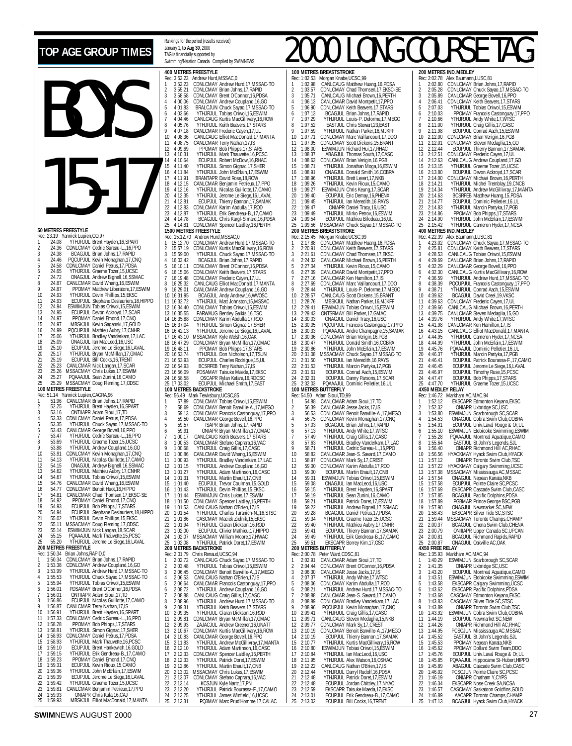# TOP AGE GROUP TIMES

Rankings for the period (results received) January 1, to Aug 30, 2000
TAG is financially supported by Swimming/Natation Canada. Compiled by SWIMNEWS

# 2000 LONG COURSE TAG

## BOYS 15-17

### 50 METRES FREESTYLE
Rec: 23.19 Yannick Lupien,GO,97
1 24.08 YTHJRJUL Brent Hayden,16,SPART
2 24.36 CDNLCMAY Cedric Sureau-L.,16,PPO
3 24.38 BCAGJUL Brian Johns,17,RAPID
4 24.46 PQCUPJUL Kevin Monaghan,17,CNQ
5 24.58 CDNLCMAY Daniel Petrus,17,PDSA
6 24.65 YTHJRJUL Graeme Tozer,15,UCSC
7 24.72 ONAGJUL Andrew Bignell,16,SSMAC
8 24.87 CANLCMAR David Whang,16,ESWIM
9 24.87 PPOMAY Matthew Liberatore,17,ESWIM
10 24.93 YTHJRJUL Devin Phillips,15,EKSC
11 24.93 ECUPJUL Stephane Deslauriers,18,HIPPO
12 24.94 ESWIMJUN Tobias Oriwol,15,ESWIM
13 24.95 ECUPJUL Devon Ackroyd,17,SCAR
14 24.97 PPOMAY Daniel Emond,17,CNQ
15 24.97 MBSKJUL Kevin Saganski,17,GOLD
16 24.99 PQCUPJUL Mathieu Aubry,17,CNHR
17 25.06 YTHJRJUL Bradley Vanderkam,17,LAC
18 25.09 ONAGJUL Ian MacLeod,16,USC
19 25.10 ECUPJUL Jerome Le Siege,16,LAVAL
20 25.17 YTHJRJUL Bryan McMillan,17,GMAC
21 25.19 ECUPJUL Bill Cocks,16,TRENT
22 25.23 CANLCMAR Nick Langan,17,SCAR
23 25.26 MSSACMAY Chris Lukas,17,ESWIM
24 25.27 PQAAAJUL Sean Zunini,16,CAMO
25 25.29 MSSACMAY Doug Fleming,17,ODSC

### 100 METRES FREESTYLE
Rec: 51.14 Yannick Lupien,CAGRA,96
1 51.96 CANLCMAR Brian Johns,17,RAPID
2 52.25 YTHJRJUL Brent Hayden,16,SPART
3 53.16 ONTIIAPR Adam Sioui,17,TD
4 53.33 CDNLCMAY Daniel Petrus,17,PDSA
5 53.35 YTHJRJUL Chuck Sayao,17,MSSAC-TO
6 53.43 CANLCMAR George Bovell,16,PPO
7 53.47 YTHJRJUL Cedric Sureau-L.,16,PPO
8 53.69 YTHJRJUL Graeme Tozer,15,UCSC
9 53.88 YTHJRJUL Andrew Coupland,16,GO
10 53.91 CDNLCMAY Kevin Monaghan,17,CNQ
11 54.13 YTHJRJUL Nicolas Guillotte,17,CAMO
12 54.15 ONAGJUL Andrew Bignell,16,SSMAC
13 54.62 YTHJRJUL Mathieu Aubry,17,CNHR
14 54.67 YTHJRJUL Tobias Oriwol,15,ESWIM
15 54.76 CANLCMAR David Whang,16,ESWIM
16 54.77 CDNLCMAY Benoit Huot,16,HIPPO
17 54.81 CANLCMAR Chad Thomsen,17,EKSC-SE
18 54.92 PPOMAY Daniel Emond,17,CNQ
19 54.93 ECUPJUL Bob Phipps,17,STARS
20 54.94 ECUPJUL Stephane Deslauriers,18,HIPPO
21 55.02 YTHJRJUL Devin Phillips,15,EKSC
22 55.11 MSSACMAY Doug Fleming,17,ODSC
23 55.14 ESWIMJUN Nick Langan,18,SCAR
24 55.15 PQAAAJUL Mark Thauvette,15,PCSC
25 55.20 YTHJRJUL Jerome Le Siege,16,LAVAL

### 200 METRES FREESTYLE
Rec: 1:50.34 Brian Johns,RAPID,0
1 1:50.34 CDNLCMAY Brian Johns,17,RAPID
2 1:53.38 CDNLCMAY Andrew Coupland,16,GO
3 1:53.99 YTHJRJUL Andrew Hurd,17,MSSAC-TO
4 1:55.53 YTHJRJUL Chuck Sayao,17,MSSAC-TO
5 1:55.94 YTHJRJUL Tobias Oriwol,15,ESWIM
6 1:56.01 PDSAMAY Brent O'Connor,16,PDSA
7 1:56.01 ONTIIAPR Adam Sioui,17,TD
8 1:56.86 ECUPJUL Nicolas Guillotte,17,CAMO
9 1:56.87 CANLCMAR Terry Nathan,17,IS
10 1:56.91 YTHJRJUL Brent Hayden,16,SPART
11 1:57.33 CDNLCMAY Cedric Sureau-L.,16,PPO
12 1:58.28 PPOMAY Bob Phipps,17,STARS
13 1:58.81 YTHJRJUL Simon Gignac,17,SHER
14 1:58.93 CDNLCMAY Daniel Petrus,17,PDSA
15 1:58.93 YTHJRJUL Mark Thauvette,16,PCSC
16 1:59.10 ECUPJUL Brent Hankewich,16,GOLD
17 1:59.15 YTHJRJUL Erik Gendreau-B.,17,CAMO
18 1:59.23 PPOMAY Daniel Emond,17,CNQ
19 1:59.31 ECUPJUL Kevin Rioux,15,CAMO
20 1:59.36 YTHJRJUL John McErlain,17,ESWIM
21 1:59.39 ECUPJUL Jerome Le Siege,16,LAVAL
22 1:59.42 YTHJRJUL Graeme Tozer,15,UCSC
23 1:59.81 CANLCMAR Benjamin Petrieux,17,PPO
24 1:59.93 ONIAPR Chris Kula,16,CAJ
25 1:59.93 MBSKJUL Elliot MacDonald,17,MANTA

### 400 METRES FREESTYLE
Rec: 3:52.23 Andrew Hurd,MSSAC,0
1 3:52.23 CDNLCMAY Andrew Hurd,17,MSSAC-TO
2 3:55.21 CDNLCMAY Brian Johns,17,RAPID
3 3:58.58 CDNLCMAY Brent O'Connor,16,PDSA
4 4:00.06 CDNLCMAY Andrew Coupland,16,GO
5 4:01.83 BRALCJUN Chuck Sayao,17,MSSAC-TO
6 4:03.66 YTHJRJUL Tobias Oriwol,15,ESWIM
7 4:04.46 CANLCAUG Kurtis MacGillivary,16,ROW
8 4:05.76 YTHJRJUL Keith Beavers,17,STARS
9 4:07.18 CANLCMAR Frederic Cayen,17,UL
10 4:08.36 CANLCAUG Elliot MacDonald,17,MANTA
11 4:08.75 CANLCMAR Terry Nathan,17,IS
12 4:09.69 PPOMAY Bob Phipps,17,STARS
13 4:10.31 YTHJRJUL Mark Thauvette,16,PCSC
14 4:10.64 ECUPJUL Robert McDow,16,RHAC
15 4:11.40 YTHJRJUL Simon Gignac,17,SHER
16 4:11.84 YTHJRJUL John McErlain,17,ESWIM
17 4:11.91 BRANTAPR David Rose,18,ROW
18 4:12.15 CANLCMAR Benjamin Petrieux,17,PPO
19 4:12.16 YTHJRJUL Nicolas Guillotte,17,CAMO
20 4:12.35 YTHJRJUL Jerome Le Siege,16,LAVAL
21 4:12.81 ECUPJUL Thierry Bannon,17,SAMAK
22 4:12.83 CDNLCMAY Karim Abdulla,17,ROD
23 4:12.87 YTHJRJUL Erik Gendreau-B.,17,CAMO
24 4:14.78 BCAGJUL Chris Kargl-Simard,16,PDSA
25 4:14.81 CDNLCMAY Spencer Laidley,16,PERTH

### 1500 METRES FREESTYLE
Rec: 15:12.70 Andrew Hurd,MSSAC,0
1 15:12.70 CDNLCMAY Andrew Hurd,17,MSSAC-TO
2 15:57.19 CDNLCMAY Kurtis MacGillivary,16,ROW
3 15:59.00 YTHJRJUL Chuck Sayao,17,MSSAC-TO
4 16:03.42 BCAGJUL Brian Johns,17,RAPID
5 16:10.11 CDNLCMAY Brent O'Connor,16,PDSA
6 16:15.06 CDNLCMAY Keith Beavers,17,STARS
7 16:19.48 CDNLCMAY Frederic Cayen,17,UL
8 16:25.32 CANLCAUG Elliot MacDonald,17,MANTA
9 16:29.01 CANLCMAR Andrew Coupland,16,GO
10 16:31.95 BCAGJUL Andy Andrew,16,WVOSC
11 16:32.72 YTHJRJUL Matt Johnston,15,MSSAC
12 16:34.40 CDNLCMAY Tobias Oriwol,15,ESWIM
13 16:35.55 FARWAUG Bentley Gaikis,16,TSC
14 16:35.88 CDNLCMAY Karim Abdulla,17,ROD
15 16:37.04 YTHJRJUL Simon Gignac,17,SHER
16 16:42.13 YTHJRJUL Jerome Le Siege,16,LAVAL
17 16:43.10 MSSACMAY Kyle Welsh,16,OAK
18 16:47.29 CDNLCMAY Bryan McMillan,17,GMAC
19 16:48.11 PPOMAY Bob Phipps,17,STARS
20 16:53.74 YTHJRJUL Don Nicholson,17,TSUN
21 16:53.93 ECUPJUL Charles Rodrigue,15,UL
22 16:54.93 BCSRFEB Terry Nathan,17,IS
23 16:56.09 PDSAMAY Taisuke Maeda,17,EKSC
24 16:58.58 OSCAPR Rylan Kafara,16,RDCSC
25 17:03.02 ECUPJUL Michael Smith,17,EAST

### 100 METRES BACKSTROKE
Rec: 56.49 Mark Tewksbury,UCSC,85
1 57.89 CDNLCMAY Tobias Oriwol,15,ESWIM
2 58.69 CDNLCMAY Benoit Banville-A.,17,MEGO
3 59.13 CDNLCMAY Francois Castonguay,17,PPO
4 59.50 CANLCMAR George Bovell,16,PPO
5 59.57 ISAPR Brian Johns,17,RAPID
6 59.91 ONIAPR Bryan McMillan,17,GMAC
7 1:00.17 CANLCAUG Keith Beavers,17,STARS
8 1:00.53 CANLCMAR Stefano Caprara,16,VAC
9 1:00.68 YTHJRJUL Craig Gillis,17,CASC
10 1:00.86 CANLCMAR David Whang,16,ESWIM
11 1:00.93 YTHJRJUL Bradley Vanderkam,17,LAC
12 1:01.15 YTHJRJUL Andrew Coupland,16,GO
13 1:01.27 YTHJRJUL Adam Martinson,16,CASC
14 1:01.31 YTHJRJUL Martin Enault,17,CNB
15 1:01.40 ECUPJUL Trevor Coulman,15,GOLD
16 1:01.43 YTHJRJUL Devin Phillips,15,EKSC
17 1:01.44 ESWIMJUN Chris Lukas,17,ESWIM
18 1:01.50 CDNLCMAY Spencer Laidley,16,PERTH
19 1:01.53 CANLCAUG Nathan O'Brien,17,IS
20 1:01.54 YTHJRJUL Charles Turanich-N.,16,STSC
21 1:01.86 CASCMAY Maciek Zielnik,15,EKSC
22 1:01.94 YTHJRJUL Ciaran Dickson,16,ROD
23 1:02.00 ECUPJUL Olivier Mathieu,17,HIPPO
24 1:02.07 MSSACMAY William Moore,17,HWAC
25 1:02.08 YTHJRJUL Patrick Doret,17,ESWIM

### 200 METRES BACKSTROKE
Rec: 2:01.79 Chris Renaud,UCSC,94
1 2:02.72 CANLCAUG Chuck Sayao,17,MSSAC-TO
2 2:03.48 YTHJRJUL Tobias Oriwol,15,ESWIM
3 2:06.45 CDNLCMAY Benoit Banville-A.,17,MEGO
4 2:06.53 CANLCAUG Nathan O'Brien,17,IS
5 2:06.64 CANLCMAR Francois Castonguay,17,PPO
6 2:08.72 YTHJRJUL Andrew Coupland,16,GO
7 2:08.88 CANLCAUG Craig Gillis,17,CASC
8 2:08.96 YTHJRJUL Andrew Hurd,17,MSSAC-TO
9 2:09.31 YTHJRJUL Keith Beavers,17,STARS
10 2:09.35 YTHJRJUL Ciaran Dickson,16,ROD
11 2:09.81 CDNLCMAY Bryan McMillan,17,GMAC
12 2:09.93 ZAJACJUL Andrew Greener,16,UNATT
13 2:10.67 CDNLCMAY Kurtis MacGillivary,16,ROW
14 2:10.83 CANLCMAR George Bovell,16,PPO
15 2:11.83 YTHJRJUL Andrew McGillivray,17,MANTA
16 2:12.10 YTHJRJUL Adam Martinson,16,CASC
17 2:12.33 CDNLCMAY Spencer Laidley,16,PERTH
18 2:12.33 YTHJRJUL Patrick Doret,17,ESWIM
19 2:12.86 YTHJRJUL Martin Enault,17,CNB
20 2:13.02 MSSACMAY Chris Lukas,17,ESWIM
21 2:13.07 CDNLCMAY Stefano Caprara,16,VAC
22 2:13.14 KCSJUN Kyle Nartz,17,PN
23 2:13.20 YTHJRJUL Patrick Bourassa-F.,17,CAMO
24 2:13.25 YTHJRJUL James Winfield,16,UCSC
25 2:13.31 PQ3MAY Marc Prud'Homme,17,CALAC

### 100 METRES BREASTSTROKE
Rec: 1:02.53 Morgan Knabe,UCSC,99
1 1:02.98 CANLCAUG Matthew Huang,16,PDSA
2 1:03.57 CDNLCMAY Chad Thomsen,17,EKSC-SE
3 1:05.71 CANLCAUG Michael Brown,16,PERTH
4 1:06.13 CANLCMAR David Montpetit,17,PPO
5 1:06.90 CDNLCMAY Keith Beavers,17,STARS
6 1:07.13 BCAGJUL Brian Johns,17,RAPID
7 1:07.29 YTHJRJUL Louis-P. Delorme,17,MEGO
8 1:07.52 EASTJUL Chris Stewart,23,EAST
9 1:07.59 YTHJRJUL Nathan Parker,16,MJKFF
10 1:07.71 CDNLCMAY Marc Vaillancourt,17,DDO
11 1:07.95 CDNLCMAY Scott Dickens,15,BRANT
12 1:08.00 ESWIMJUN Richard Hui,17,RHAC
13 1:08.37 ABAGJUL Thomas South,17,CASC
14 1:08.63 CDNLCMAY Brian Verigin,16,PGB
15 1:08.71 YTHJRJUL Jonathan Moga,16,ESWIM
16 1:08.91 ONAGJUL Donald Smith,16,COBRA
17 1:08.96 YTHJRJUL Brett Levert,17,NKB
18 1:09.26 YTHJRJUL Kevin Rioux,15,CAMO
19 1:09.27 ESWIMJUN Chris Keung,17,SCAR
20 1:09.40 ECUPJUL Eric Demay,16,PHENX
21 1:09.45 YTHJRJUL Ian Meredith,16,RAYS
22 1:09.47 ONIAPR Daniel Tracy,16,USC
23 1:09.49 YTHJRJUL Mirko Petrov,16,ESWIM
24 1:09.54 ECUPJUL Mathieu Bilodeau,16,UL
25 1:09.56 MSSACMAY Chuck Sayao,17,MSSAC-TO

### 200 METRES BREASTSTROKE
Rec: 2:15.45 Morgan Knabe,UCSC,99
1 2:17.88 CDNLCMAY Matthew Huang,16,PDSA
2 2:20.91 CDNLCMAY Keith Beavers,17,STARS
3 2:21.61 CDNLCMAY Chad Thomsen,17,EKSC
4 2:24.32 CANLCMAR Michael Brown,15,PERTH
5 2:27.04 YTHJRJUL Kevin Rioux,15,CAMO
6 2:27.09 CANLCMAR David Montpetit,17,PPO
7 2:27.16 CANLCMAR Ken Hamilton,17,IS
8 2:27.69 CDNLCMAY Marc Vaillancourt,17,DDO
9 2:28.44 YTHJRJUL Louis-P. Delorme,17,MEGO
10 2:28.57 CANLCAUG Scott Dickens,15,BRANT
11 2:28.76 MBSKJUL Nathan Parker,16,MJKFF
12 2:29.41 ESWIMJUN Tobias Oriwol,15,ESWIM
13 2:29.43 ONTSRMAY Bill Parker,17,GMAC
14 2:30.03 ONAGJUL Daniel Tracy,16,USC
15 2:30.05 PQCUPJUL Francois Castonguay,17,PPO
16 2:30.33 PQAAAJUL Andre Champagne,15,SAMAK
17 2:30.36 CDNLCMAY Brian Verigin,16,PGB
18 2:30.47 YTHJRJUL Donald Smith,16,COBRA
19 2:30.86 YTHJRJUL John McErlain,17,ESWIM
20 2:31.08 MSSACMAY Chuck Sayao,17,MSSAC-TO
21 2:31.50 YTHJRJUL Ian Meredith,16,RAYS
22 2:31.53 YTHJRJUL Marcin Partyka,17,PGB
23 2:31.61 ECUPJUL Conrad Aach,15,ESWIM
24 2:32.01 ECUPJUL Danny Parsons,17,SCAR
25 2:32.03 PQAAAJUL Dominic Pelletier,16,UL

### 100 METRES BUTTERFLY
Rec: 54.50 Adam Sioui,TD,99
1 54.88 CANLCMAR Adam Sioui,17,TD
2 56.39 CANLCMAR Jesse Jacks,17,IS
3 56.53 CDNLCMAY Benoit Banville-A.,17,MEGO
4 56.75 CDNLCMAY Kevin Monaghan,17,CNQ
5 57.03 BCAGJUL Brian Johns,17,RAPID
6 57.13 YTHJRJUL Andy White,17,WTSC
7 57.49 YTHJRJUL Craig Gillis,17,CASC
8 57.63 YTHJRJUL Bradley Vanderkam,17,LAC
9 58.71 YTHJRJUL Cedric Sureau-L.,16,PPO
10 58.82 CANLCMAR Jean-S. Savard,17,CAMO
11 58.97 CDNLCMAY Mark Sy,17,CREST
12 59.00 CDNLCMAY Karim Abdulla,17,ROD
13 59.00 ECUPJUL Martin Enault,17,CNB
14 59.01 ESWIMJUN Tobias Oriwol,15,ESWIM
15 59.08 ONAGJUL Ian MacLeod,16,USC
16 59.15 YTHJRJUL Brent Hayden,16,SPART
17 59.19 YTHJRJUL Sean Zunini,16,CAMO
18 59.21 YTHJRJUL Patrick Doret,17,ESWIM
19 59.22 YTHJRJUL Andrew Bignell,17,SSMAC
20 59.28 BCAGJUL Daniel Petrus,17,PDSA
21 59.34 YTHJRJUL Graeme Tozer,15,UCSC
22 59.40 YTHJRJUL Mathieu Aubry,17,CNHR
23 59.41 ECUPJUL Thierry Bannon,17,SAMAK
24 59.49 YTHJRJUL Erik Gendreau-B.,17,CAMO
25 59.51 EKSCAPR Borrey Kim,17,OSC

### 200 METRES BUTTERFLY
Rec: 2:00.78 Peter Ward,CDSC,81
1 2:02.91 CANLCMAR Adam Sioui,17,TD
2 2:04.44 CDNLCMAY Brent O'Connor,16,PDSA
3 2:06.30 CANLCMAR Jesse Jacks,17,IS
4 2:07.37 YTHJRJUL Andy White,17,WTSC
5 2:08.06 CDNLCMAY Karim Abdulla,17,ROD
6 2:08.21 YTHJRJUL Andrew Hurd,17,MSSAC-TO
7 2:08.88 CANLCMAR Jean-S. Savard,17,CAMO
8 2:08.89 CDNLCMAY Bradley Vanderkam,17,LAC
9 2:08.96 PQCUPJUL Kevin Monaghan,17,CNQ
10 2:09.41 YTHJRJUL Craig Gillis,17,CASC
11 2:09.71 CANLCAUG Steven Medaglia,15,NKB
12 2:09.77 CDNLCMAY Mark Sy,17,CREST
13 2:10.19 CDNLCMAY Benoit Banville-A.,17,MEGO
14 2:10.19 ECUPJUL Thierry Bannon,17,SAMAK
15 2:10.77 YTHJRJUL Kurtis MacGillivary,16,ROW
16 2:10.80 ESWIMJUN Tobias Oriwol,15,ESWIM
17 2:10.84 YTHJRJUL Ian MacLeod,16,USC
18 2:11.95 YTHJRJUL Alex Watson,16,OSHAC
19 2:12.22 CANLCAUG Nathan O'Brien,17,IS
20 2:12.44 YTHJRJUL Darryl Rudolf,16,PDSA
21 2:12.48 YTHJRJUL Patrick Doret,17,ESWIM
22 2:12.48 ECUPJUL Jordan Chittley,17,NYAC
23 2:12.59 EKSCAPR Taisuke Maeda,17,EKSC
24 2:13.01 ECUPJUL Erik Gendreau-B.,17,CAMO
25 2:13.02 ECUPJUL Bill Cocks,16,TRENT

### 200 METRES IND. MEDLEY
Rec: 2:02.78 Alex Baumann,LUSC,81
1 2:02.80 CDNLCMAY Brian Johns,17,RAPID
2 2:05.28 CDNLCMAY Chuck Sayao,17,MSSAC-TO
3 2:05.89 CANLCMAR George Bovell,16,PPO
4 2:06.41 CDNLCMAY Keith Beavers,17,STARS
5 2:07.03 YTHJRJUL Tobias Oriwol,15,ESWIM
6 2:10.03 PPOMAY Francois Castonguay,17,PPO
7 2:10.66 YTHJRJUL Andy White,17,WTSC
8 2:11.00 YTHJRJUL Craig Gillis,17,CASC
9 2:11.98 ECUPJUL Conrad Aach,15,ESWIM
10 2:12.00 CDNLCMAY Brian Verigin,16,PGB
11 2:12.01 CDNLCMAY Steven Medaglia,15,GO
12 2:12.44 ECUPJUL Thierry Bannon,17,SAMAK
13 2:12.51 CDNLCMAY Frederic Cayen,17,UL
14 2:12.63 CANLCAUG Andrew Coupland,17,GO
15 2:13.15 YTHJRJUL Graeme Tozer,15,UCSC
16 2:13.80 ECUPJUL Devon Ackroyd,17,SCAR
17 2:14.00 CDNLCMAY Michael Brown,16,PERTH
18 2:14.21 YTHJRJUL Michel Tremblay,19,CNCB
19 2:14.34 YTHJRJUL Andrew McGillivray,17,MANTA
20 2:14.63 BCSRFEB Matthew Huang,15,PDSA
21 2:14.77 ECUPJUL Dominic Pelletier,16,UL
22 2:14.83 YTHJRJUL Marcin Partyka,17,PGB
23 2:14.86 PPOMAY Bob Phipps,17,STARS
24 2:14.90 YTHJRJUL John McErlain,17,ESWIM
25 2:15.42 YTHJRJUL Cameron Hyder,17,NCSA

### 400 METRES IND. MEDLEY
Rec: 4:22.39 Alex Baumann,LUSC,81
1 4:23.02 CDNLCMAY Chuck Sayao,17,MSSAC-TO
2 4:25.81 CDNLCMAY Keith Beavers,17,STARS
3 4:28.53 CANLCAUG Tobias Oriwol,15,ESWIM
4 4:29.69 CANLCMAR Brian Johns,17,RAPID
5 4:32.29 CANLCMAR George Bovell,16,PPO
6 4:32.30 CANLCAUG Kurtis MacGillivary,16,ROW
7 4:36.59 YTHJRJUL Andrew Hurd,17,MSSAC-TO
8 4:38.39 PQCUPJUL Francois Castonguay,17,PPO
9 4:38.71 YTHJRJUL Conrad Aach,15,ESWIM
10 4:39.62 BCAGJUL David Creel,19,VKSC
11 4:39.63 CDNLCMAY Frederic Cayen,17,UL
12 4:39.66 CANLCAUG Michael Brown,16,PERTH
13 4:39.75 CANLCMAR Steven Medaglia,15,GO
14 4:39.76 YTHJRJUL Andy White,17,WTSC
15 4:41.98 CANLCMAR Ken Hamilton,17,IS
16 4:43.15 CANLCAUG Elliot MacDonald,17,MANTA
17 4:44.95 YTHJRJUL Cameron Hyder,17,NCSA
18 4:44.99 YTHJRJUL John McErlain,17,ESWIM
19 4:45.76 PQAAAJUL Dominic Pelletier,16,UL
20 4:46.37 YTHJRJUL Marcin Partyka,17,PGB
21 4:46.41 ECUPJUL Patrick Bourassa-F.,17,CAMO
22 4:46.45 ECUPJUL Jerome Le Siege,16,LAVAL
23 4:46.97 ECUPJUL Timothy Ruse,15,PCSC
24 4:47.47 ECUPJUL Bob Phipps,17,STARS
25 4:47.70 YTHJRJUL Graeme Tozer,15,UCSC

### 4X50 MEDLEY RELAY
Rec: 1:46.72 Markham AC,MAC,94
1 1:52.12 EKSCAPR Edmonton Keyano,EKSC
2 1:52.32 ONIAPR Uxbridge SC,USC
3 1:53.80 ESWIMJUN Scarborough SC,SCAR
4 1:54.53 ONAGJUL Cobra Swim Club,COBRA
5 1:54.91 ECUPJUL Univ.Laval Rouge & Or,UL
6 1:55.10 ESWIMJUN Etobicoke Swimming,ESWIM
7 1:55.28 PQAAAJUL Montreal Aquatique,CAMO
8 1:55.64 EASTJUL St.John's Legends,SJL
9 1:56.40 ONIAPR Richmond Hill AC,RHAC
10 1:56.56 HYACKMAY Hyack Swim Club,HYACK
11 1:57.12 ONIAPR Toronto Swim Club,TSC
12 1:57.22 HYACKMAY Calgary Swimming,UCSC
13 1:57.38 MSSACMAY Mississauga AC,MSSAC
14 1:57.54 ONAGJUL Nepean Kanata,NKB
15 1:57.58 ECUPJUL Pointe Claire SC,PCSC
16 1:57.69 EKSCAPR Cascade Swim Club,CASC
17 1:57.85 BCAGJUL Pacific Dolphins,PDSA
18 1:57.89 PGBMAR Prince George BSC,PGB
19 1:57.90 ONAGJUL Newmarket SC,NEW
20 1:58.43 EKSCAPR Silver Tide SC,STSC
21 1:59.44 MSSACMAY Toronto Champs,CHAMP
22 2:00.37 BCAGJUL Chena Swim Club,CHENA
23 2:00.79 ONIIIAPR Upper Canada SC,UPCAN
24 2:00.81 BCAGJUL Richmond Rapids,RAPID
25 2:00.87 ONAGJUL Oakville AC,OAK

### 4X50 FREE RELAY
Rec: 1:35.93 Markham AC,MAC,94
1 1:40.29 ESWIMJUN Scarborough SC,SCAR
2 1:41.35 ONIAPR Uxbridge SC,USC
3 1:43.20 ECUPJUL Montreal Aquatique,CAMO
4 1:43.51 ESWIMJUN Etobicoke Swimming,ESWIM
5 1:43.58 EKSCAPR Calgary Swimming,UCSC
6 1:43.62 EKSCAPR Pacific Dolphins,PDSA
7 1:43.68 CASCMAY Edmonton Keyano,EKSC
8 1:43.83 CASCMAY Silver Tide SC,STSC
9 1:43.89 ONIAPR Toronto Swim Club,TSC
10 1:43.92 ESWIMJUN Cobra Swim Club,COBRA
11 1:44.19 ECUPJUL Newmarket SC,NEW
12 1:44.26 ONIAPR Richmond Hill AC,RHAC
13 1:44.95 PCSCJUN Mississauga AC,MSSAC
14 1:45.52 EASTJUL St.John's Legends,SJL
15 1:45.53 PPOMAY Nepean Kanata,NKB
16 1:45.62 PPOMAY Dollard Swim Team,DDO
17 1:45.76 ECUPJUL Univ.Laval Rouge & Or,UL
18 1:45.85 PQAAAJUL Hippocame St-Hubert,HIPPO
19 1:45.89 ABAGJUL Cascade Swim Club,CASC
20 1:46.02 PCSCJUN Pointe Claire SC,PCSC
21 1:46.19 ONIAPR Chatham Y,CYPS
22 1:46.34 EKSCAPR Nose Creek SA,NCSA
23 1:46.57 CASCMAY Saskatoon Goldfins,GOLD
24 1:46.89 AACAPR Toronto Champs,CHAMP
25 1:47.13 BCAGJUL Hyack Swim Club,HYACK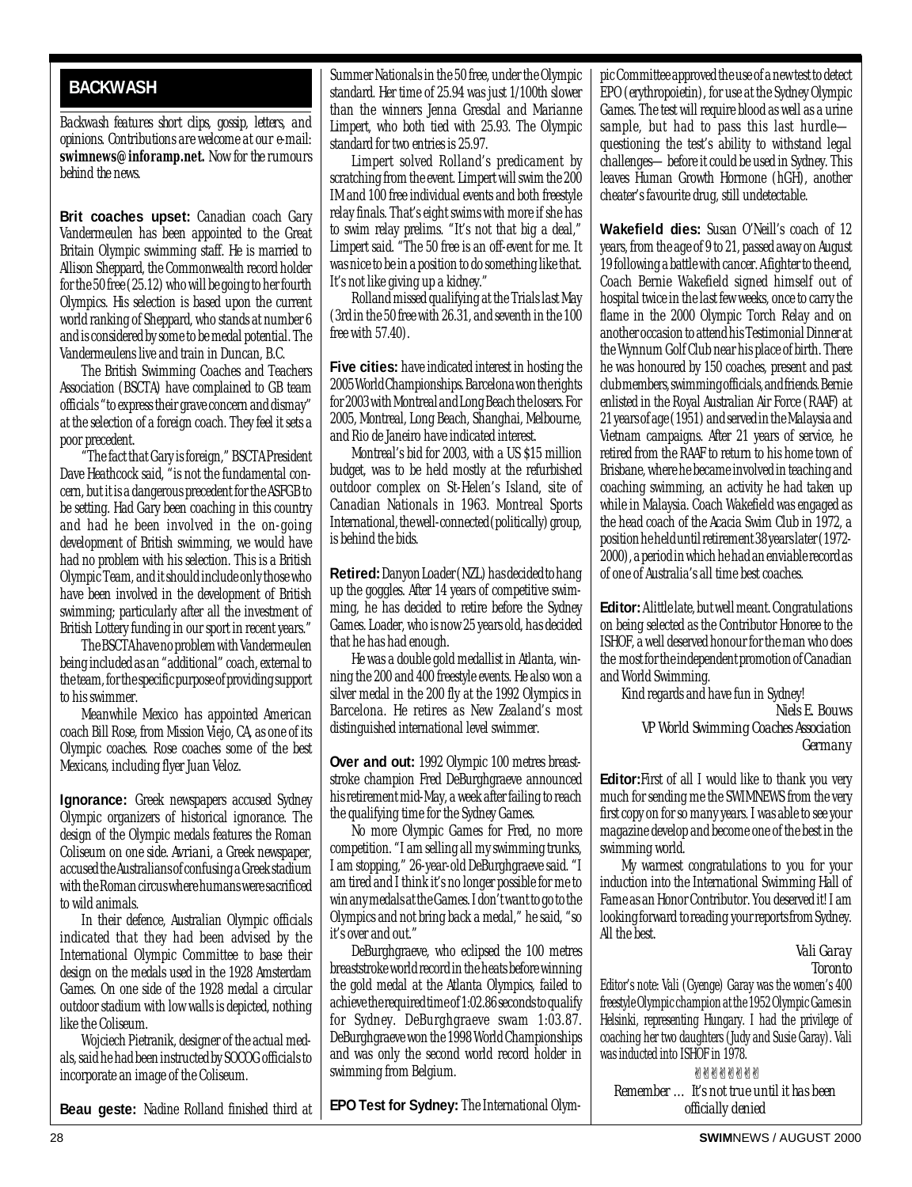## BACKWASH

*Backwash features short clips, gossip, letters, and opinions. Contributions are welcome at our e-mail:* **swimnews@inforamp.net.** *Now for the rumours behind the news.*

**Brit coaches upset:** Canadian coach Gary Vandermeulen has been appointed to the Great Britain Olympic swimming staff. He is married to Allison Sheppard, the Commonwealth record holder for the 50 free (25.12) who will be going to her fourth Olympics. His selection is based upon the current world ranking of Sheppard, who stands at number 6 and is considered by some to be medal potential. The Vandermeulens live and train in Duncan, B.C.

The British Swimming Coaches and Teachers Association (BSCTA) have complained to GB team officials "to express their grave concern and dismay" at the selection of a foreign coach. They feel it sets a poor precedent.

"The fact that Gary is foreign," BSCTA President Dave Heathcock said, "is not the fundamental concern, but it is a dangerous precedent for the ASFGB to be setting. Had Gary been coaching in this country and had he been involved in the on-going development of British swimming, we would have had no problem with his selection. This is a British Olympic Team, and it should include only those who have been involved in the development of British swimming; particularly after all the investment of British Lottery funding in our sport in recent years."

The BSCTA have no problem with Vandermeulen being included as an "additional" coach, external to the team, for the specific purpose of providing support to his swimmer.

Meanwhile Mexico has appointed American coach Bill Rose, from Mission Viejo, CA, as one of its Olympic coaches. Rose coaches some of the best Mexicans, including flyer Juan Veloz.

**Ignorance:** Greek newspapers accused Sydney Olympic organizers of historical ignorance. The design of the Olympic medals features the Roman Coliseum on one side. Avriani, a Greek newspaper, accused the Australians of confusing a Greek stadium with the Roman circus where humans were sacrificed to wild animals.

In their defence, Australian Olympic officials indicated that they had been advised by the International Olympic Committee to base their design on the medals used in the 1928 Amsterdam Games. On one side of the 1928 medal a circular outdoor stadium with low walls is depicted, nothing like the Coliseum.

Wojciech Pietranik, designer of the actual medals, said he had been instructed by SOCOG officials to incorporate an image of the Coliseum.

**Beau geste:** Nadine Rolland finished third at Summer Nationals in the 50 free, under the Olympic standard. Her time of 25.94 was just 1/100th slower than the winners Jenna Gresdal and Marianne Limpert, who both tied with 25.93. The Olympic standard for two entries is 25.97.

Limpert solved Rolland's predicament by scratching from the event. Limpert will swim the 200 IM and 100 free individual events and both freestyle relay finals. That's eight swims with more if she has to swim relay prelims. "It's not that big a deal," Limpert said. "The 50 free is an off-event for me. It was nice to be in a position to do something like that. It's not like giving up a kidney."

Rolland missed qualifying at the Trials last May (3rd in the 50 free with 26.31, and seventh in the 100 free with 57.40).

**Five cities:** have indicated interest in hosting the 2005 World Championships. Barcelona won the rights for 2003 with Montreal and Long Beach the losers. For 2005, Montreal, Long Beach, Shanghai, Melbourne, and Rio de Janeiro have indicated interest.

Montreal's bid for 2003, with a US $15 million budget, was to be held mostly at the refurbished outdoor complex on St-Helen's Island, site of Canadian Nationals in 1963. Montreal Sports International, the well-connected (politically) group, is behind the bids.

**Retired:** Danyon Loader (NZL) has decided to hang up the goggles. After 14 years of competitive swimming, he has decided to retire before the Sydney Games. Loader, who is now 25 years old, has decided that he has had enough.

He was a double gold medallist in Atlanta, winning the 200 and 400 freestyle events. He also won a silver medal in the 200 fly at the 1992 Olympics in Barcelona. He retires as New Zealand's most distinguished international level swimmer.

**Over and out:** 1992 Olympic 100 metres breaststroke champion Fred DeBurghgraeve announced his retirement mid-May, a week after failing to reach the qualifying time for the Sydney Games.

No more Olympic Games for Fred, no more competition. "I am selling all my swimming trunks, I am stopping," 26-year-old DeBurghgraeve said. "I am tired and I think it's no longer possible for me to win any medals at the Games. I don't want to go to the Olympics and not bring back a medal," he said, "so it's over and out."

DeBurghgraeve, who eclipsed the 100 metres breaststroke world record in the heats before winning the gold medal at the Atlanta Olympics, failed to achieve the required time of 1:02.86 seconds to qualify for Sydney. DeBurghgraeve swam 1:03.87. DeBurghgraeve won the 1998 World Championships and was only the second world record holder in swimming from Belgium.

**EPO Test for Sydney:** The International Olympic Committee approved the use of a new test to detect EPO (erythropoietin), for use at the Sydney Olympic Games. The test will require blood as well as a urine sample, but had to pass this last hurdle—questioning the test's ability to withstand legal challenges—before it could be used in Sydney. This leaves Human Growth Hormone (hGH), another cheater's favourite drug, still undetectable.

**Wakefield dies:** Susan O'Neill's coach of 12 years, from the age of 9 to 21, passed away on August 19 following a battle with cancer. A fighter to the end, Coach Bernie Wakefield signed himself out of hospital twice in the last few weeks, once to carry the flame in the 2000 Olympic Torch Relay and on another occasion to attend his Testimonial Dinner at the Wynnum Golf Club near his place of birth. There he was honoured by 150 coaches, present and past club members, swimming officials, and friends. Bernie enlisted in the Royal Australian Air Force (RAAF) at 21 years of age (1951) and served in the Malaysia and Vietnam campaigns. After 21 years of service, he retired from the RAAF to return to his home town of Brisbane, where he became involved in teaching and coaching swimming, an activity he had taken up while in Malaysia. Coach Wakefield was engaged as the head coach of the Acacia Swim Club in 1972, a position he held until retirement 38 years later (1972-2000), a period in which he had an enviable record as of one of Australia's all time best coaches.

**Editor:** A little late, but well meant. Congratulations on being selected as the Contributor Honoree to the ISHOF, a well deserved honour for the man who does the most for the independent promotion of Canadian and World Swimming.

Kind regards and have fun in Sydney!

*Niels E. Bouws*
*VP World Swimming Coaches Association*
*Germany*

**Editor:** First of all I would like to thank you very much for sending me the SWIMNEWS from the very first copy on for so many years. I was able to see your magazine develop and become one of the best in the swimming world.

My warmest congratulations to you for your induction into the International Swimming Hall of Fame as an Honor Contributor. You deserved it! I am looking forward to reading your reports from Sydney. All the best.

*Vali Garay*
*Toronto*

*Editor's note: Vali (Gyenge) Garay was the women's 400 freestyle Olympic champion at the 1952 Olympic Games in Helsinki, representing Hungary. I had the privilege of coaching her two daughters (Judy and Susie Garay). Vali was inducted into ISHOF in 1978.*

*Remember … It's not true until it has been officially denied*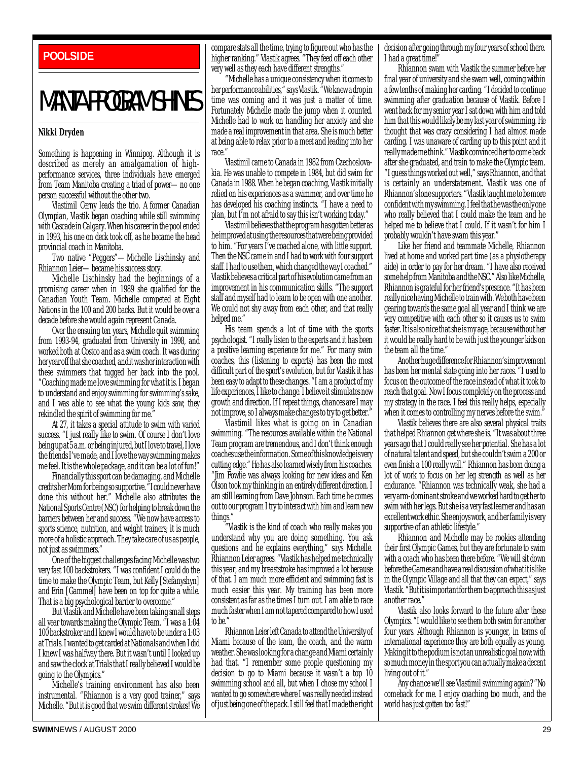POOLSIDE

# MANTA PROGRAM SHINES

**Nikki Dryden**

Something is happening in Winnipeg. Although it is described as merely an amalgamation of high-performance services, three individuals have emerged from Team Manitoba creating a triad of power—no one person successful without the other two.

Vlastimil Cerny leads the trio. A former Canadian Olympian, Vlastik began coaching while still swimming with Cascade in Calgary. When his career in the pool ended in 1993, his one on deck took off, as he became the head provincial coach in Manitoba.

Two native "Peggers"—Michelle Lischinsky and Rhiannon Leier—became his success story.

Michelle Lischinsky had the beginnings of a promising career when in 1989 she qualified for the Canadian Youth Team. Michelle competed at Eight Nations in the 100 and 200 backs. But it would be over a decade before she would again represent Canada.

Over the ensuing ten years, Michelle quit swimming from 1993-94, graduated from University in 1998, and worked both at Costco and as a swim coach. It was during her year off that she coached, and it was her interaction with these swimmers that tugged her back into the pool. "Coaching made me love swimming for what it is. I began to understand and enjoy swimming for swimming's sake, and I was able to see what the young kids saw; they rekindled the spirit of swimming for me."

At 27, it takes a special attitude to swim with varied success. "I just really like to swim. Of course I don't love being up at 5 a.m. or being injured, but I love to travel, I love the friends I've made, and I love the way swimming makes me feel. It is the whole package, and it can be a lot of fun!"

Financially this sport can be damaging, and Michelle credits her Mom for being so supportive. "I could never have done this without her." Michelle also attributes the National Sports Centre (NSC) for helping to break down the barriers between her and success. "We now have access to sports science, nutrition, and weight trainers; it is much more of a holistic approach. They take care of us as people, not just as swimmers."

One of the biggest challenges facing Michelle was two very fast 100 backstrokers. "I was confident I could do the time to make the Olympic Team, but Kelly [Stefanyshyn] and Erin [Gammel] have been on top for quite a while. That is a big psychological barrier to overcome."

But Vlastik and Michelle have been taking small steps all year towards making the Olympic Team. "I was a 1:04 100 backstroker and I knew I would have to be under a 1:03 at Trials. I wanted to get carded at Nationals and when I did I knew I was halfway there. But it wasn't until I looked up and saw the clock at Trials that I really believed I would be going to the Olympics."

Michelle's training environment has also been instrumental. "Rhiannon is a very good trainer," says Michelle. "But it is good that we swim different strokes! We compare stats all the time, trying to figure out who has the higher ranking." Vlastik agrees. "They feed off each other very well as they each have different strengths."

"Michelle has a unique consistency when it comes to her performance abilities," says Vlastik. "We knew a drop in time was coming and it was just a matter of time. Fortunately Michelle made the jump when it counted. Michelle had to work on handling her anxiety and she made a real improvement in that area. She is much better at being able to relax prior to a meet and leading into her race."

Vlastimil came to Canada in 1982 from Czechoslovakia. He was unable to compete in 1984, but did swim for Canada in 1988. When he began coaching, Vlastik initially relied on his experiences as a swimmer, and over time he has developed his coaching instincts. "I have a need to plan, but I'm not afraid to say this isn't working today."

Vlastimil believes that the program has gotten better as he improved at using the resources that were being provided to him. "For years I've coached alone, with little support. Then the NSC came in and I had to work with four support staff. I had to use them, which changed the way I coached." Vlastik believes a critical part of his evolution came from an improvement in his communication skills. "The support staff and myself had to learn to be open with one another. We could not shy away from each other, and that really helped me."

His team spends a lot of time with the sports psychologist. "I really listen to the experts and it has been a positive learning experience for me." For many swim coaches, this (listening to experts) has been the most difficult part of the sport's evolution, but for Vlastik it has been easy to adapt to these changes. "I am a product of my life experiences, I like to change. I believe it stimulates new growth and direction. If I repeat things, chances are I may not improve, so I always make changes to try to get better."

Vlastimil likes what is going on in Canadian swimming. "The resources available within the National Team program are tremendous, and I don't think enough coaches use the information. Some of this knowledge is very cutting edge." He has also learned wisely from his coaches. "Jim Fowlie was always looking for new ideas and Ken Olson took my thinking in an entirely different direction. I am still learning from Dave Johnson. Each time he comes out to our program I try to interact with him and learn new things."

"Vlastik is the kind of coach who really makes you understand why you are doing something. You ask questions and he explains everything," says Michelle. Rhiannon Leier agrees. "Vlastik has helped me technically this year, and my breaststroke has improved a lot because of that. I am much more efficient and swimming fast is much easier this year. My training has been more consistent as far as the times I turn out. I am able to race much faster when I am not tapered compared to how I used to be."

Rhiannon Leier left Canada to attend the University of Miami because of the team, the coach, and the warm weather. She was looking for a change and Miami certainly had that. "I remember some people questioning my decision to go to Miami because it wasn't a top 10 swimming school and all, but when I chose my school I wanted to go somewhere where I was really needed instead of just being one of the pack. I still feel that I made the right decision after going through my four years of school there. I had a great time!"

Rhiannon swam with Vlastik the summer before her final year of university and she swam well, coming within a few tenths of making her carding. "I decided to continue swimming after graduation because of Vlastik. Before I went back for my senior year I sat down with him and told him that this would likely be my last year of swimming. He thought that was crazy considering I had almost made carding. I was unaware of carding up to this point and it really made me think." Vlastik convinced her to come back after she graduated, and train to make the Olympic team. "I guess things worked out well," says Rhiannon, and that is certainly an understatement. Vlastik was one of Rhiannon's lone supporters. "Vlastik taught me to be more confident with my swimming. I feel that he was the only one who really believed that I could make the team and he helped me to believe that I could. If it wasn't for him I probably wouldn't have swam this year."

Like her friend and teammate Michelle, Rhiannon lived at home and worked part time (as a physiotherapy aide) in order to pay for her dream. "I have also received some help from Manitoba and the NSC." Also like Michelle, Rhiannon is grateful for her friend's presence. "It has been really nice having Michelle to train with. We both have been gearing towards the same goal all year and I think we are very competitive with each other so it causes us to swim faster. It is also nice that she is my age, because without her it would be really hard to be with just the younger kids on the team all the time."

Another huge difference for Rhiannon's improvement has been her mental state going into her races. "I used to focus on the outcome of the race instead of what it took to reach that goal. Now I focus completely on the process and my strategy in the race. I feel this really helps, especially when it comes to controlling my nerves before the swim."

Vlastik believes there are also several physical traits that helped Rhiannon get where she is. "It was about three years ago that I could really see her potential. She has a lot of natural talent and speed, but she couldn't swim a 200 or even finish a 100 really well." Rhiannon has been doing a lot of work to focus on her leg strength as well as her endurance. "Rhiannon was technically weak, she had a very arm-dominant stroke and we worked hard to get her to swim with her legs. But she is a very fast learner and has an excellent work ethic. She enjoys work, and her family is very supportive of an athletic lifestyle."

Rhiannon and Michelle may be rookies attending their first Olympic Games, but they are fortunate to swim with a coach who has been there before. "We will sit down before the Games and have a real discussion of what it is like in the Olympic Village and all that they can expect," says Vlastik. "But it is important for them to approach this as just another race."

Vlastik also looks forward to the future after these Olympics. "I would like to see them both swim for another four years. Although Rhiannon is younger, in terms of international experience they are both equally as young. Making it to the podium is not an unrealistic goal now; with so much money in the sport you can actually make a decent living out of it."

Any chance we'll see Vlastimil swimming again? "No comeback for me. I enjoy coaching too much, and the world has just gotten too fast!"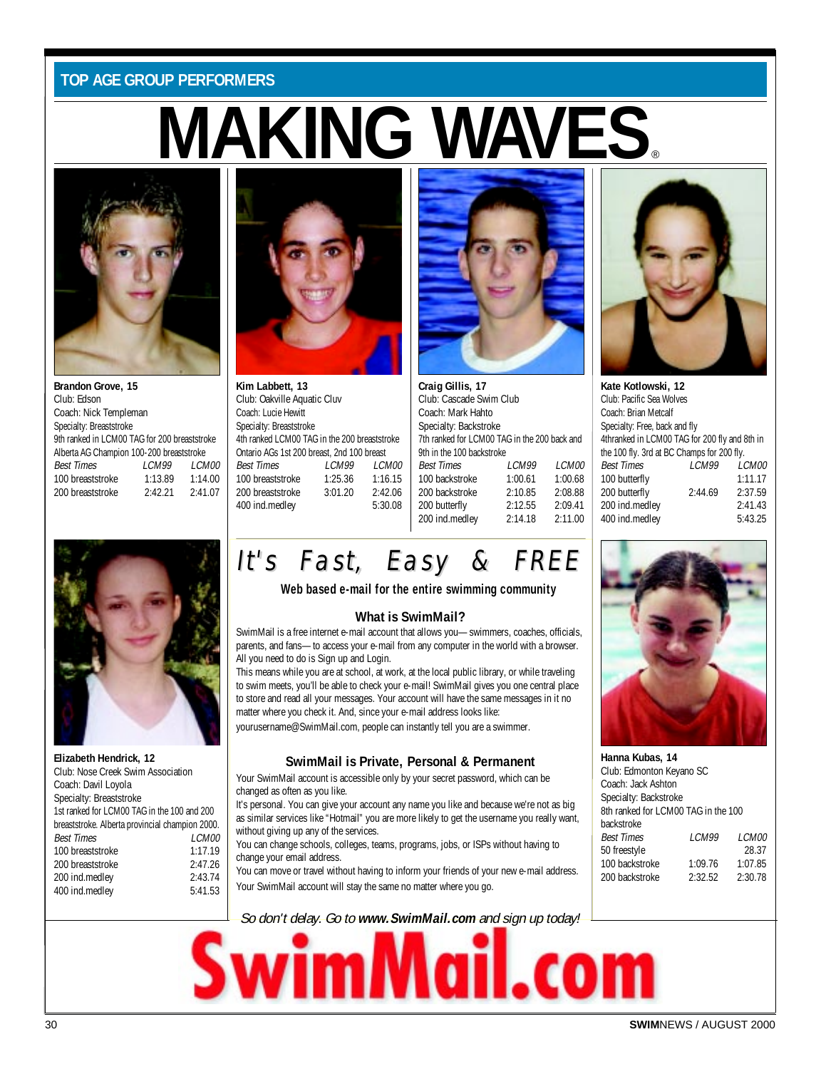TOP AGE GROUP PERFORMERS

# MAKING WAVES®

**Brandon Grove, 15**
Club: Edson
Coach: Nick Templeman
Specialty: Breaststroke
9th ranked in LCM00 TAG for 200 breaststroke
Alberta AG Champion 100-200 breaststroke

| *Best Times* | *LCM99* | *LCM00* |
|---|---|---|
| 100 breaststroke | 1:13.89 | 1:14.00 |
| 200 breaststroke | 2:42.21 | 2:41.07 |

**Kim Labbett, 13**
Club: Oakville Aquatic Cluv
Coach: Lucie Hewitt
Specialty: Breaststroke
4th ranked LCM00 TAG in the 200 breaststroke
Ontario AGs 1st 200 breast, 2nd 100 breast

| *Best Times* | *LCM99* | *LCM00* |
|---|---|---|
| 100 breaststroke | 1:25.36 | 1:16.15 |
| 200 breaststroke | 3:01.20 | 2:42.06 |
| 400 ind.medley | | 5:30.08 |

**Craig Gillis, 17**
Club: Cascade Swim Club
Coach: Mark Hahto
Specialty: Backstroke
7th ranked for LCM00 TAG in the 200 back and 9th in the 100 backstroke

| *Best Times* | *LCM99* | *LCM00* |
|---|---|---|
| 100 backstroke | 1:00.61 | 1:00.68 |
| 200 backstroke | 2:10.85 | 2:08.88 |
| 200 butterfly | 2:12.55 | 2:09.41 |
| 200 ind.medley | 2:14.18 | 2:11.00 |

**Kate Kotlowski, 12**
Club: Pacific Sea Wolves
Coach: Brian Metcalf
Specialty: Free, back and fly
4thranked in LCM00 TAG for 200 fly and 8th in the 100 fly. 3rd at BC Champs for 200 fly.

| *Best Times* | *LCM99* | *LCM00* |
|---|---|---|
| 100 butterfly | | 1:11.17 |
| 200 butterfly | 2:44.69 | 2:37.59 |
| 200 ind.medley | | 2:41.43 |
| 400 ind.medley | | 5:43.25 |

**Elizabeth Hendrick, 12**
Club: Nose Creek Swim Association
Coach: Davil Loyola
Specialty: Breaststroke
1st ranked for LCM00 TAG in the 100 and 200 breaststroke. Alberta provincial champion 2000.

| *Best Times* | *LCM00* |
|---|---|
| 100 breaststroke | 1:17.19 |
| 200 breaststroke | 2:47.26 |
| 200 ind.medley | 2:43.74 |
| 400 ind.medley | 5:41.53 |

**Hanna Kubas, 14**
Club: Edmonton Keyano SC
Coach: Jack Ashton
Specialty: Backstroke
8th ranked for LCM00 TAG in the 100 backstroke

| *Best Times* | *LCM99* | *LCM00* |
|---|---|---|
| 50 freestyle | | 28.37 |
| 100 backstroke | 1:09.76 | 1:07.85 |
| 200 backstroke | 2:32.52 | 2:30.78 |

## *It's Fast, Easy & FREE*

**Web based e-mail for the entire swimming community**

### What is SwimMail?

SwimMail is a free internet e-mail account that allows you— swimmers, coaches, officials, parents, and fans—to access your e-mail from any computer in the world with a browser. All you need to do is Sign up and Login.

This means while you are at school, at work, at the local public library, or while traveling to swim meets, you'll be able to check your e-mail! SwimMail gives you one central place to store and read all your messages. Your account will have the same messages in it no matter where you check it. And, since your e-mail address looks like: yourusername@SwimMail.com, people can instantly tell you are a swimmer.

### SwimMail is Private, Personal & Permanent

Your SwimMail account is accessible only by your secret password, which can be changed as often as you like.

It's personal. You can give your account any name you like and because we're not as big as similar services like "Hotmail" you are more likely to get the username you really want, without giving up any of the services.

You can change schools, colleges, teams, programs, jobs, or ISPs without having to change your email address.

You can move or travel without having to inform your friends of your new e-mail address. Your SwimMail account will stay the same no matter where you go.

*So don't delay. Go to **www.SwimMail.com** and sign up today!*

# SwimMail.com